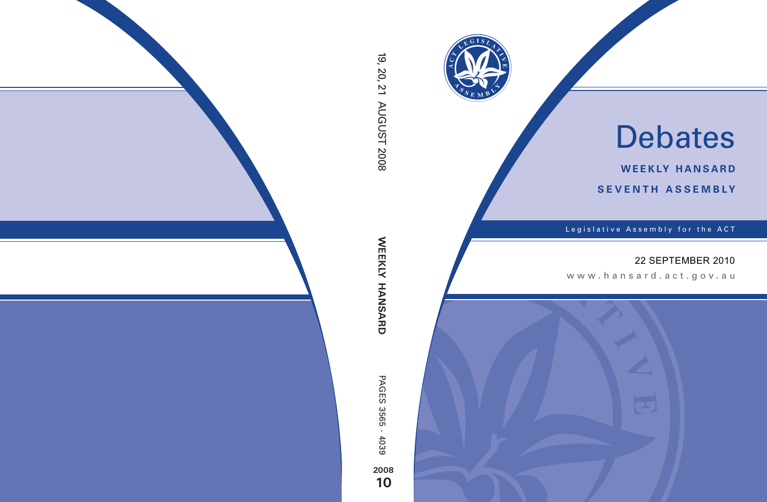# Debates

**WEEKLY HANSARD**

**SEVENTH ASSEMBLY**

Legislative Assembly for the ACT

22 SEPTEMBER 2010

www.hansard.act.gov.au

19, 20, 21 AUGUST 2008

**WEEKLY HANSARD**

PAGES 3565 - 4039

**2008**

**10**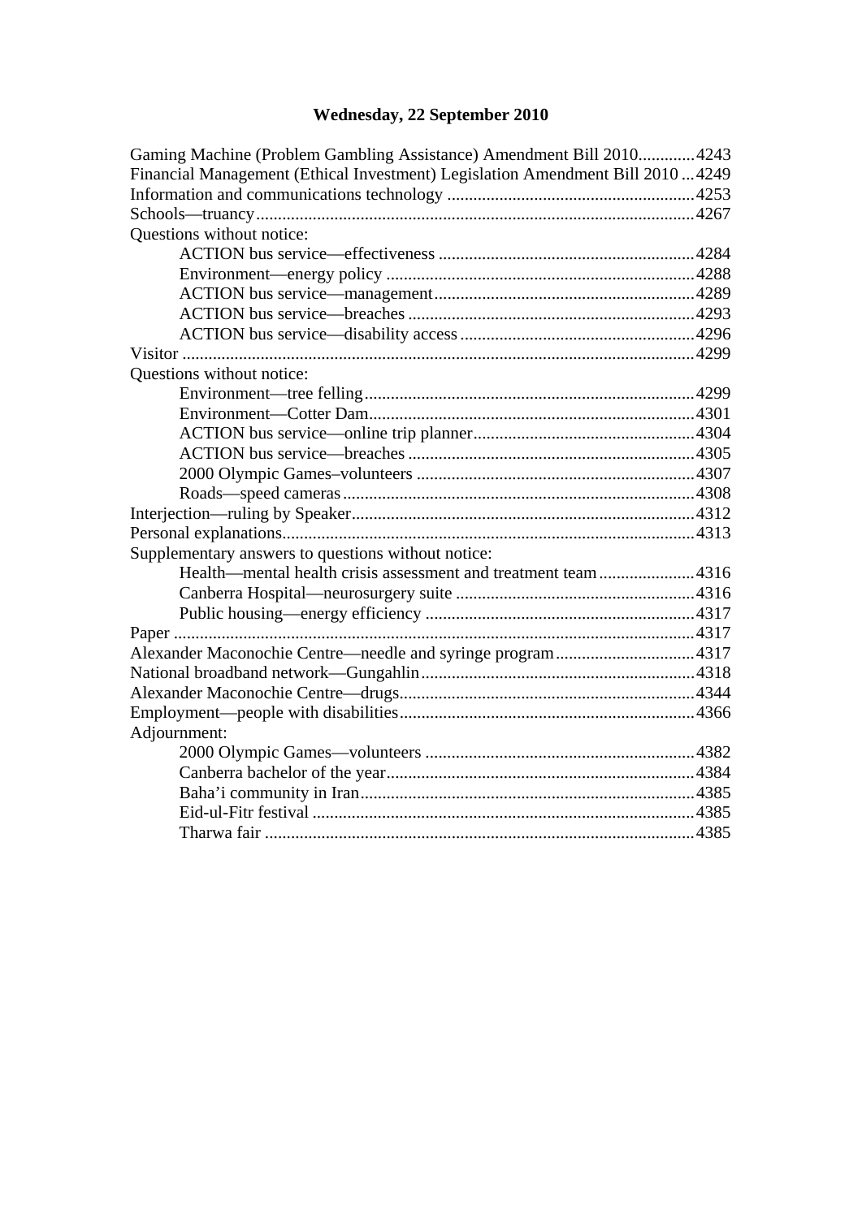# Wednesday, 22 September 2010

Gaming Machine (Problem Gambling Assistance) Amendment Bill 2010....4243
Financial Management (Ethical Investment) Legislation Amendment Bill 2010...4249
Information and communications technology....4253
Schools—truancy....4267
Questions without notice:
- ACTION bus service—effectiveness....4284
- Environment—energy policy....4288
- ACTION bus service—management....4289
- ACTION bus service—breaches....4293
- ACTION bus service—disability access....4296

Visitor....4299
Questions without notice:
- Environment—tree felling....4299
- Environment—Cotter Dam....4301
- ACTION bus service—online trip planner....4304
- ACTION bus service—breaches....4305
- 2000 Olympic Games–volunteers....4307
- Roads—speed cameras....4308

Interjection—ruling by Speaker....4312
Personal explanations....4313
Supplementary answers to questions without notice:
- Health—mental health crisis assessment and treatment team....4316
- Canberra Hospital—neurosurgery suite....4316
- Public housing—energy efficiency....4317

Paper....4317
Alexander Maconochie Centre—needle and syringe program....4317
National broadband network—Gungahlin....4318
Alexander Maconochie Centre—drugs....4344
Employment—people with disabilities....4366
Adjournment:
- 2000 Olympic Games—volunteers....4382
- Canberra bachelor of the year....4384
- Baha'i community in Iran....4385
- Eid-ul-Fitr festival....4385
- Tharwa fair....4385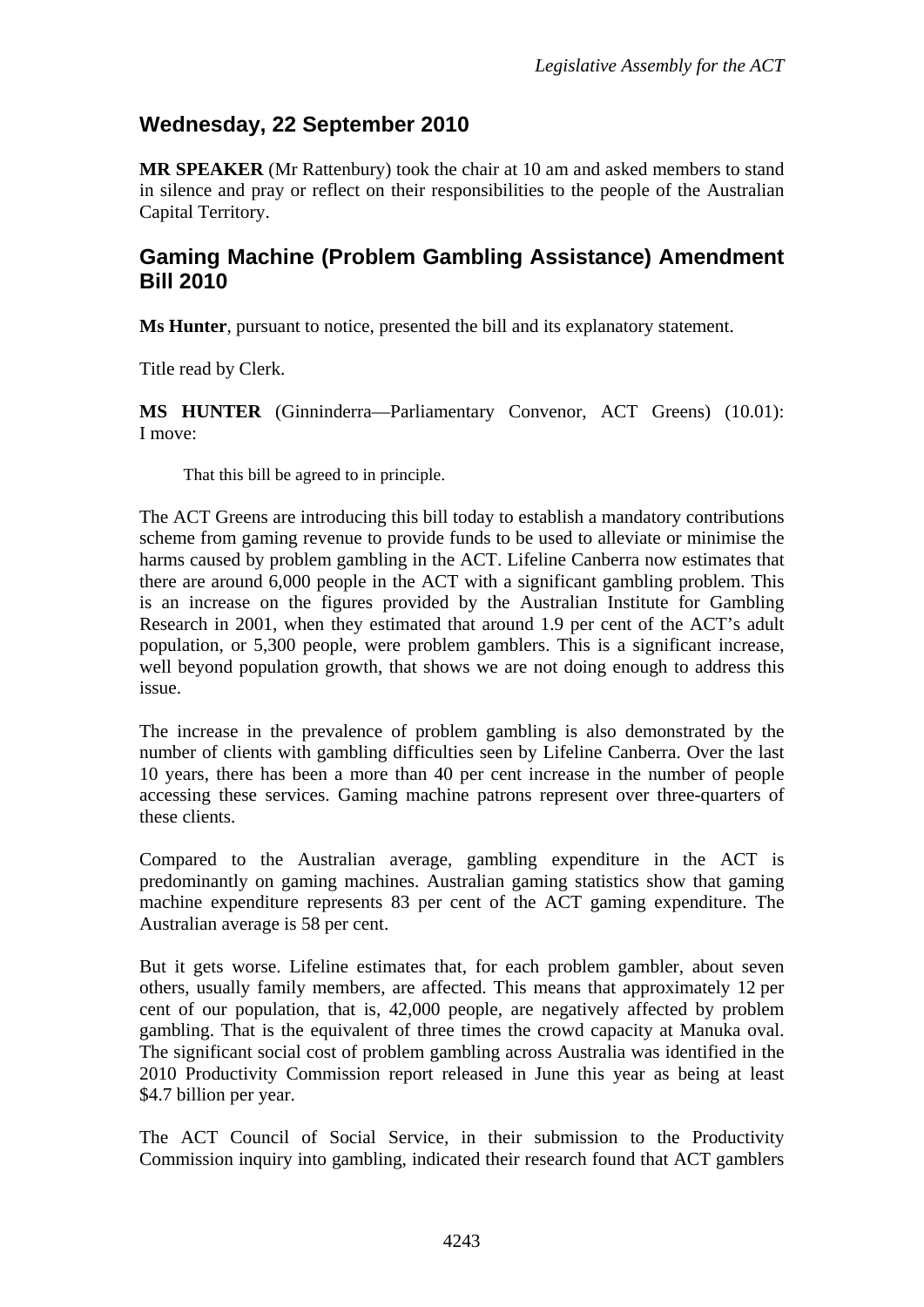## Wednesday, 22 September 2010

**MR SPEAKER** (Mr Rattenbury) took the chair at 10 am and asked members to stand in silence and pray or reflect on their responsibilities to the people of the Australian Capital Territory.

## Gaming Machine (Problem Gambling Assistance) Amendment Bill 2010

**Ms Hunter**, pursuant to notice, presented the bill and its explanatory statement.

Title read by Clerk.

**MS HUNTER** (Ginninderra—Parliamentary Convenor, ACT Greens) (10.01): I move:

> That this bill be agreed to in principle.

The ACT Greens are introducing this bill today to establish a mandatory contributions scheme from gaming revenue to provide funds to be used to alleviate or minimise the harms caused by problem gambling in the ACT. Lifeline Canberra now estimates that there are around 6,000 people in the ACT with a significant gambling problem. This is an increase on the figures provided by the Australian Institute for Gambling Research in 2001, when they estimated that around 1.9 per cent of the ACT's adult population, or 5,300 people, were problem gamblers. This is a significant increase, well beyond population growth, that shows we are not doing enough to address this issue.

The increase in the prevalence of problem gambling is also demonstrated by the number of clients with gambling difficulties seen by Lifeline Canberra. Over the last 10 years, there has been a more than 40 per cent increase in the number of people accessing these services. Gaming machine patrons represent over three-quarters of these clients.

Compared to the Australian average, gambling expenditure in the ACT is predominantly on gaming machines. Australian gaming statistics show that gaming machine expenditure represents 83 per cent of the ACT gaming expenditure. The Australian average is 58 per cent.

But it gets worse. Lifeline estimates that, for each problem gambler, about seven others, usually family members, are affected. This means that approximately 12 per cent of our population, that is, 42,000 people, are negatively affected by problem gambling. That is the equivalent of three times the crowd capacity at Manuka oval. The significant social cost of problem gambling across Australia was identified in the 2010 Productivity Commission report released in June this year as being at least $4.7 billion per year.

The ACT Council of Social Service, in their submission to the Productivity Commission inquiry into gambling, indicated their research found that ACT gamblers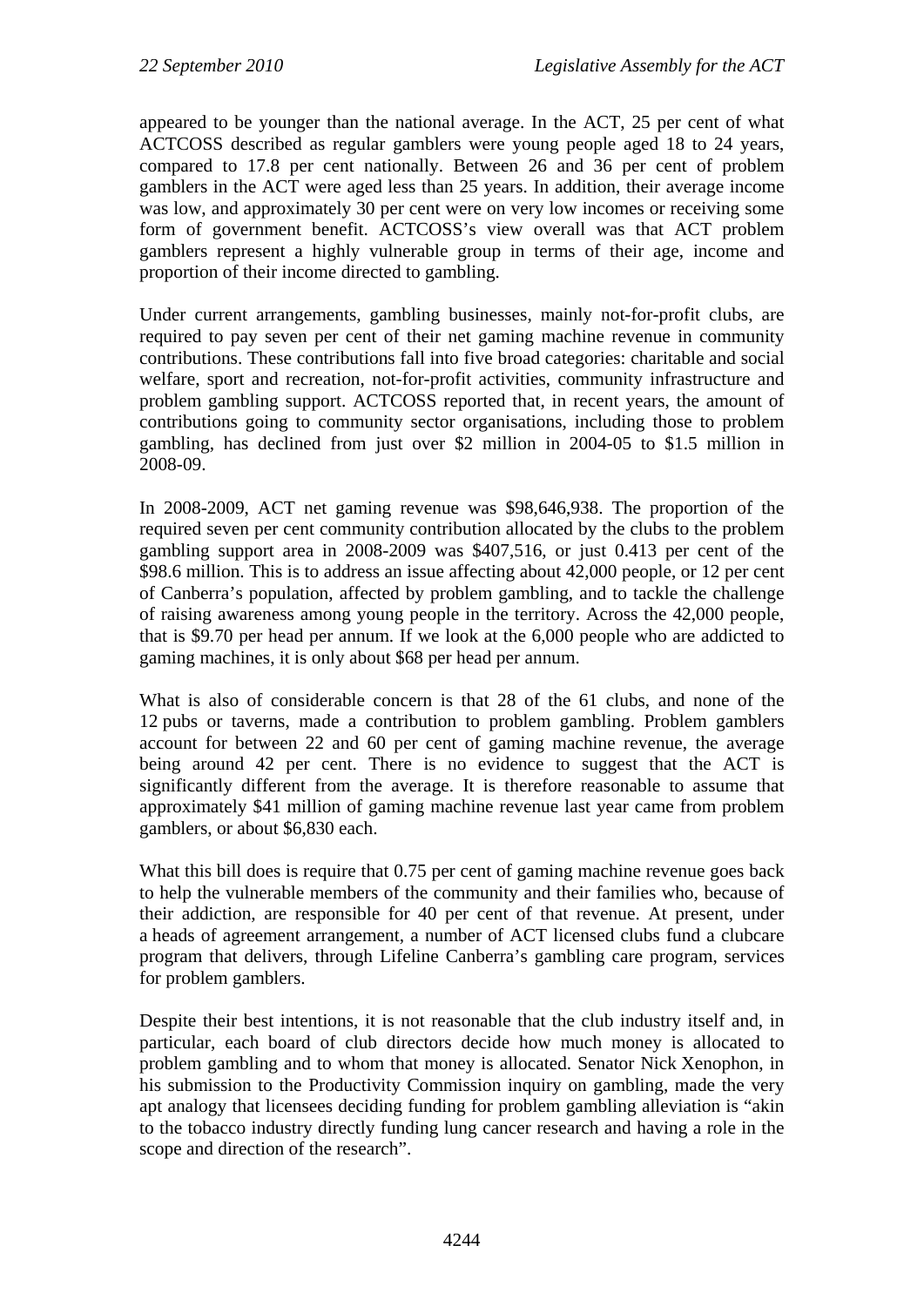appeared to be younger than the national average. In the ACT, 25 per cent of what ACTCOSS described as regular gamblers were young people aged 18 to 24 years, compared to 17.8 per cent nationally. Between 26 and 36 per cent of problem gamblers in the ACT were aged less than 25 years. In addition, their average income was low, and approximately 30 per cent were on very low incomes or receiving some form of government benefit. ACTCOSS's view overall was that ACT problem gamblers represent a highly vulnerable group in terms of their age, income and proportion of their income directed to gambling.

Under current arrangements, gambling businesses, mainly not-for-profit clubs, are required to pay seven per cent of their net gaming machine revenue in community contributions. These contributions fall into five broad categories: charitable and social welfare, sport and recreation, not-for-profit activities, community infrastructure and problem gambling support. ACTCOSS reported that, in recent years, the amount of contributions going to community sector organisations, including those to problem gambling, has declined from just over $2 million in 2004-05 to $1.5 million in 2008-09.

In 2008-2009, ACT net gaming revenue was $98,646,938. The proportion of the required seven per cent community contribution allocated by the clubs to the problem gambling support area in 2008-2009 was $407,516, or just 0.413 per cent of the $98.6 million. This is to address an issue affecting about 42,000 people, or 12 per cent of Canberra's population, affected by problem gambling, and to tackle the challenge of raising awareness among young people in the territory. Across the 42,000 people, that is $9.70 per head per annum. If we look at the 6,000 people who are addicted to gaming machines, it is only about $68 per head per annum.

What is also of considerable concern is that 28 of the 61 clubs, and none of the 12 pubs or taverns, made a contribution to problem gambling. Problem gamblers account for between 22 and 60 per cent of gaming machine revenue, the average being around 42 per cent. There is no evidence to suggest that the ACT is significantly different from the average. It is therefore reasonable to assume that approximately $41 million of gaming machine revenue last year came from problem gamblers, or about $6,830 each.

What this bill does is require that 0.75 per cent of gaming machine revenue goes back to help the vulnerable members of the community and their families who, because of their addiction, are responsible for 40 per cent of that revenue. At present, under a heads of agreement arrangement, a number of ACT licensed clubs fund a clubcare program that delivers, through Lifeline Canberra's gambling care program, services for problem gamblers.

Despite their best intentions, it is not reasonable that the club industry itself and, in particular, each board of club directors decide how much money is allocated to problem gambling and to whom that money is allocated. Senator Nick Xenophon, in his submission to the Productivity Commission inquiry on gambling, made the very apt analogy that licensees deciding funding for problem gambling alleviation is "akin to the tobacco industry directly funding lung cancer research and having a role in the scope and direction of the research".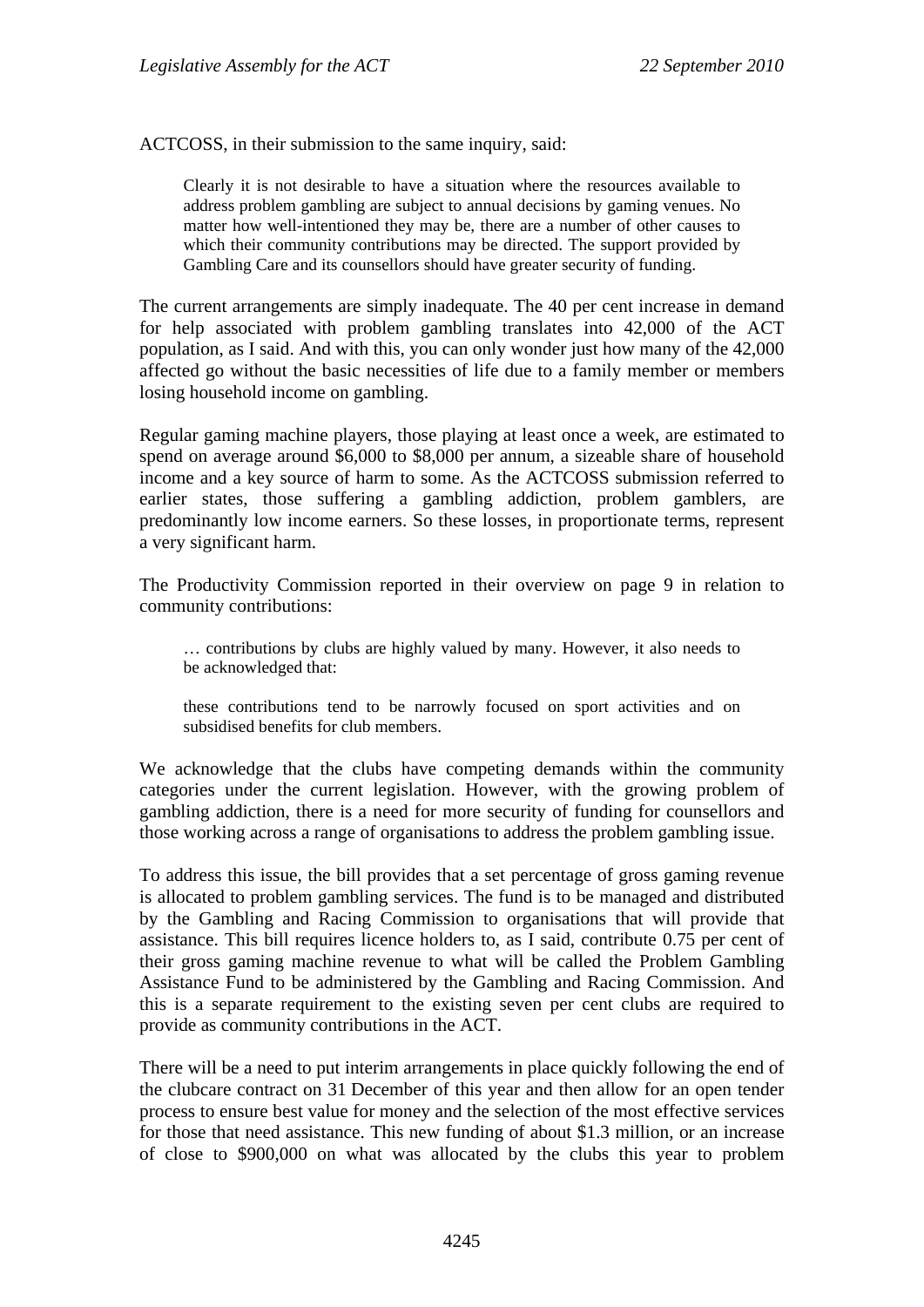ACTCOSS, in their submission to the same inquiry, said:

> Clearly it is not desirable to have a situation where the resources available to address problem gambling are subject to annual decisions by gaming venues. No matter how well-intentioned they may be, there are a number of other causes to which their community contributions may be directed. The support provided by Gambling Care and its counsellors should have greater security of funding.

The current arrangements are simply inadequate. The 40 per cent increase in demand for help associated with problem gambling translates into 42,000 of the ACT population, as I said. And with this, you can only wonder just how many of the 42,000 affected go without the basic necessities of life due to a family member or members losing household income on gambling.

Regular gaming machine players, those playing at least once a week, are estimated to spend on average around $6,000 to $8,000 per annum, a sizeable share of household income and a key source of harm to some. As the ACTCOSS submission referred to earlier states, those suffering a gambling addiction, problem gamblers, are predominantly low income earners. So these losses, in proportionate terms, represent a very significant harm.

The Productivity Commission reported in their overview on page 9 in relation to community contributions:

> … contributions by clubs are highly valued by many. However, it also needs to be acknowledged that:
>
> these contributions tend to be narrowly focused on sport activities and on subsidised benefits for club members.

We acknowledge that the clubs have competing demands within the community categories under the current legislation. However, with the growing problem of gambling addiction, there is a need for more security of funding for counsellors and those working across a range of organisations to address the problem gambling issue.

To address this issue, the bill provides that a set percentage of gross gaming revenue is allocated to problem gambling services. The fund is to be managed and distributed by the Gambling and Racing Commission to organisations that will provide that assistance. This bill requires licence holders to, as I said, contribute 0.75 per cent of their gross gaming machine revenue to what will be called the Problem Gambling Assistance Fund to be administered by the Gambling and Racing Commission. And this is a separate requirement to the existing seven per cent clubs are required to provide as community contributions in the ACT.

There will be a need to put interim arrangements in place quickly following the end of the clubcare contract on 31 December of this year and then allow for an open tender process to ensure best value for money and the selection of the most effective services for those that need assistance. This new funding of about $1.3 million, or an increase of close to $900,000 on what was allocated by the clubs this year to problem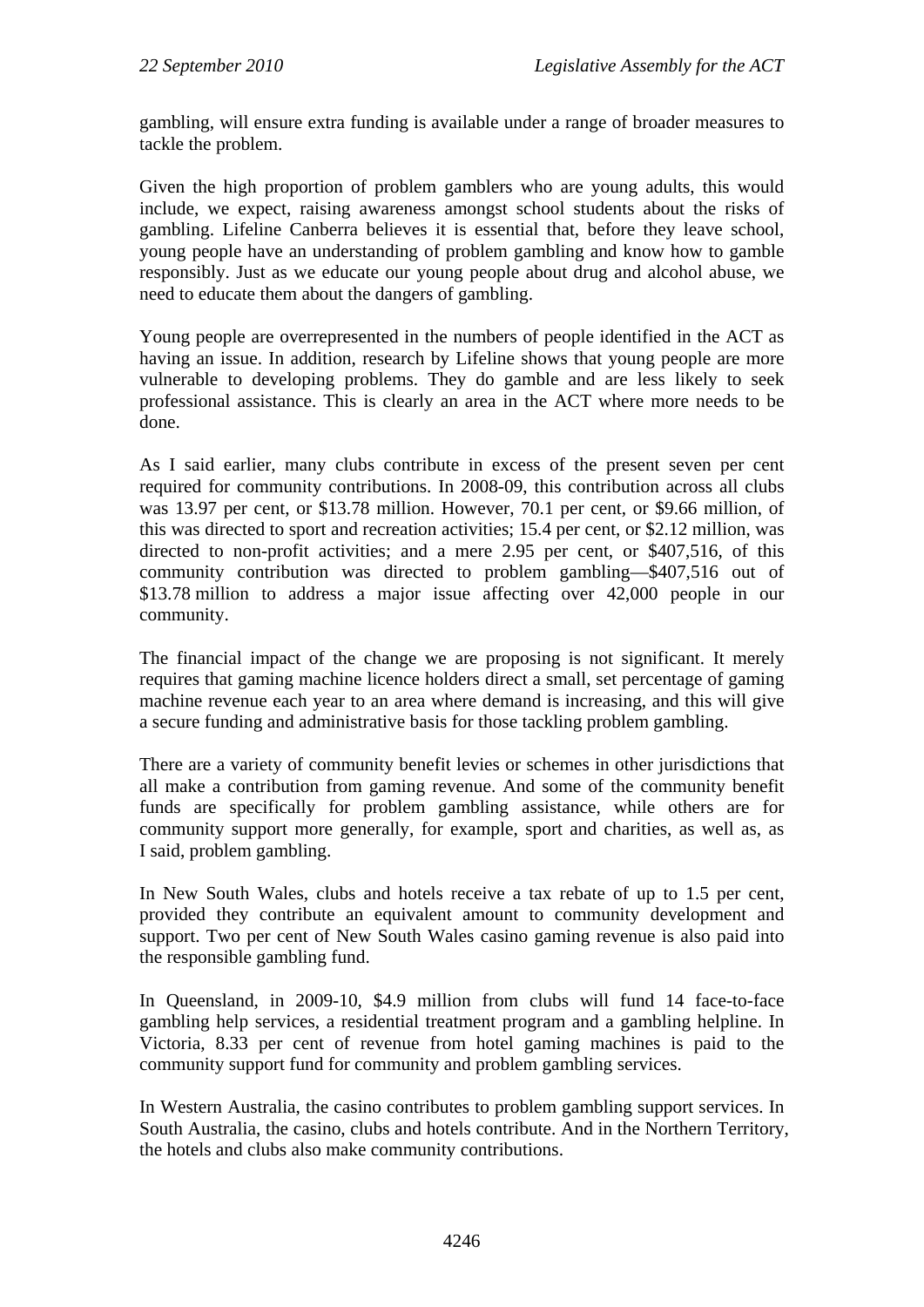gambling, will ensure extra funding is available under a range of broader measures to tackle the problem.

Given the high proportion of problem gamblers who are young adults, this would include, we expect, raising awareness amongst school students about the risks of gambling. Lifeline Canberra believes it is essential that, before they leave school, young people have an understanding of problem gambling and know how to gamble responsibly. Just as we educate our young people about drug and alcohol abuse, we need to educate them about the dangers of gambling.

Young people are overrepresented in the numbers of people identified in the ACT as having an issue. In addition, research by Lifeline shows that young people are more vulnerable to developing problems. They do gamble and are less likely to seek professional assistance. This is clearly an area in the ACT where more needs to be done.

As I said earlier, many clubs contribute in excess of the present seven per cent required for community contributions. In 2008-09, this contribution across all clubs was 13.97 per cent, or $13.78 million. However, 70.1 per cent, or $9.66 million, of this was directed to sport and recreation activities; 15.4 per cent, or $2.12 million, was directed to non-profit activities; and a mere 2.95 per cent, or $407,516, of this community contribution was directed to problem gambling—$407,516 out of $13.78 million to address a major issue affecting over 42,000 people in our community.

The financial impact of the change we are proposing is not significant. It merely requires that gaming machine licence holders direct a small, set percentage of gaming machine revenue each year to an area where demand is increasing, and this will give a secure funding and administrative basis for those tackling problem gambling.

There are a variety of community benefit levies or schemes in other jurisdictions that all make a contribution from gaming revenue. And some of the community benefit funds are specifically for problem gambling assistance, while others are for community support more generally, for example, sport and charities, as well as, as I said, problem gambling.

In New South Wales, clubs and hotels receive a tax rebate of up to 1.5 per cent, provided they contribute an equivalent amount to community development and support. Two per cent of New South Wales casino gaming revenue is also paid into the responsible gambling fund.

In Queensland, in 2009-10, $4.9 million from clubs will fund 14 face-to-face gambling help services, a residential treatment program and a gambling helpline. In Victoria, 8.33 per cent of revenue from hotel gaming machines is paid to the community support fund for community and problem gambling services.

In Western Australia, the casino contributes to problem gambling support services. In South Australia, the casino, clubs and hotels contribute. And in the Northern Territory, the hotels and clubs also make community contributions.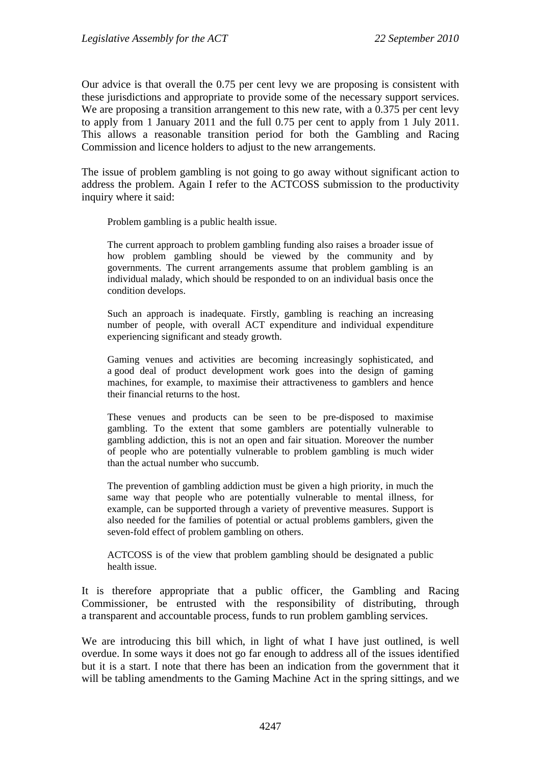Our advice is that overall the 0.75 per cent levy we are proposing is consistent with these jurisdictions and appropriate to provide some of the necessary support services. We are proposing a transition arrangement to this new rate, with a 0.375 per cent levy to apply from 1 January 2011 and the full 0.75 per cent to apply from 1 July 2011. This allows a reasonable transition period for both the Gambling and Racing Commission and licence holders to adjust to the new arrangements.

The issue of problem gambling is not going to go away without significant action to address the problem. Again I refer to the ACTCOSS submission to the productivity inquiry where it said:

> Problem gambling is a public health issue.
>
> The current approach to problem gambling funding also raises a broader issue of how problem gambling should be viewed by the community and by governments. The current arrangements assume that problem gambling is an individual malady, which should be responded to on an individual basis once the condition develops.
>
> Such an approach is inadequate. Firstly, gambling is reaching an increasing number of people, with overall ACT expenditure and individual expenditure experiencing significant and steady growth.
>
> Gaming venues and activities are becoming increasingly sophisticated, and a good deal of product development work goes into the design of gaming machines, for example, to maximise their attractiveness to gamblers and hence their financial returns to the host.
>
> These venues and products can be seen to be pre-disposed to maximise gambling. To the extent that some gamblers are potentially vulnerable to gambling addiction, this is not an open and fair situation. Moreover the number of people who are potentially vulnerable to problem gambling is much wider than the actual number who succumb.
>
> The prevention of gambling addiction must be given a high priority, in much the same way that people who are potentially vulnerable to mental illness, for example, can be supported through a variety of preventive measures. Support is also needed for the families of potential or actual problems gamblers, given the seven-fold effect of problem gambling on others.
>
> ACTCOSS is of the view that problem gambling should be designated a public health issue.

It is therefore appropriate that a public officer, the Gambling and Racing Commissioner, be entrusted with the responsibility of distributing, through a transparent and accountable process, funds to run problem gambling services.

We are introducing this bill which, in light of what I have just outlined, is well overdue. In some ways it does not go far enough to address all of the issues identified but it is a start. I note that there has been an indication from the government that it will be tabling amendments to the Gaming Machine Act in the spring sittings, and we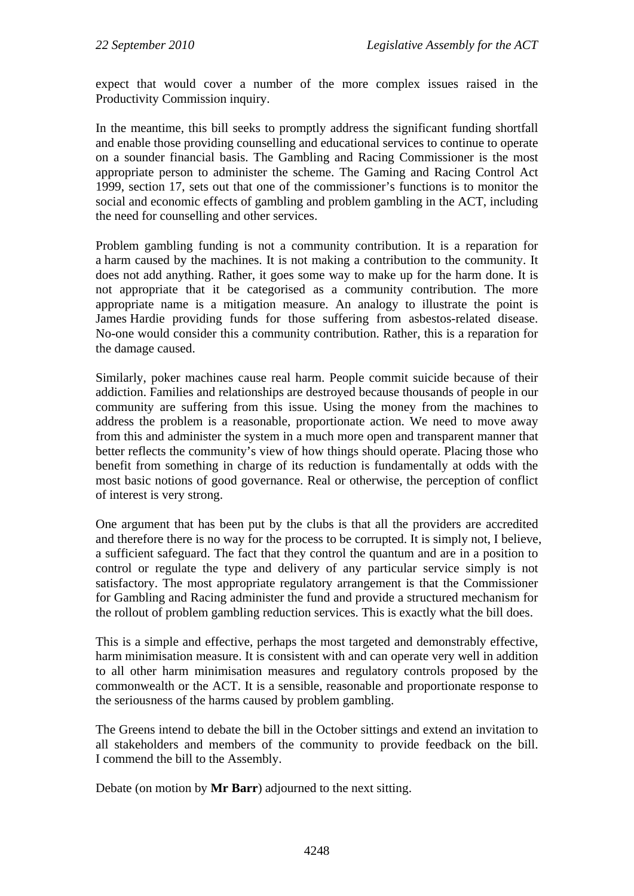expect that would cover a number of the more complex issues raised in the Productivity Commission inquiry.

In the meantime, this bill seeks to promptly address the significant funding shortfall and enable those providing counselling and educational services to continue to operate on a sounder financial basis. The Gambling and Racing Commissioner is the most appropriate person to administer the scheme. The Gaming and Racing Control Act 1999, section 17, sets out that one of the commissioner's functions is to monitor the social and economic effects of gambling and problem gambling in the ACT, including the need for counselling and other services.

Problem gambling funding is not a community contribution. It is a reparation for a harm caused by the machines. It is not making a contribution to the community. It does not add anything. Rather, it goes some way to make up for the harm done. It is not appropriate that it be categorised as a community contribution. The more appropriate name is a mitigation measure. An analogy to illustrate the point is James Hardie providing funds for those suffering from asbestos-related disease. No-one would consider this a community contribution. Rather, this is a reparation for the damage caused.

Similarly, poker machines cause real harm. People commit suicide because of their addiction. Families and relationships are destroyed because thousands of people in our community are suffering from this issue. Using the money from the machines to address the problem is a reasonable, proportionate action. We need to move away from this and administer the system in a much more open and transparent manner that better reflects the community's view of how things should operate. Placing those who benefit from something in charge of its reduction is fundamentally at odds with the most basic notions of good governance. Real or otherwise, the perception of conflict of interest is very strong.

One argument that has been put by the clubs is that all the providers are accredited and therefore there is no way for the process to be corrupted. It is simply not, I believe, a sufficient safeguard. The fact that they control the quantum and are in a position to control or regulate the type and delivery of any particular service simply is not satisfactory. The most appropriate regulatory arrangement is that the Commissioner for Gambling and Racing administer the fund and provide a structured mechanism for the rollout of problem gambling reduction services. This is exactly what the bill does.

This is a simple and effective, perhaps the most targeted and demonstrably effective, harm minimisation measure. It is consistent with and can operate very well in addition to all other harm minimisation measures and regulatory controls proposed by the commonwealth or the ACT. It is a sensible, reasonable and proportionate response to the seriousness of the harms caused by problem gambling.

The Greens intend to debate the bill in the October sittings and extend an invitation to all stakeholders and members of the community to provide feedback on the bill. I commend the bill to the Assembly.

Debate (on motion by **Mr Barr**) adjourned to the next sitting.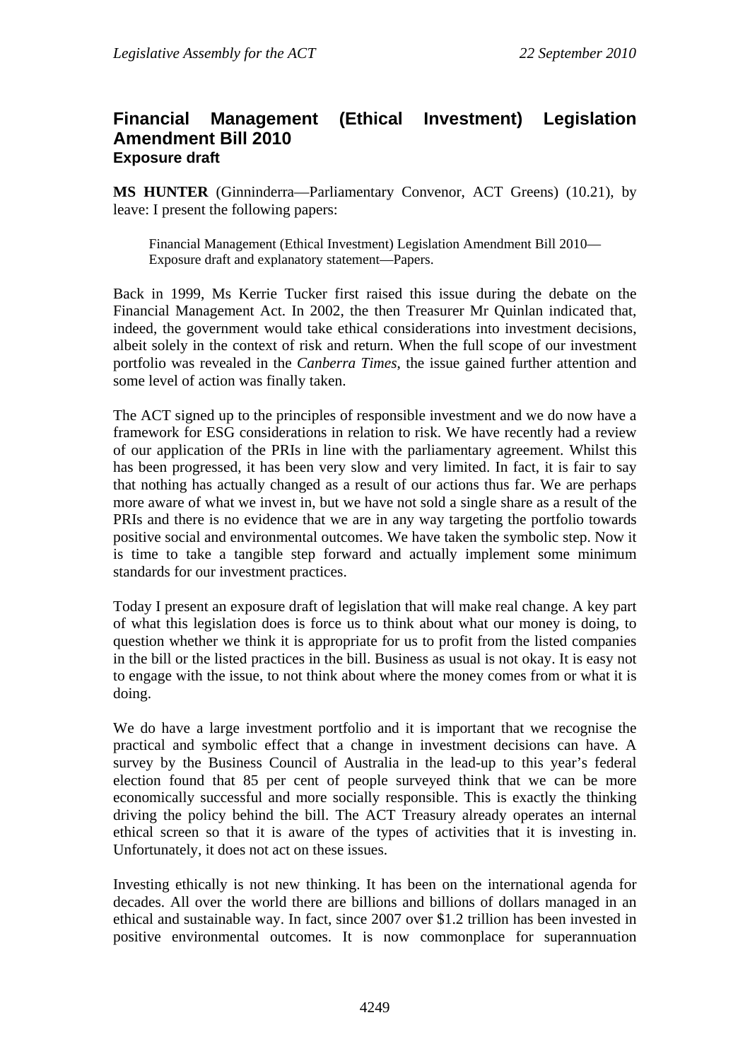## Financial Management (Ethical Investment) Legislation Amendment Bill 2010
### Exposure draft

**MS HUNTER** (Ginninderra—Parliamentary Convenor, ACT Greens) (10.21), by leave: I present the following papers:

> Financial Management (Ethical Investment) Legislation Amendment Bill 2010—Exposure draft and explanatory statement—Papers.

Back in 1999, Ms Kerrie Tucker first raised this issue during the debate on the Financial Management Act. In 2002, the then Treasurer Mr Quinlan indicated that, indeed, the government would take ethical considerations into investment decisions, albeit solely in the context of risk and return. When the full scope of our investment portfolio was revealed in the *Canberra Times*, the issue gained further attention and some level of action was finally taken.

The ACT signed up to the principles of responsible investment and we do now have a framework for ESG considerations in relation to risk. We have recently had a review of our application of the PRIs in line with the parliamentary agreement. Whilst this has been progressed, it has been very slow and very limited. In fact, it is fair to say that nothing has actually changed as a result of our actions thus far. We are perhaps more aware of what we invest in, but we have not sold a single share as a result of the PRIs and there is no evidence that we are in any way targeting the portfolio towards positive social and environmental outcomes. We have taken the symbolic step. Now it is time to take a tangible step forward and actually implement some minimum standards for our investment practices.

Today I present an exposure draft of legislation that will make real change. A key part of what this legislation does is force us to think about what our money is doing, to question whether we think it is appropriate for us to profit from the listed companies in the bill or the listed practices in the bill. Business as usual is not okay. It is easy not to engage with the issue, to not think about where the money comes from or what it is doing.

We do have a large investment portfolio and it is important that we recognise the practical and symbolic effect that a change in investment decisions can have. A survey by the Business Council of Australia in the lead-up to this year's federal election found that 85 per cent of people surveyed think that we can be more economically successful and more socially responsible. This is exactly the thinking driving the policy behind the bill. The ACT Treasury already operates an internal ethical screen so that it is aware of the types of activities that it is investing in. Unfortunately, it does not act on these issues.

Investing ethically is not new thinking. It has been on the international agenda for decades. All over the world there are billions and billions of dollars managed in an ethical and sustainable way. In fact, since 2007 over $1.2 trillion has been invested in positive environmental outcomes. It is now commonplace for superannuation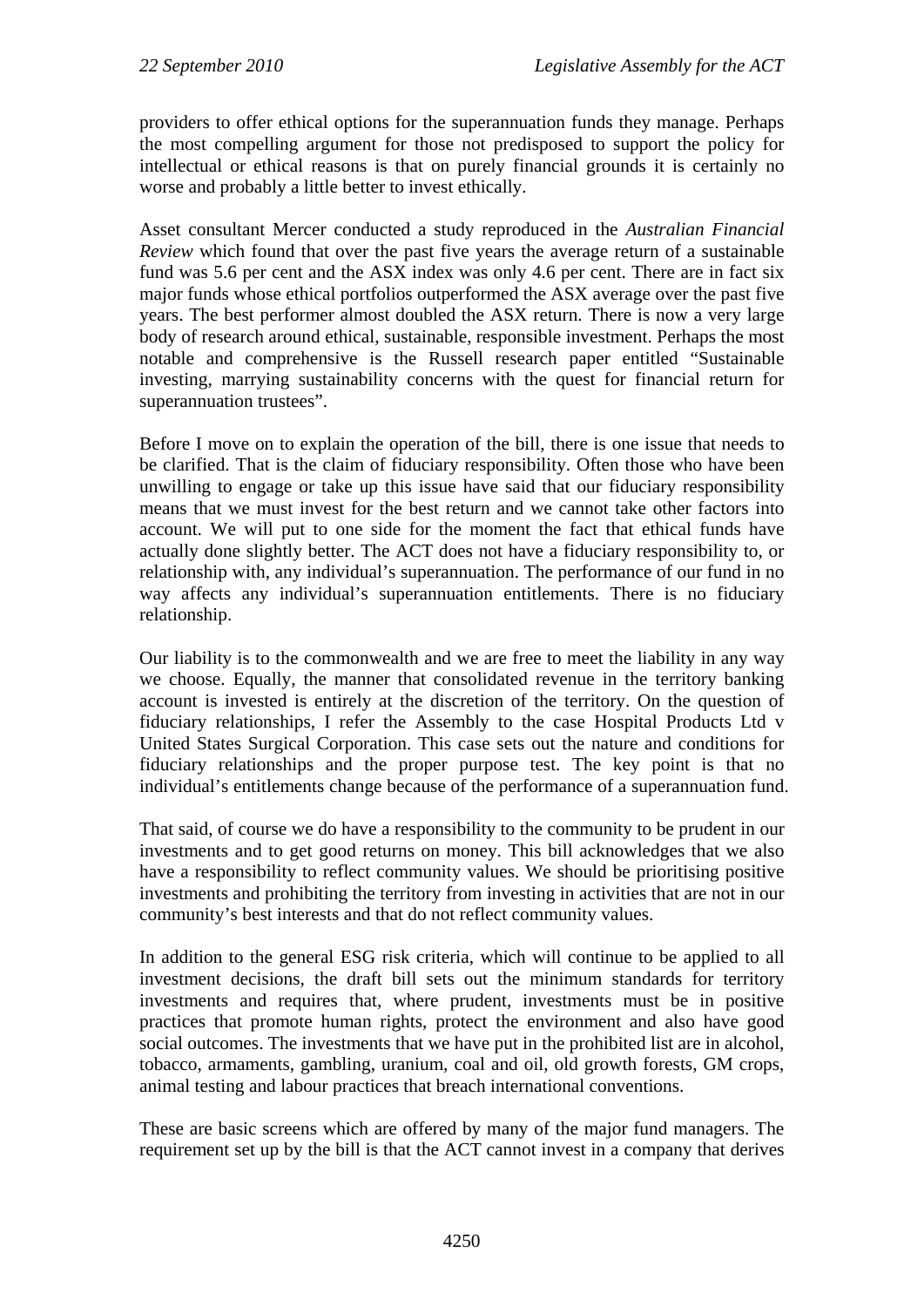providers to offer ethical options for the superannuation funds they manage. Perhaps the most compelling argument for those not predisposed to support the policy for intellectual or ethical reasons is that on purely financial grounds it is certainly no worse and probably a little better to invest ethically.

Asset consultant Mercer conducted a study reproduced in the *Australian Financial Review* which found that over the past five years the average return of a sustainable fund was 5.6 per cent and the ASX index was only 4.6 per cent. There are in fact six major funds whose ethical portfolios outperformed the ASX average over the past five years. The best performer almost doubled the ASX return. There is now a very large body of research around ethical, sustainable, responsible investment. Perhaps the most notable and comprehensive is the Russell research paper entitled "Sustainable investing, marrying sustainability concerns with the quest for financial return for superannuation trustees".

Before I move on to explain the operation of the bill, there is one issue that needs to be clarified. That is the claim of fiduciary responsibility. Often those who have been unwilling to engage or take up this issue have said that our fiduciary responsibility means that we must invest for the best return and we cannot take other factors into account. We will put to one side for the moment the fact that ethical funds have actually done slightly better. The ACT does not have a fiduciary responsibility to, or relationship with, any individual's superannuation. The performance of our fund in no way affects any individual's superannuation entitlements. There is no fiduciary relationship.

Our liability is to the commonwealth and we are free to meet the liability in any way we choose. Equally, the manner that consolidated revenue in the territory banking account is invested is entirely at the discretion of the territory. On the question of fiduciary relationships, I refer the Assembly to the case Hospital Products Ltd v United States Surgical Corporation. This case sets out the nature and conditions for fiduciary relationships and the proper purpose test. The key point is that no individual's entitlements change because of the performance of a superannuation fund.

That said, of course we do have a responsibility to the community to be prudent in our investments and to get good returns on money. This bill acknowledges that we also have a responsibility to reflect community values. We should be prioritising positive investments and prohibiting the territory from investing in activities that are not in our community's best interests and that do not reflect community values.

In addition to the general ESG risk criteria, which will continue to be applied to all investment decisions, the draft bill sets out the minimum standards for territory investments and requires that, where prudent, investments must be in positive practices that promote human rights, protect the environment and also have good social outcomes. The investments that we have put in the prohibited list are in alcohol, tobacco, armaments, gambling, uranium, coal and oil, old growth forests, GM crops, animal testing and labour practices that breach international conventions.

These are basic screens which are offered by many of the major fund managers. The requirement set up by the bill is that the ACT cannot invest in a company that derives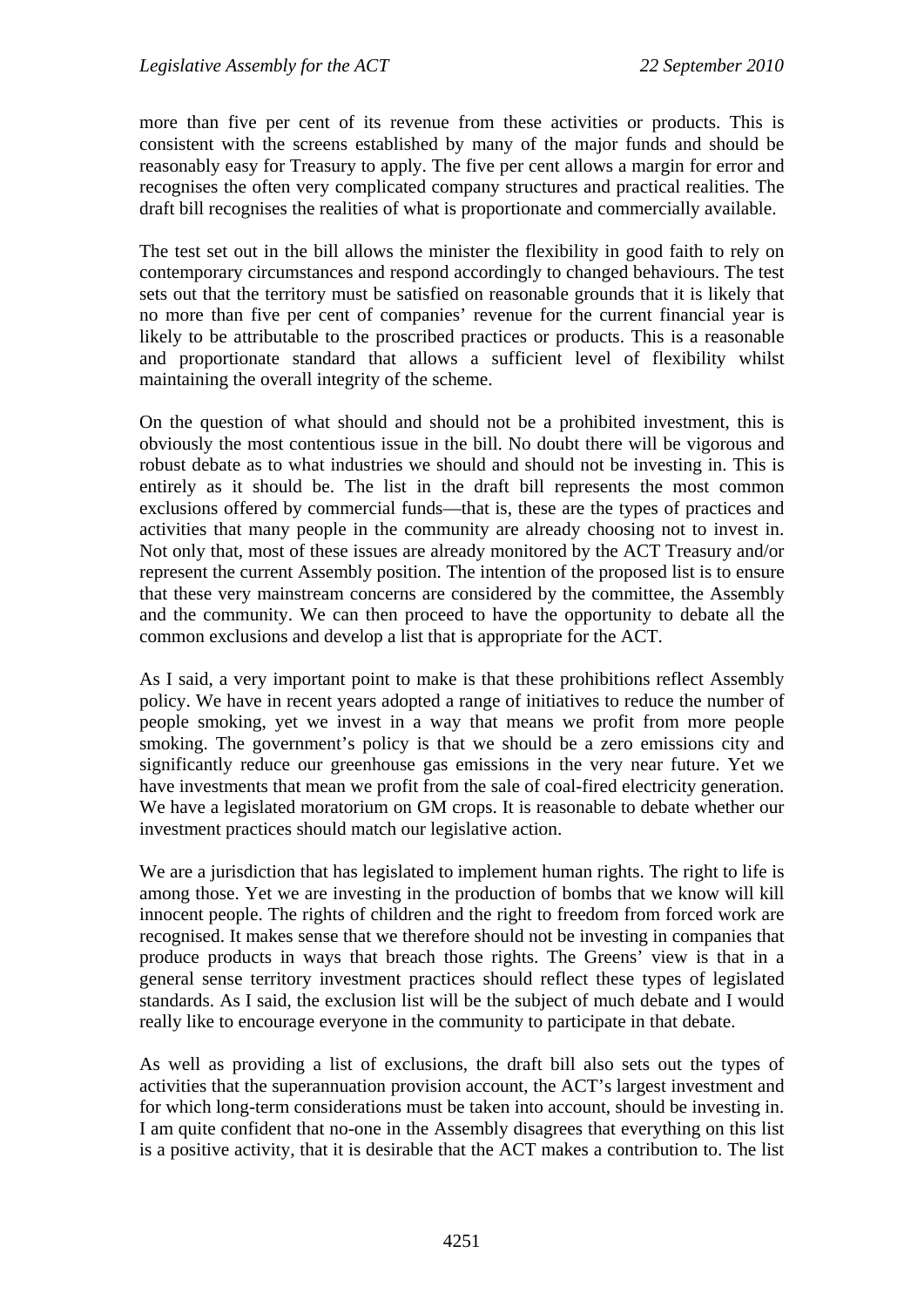more than five per cent of its revenue from these activities or products. This is consistent with the screens established by many of the major funds and should be reasonably easy for Treasury to apply. The five per cent allows a margin for error and recognises the often very complicated company structures and practical realities. The draft bill recognises the realities of what is proportionate and commercially available.

The test set out in the bill allows the minister the flexibility in good faith to rely on contemporary circumstances and respond accordingly to changed behaviours. The test sets out that the territory must be satisfied on reasonable grounds that it is likely that no more than five per cent of companies' revenue for the current financial year is likely to be attributable to the proscribed practices or products. This is a reasonable and proportionate standard that allows a sufficient level of flexibility whilst maintaining the overall integrity of the scheme.

On the question of what should and should not be a prohibited investment, this is obviously the most contentious issue in the bill. No doubt there will be vigorous and robust debate as to what industries we should and should not be investing in. This is entirely as it should be. The list in the draft bill represents the most common exclusions offered by commercial funds—that is, these are the types of practices and activities that many people in the community are already choosing not to invest in. Not only that, most of these issues are already monitored by the ACT Treasury and/or represent the current Assembly position. The intention of the proposed list is to ensure that these very mainstream concerns are considered by the committee, the Assembly and the community. We can then proceed to have the opportunity to debate all the common exclusions and develop a list that is appropriate for the ACT.

As I said, a very important point to make is that these prohibitions reflect Assembly policy. We have in recent years adopted a range of initiatives to reduce the number of people smoking, yet we invest in a way that means we profit from more people smoking. The government's policy is that we should be a zero emissions city and significantly reduce our greenhouse gas emissions in the very near future. Yet we have investments that mean we profit from the sale of coal-fired electricity generation. We have a legislated moratorium on GM crops. It is reasonable to debate whether our investment practices should match our legislative action.

We are a jurisdiction that has legislated to implement human rights. The right to life is among those. Yet we are investing in the production of bombs that we know will kill innocent people. The rights of children and the right to freedom from forced work are recognised. It makes sense that we therefore should not be investing in companies that produce products in ways that breach those rights. The Greens' view is that in a general sense territory investment practices should reflect these types of legislated standards. As I said, the exclusion list will be the subject of much debate and I would really like to encourage everyone in the community to participate in that debate.

As well as providing a list of exclusions, the draft bill also sets out the types of activities that the superannuation provision account, the ACT's largest investment and for which long-term considerations must be taken into account, should be investing in. I am quite confident that no-one in the Assembly disagrees that everything on this list is a positive activity, that it is desirable that the ACT makes a contribution to. The list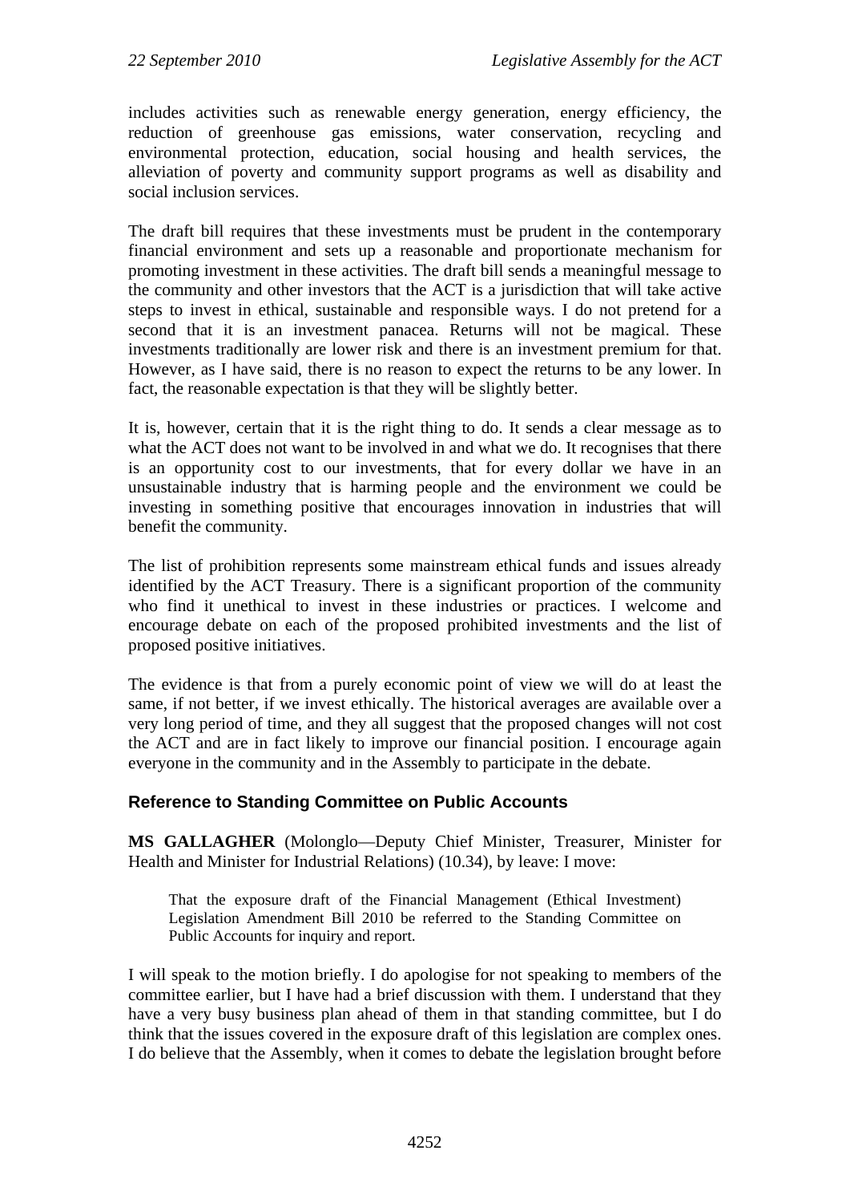includes activities such as renewable energy generation, energy efficiency, the reduction of greenhouse gas emissions, water conservation, recycling and environmental protection, education, social housing and health services, the alleviation of poverty and community support programs as well as disability and social inclusion services.

The draft bill requires that these investments must be prudent in the contemporary financial environment and sets up a reasonable and proportionate mechanism for promoting investment in these activities. The draft bill sends a meaningful message to the community and other investors that the ACT is a jurisdiction that will take active steps to invest in ethical, sustainable and responsible ways. I do not pretend for a second that it is an investment panacea. Returns will not be magical. These investments traditionally are lower risk and there is an investment premium for that. However, as I have said, there is no reason to expect the returns to be any lower. In fact, the reasonable expectation is that they will be slightly better.

It is, however, certain that it is the right thing to do. It sends a clear message as to what the ACT does not want to be involved in and what we do. It recognises that there is an opportunity cost to our investments, that for every dollar we have in an unsustainable industry that is harming people and the environment we could be investing in something positive that encourages innovation in industries that will benefit the community.

The list of prohibition represents some mainstream ethical funds and issues already identified by the ACT Treasury. There is a significant proportion of the community who find it unethical to invest in these industries or practices. I welcome and encourage debate on each of the proposed prohibited investments and the list of proposed positive initiatives.

The evidence is that from a purely economic point of view we will do at least the same, if not better, if we invest ethically. The historical averages are available over a very long period of time, and they all suggest that the proposed changes will not cost the ACT and are in fact likely to improve our financial position. I encourage again everyone in the community and in the Assembly to participate in the debate.

## Reference to Standing Committee on Public Accounts

**MS GALLAGHER** (Molonglo—Deputy Chief Minister, Treasurer, Minister for Health and Minister for Industrial Relations) (10.34), by leave: I move:

> That the exposure draft of the Financial Management (Ethical Investment) Legislation Amendment Bill 2010 be referred to the Standing Committee on Public Accounts for inquiry and report.

I will speak to the motion briefly. I do apologise for not speaking to members of the committee earlier, but I have had a brief discussion with them. I understand that they have a very busy business plan ahead of them in that standing committee, but I do think that the issues covered in the exposure draft of this legislation are complex ones. I do believe that the Assembly, when it comes to debate the legislation brought before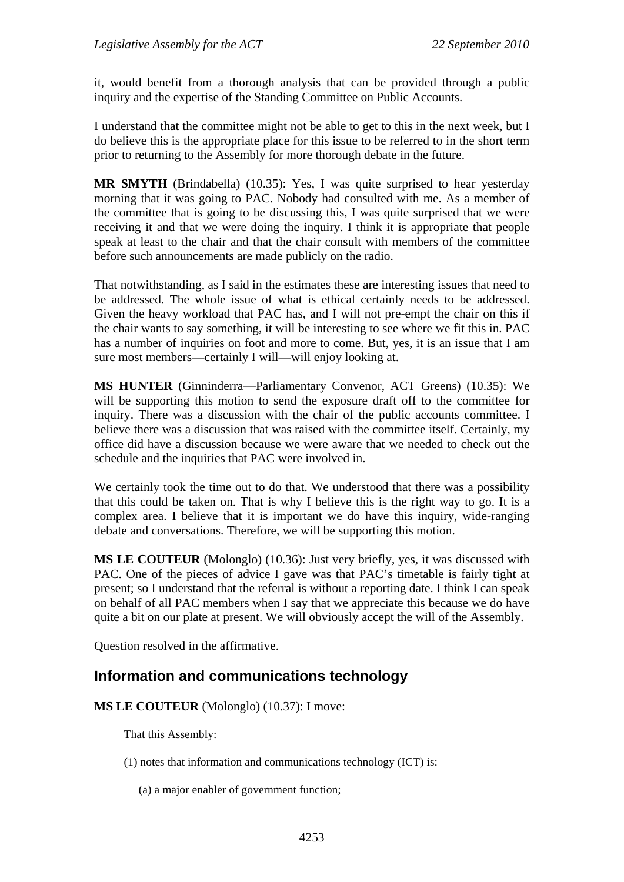it, would benefit from a thorough analysis that can be provided through a public inquiry and the expertise of the Standing Committee on Public Accounts.

I understand that the committee might not be able to get to this in the next week, but I do believe this is the appropriate place for this issue to be referred to in the short term prior to returning to the Assembly for more thorough debate in the future.

**MR SMYTH** (Brindabella) (10.35): Yes, I was quite surprised to hear yesterday morning that it was going to PAC. Nobody had consulted with me. As a member of the committee that is going to be discussing this, I was quite surprised that we were receiving it and that we were doing the inquiry. I think it is appropriate that people speak at least to the chair and that the chair consult with members of the committee before such announcements are made publicly on the radio.

That notwithstanding, as I said in the estimates these are interesting issues that need to be addressed. The whole issue of what is ethical certainly needs to be addressed. Given the heavy workload that PAC has, and I will not pre-empt the chair on this if the chair wants to say something, it will be interesting to see where we fit this in. PAC has a number of inquiries on foot and more to come. But, yes, it is an issue that I am sure most members—certainly I will—will enjoy looking at.

**MS HUNTER** (Ginninderra—Parliamentary Convenor, ACT Greens) (10.35): We will be supporting this motion to send the exposure draft off to the committee for inquiry. There was a discussion with the chair of the public accounts committee. I believe there was a discussion that was raised with the committee itself. Certainly, my office did have a discussion because we were aware that we needed to check out the schedule and the inquiries that PAC were involved in.

We certainly took the time out to do that. We understood that there was a possibility that this could be taken on. That is why I believe this is the right way to go. It is a complex area. I believe that it is important we do have this inquiry, wide-ranging debate and conversations. Therefore, we will be supporting this motion.

**MS LE COUTEUR** (Molonglo) (10.36): Just very briefly, yes, it was discussed with PAC. One of the pieces of advice I gave was that PAC's timetable is fairly tight at present; so I understand that the referral is without a reporting date. I think I can speak on behalf of all PAC members when I say that we appreciate this because we do have quite a bit on our plate at present. We will obviously accept the will of the Assembly.

Question resolved in the affirmative.

## Information and communications technology

**MS LE COUTEUR** (Molonglo) (10.37): I move:

That this Assembly:

(1) notes that information and communications technology (ICT) is:

(a) a major enabler of government function;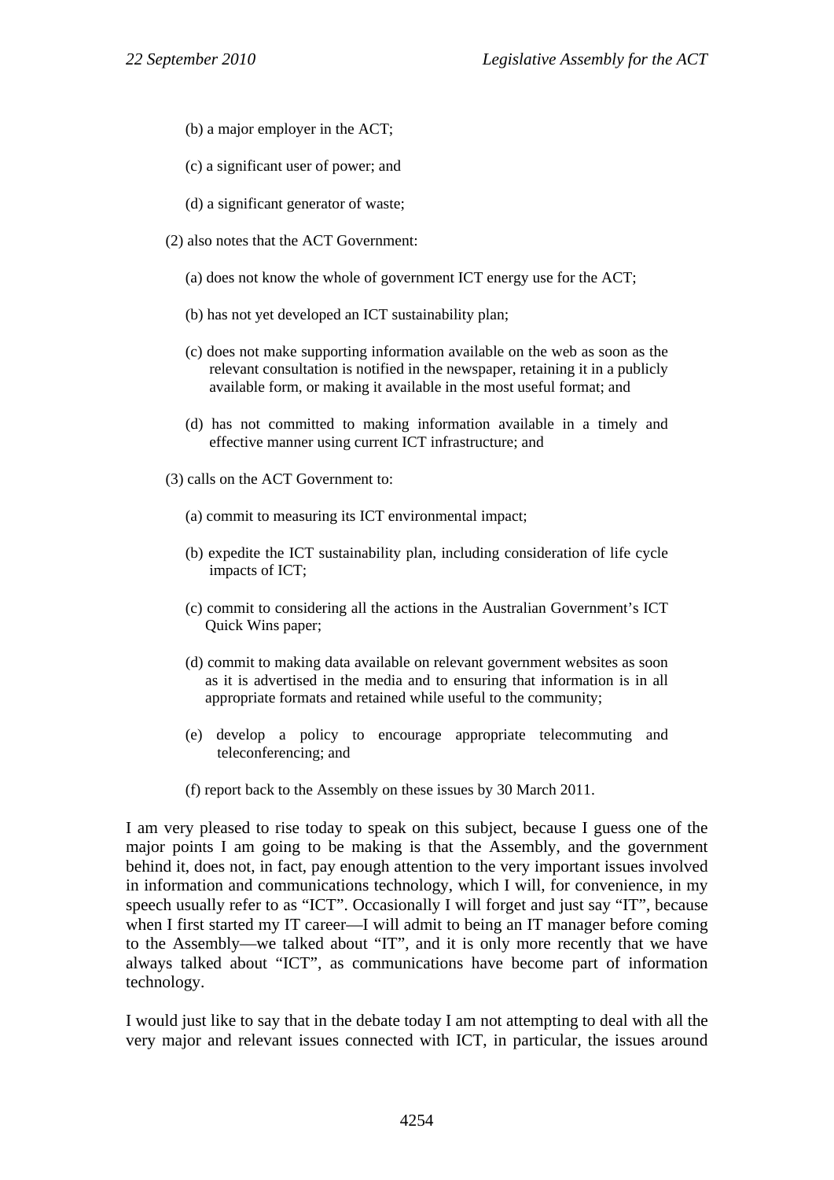(b) a major employer in the ACT;

(c) a significant user of power; and

(d) a significant generator of waste;

(2) also notes that the ACT Government:

(a) does not know the whole of government ICT energy use for the ACT;

(b) has not yet developed an ICT sustainability plan;

(c) does not make supporting information available on the web as soon as the relevant consultation is notified in the newspaper, retaining it in a publicly available form, or making it available in the most useful format; and

(d) has not committed to making information available in a timely and effective manner using current ICT infrastructure; and

(3) calls on the ACT Government to:

(a) commit to measuring its ICT environmental impact;

(b) expedite the ICT sustainability plan, including consideration of life cycle impacts of ICT;

(c) commit to considering all the actions in the Australian Government's ICT Quick Wins paper;

(d) commit to making data available on relevant government websites as soon as it is advertised in the media and to ensuring that information is in all appropriate formats and retained while useful to the community;

(e) develop a policy to encourage appropriate telecommuting and teleconferencing; and

(f) report back to the Assembly on these issues by 30 March 2011.

I am very pleased to rise today to speak on this subject, because I guess one of the major points I am going to be making is that the Assembly, and the government behind it, does not, in fact, pay enough attention to the very important issues involved in information and communications technology, which I will, for convenience, in my speech usually refer to as "ICT". Occasionally I will forget and just say "IT", because when I first started my IT career—I will admit to being an IT manager before coming to the Assembly—we talked about "IT", and it is only more recently that we have always talked about "ICT", as communications have become part of information technology.

I would just like to say that in the debate today I am not attempting to deal with all the very major and relevant issues connected with ICT, in particular, the issues around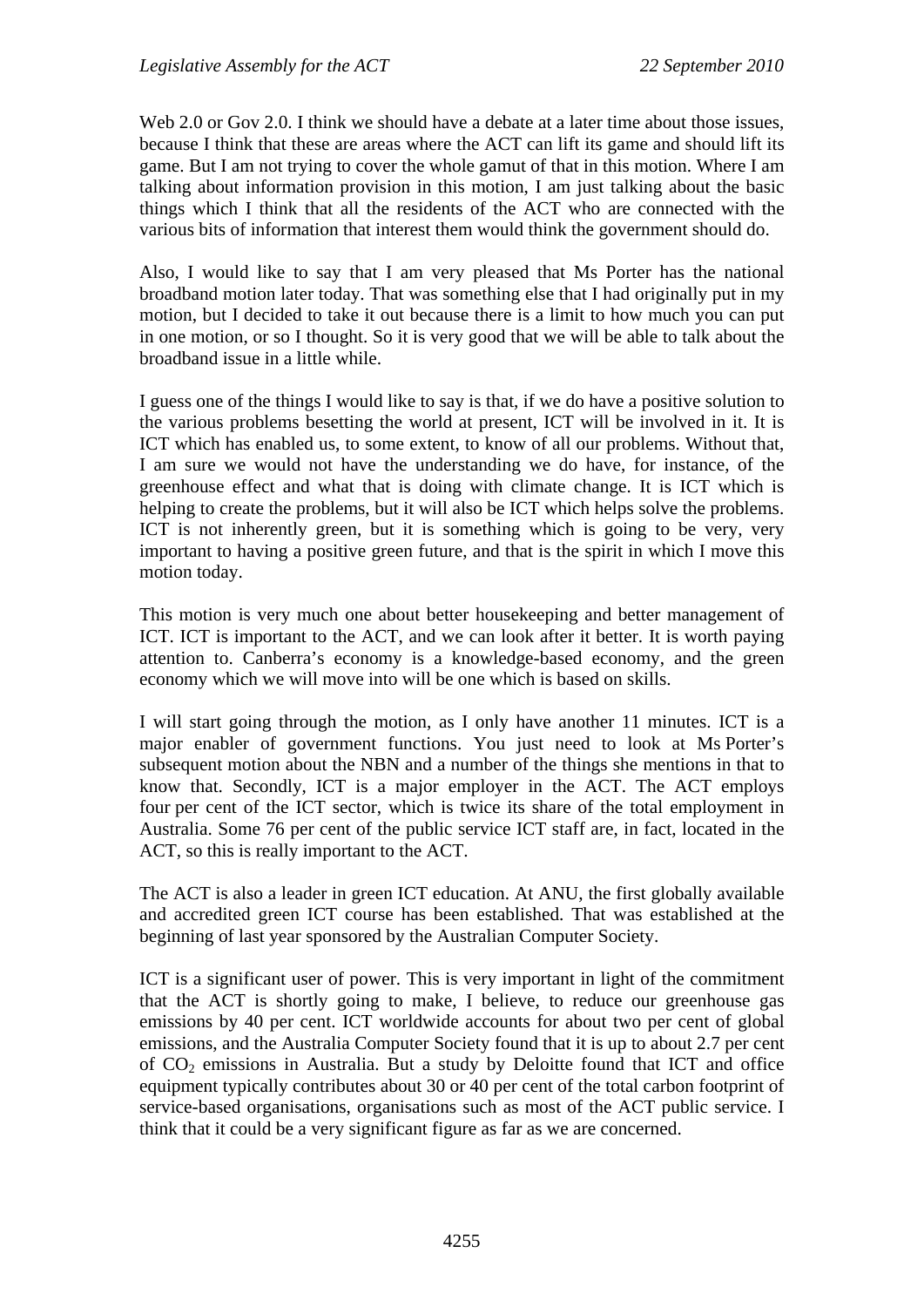Web 2.0 or Gov 2.0. I think we should have a debate at a later time about those issues, because I think that these are areas where the ACT can lift its game and should lift its game. But I am not trying to cover the whole gamut of that in this motion. Where I am talking about information provision in this motion, I am just talking about the basic things which I think that all the residents of the ACT who are connected with the various bits of information that interest them would think the government should do.

Also, I would like to say that I am very pleased that Ms Porter has the national broadband motion later today. That was something else that I had originally put in my motion, but I decided to take it out because there is a limit to how much you can put in one motion, or so I thought. So it is very good that we will be able to talk about the broadband issue in a little while.

I guess one of the things I would like to say is that, if we do have a positive solution to the various problems besetting the world at present, ICT will be involved in it. It is ICT which has enabled us, to some extent, to know of all our problems. Without that, I am sure we would not have the understanding we do have, for instance, of the greenhouse effect and what that is doing with climate change. It is ICT which is helping to create the problems, but it will also be ICT which helps solve the problems. ICT is not inherently green, but it is something which is going to be very, very important to having a positive green future, and that is the spirit in which I move this motion today.

This motion is very much one about better housekeeping and better management of ICT. ICT is important to the ACT, and we can look after it better. It is worth paying attention to. Canberra's economy is a knowledge-based economy, and the green economy which we will move into will be one which is based on skills.

I will start going through the motion, as I only have another 11 minutes. ICT is a major enabler of government functions. You just need to look at Ms Porter's subsequent motion about the NBN and a number of the things she mentions in that to know that. Secondly, ICT is a major employer in the ACT. The ACT employs four per cent of the ICT sector, which is twice its share of the total employment in Australia. Some 76 per cent of the public service ICT staff are, in fact, located in the ACT, so this is really important to the ACT.

The ACT is also a leader in green ICT education. At ANU, the first globally available and accredited green ICT course has been established. That was established at the beginning of last year sponsored by the Australian Computer Society.

ICT is a significant user of power. This is very important in light of the commitment that the ACT is shortly going to make, I believe, to reduce our greenhouse gas emissions by 40 per cent. ICT worldwide accounts for about two per cent of global emissions, and the Australia Computer Society found that it is up to about 2.7 per cent of $CO_2$ emissions in Australia. But a study by Deloitte found that ICT and office equipment typically contributes about 30 or 40 per cent of the total carbon footprint of service-based organisations, organisations such as most of the ACT public service. I think that it could be a very significant figure as far as we are concerned.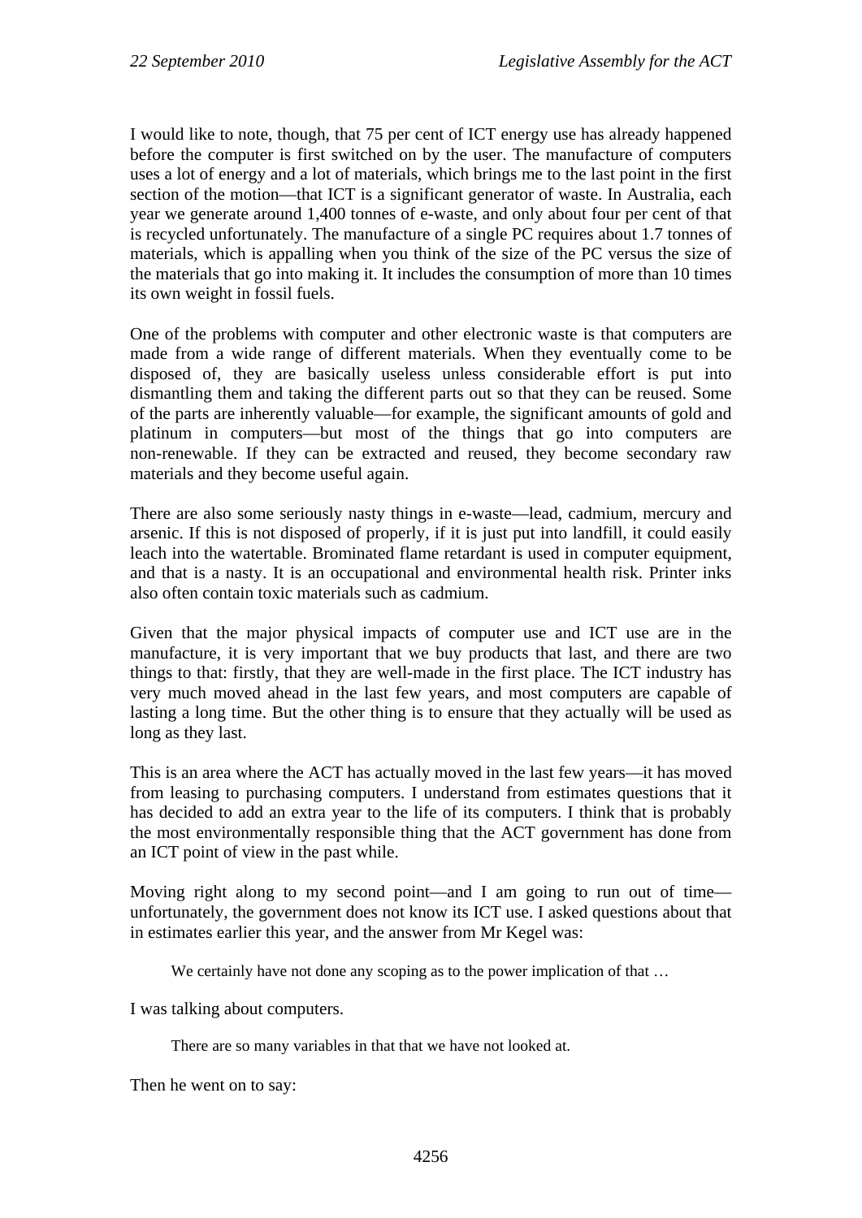I would like to note, though, that 75 per cent of ICT energy use has already happened before the computer is first switched on by the user. The manufacture of computers uses a lot of energy and a lot of materials, which brings me to the last point in the first section of the motion—that ICT is a significant generator of waste. In Australia, each year we generate around 1,400 tonnes of e-waste, and only about four per cent of that is recycled unfortunately. The manufacture of a single PC requires about 1.7 tonnes of materials, which is appalling when you think of the size of the PC versus the size of the materials that go into making it. It includes the consumption of more than 10 times its own weight in fossil fuels.

One of the problems with computer and other electronic waste is that computers are made from a wide range of different materials. When they eventually come to be disposed of, they are basically useless unless considerable effort is put into dismantling them and taking the different parts out so that they can be reused. Some of the parts are inherently valuable—for example, the significant amounts of gold and platinum in computers—but most of the things that go into computers are non-renewable. If they can be extracted and reused, they become secondary raw materials and they become useful again.

There are also some seriously nasty things in e-waste—lead, cadmium, mercury and arsenic. If this is not disposed of properly, if it is just put into landfill, it could easily leach into the watertable. Brominated flame retardant is used in computer equipment, and that is a nasty. It is an occupational and environmental health risk. Printer inks also often contain toxic materials such as cadmium.

Given that the major physical impacts of computer use and ICT use are in the manufacture, it is very important that we buy products that last, and there are two things to that: firstly, that they are well-made in the first place. The ICT industry has very much moved ahead in the last few years, and most computers are capable of lasting a long time. But the other thing is to ensure that they actually will be used as long as they last.

This is an area where the ACT has actually moved in the last few years—it has moved from leasing to purchasing computers. I understand from estimates questions that it has decided to add an extra year to the life of its computers. I think that is probably the most environmentally responsible thing that the ACT government has done from an ICT point of view in the past while.

Moving right along to my second point—and I am going to run out of time—unfortunately, the government does not know its ICT use. I asked questions about that in estimates earlier this year, and the answer from Mr Kegel was:

> We certainly have not done any scoping as to the power implication of that …

I was talking about computers.

> There are so many variables in that that we have not looked at.

Then he went on to say: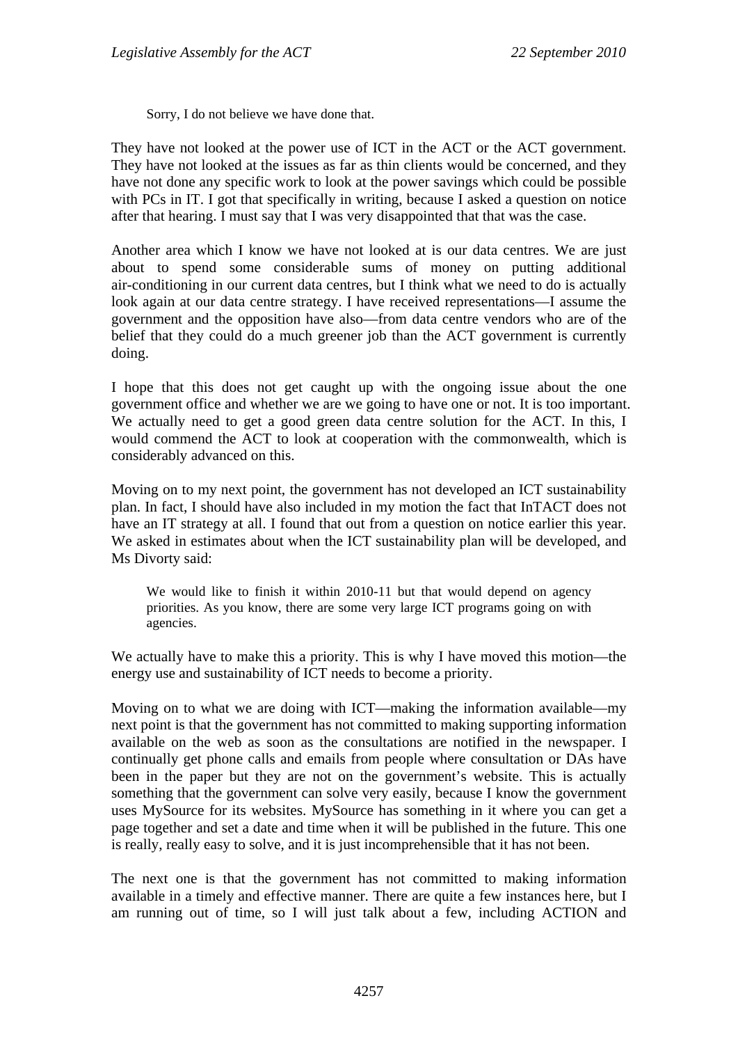> Sorry, I do not believe we have done that.

They have not looked at the power use of ICT in the ACT or the ACT government. They have not looked at the issues as far as thin clients would be concerned, and they have not done any specific work to look at the power savings which could be possible with PCs in IT. I got that specifically in writing, because I asked a question on notice after that hearing. I must say that I was very disappointed that that was the case.

Another area which I know we have not looked at is our data centres. We are just about to spend some considerable sums of money on putting additional air-conditioning in our current data centres, but I think what we need to do is actually look again at our data centre strategy. I have received representations—I assume the government and the opposition have also—from data centre vendors who are of the belief that they could do a much greener job than the ACT government is currently doing.

I hope that this does not get caught up with the ongoing issue about the one government office and whether we are we going to have one or not. It is too important. We actually need to get a good green data centre solution for the ACT. In this, I would commend the ACT to look at cooperation with the commonwealth, which is considerably advanced on this.

Moving on to my next point, the government has not developed an ICT sustainability plan. In fact, I should have also included in my motion the fact that InTACT does not have an IT strategy at all. I found that out from a question on notice earlier this year. We asked in estimates about when the ICT sustainability plan will be developed, and Ms Divorty said:

> We would like to finish it within 2010-11 but that would depend on agency priorities. As you know, there are some very large ICT programs going on with agencies.

We actually have to make this a priority. This is why I have moved this motion—the energy use and sustainability of ICT needs to become a priority.

Moving on to what we are doing with ICT—making the information available—my next point is that the government has not committed to making supporting information available on the web as soon as the consultations are notified in the newspaper. I continually get phone calls and emails from people where consultation or DAs have been in the paper but they are not on the government's website. This is actually something that the government can solve very easily, because I know the government uses MySource for its websites. MySource has something in it where you can get a page together and set a date and time when it will be published in the future. This one is really, really easy to solve, and it is just incomprehensible that it has not been.

The next one is that the government has not committed to making information available in a timely and effective manner. There are quite a few instances here, but I am running out of time, so I will just talk about a few, including ACTION and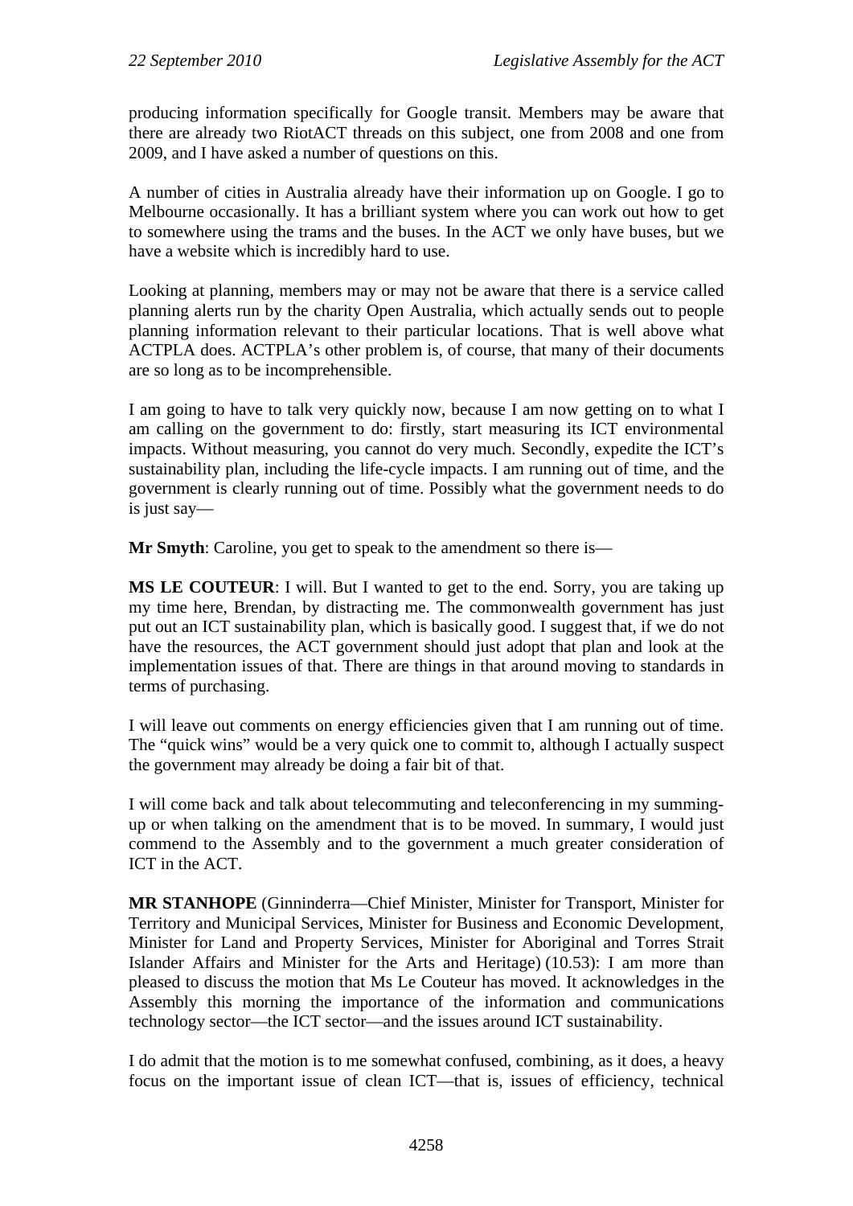producing information specifically for Google transit. Members may be aware that there are already two RiotACT threads on this subject, one from 2008 and one from 2009, and I have asked a number of questions on this.

A number of cities in Australia already have their information up on Google. I go to Melbourne occasionally. It has a brilliant system where you can work out how to get to somewhere using the trams and the buses. In the ACT we only have buses, but we have a website which is incredibly hard to use.

Looking at planning, members may or may not be aware that there is a service called planning alerts run by the charity Open Australia, which actually sends out to people planning information relevant to their particular locations. That is well above what ACTPLA does. ACTPLA's other problem is, of course, that many of their documents are so long as to be incomprehensible.

I am going to have to talk very quickly now, because I am now getting on to what I am calling on the government to do: firstly, start measuring its ICT environmental impacts. Without measuring, you cannot do very much. Secondly, expedite the ICT's sustainability plan, including the life-cycle impacts. I am running out of time, and the government is clearly running out of time. Possibly what the government needs to do is just say—

**Mr Smyth**: Caroline, you get to speak to the amendment so there is—

**MS LE COUTEUR**: I will. But I wanted to get to the end. Sorry, you are taking up my time here, Brendan, by distracting me. The commonwealth government has just put out an ICT sustainability plan, which is basically good. I suggest that, if we do not have the resources, the ACT government should just adopt that plan and look at the implementation issues of that. There are things in that around moving to standards in terms of purchasing.

I will leave out comments on energy efficiencies given that I am running out of time. The "quick wins" would be a very quick one to commit to, although I actually suspect the government may already be doing a fair bit of that.

I will come back and talk about telecommuting and teleconferencing in my summing-up or when talking on the amendment that is to be moved. In summary, I would just commend to the Assembly and to the government a much greater consideration of ICT in the ACT.

**MR STANHOPE** (Ginninderra—Chief Minister, Minister for Transport, Minister for Territory and Municipal Services, Minister for Business and Economic Development, Minister for Land and Property Services, Minister for Aboriginal and Torres Strait Islander Affairs and Minister for the Arts and Heritage) (10.53): I am more than pleased to discuss the motion that Ms Le Couteur has moved. It acknowledges in the Assembly this morning the importance of the information and communications technology sector—the ICT sector—and the issues around ICT sustainability.

I do admit that the motion is to me somewhat confused, combining, as it does, a heavy focus on the important issue of clean ICT—that is, issues of efficiency, technical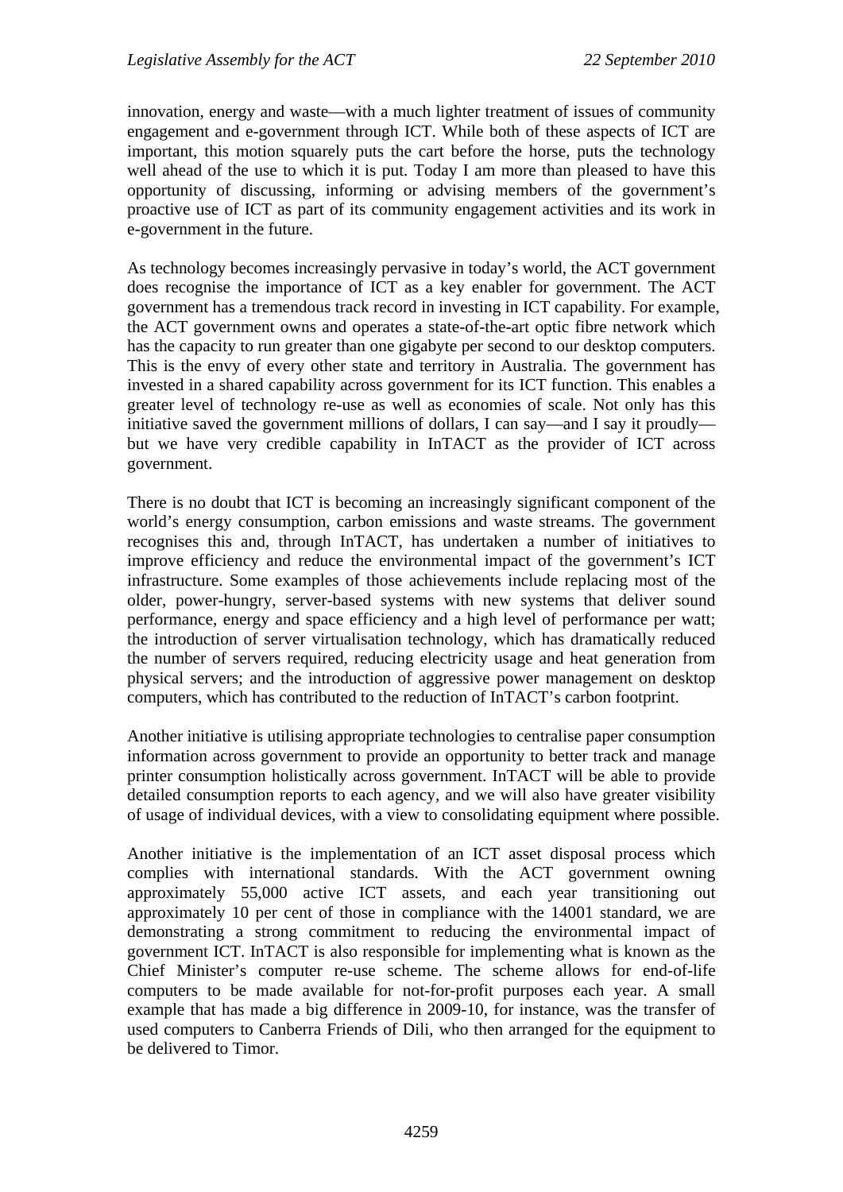innovation, energy and waste—with a much lighter treatment of issues of community engagement and e-government through ICT. While both of these aspects of ICT are important, this motion squarely puts the cart before the horse, puts the technology well ahead of the use to which it is put. Today I am more than pleased to have this opportunity of discussing, informing or advising members of the government's proactive use of ICT as part of its community engagement activities and its work in e-government in the future.

As technology becomes increasingly pervasive in today's world, the ACT government does recognise the importance of ICT as a key enabler for government. The ACT government has a tremendous track record in investing in ICT capability. For example, the ACT government owns and operates a state-of-the-art optic fibre network which has the capacity to run greater than one gigabyte per second to our desktop computers. This is the envy of every other state and territory in Australia. The government has invested in a shared capability across government for its ICT function. This enables a greater level of technology re-use as well as economies of scale. Not only has this initiative saved the government millions of dollars, I can say—and I say it proudly—but we have very credible capability in InTACT as the provider of ICT across government.

There is no doubt that ICT is becoming an increasingly significant component of the world's energy consumption, carbon emissions and waste streams. The government recognises this and, through InTACT, has undertaken a number of initiatives to improve efficiency and reduce the environmental impact of the government's ICT infrastructure. Some examples of those achievements include replacing most of the older, power-hungry, server-based systems with new systems that deliver sound performance, energy and space efficiency and a high level of performance per watt; the introduction of server virtualisation technology, which has dramatically reduced the number of servers required, reducing electricity usage and heat generation from physical servers; and the introduction of aggressive power management on desktop computers, which has contributed to the reduction of InTACT's carbon footprint.

Another initiative is utilising appropriate technologies to centralise paper consumption information across government to provide an opportunity to better track and manage printer consumption holistically across government. InTACT will be able to provide detailed consumption reports to each agency, and we will also have greater visibility of usage of individual devices, with a view to consolidating equipment where possible.

Another initiative is the implementation of an ICT asset disposal process which complies with international standards. With the ACT government owning approximately 55,000 active ICT assets, and each year transitioning out approximately 10 per cent of those in compliance with the 14001 standard, we are demonstrating a strong commitment to reducing the environmental impact of government ICT. InTACT is also responsible for implementing what is known as the Chief Minister's computer re-use scheme. The scheme allows for end-of-life computers to be made available for not-for-profit purposes each year. A small example that has made a big difference in 2009-10, for instance, was the transfer of used computers to Canberra Friends of Dili, who then arranged for the equipment to be delivered to Timor.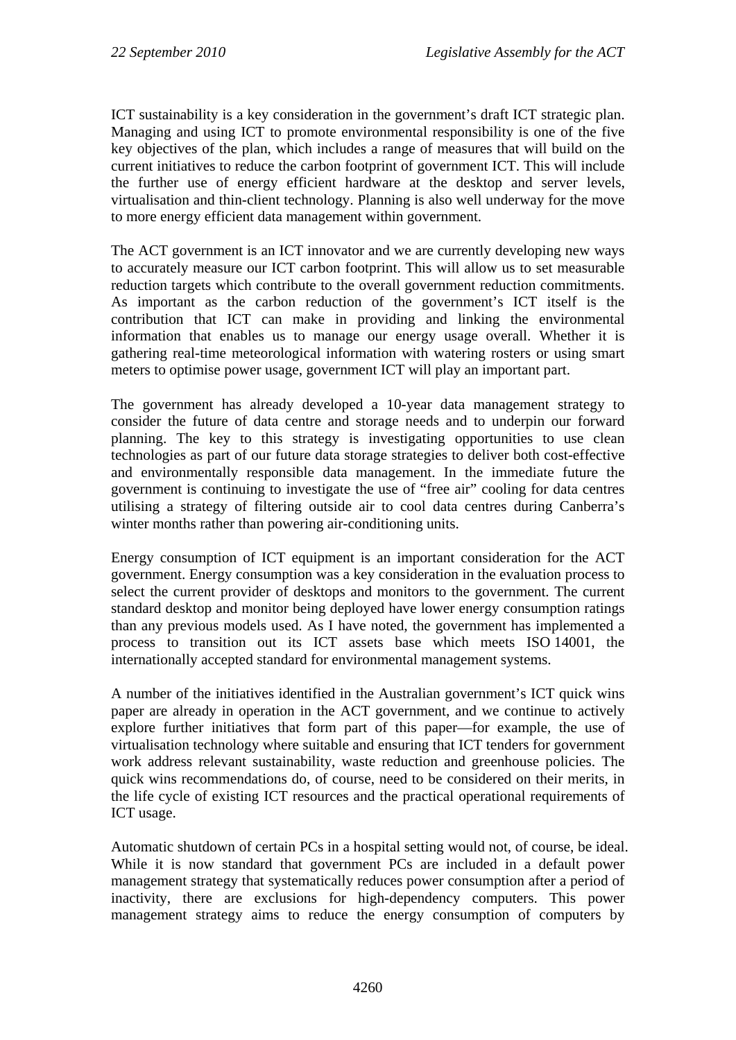ICT sustainability is a key consideration in the government's draft ICT strategic plan. Managing and using ICT to promote environmental responsibility is one of the five key objectives of the plan, which includes a range of measures that will build on the current initiatives to reduce the carbon footprint of government ICT. This will include the further use of energy efficient hardware at the desktop and server levels, virtualisation and thin-client technology. Planning is also well underway for the move to more energy efficient data management within government.

The ACT government is an ICT innovator and we are currently developing new ways to accurately measure our ICT carbon footprint. This will allow us to set measurable reduction targets which contribute to the overall government reduction commitments. As important as the carbon reduction of the government's ICT itself is the contribution that ICT can make in providing and linking the environmental information that enables us to manage our energy usage overall. Whether it is gathering real-time meteorological information with watering rosters or using smart meters to optimise power usage, government ICT will play an important part.

The government has already developed a 10-year data management strategy to consider the future of data centre and storage needs and to underpin our forward planning. The key to this strategy is investigating opportunities to use clean technologies as part of our future data storage strategies to deliver both cost-effective and environmentally responsible data management. In the immediate future the government is continuing to investigate the use of "free air" cooling for data centres utilising a strategy of filtering outside air to cool data centres during Canberra's winter months rather than powering air-conditioning units.

Energy consumption of ICT equipment is an important consideration for the ACT government. Energy consumption was a key consideration in the evaluation process to select the current provider of desktops and monitors to the government. The current standard desktop and monitor being deployed have lower energy consumption ratings than any previous models used. As I have noted, the government has implemented a process to transition out its ICT assets base which meets ISO 14001, the internationally accepted standard for environmental management systems.

A number of the initiatives identified in the Australian government's ICT quick wins paper are already in operation in the ACT government, and we continue to actively explore further initiatives that form part of this paper—for example, the use of virtualisation technology where suitable and ensuring that ICT tenders for government work address relevant sustainability, waste reduction and greenhouse policies. The quick wins recommendations do, of course, need to be considered on their merits, in the life cycle of existing ICT resources and the practical operational requirements of ICT usage.

Automatic shutdown of certain PCs in a hospital setting would not, of course, be ideal. While it is now standard that government PCs are included in a default power management strategy that systematically reduces power consumption after a period of inactivity, there are exclusions for high-dependency computers. This power management strategy aims to reduce the energy consumption of computers by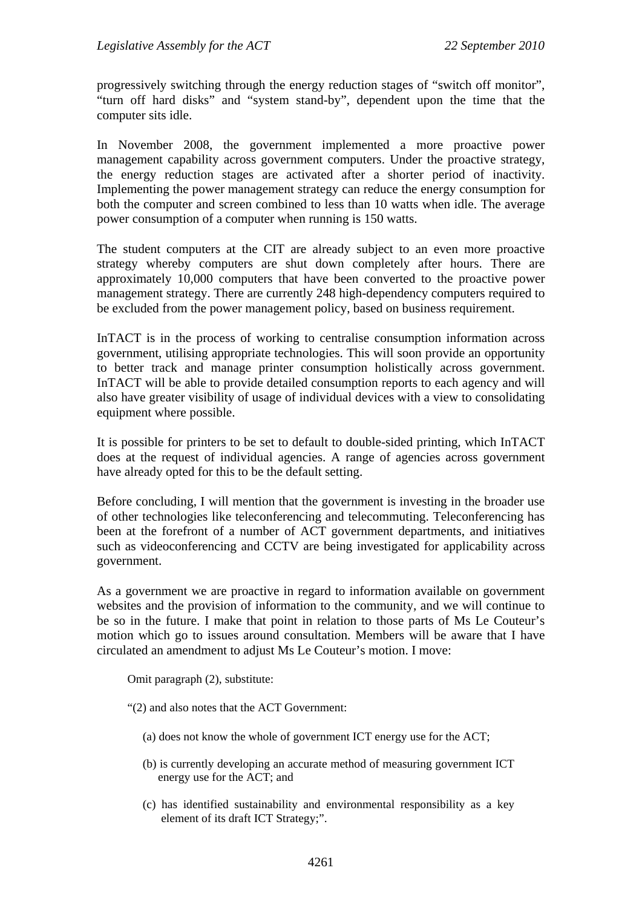progressively switching through the energy reduction stages of "switch off monitor", "turn off hard disks" and "system stand-by", dependent upon the time that the computer sits idle.

In November 2008, the government implemented a more proactive power management capability across government computers. Under the proactive strategy, the energy reduction stages are activated after a shorter period of inactivity. Implementing the power management strategy can reduce the energy consumption for both the computer and screen combined to less than 10 watts when idle. The average power consumption of a computer when running is 150 watts.

The student computers at the CIT are already subject to an even more proactive strategy whereby computers are shut down completely after hours. There are approximately 10,000 computers that have been converted to the proactive power management strategy. There are currently 248 high-dependency computers required to be excluded from the power management policy, based on business requirement.

InTACT is in the process of working to centralise consumption information across government, utilising appropriate technologies. This will soon provide an opportunity to better track and manage printer consumption holistically across government. InTACT will be able to provide detailed consumption reports to each agency and will also have greater visibility of usage of individual devices with a view to consolidating equipment where possible.

It is possible for printers to be set to default to double-sided printing, which InTACT does at the request of individual agencies. A range of agencies across government have already opted for this to be the default setting.

Before concluding, I will mention that the government is investing in the broader use of other technologies like teleconferencing and telecommuting. Teleconferencing has been at the forefront of a number of ACT government departments, and initiatives such as videoconferencing and CCTV are being investigated for applicability across government.

As a government we are proactive in regard to information available on government websites and the provision of information to the community, and we will continue to be so in the future. I make that point in relation to those parts of Ms Le Couteur's motion which go to issues around consultation. Members will be aware that I have circulated an amendment to adjust Ms Le Couteur's motion. I move:

> Omit paragraph (2), substitute:
>
> "(2) and also notes that the ACT Government:
>
> (a) does not know the whole of government ICT energy use for the ACT;
>
> (b) is currently developing an accurate method of measuring government ICT energy use for the ACT; and
>
> (c) has identified sustainability and environmental responsibility as a key element of its draft ICT Strategy;".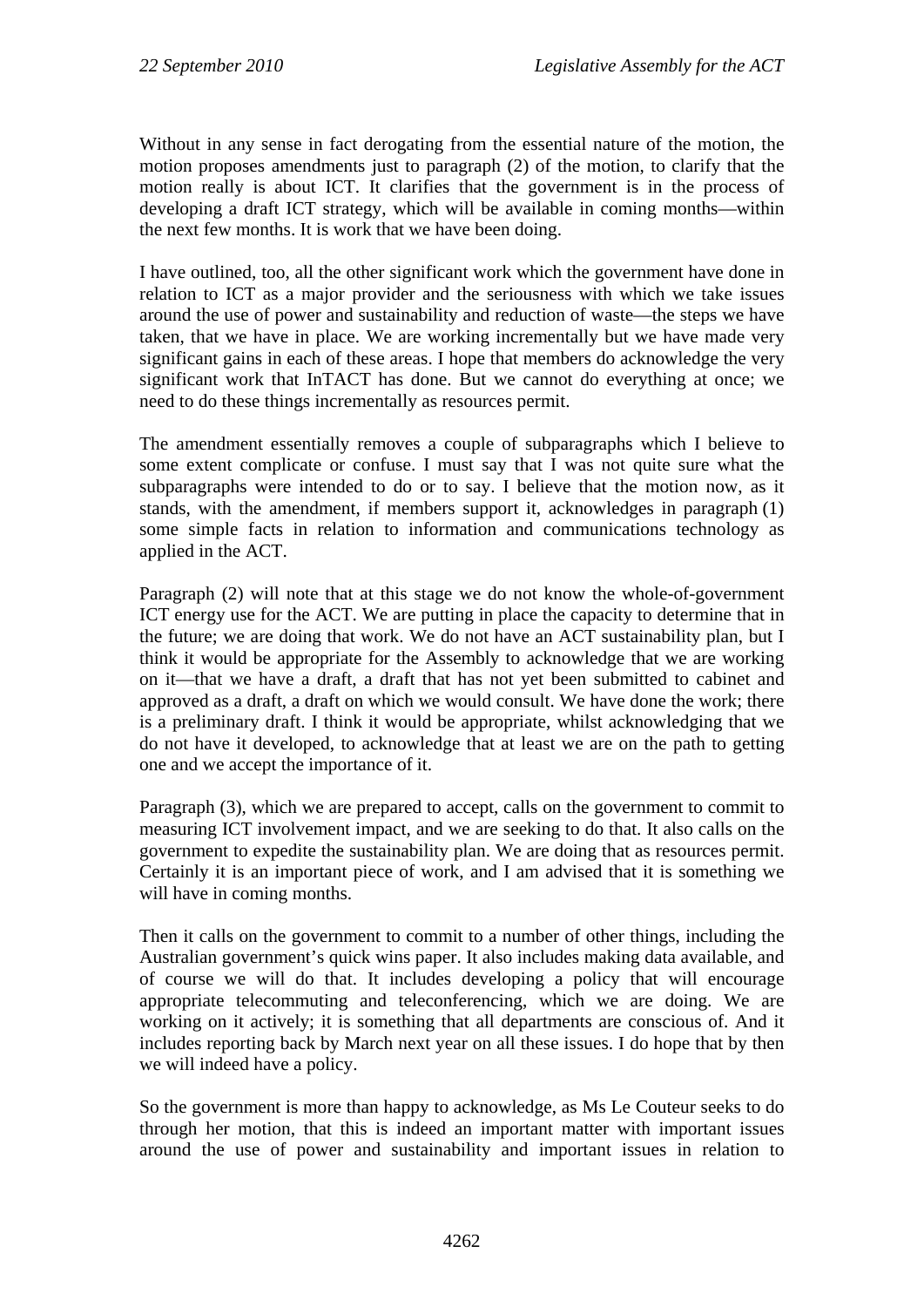Without in any sense in fact derogating from the essential nature of the motion, the motion proposes amendments just to paragraph (2) of the motion, to clarify that the motion really is about ICT. It clarifies that the government is in the process of developing a draft ICT strategy, which will be available in coming months—within the next few months. It is work that we have been doing.

I have outlined, too, all the other significant work which the government have done in relation to ICT as a major provider and the seriousness with which we take issues around the use of power and sustainability and reduction of waste—the steps we have taken, that we have in place. We are working incrementally but we have made very significant gains in each of these areas. I hope that members do acknowledge the very significant work that InTACT has done. But we cannot do everything at once; we need to do these things incrementally as resources permit.

The amendment essentially removes a couple of subparagraphs which I believe to some extent complicate or confuse. I must say that I was not quite sure what the subparagraphs were intended to do or to say. I believe that the motion now, as it stands, with the amendment, if members support it, acknowledges in paragraph (1) some simple facts in relation to information and communications technology as applied in the ACT.

Paragraph (2) will note that at this stage we do not know the whole-of-government ICT energy use for the ACT. We are putting in place the capacity to determine that in the future; we are doing that work. We do not have an ACT sustainability plan, but I think it would be appropriate for the Assembly to acknowledge that we are working on it—that we have a draft, a draft that has not yet been submitted to cabinet and approved as a draft, a draft on which we would consult. We have done the work; there is a preliminary draft. I think it would be appropriate, whilst acknowledging that we do not have it developed, to acknowledge that at least we are on the path to getting one and we accept the importance of it.

Paragraph (3), which we are prepared to accept, calls on the government to commit to measuring ICT involvement impact, and we are seeking to do that. It also calls on the government to expedite the sustainability plan. We are doing that as resources permit. Certainly it is an important piece of work, and I am advised that it is something we will have in coming months.

Then it calls on the government to commit to a number of other things, including the Australian government's quick wins paper. It also includes making data available, and of course we will do that. It includes developing a policy that will encourage appropriate telecommuting and teleconferencing, which we are doing. We are working on it actively; it is something that all departments are conscious of. And it includes reporting back by March next year on all these issues. I do hope that by then we will indeed have a policy.

So the government is more than happy to acknowledge, as Ms Le Couteur seeks to do through her motion, that this is indeed an important matter with important issues around the use of power and sustainability and important issues in relation to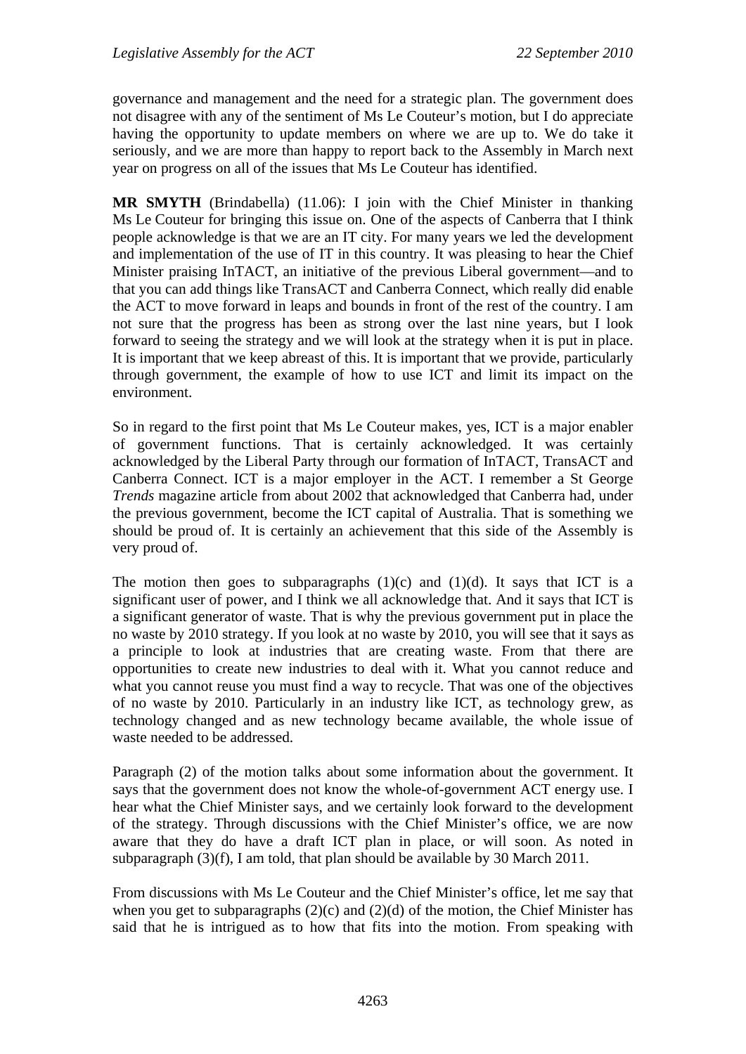governance and management and the need for a strategic plan. The government does not disagree with any of the sentiment of Ms Le Couteur's motion, but I do appreciate having the opportunity to update members on where we are up to. We do take it seriously, and we are more than happy to report back to the Assembly in March next year on progress on all of the issues that Ms Le Couteur has identified.

**MR SMYTH** (Brindabella) (11.06): I join with the Chief Minister in thanking Ms Le Couteur for bringing this issue on. One of the aspects of Canberra that I think people acknowledge is that we are an IT city. For many years we led the development and implementation of the use of IT in this country. It was pleasing to hear the Chief Minister praising InTACT, an initiative of the previous Liberal government—and to that you can add things like TransACT and Canberra Connect, which really did enable the ACT to move forward in leaps and bounds in front of the rest of the country. I am not sure that the progress has been as strong over the last nine years, but I look forward to seeing the strategy and we will look at the strategy when it is put in place. It is important that we keep abreast of this. It is important that we provide, particularly through government, the example of how to use ICT and limit its impact on the environment.

So in regard to the first point that Ms Le Couteur makes, yes, ICT is a major enabler of government functions. That is certainly acknowledged. It was certainly acknowledged by the Liberal Party through our formation of InTACT, TransACT and Canberra Connect. ICT is a major employer in the ACT. I remember a St George *Trends* magazine article from about 2002 that acknowledged that Canberra had, under the previous government, become the ICT capital of Australia. That is something we should be proud of. It is certainly an achievement that this side of the Assembly is very proud of.

The motion then goes to subparagraphs (1)(c) and (1)(d). It says that ICT is a significant user of power, and I think we all acknowledge that. And it says that ICT is a significant generator of waste. That is why the previous government put in place the no waste by 2010 strategy. If you look at no waste by 2010, you will see that it says as a principle to look at industries that are creating waste. From that there are opportunities to create new industries to deal with it. What you cannot reduce and what you cannot reuse you must find a way to recycle. That was one of the objectives of no waste by 2010. Particularly in an industry like ICT, as technology grew, as technology changed and as new technology became available, the whole issue of waste needed to be addressed.

Paragraph (2) of the motion talks about some information about the government. It says that the government does not know the whole-of-government ACT energy use. I hear what the Chief Minister says, and we certainly look forward to the development of the strategy. Through discussions with the Chief Minister's office, we are now aware that they do have a draft ICT plan in place, or will soon. As noted in subparagraph (3)(f), I am told, that plan should be available by 30 March 2011.

From discussions with Ms Le Couteur and the Chief Minister's office, let me say that when you get to subparagraphs (2)(c) and (2)(d) of the motion, the Chief Minister has said that he is intrigued as to how that fits into the motion. From speaking with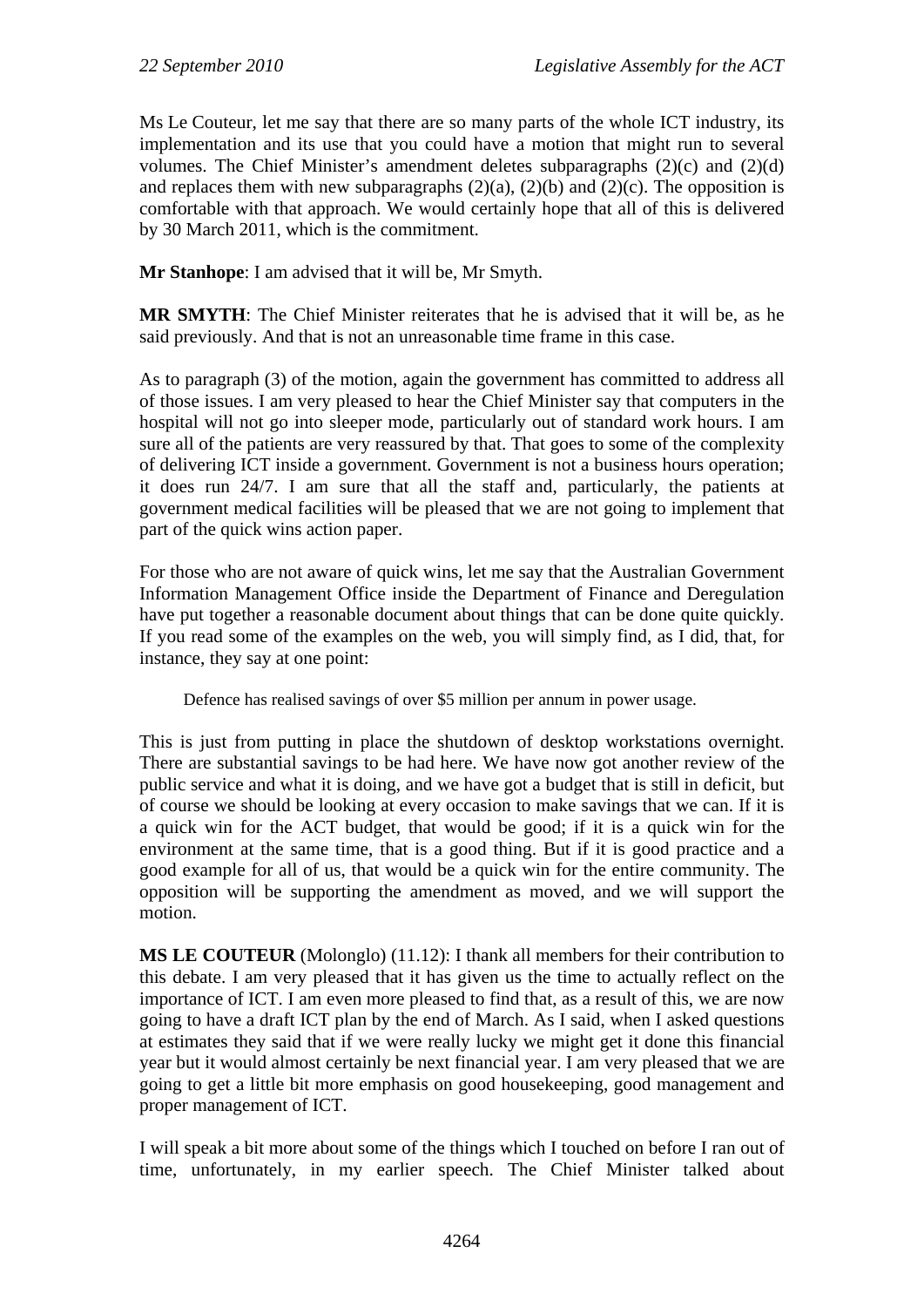Ms Le Couteur, let me say that there are so many parts of the whole ICT industry, its implementation and its use that you could have a motion that might run to several volumes. The Chief Minister's amendment deletes subparagraphs (2)(c) and (2)(d) and replaces them with new subparagraphs (2)(a), (2)(b) and (2)(c). The opposition is comfortable with that approach. We would certainly hope that all of this is delivered by 30 March 2011, which is the commitment.

**Mr Stanhope**: I am advised that it will be, Mr Smyth.

**MR SMYTH**: The Chief Minister reiterates that he is advised that it will be, as he said previously. And that is not an unreasonable time frame in this case.

As to paragraph (3) of the motion, again the government has committed to address all of those issues. I am very pleased to hear the Chief Minister say that computers in the hospital will not go into sleeper mode, particularly out of standard work hours. I am sure all of the patients are very reassured by that. That goes to some of the complexity of delivering ICT inside a government. Government is not a business hours operation; it does run 24/7. I am sure that all the staff and, particularly, the patients at government medical facilities will be pleased that we are not going to implement that part of the quick wins action paper.

For those who are not aware of quick wins, let me say that the Australian Government Information Management Office inside the Department of Finance and Deregulation have put together a reasonable document about things that can be done quite quickly. If you read some of the examples on the web, you will simply find, as I did, that, for instance, they say at one point:

> Defence has realised savings of over $5 million per annum in power usage.

This is just from putting in place the shutdown of desktop workstations overnight. There are substantial savings to be had here. We have now got another review of the public service and what it is doing, and we have got a budget that is still in deficit, but of course we should be looking at every occasion to make savings that we can. If it is a quick win for the ACT budget, that would be good; if it is a quick win for the environment at the same time, that is a good thing. But if it is good practice and a good example for all of us, that would be a quick win for the entire community. The opposition will be supporting the amendment as moved, and we will support the motion.

**MS LE COUTEUR** (Molonglo) (11.12): I thank all members for their contribution to this debate. I am very pleased that it has given us the time to actually reflect on the importance of ICT. I am even more pleased to find that, as a result of this, we are now going to have a draft ICT plan by the end of March. As I said, when I asked questions at estimates they said that if we were really lucky we might get it done this financial year but it would almost certainly be next financial year. I am very pleased that we are going to get a little bit more emphasis on good housekeeping, good management and proper management of ICT.

I will speak a bit more about some of the things which I touched on before I ran out of time, unfortunately, in my earlier speech. The Chief Minister talked about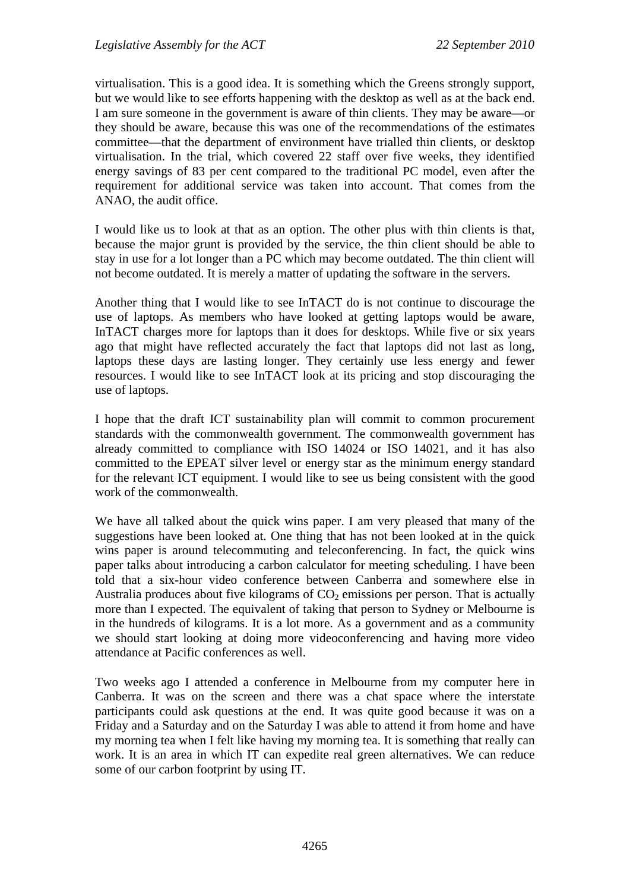virtualisation. This is a good idea. It is something which the Greens strongly support, but we would like to see efforts happening with the desktop as well as at the back end. I am sure someone in the government is aware of thin clients. They may be aware—or they should be aware, because this was one of the recommendations of the estimates committee—that the department of environment have trialled thin clients, or desktop virtualisation. In the trial, which covered 22 staff over five weeks, they identified energy savings of 83 per cent compared to the traditional PC model, even after the requirement for additional service was taken into account. That comes from the ANAO, the audit office.

I would like us to look at that as an option. The other plus with thin clients is that, because the major grunt is provided by the service, the thin client should be able to stay in use for a lot longer than a PC which may become outdated. The thin client will not become outdated. It is merely a matter of updating the software in the servers.

Another thing that I would like to see InTACT do is not continue to discourage the use of laptops. As members who have looked at getting laptops would be aware, InTACT charges more for laptops than it does for desktops. While five or six years ago that might have reflected accurately the fact that laptops did not last as long, laptops these days are lasting longer. They certainly use less energy and fewer resources. I would like to see InTACT look at its pricing and stop discouraging the use of laptops.

I hope that the draft ICT sustainability plan will commit to common procurement standards with the commonwealth government. The commonwealth government has already committed to compliance with ISO 14024 or ISO 14021, and it has also committed to the EPEAT silver level or energy star as the minimum energy standard for the relevant ICT equipment. I would like to see us being consistent with the good work of the commonwealth.

We have all talked about the quick wins paper. I am very pleased that many of the suggestions have been looked at. One thing that has not been looked at in the quick wins paper is around telecommuting and teleconferencing. In fact, the quick wins paper talks about introducing a carbon calculator for meeting scheduling. I have been told that a six-hour video conference between Canberra and somewhere else in Australia produces about five kilograms of $CO_2$ emissions per person. That is actually more than I expected. The equivalent of taking that person to Sydney or Melbourne is in the hundreds of kilograms. It is a lot more. As a government and as a community we should start looking at doing more videoconferencing and having more video attendance at Pacific conferences as well.

Two weeks ago I attended a conference in Melbourne from my computer here in Canberra. It was on the screen and there was a chat space where the interstate participants could ask questions at the end. It was quite good because it was on a Friday and a Saturday and on the Saturday I was able to attend it from home and have my morning tea when I felt like having my morning tea. It is something that really can work. It is an area in which IT can expedite real green alternatives. We can reduce some of our carbon footprint by using IT.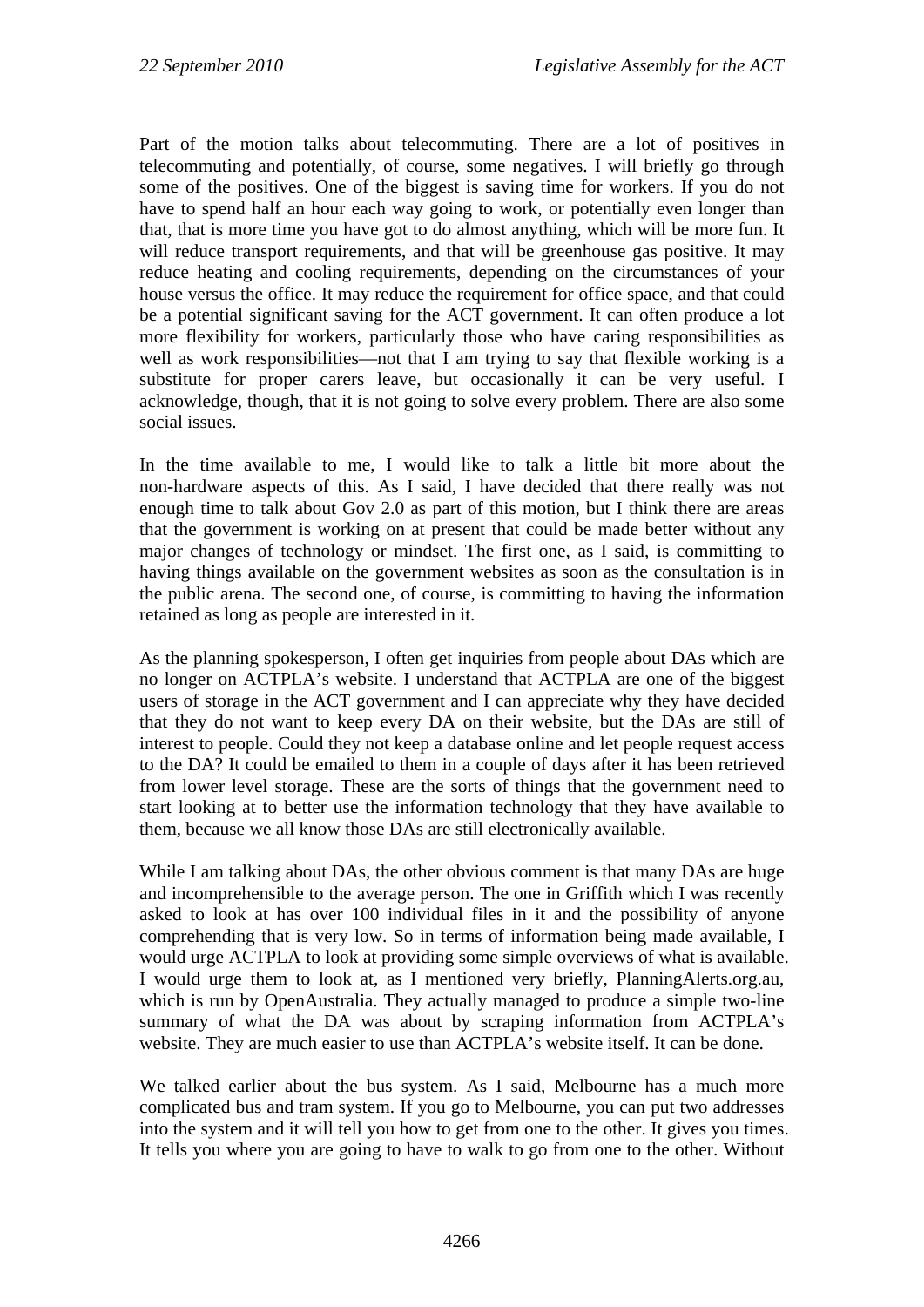Part of the motion talks about telecommuting. There are a lot of positives in telecommuting and potentially, of course, some negatives. I will briefly go through some of the positives. One of the biggest is saving time for workers. If you do not have to spend half an hour each way going to work, or potentially even longer than that, that is more time you have got to do almost anything, which will be more fun. It will reduce transport requirements, and that will be greenhouse gas positive. It may reduce heating and cooling requirements, depending on the circumstances of your house versus the office. It may reduce the requirement for office space, and that could be a potential significant saving for the ACT government. It can often produce a lot more flexibility for workers, particularly those who have caring responsibilities as well as work responsibilities—not that I am trying to say that flexible working is a substitute for proper carers leave, but occasionally it can be very useful. I acknowledge, though, that it is not going to solve every problem. There are also some social issues.

In the time available to me, I would like to talk a little bit more about the non-hardware aspects of this. As I said, I have decided that there really was not enough time to talk about Gov 2.0 as part of this motion, but I think there are areas that the government is working on at present that could be made better without any major changes of technology or mindset. The first one, as I said, is committing to having things available on the government websites as soon as the consultation is in the public arena. The second one, of course, is committing to having the information retained as long as people are interested in it.

As the planning spokesperson, I often get inquiries from people about DAs which are no longer on ACTPLA's website. I understand that ACTPLA are one of the biggest users of storage in the ACT government and I can appreciate why they have decided that they do not want to keep every DA on their website, but the DAs are still of interest to people. Could they not keep a database online and let people request access to the DA? It could be emailed to them in a couple of days after it has been retrieved from lower level storage. These are the sorts of things that the government need to start looking at to better use the information technology that they have available to them, because we all know those DAs are still electronically available.

While I am talking about DAs, the other obvious comment is that many DAs are huge and incomprehensible to the average person. The one in Griffith which I was recently asked to look at has over 100 individual files in it and the possibility of anyone comprehending that is very low. So in terms of information being made available, I would urge ACTPLA to look at providing some simple overviews of what is available. I would urge them to look at, as I mentioned very briefly, PlanningAlerts.org.au, which is run by OpenAustralia. They actually managed to produce a simple two-line summary of what the DA was about by scraping information from ACTPLA's website. They are much easier to use than ACTPLA's website itself. It can be done.

We talked earlier about the bus system. As I said, Melbourne has a much more complicated bus and tram system. If you go to Melbourne, you can put two addresses into the system and it will tell you how to get from one to the other. It gives you times. It tells you where you are going to have to walk to go from one to the other. Without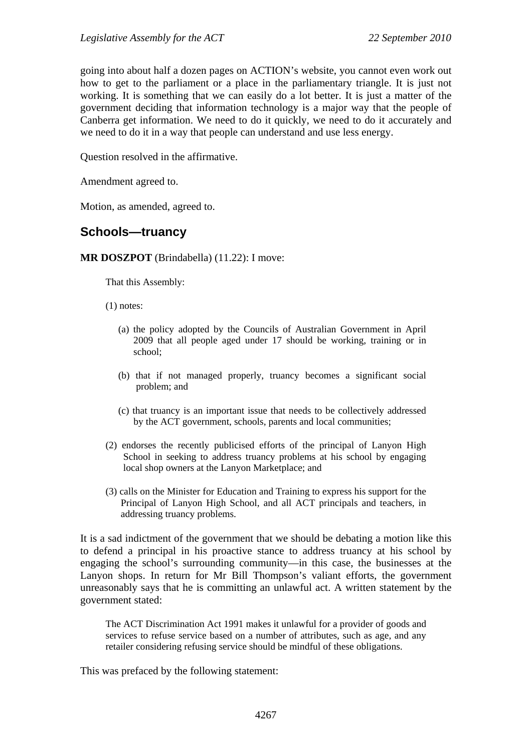going into about half a dozen pages on ACTION's website, you cannot even work out how to get to the parliament or a place in the parliamentary triangle. It is just not working. It is something that we can easily do a lot better. It is just a matter of the government deciding that information technology is a major way that the people of Canberra get information. We need to do it quickly, we need to do it accurately and we need to do it in a way that people can understand and use less energy.

Question resolved in the affirmative.

Amendment agreed to.

Motion, as amended, agreed to.

## Schools—truancy

**MR DOSZPOT** (Brindabella) (11.22): I move:

> That this Assembly:
>
> (1) notes:
>
> (a) the policy adopted by the Councils of Australian Government in April 2009 that all people aged under 17 should be working, training or in school;
>
> (b) that if not managed properly, truancy becomes a significant social problem; and
>
> (c) that truancy is an important issue that needs to be collectively addressed by the ACT government, schools, parents and local communities;
>
> (2) endorses the recently publicised efforts of the principal of Lanyon High School in seeking to address truancy problems at his school by engaging local shop owners at the Lanyon Marketplace; and
>
> (3) calls on the Minister for Education and Training to express his support for the Principal of Lanyon High School, and all ACT principals and teachers, in addressing truancy problems.

It is a sad indictment of the government that we should be debating a motion like this to defend a principal in his proactive stance to address truancy at his school by engaging the school's surrounding community—in this case, the businesses at the Lanyon shops. In return for Mr Bill Thompson's valiant efforts, the government unreasonably says that he is committing an unlawful act. A written statement by the government stated:

> The ACT Discrimination Act 1991 makes it unlawful for a provider of goods and services to refuse service based on a number of attributes, such as age, and any retailer considering refusing service should be mindful of these obligations.

This was prefaced by the following statement: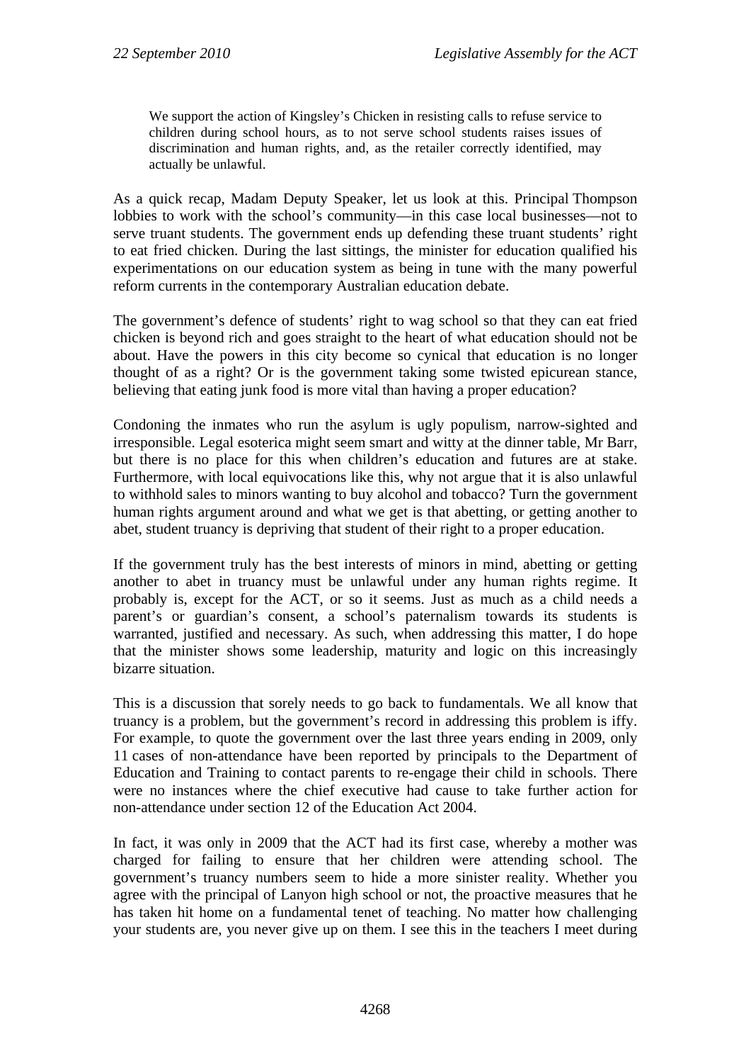> We support the action of Kingsley's Chicken in resisting calls to refuse service to children during school hours, as to not serve school students raises issues of discrimination and human rights, and, as the retailer correctly identified, may actually be unlawful.

As a quick recap, Madam Deputy Speaker, let us look at this. Principal Thompson lobbies to work with the school's community—in this case local businesses—not to serve truant students. The government ends up defending these truant students' right to eat fried chicken. During the last sittings, the minister for education qualified his experimentations on our education system as being in tune with the many powerful reform currents in the contemporary Australian education debate.

The government's defence of students' right to wag school so that they can eat fried chicken is beyond rich and goes straight to the heart of what education should not be about. Have the powers in this city become so cynical that education is no longer thought of as a right? Or is the government taking some twisted epicurean stance, believing that eating junk food is more vital than having a proper education?

Condoning the inmates who run the asylum is ugly populism, narrow-sighted and irresponsible. Legal esoterica might seem smart and witty at the dinner table, Mr Barr, but there is no place for this when children's education and futures are at stake. Furthermore, with local equivocations like this, why not argue that it is also unlawful to withhold sales to minors wanting to buy alcohol and tobacco? Turn the government human rights argument around and what we get is that abetting, or getting another to abet, student truancy is depriving that student of their right to a proper education.

If the government truly has the best interests of minors in mind, abetting or getting another to abet in truancy must be unlawful under any human rights regime. It probably is, except for the ACT, or so it seems. Just as much as a child needs a parent's or guardian's consent, a school's paternalism towards its students is warranted, justified and necessary. As such, when addressing this matter, I do hope that the minister shows some leadership, maturity and logic on this increasingly bizarre situation.

This is a discussion that sorely needs to go back to fundamentals. We all know that truancy is a problem, but the government's record in addressing this problem is iffy. For example, to quote the government over the last three years ending in 2009, only 11 cases of non-attendance have been reported by principals to the Department of Education and Training to contact parents to re-engage their child in schools. There were no instances where the chief executive had cause to take further action for non-attendance under section 12 of the Education Act 2004.

In fact, it was only in 2009 that the ACT had its first case, whereby a mother was charged for failing to ensure that her children were attending school. The government's truancy numbers seem to hide a more sinister reality. Whether you agree with the principal of Lanyon high school or not, the proactive measures that he has taken hit home on a fundamental tenet of teaching. No matter how challenging your students are, you never give up on them. I see this in the teachers I meet during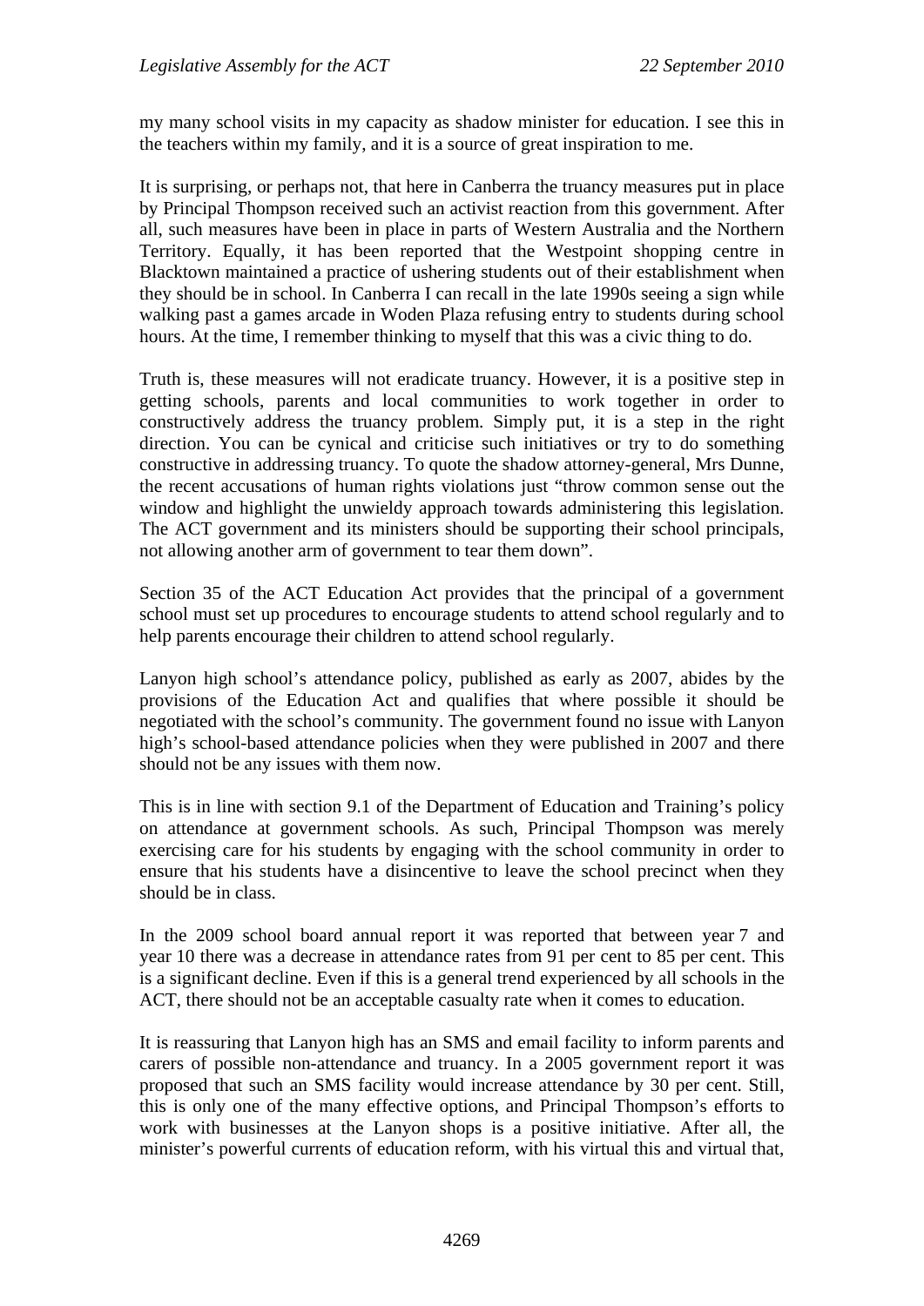my many school visits in my capacity as shadow minister for education. I see this in the teachers within my family, and it is a source of great inspiration to me.

It is surprising, or perhaps not, that here in Canberra the truancy measures put in place by Principal Thompson received such an activist reaction from this government. After all, such measures have been in place in parts of Western Australia and the Northern Territory. Equally, it has been reported that the Westpoint shopping centre in Blacktown maintained a practice of ushering students out of their establishment when they should be in school. In Canberra I can recall in the late 1990s seeing a sign while walking past a games arcade in Woden Plaza refusing entry to students during school hours. At the time, I remember thinking to myself that this was a civic thing to do.

Truth is, these measures will not eradicate truancy. However, it is a positive step in getting schools, parents and local communities to work together in order to constructively address the truancy problem. Simply put, it is a step in the right direction. You can be cynical and criticise such initiatives or try to do something constructive in addressing truancy. To quote the shadow attorney-general, Mrs Dunne, the recent accusations of human rights violations just "throw common sense out the window and highlight the unwieldy approach towards administering this legislation. The ACT government and its ministers should be supporting their school principals, not allowing another arm of government to tear them down".

Section 35 of the ACT Education Act provides that the principal of a government school must set up procedures to encourage students to attend school regularly and to help parents encourage their children to attend school regularly.

Lanyon high school's attendance policy, published as early as 2007, abides by the provisions of the Education Act and qualifies that where possible it should be negotiated with the school's community. The government found no issue with Lanyon high's school-based attendance policies when they were published in 2007 and there should not be any issues with them now.

This is in line with section 9.1 of the Department of Education and Training's policy on attendance at government schools. As such, Principal Thompson was merely exercising care for his students by engaging with the school community in order to ensure that his students have a disincentive to leave the school precinct when they should be in class.

In the 2009 school board annual report it was reported that between year 7 and year 10 there was a decrease in attendance rates from 91 per cent to 85 per cent. This is a significant decline. Even if this is a general trend experienced by all schools in the ACT, there should not be an acceptable casualty rate when it comes to education.

It is reassuring that Lanyon high has an SMS and email facility to inform parents and carers of possible non-attendance and truancy. In a 2005 government report it was proposed that such an SMS facility would increase attendance by 30 per cent. Still, this is only one of the many effective options, and Principal Thompson's efforts to work with businesses at the Lanyon shops is a positive initiative. After all, the minister's powerful currents of education reform, with his virtual this and virtual that,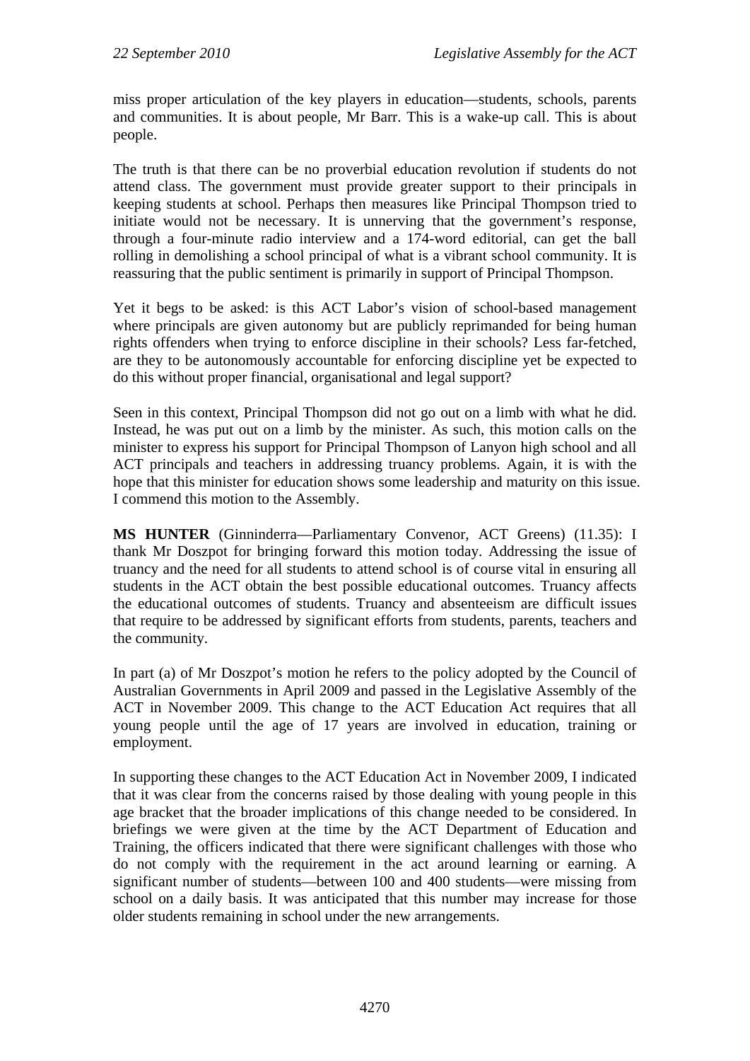miss proper articulation of the key players in education—students, schools, parents and communities. It is about people, Mr Barr. This is a wake-up call. This is about people.

The truth is that there can be no proverbial education revolution if students do not attend class. The government must provide greater support to their principals in keeping students at school. Perhaps then measures like Principal Thompson tried to initiate would not be necessary. It is unnerving that the government's response, through a four-minute radio interview and a 174-word editorial, can get the ball rolling in demolishing a school principal of what is a vibrant school community. It is reassuring that the public sentiment is primarily in support of Principal Thompson.

Yet it begs to be asked: is this ACT Labor's vision of school-based management where principals are given autonomy but are publicly reprimanded for being human rights offenders when trying to enforce discipline in their schools? Less far-fetched, are they to be autonomously accountable for enforcing discipline yet be expected to do this without proper financial, organisational and legal support?

Seen in this context, Principal Thompson did not go out on a limb with what he did. Instead, he was put out on a limb by the minister. As such, this motion calls on the minister to express his support for Principal Thompson of Lanyon high school and all ACT principals and teachers in addressing truancy problems. Again, it is with the hope that this minister for education shows some leadership and maturity on this issue. I commend this motion to the Assembly.

**MS HUNTER** (Ginninderra—Parliamentary Convenor, ACT Greens) (11.35): I thank Mr Doszpot for bringing forward this motion today. Addressing the issue of truancy and the need for all students to attend school is of course vital in ensuring all students in the ACT obtain the best possible educational outcomes. Truancy affects the educational outcomes of students. Truancy and absenteeism are difficult issues that require to be addressed by significant efforts from students, parents, teachers and the community.

In part (a) of Mr Doszpot's motion he refers to the policy adopted by the Council of Australian Governments in April 2009 and passed in the Legislative Assembly of the ACT in November 2009. This change to the ACT Education Act requires that all young people until the age of 17 years are involved in education, training or employment.

In supporting these changes to the ACT Education Act in November 2009, I indicated that it was clear from the concerns raised by those dealing with young people in this age bracket that the broader implications of this change needed to be considered. In briefings we were given at the time by the ACT Department of Education and Training, the officers indicated that there were significant challenges with those who do not comply with the requirement in the act around learning or earning. A significant number of students—between 100 and 400 students—were missing from school on a daily basis. It was anticipated that this number may increase for those older students remaining in school under the new arrangements.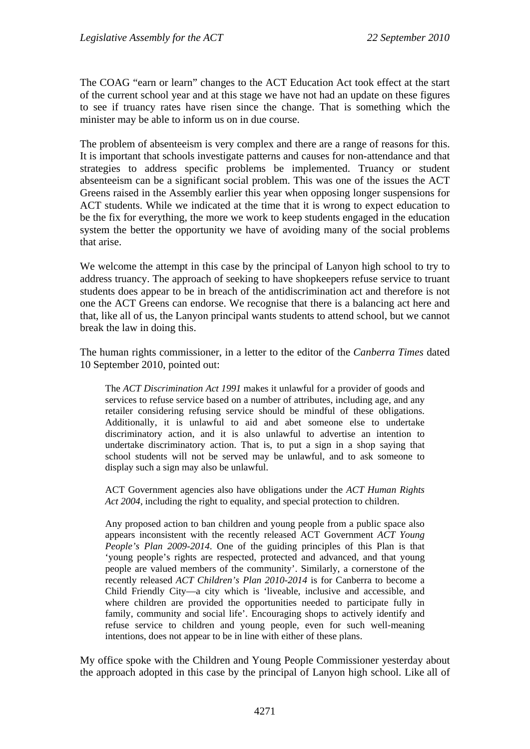The COAG "earn or learn" changes to the ACT Education Act took effect at the start of the current school year and at this stage we have not had an update on these figures to see if truancy rates have risen since the change. That is something which the minister may be able to inform us on in due course.

The problem of absenteeism is very complex and there are a range of reasons for this. It is important that schools investigate patterns and causes for non-attendance and that strategies to address specific problems be implemented. Truancy or student absenteeism can be a significant social problem. This was one of the issues the ACT Greens raised in the Assembly earlier this year when opposing longer suspensions for ACT students. While we indicated at the time that it is wrong to expect education to be the fix for everything, the more we work to keep students engaged in the education system the better the opportunity we have of avoiding many of the social problems that arise.

We welcome the attempt in this case by the principal of Lanyon high school to try to address truancy. The approach of seeking to have shopkeepers refuse service to truant students does appear to be in breach of the antidiscrimination act and therefore is not one the ACT Greens can endorse. We recognise that there is a balancing act here and that, like all of us, the Lanyon principal wants students to attend school, but we cannot break the law in doing this.

The human rights commissioner, in a letter to the editor of the *Canberra Times* dated 10 September 2010, pointed out:

> The *ACT Discrimination Act 1991* makes it unlawful for a provider of goods and services to refuse service based on a number of attributes, including age, and any retailer considering refusing service should be mindful of these obligations. Additionally, it is unlawful to aid and abet someone else to undertake discriminatory action, and it is also unlawful to advertise an intention to undertake discriminatory action. That is, to put a sign in a shop saying that school students will not be served may be unlawful, and to ask someone to display such a sign may also be unlawful.
>
> ACT Government agencies also have obligations under the *ACT Human Rights Act 2004*, including the right to equality, and special protection to children.
>
> Any proposed action to ban children and young people from a public space also appears inconsistent with the recently released ACT Government *ACT Young People's Plan 2009-2014*. One of the guiding principles of this Plan is that 'young people's rights are respected, protected and advanced, and that young people are valued members of the community'. Similarly, a cornerstone of the recently released *ACT Children's Plan 2010-2014* is for Canberra to become a Child Friendly City—a city which is 'liveable, inclusive and accessible, and where children are provided the opportunities needed to participate fully in family, community and social life'. Encouraging shops to actively identify and refuse service to children and young people, even for such well-meaning intentions, does not appear to be in line with either of these plans.

My office spoke with the Children and Young People Commissioner yesterday about the approach adopted in this case by the principal of Lanyon high school. Like all of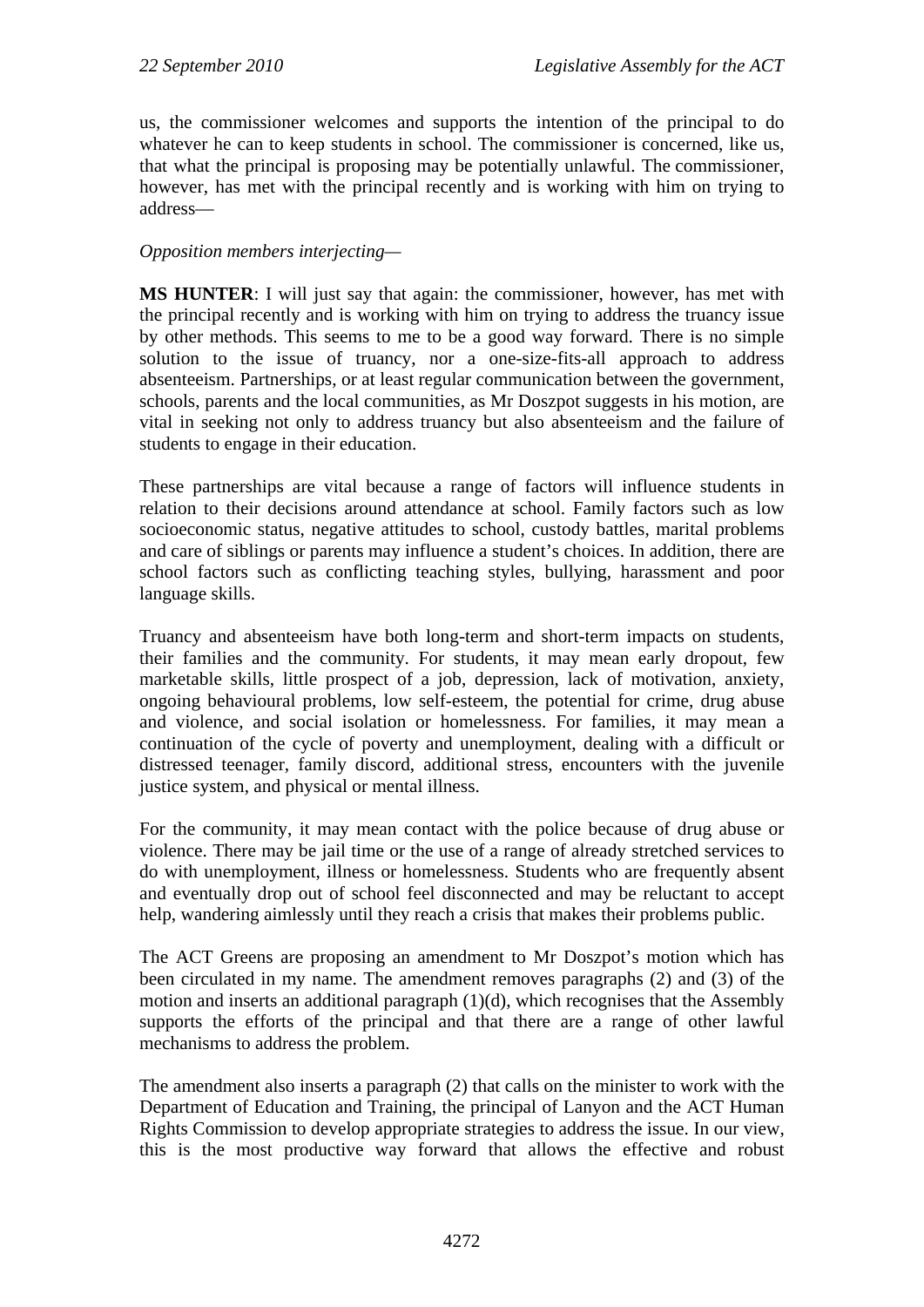us, the commissioner welcomes and supports the intention of the principal to do whatever he can to keep students in school. The commissioner is concerned, like us, that what the principal is proposing may be potentially unlawful. The commissioner, however, has met with the principal recently and is working with him on trying to address—

*Opposition members interjecting*—

**MS HUNTER**: I will just say that again: the commissioner, however, has met with the principal recently and is working with him on trying to address the truancy issue by other methods. This seems to me to be a good way forward. There is no simple solution to the issue of truancy, nor a one-size-fits-all approach to address absenteeism. Partnerships, or at least regular communication between the government, schools, parents and the local communities, as Mr Doszpot suggests in his motion, are vital in seeking not only to address truancy but also absenteeism and the failure of students to engage in their education.

These partnerships are vital because a range of factors will influence students in relation to their decisions around attendance at school. Family factors such as low socioeconomic status, negative attitudes to school, custody battles, marital problems and care of siblings or parents may influence a student's choices. In addition, there are school factors such as conflicting teaching styles, bullying, harassment and poor language skills.

Truancy and absenteeism have both long-term and short-term impacts on students, their families and the community. For students, it may mean early dropout, few marketable skills, little prospect of a job, depression, lack of motivation, anxiety, ongoing behavioural problems, low self-esteem, the potential for crime, drug abuse and violence, and social isolation or homelessness. For families, it may mean a continuation of the cycle of poverty and unemployment, dealing with a difficult or distressed teenager, family discord, additional stress, encounters with the juvenile justice system, and physical or mental illness.

For the community, it may mean contact with the police because of drug abuse or violence. There may be jail time or the use of a range of already stretched services to do with unemployment, illness or homelessness. Students who are frequently absent and eventually drop out of school feel disconnected and may be reluctant to accept help, wandering aimlessly until they reach a crisis that makes their problems public.

The ACT Greens are proposing an amendment to Mr Doszpot's motion which has been circulated in my name. The amendment removes paragraphs (2) and (3) of the motion and inserts an additional paragraph (1)(d), which recognises that the Assembly supports the efforts of the principal and that there are a range of other lawful mechanisms to address the problem.

The amendment also inserts a paragraph (2) that calls on the minister to work with the Department of Education and Training, the principal of Lanyon and the ACT Human Rights Commission to develop appropriate strategies to address the issue. In our view, this is the most productive way forward that allows the effective and robust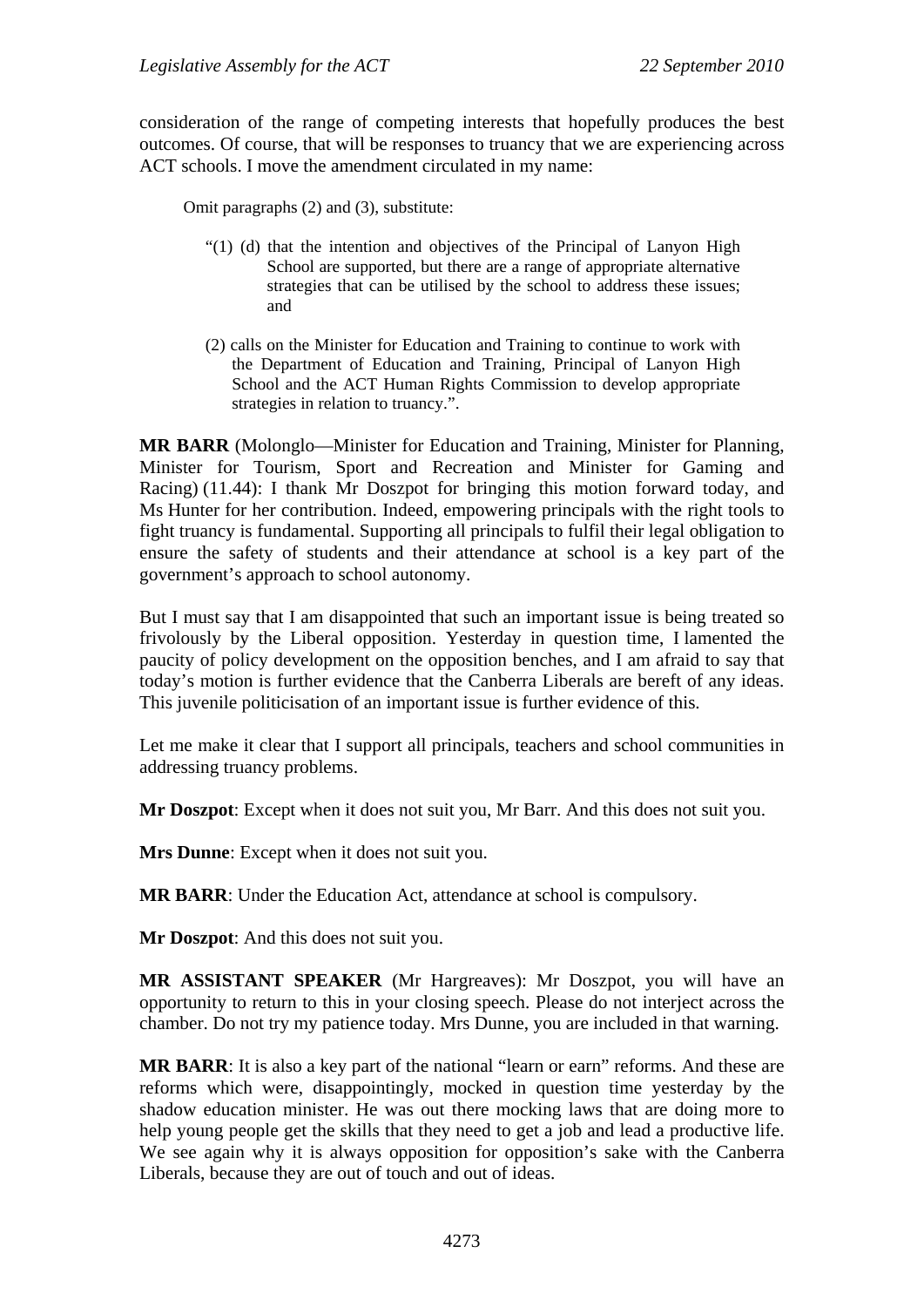consideration of the range of competing interests that hopefully produces the best outcomes. Of course, that will be responses to truancy that we are experiencing across ACT schools. I move the amendment circulated in my name:

> Omit paragraphs (2) and (3), substitute:
>
> "(1) (d) that the intention and objectives of the Principal of Lanyon High School are supported, but there are a range of appropriate alternative strategies that can be utilised by the school to address these issues; and
>
> (2) calls on the Minister for Education and Training to continue to work with the Department of Education and Training, Principal of Lanyon High School and the ACT Human Rights Commission to develop appropriate strategies in relation to truancy.".

**MR BARR** (Molonglo—Minister for Education and Training, Minister for Planning, Minister for Tourism, Sport and Recreation and Minister for Gaming and Racing) (11.44): I thank Mr Doszpot for bringing this motion forward today, and Ms Hunter for her contribution. Indeed, empowering principals with the right tools to fight truancy is fundamental. Supporting all principals to fulfil their legal obligation to ensure the safety of students and their attendance at school is a key part of the government's approach to school autonomy.

But I must say that I am disappointed that such an important issue is being treated so frivolously by the Liberal opposition. Yesterday in question time, I lamented the paucity of policy development on the opposition benches, and I am afraid to say that today's motion is further evidence that the Canberra Liberals are bereft of any ideas. This juvenile politicisation of an important issue is further evidence of this.

Let me make it clear that I support all principals, teachers and school communities in addressing truancy problems.

**Mr Doszpot**: Except when it does not suit you, Mr Barr. And this does not suit you.

**Mrs Dunne**: Except when it does not suit you.

**MR BARR**: Under the Education Act, attendance at school is compulsory.

**Mr Doszpot**: And this does not suit you.

**MR ASSISTANT SPEAKER** (Mr Hargreaves): Mr Doszpot, you will have an opportunity to return to this in your closing speech. Please do not interject across the chamber. Do not try my patience today. Mrs Dunne, you are included in that warning.

**MR BARR**: It is also a key part of the national "learn or earn" reforms. And these are reforms which were, disappointingly, mocked in question time yesterday by the shadow education minister. He was out there mocking laws that are doing more to help young people get the skills that they need to get a job and lead a productive life. We see again why it is always opposition for opposition's sake with the Canberra Liberals, because they are out of touch and out of ideas.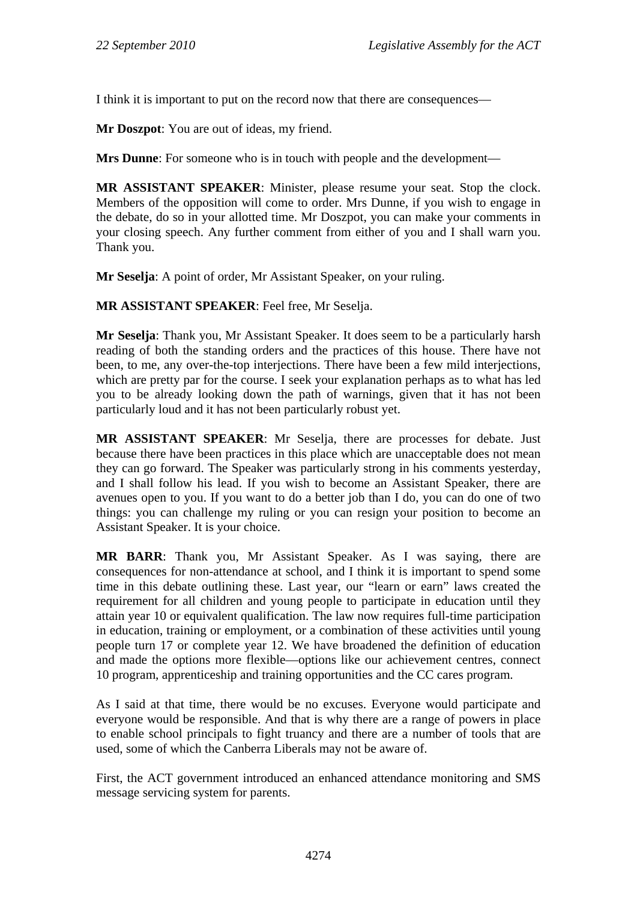I think it is important to put on the record now that there are consequences—

**Mr Doszpot**: You are out of ideas, my friend.

**Mrs Dunne**: For someone who is in touch with people and the development—

**MR ASSISTANT SPEAKER**: Minister, please resume your seat. Stop the clock. Members of the opposition will come to order. Mrs Dunne, if you wish to engage in the debate, do so in your allotted time. Mr Doszpot, you can make your comments in your closing speech. Any further comment from either of you and I shall warn you. Thank you.

**Mr Seselja**: A point of order, Mr Assistant Speaker, on your ruling.

**MR ASSISTANT SPEAKER**: Feel free, Mr Seselja.

**Mr Seselja**: Thank you, Mr Assistant Speaker. It does seem to be a particularly harsh reading of both the standing orders and the practices of this house. There have not been, to me, any over-the-top interjections. There have been a few mild interjections, which are pretty par for the course. I seek your explanation perhaps as to what has led you to be already looking down the path of warnings, given that it has not been particularly loud and it has not been particularly robust yet.

**MR ASSISTANT SPEAKER**: Mr Seselja, there are processes for debate. Just because there have been practices in this place which are unacceptable does not mean they can go forward. The Speaker was particularly strong in his comments yesterday, and I shall follow his lead. If you wish to become an Assistant Speaker, there are avenues open to you. If you want to do a better job than I do, you can do one of two things: you can challenge my ruling or you can resign your position to become an Assistant Speaker. It is your choice.

**MR BARR**: Thank you, Mr Assistant Speaker. As I was saying, there are consequences for non-attendance at school, and I think it is important to spend some time in this debate outlining these. Last year, our "learn or earn" laws created the requirement for all children and young people to participate in education until they attain year 10 or equivalent qualification. The law now requires full-time participation in education, training or employment, or a combination of these activities until young people turn 17 or complete year 12. We have broadened the definition of education and made the options more flexible—options like our achievement centres, connect 10 program, apprenticeship and training opportunities and the CC cares program.

As I said at that time, there would be no excuses. Everyone would participate and everyone would be responsible. And that is why there are a range of powers in place to enable school principals to fight truancy and there are a number of tools that are used, some of which the Canberra Liberals may not be aware of.

First, the ACT government introduced an enhanced attendance monitoring and SMS message servicing system for parents.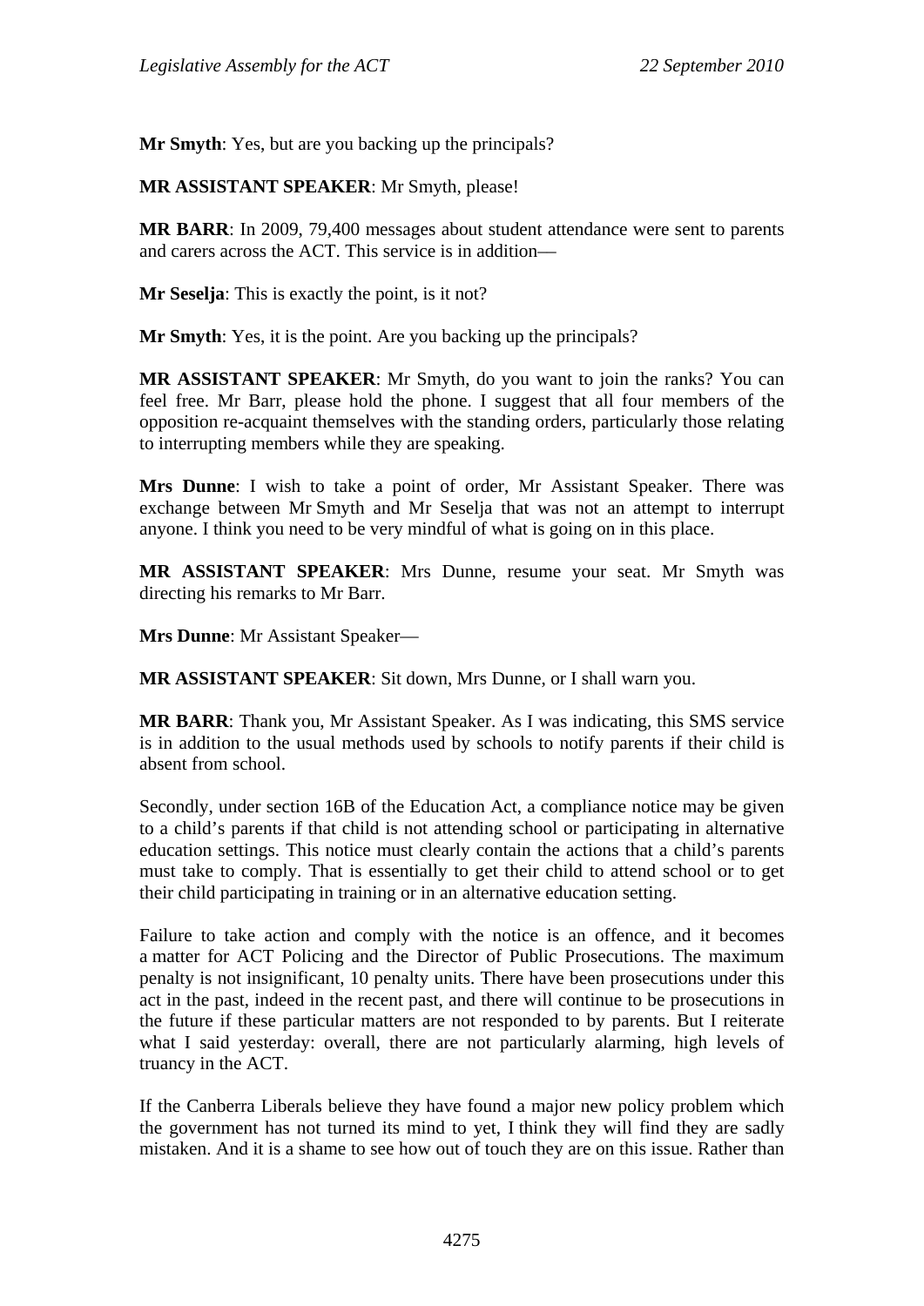**Mr Smyth**: Yes, but are you backing up the principals?

**MR ASSISTANT SPEAKER**: Mr Smyth, please!

**MR BARR**: In 2009, 79,400 messages about student attendance were sent to parents and carers across the ACT. This service is in addition—

**Mr Seselja**: This is exactly the point, is it not?

**Mr Smyth**: Yes, it is the point. Are you backing up the principals?

**MR ASSISTANT SPEAKER**: Mr Smyth, do you want to join the ranks? You can feel free. Mr Barr, please hold the phone. I suggest that all four members of the opposition re-acquaint themselves with the standing orders, particularly those relating to interrupting members while they are speaking.

**Mrs Dunne**: I wish to take a point of order, Mr Assistant Speaker. There was exchange between Mr Smyth and Mr Seselja that was not an attempt to interrupt anyone. I think you need to be very mindful of what is going on in this place.

**MR ASSISTANT SPEAKER**: Mrs Dunne, resume your seat. Mr Smyth was directing his remarks to Mr Barr.

**Mrs Dunne**: Mr Assistant Speaker—

**MR ASSISTANT SPEAKER**: Sit down, Mrs Dunne, or I shall warn you.

**MR BARR**: Thank you, Mr Assistant Speaker. As I was indicating, this SMS service is in addition to the usual methods used by schools to notify parents if their child is absent from school.

Secondly, under section 16B of the Education Act, a compliance notice may be given to a child's parents if that child is not attending school or participating in alternative education settings. This notice must clearly contain the actions that a child's parents must take to comply. That is essentially to get their child to attend school or to get their child participating in training or in an alternative education setting.

Failure to take action and comply with the notice is an offence, and it becomes a matter for ACT Policing and the Director of Public Prosecutions. The maximum penalty is not insignificant, 10 penalty units. There have been prosecutions under this act in the past, indeed in the recent past, and there will continue to be prosecutions in the future if these particular matters are not responded to by parents. But I reiterate what I said yesterday: overall, there are not particularly alarming, high levels of truancy in the ACT.

If the Canberra Liberals believe they have found a major new policy problem which the government has not turned its mind to yet, I think they will find they are sadly mistaken. And it is a shame to see how out of touch they are on this issue. Rather than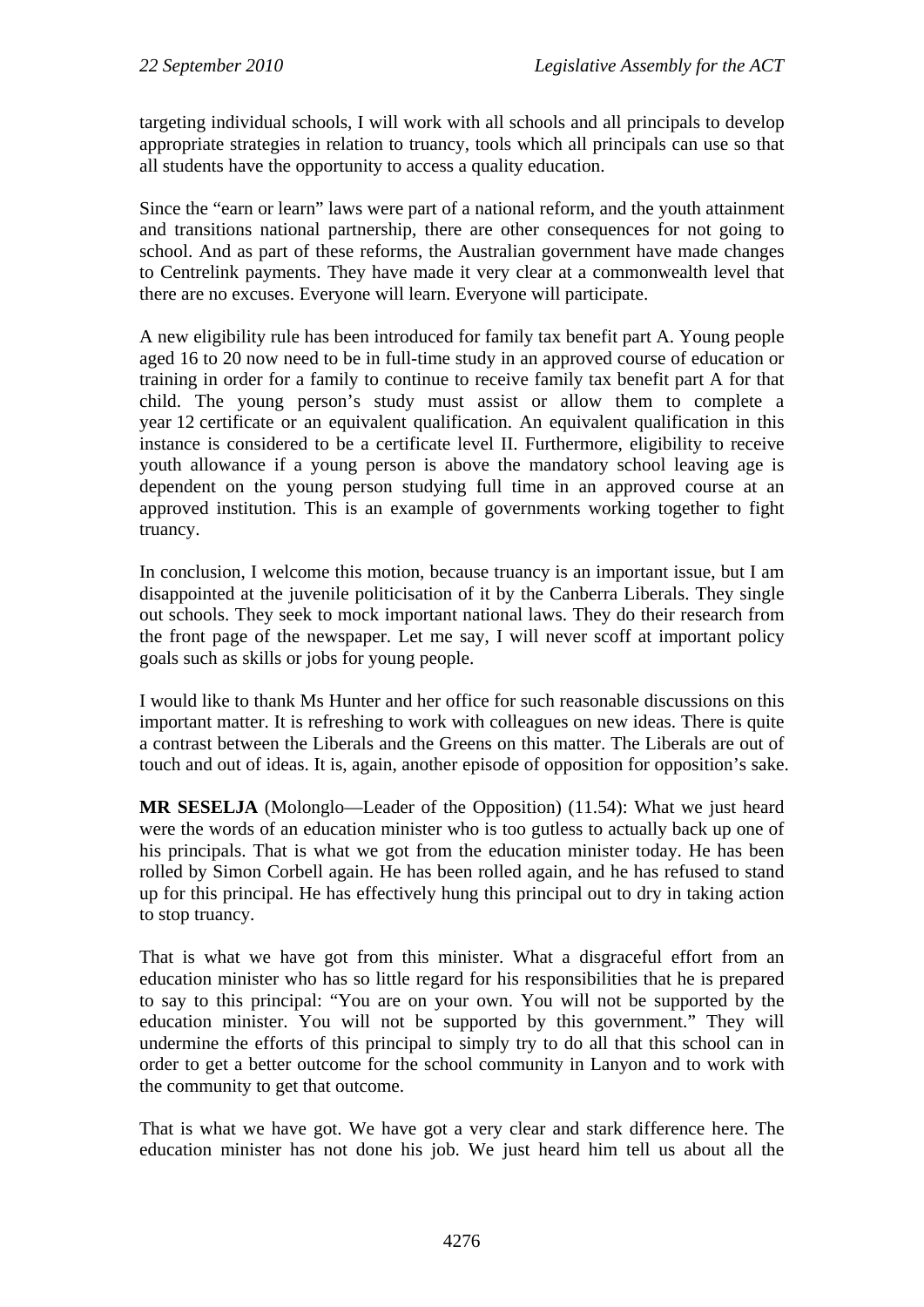targeting individual schools, I will work with all schools and all principals to develop appropriate strategies in relation to truancy, tools which all principals can use so that all students have the opportunity to access a quality education.

Since the "earn or learn" laws were part of a national reform, and the youth attainment and transitions national partnership, there are other consequences for not going to school. And as part of these reforms, the Australian government have made changes to Centrelink payments. They have made it very clear at a commonwealth level that there are no excuses. Everyone will learn. Everyone will participate.

A new eligibility rule has been introduced for family tax benefit part A. Young people aged 16 to 20 now need to be in full-time study in an approved course of education or training in order for a family to continue to receive family tax benefit part A for that child. The young person's study must assist or allow them to complete a year 12 certificate or an equivalent qualification. An equivalent qualification in this instance is considered to be a certificate level II. Furthermore, eligibility to receive youth allowance if a young person is above the mandatory school leaving age is dependent on the young person studying full time in an approved course at an approved institution. This is an example of governments working together to fight truancy.

In conclusion, I welcome this motion, because truancy is an important issue, but I am disappointed at the juvenile politicisation of it by the Canberra Liberals. They single out schools. They seek to mock important national laws. They do their research from the front page of the newspaper. Let me say, I will never scoff at important policy goals such as skills or jobs for young people.

I would like to thank Ms Hunter and her office for such reasonable discussions on this important matter. It is refreshing to work with colleagues on new ideas. There is quite a contrast between the Liberals and the Greens on this matter. The Liberals are out of touch and out of ideas. It is, again, another episode of opposition for opposition's sake.

**MR SESELJA** (Molonglo—Leader of the Opposition) (11.54): What we just heard were the words of an education minister who is too gutless to actually back up one of his principals. That is what we got from the education minister today. He has been rolled by Simon Corbell again. He has been rolled again, and he has refused to stand up for this principal. He has effectively hung this principal out to dry in taking action to stop truancy.

That is what we have got from this minister. What a disgraceful effort from an education minister who has so little regard for his responsibilities that he is prepared to say to this principal: "You are on your own. You will not be supported by the education minister. You will not be supported by this government." They will undermine the efforts of this principal to simply try to do all that this school can in order to get a better outcome for the school community in Lanyon and to work with the community to get that outcome.

That is what we have got. We have got a very clear and stark difference here. The education minister has not done his job. We just heard him tell us about all the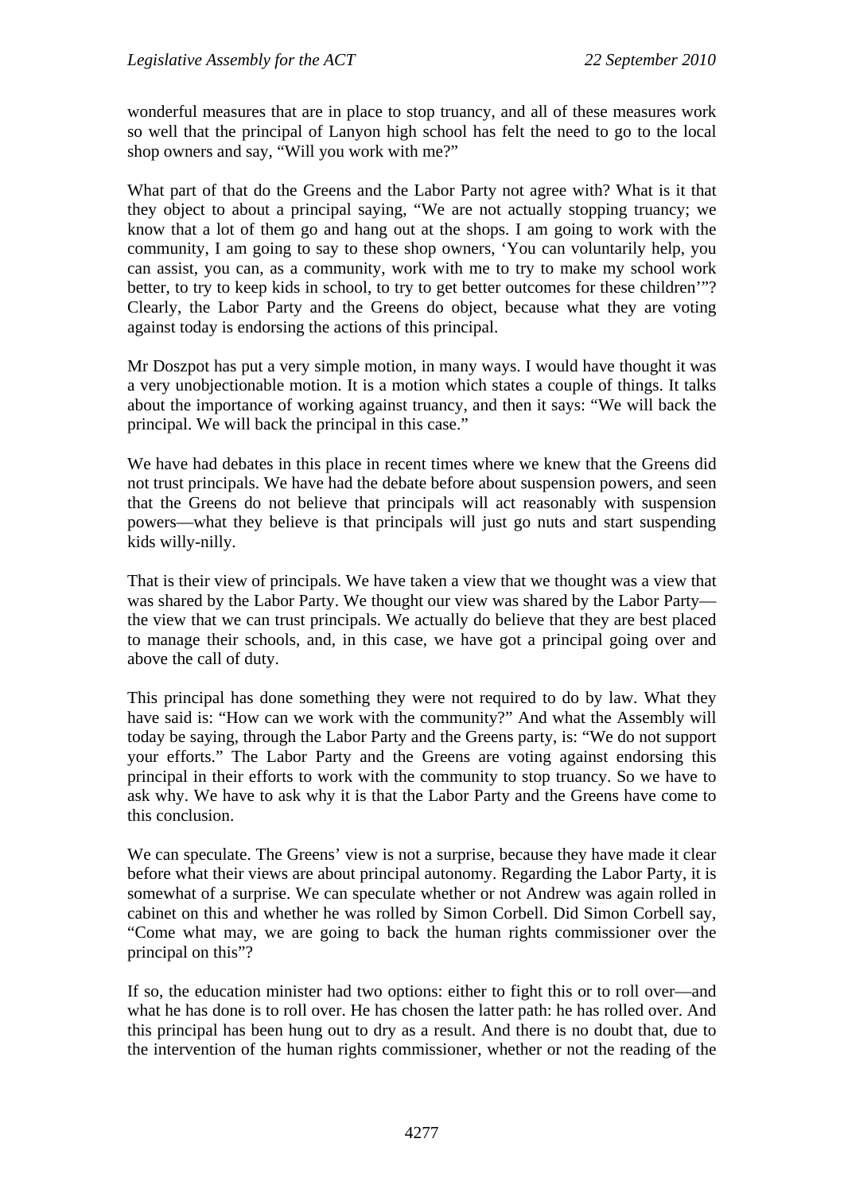wonderful measures that are in place to stop truancy, and all of these measures work so well that the principal of Lanyon high school has felt the need to go to the local shop owners and say, "Will you work with me?"

What part of that do the Greens and the Labor Party not agree with? What is it that they object to about a principal saying, "We are not actually stopping truancy; we know that a lot of them go and hang out at the shops. I am going to work with the community, I am going to say to these shop owners, 'You can voluntarily help, you can assist, you can, as a community, work with me to try to make my school work better, to try to keep kids in school, to try to get better outcomes for these children'"? Clearly, the Labor Party and the Greens do object, because what they are voting against today is endorsing the actions of this principal.

Mr Doszpot has put a very simple motion, in many ways. I would have thought it was a very unobjectionable motion. It is a motion which states a couple of things. It talks about the importance of working against truancy, and then it says: "We will back the principal. We will back the principal in this case."

We have had debates in this place in recent times where we knew that the Greens did not trust principals. We have had the debate before about suspension powers, and seen that the Greens do not believe that principals will act reasonably with suspension powers—what they believe is that principals will just go nuts and start suspending kids willy-nilly.

That is their view of principals. We have taken a view that we thought was a view that was shared by the Labor Party. We thought our view was shared by the Labor Party—the view that we can trust principals. We actually do believe that they are best placed to manage their schools, and, in this case, we have got a principal going over and above the call of duty.

This principal has done something they were not required to do by law. What they have said is: "How can we work with the community?" And what the Assembly will today be saying, through the Labor Party and the Greens party, is: "We do not support your efforts." The Labor Party and the Greens are voting against endorsing this principal in their efforts to work with the community to stop truancy. So we have to ask why. We have to ask why it is that the Labor Party and the Greens have come to this conclusion.

We can speculate. The Greens' view is not a surprise, because they have made it clear before what their views are about principal autonomy. Regarding the Labor Party, it is somewhat of a surprise. We can speculate whether or not Andrew was again rolled in cabinet on this and whether he was rolled by Simon Corbell. Did Simon Corbell say, "Come what may, we are going to back the human rights commissioner over the principal on this"?

If so, the education minister had two options: either to fight this or to roll over—and what he has done is to roll over. He has chosen the latter path: he has rolled over. And this principal has been hung out to dry as a result. And there is no doubt that, due to the intervention of the human rights commissioner, whether or not the reading of the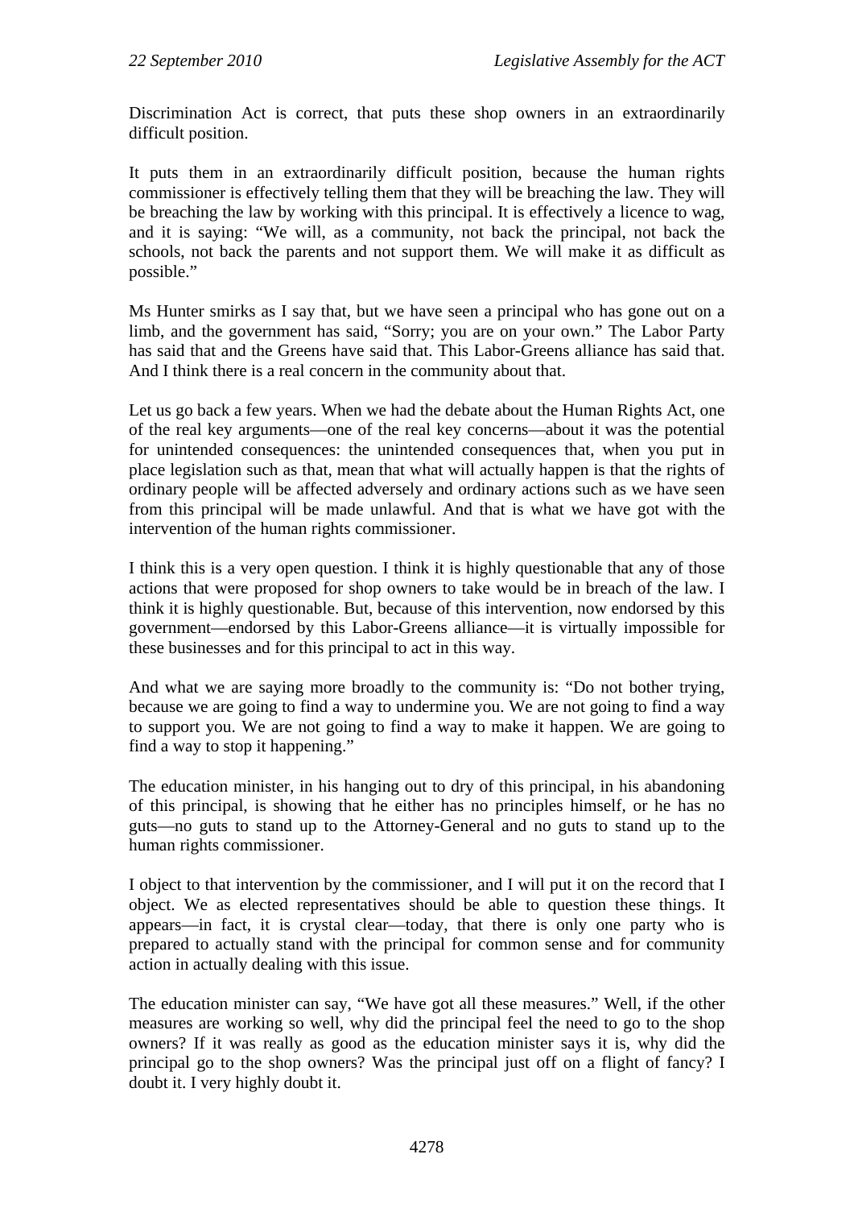Discrimination Act is correct, that puts these shop owners in an extraordinarily difficult position.

It puts them in an extraordinarily difficult position, because the human rights commissioner is effectively telling them that they will be breaching the law. They will be breaching the law by working with this principal. It is effectively a licence to wag, and it is saying: "We will, as a community, not back the principal, not back the schools, not back the parents and not support them. We will make it as difficult as possible."

Ms Hunter smirks as I say that, but we have seen a principal who has gone out on a limb, and the government has said, "Sorry; you are on your own." The Labor Party has said that and the Greens have said that. This Labor-Greens alliance has said that. And I think there is a real concern in the community about that.

Let us go back a few years. When we had the debate about the Human Rights Act, one of the real key arguments—one of the real key concerns—about it was the potential for unintended consequences: the unintended consequences that, when you put in place legislation such as that, mean that what will actually happen is that the rights of ordinary people will be affected adversely and ordinary actions such as we have seen from this principal will be made unlawful. And that is what we have got with the intervention of the human rights commissioner.

I think this is a very open question. I think it is highly questionable that any of those actions that were proposed for shop owners to take would be in breach of the law. I think it is highly questionable. But, because of this intervention, now endorsed by this government—endorsed by this Labor-Greens alliance—it is virtually impossible for these businesses and for this principal to act in this way.

And what we are saying more broadly to the community is: "Do not bother trying, because we are going to find a way to undermine you. We are not going to find a way to support you. We are not going to find a way to make it happen. We are going to find a way to stop it happening."

The education minister, in his hanging out to dry of this principal, in his abandoning of this principal, is showing that he either has no principles himself, or he has no guts—no guts to stand up to the Attorney-General and no guts to stand up to the human rights commissioner.

I object to that intervention by the commissioner, and I will put it on the record that I object. We as elected representatives should be able to question these things. It appears—in fact, it is crystal clear—today, that there is only one party who is prepared to actually stand with the principal for common sense and for community action in actually dealing with this issue.

The education minister can say, "We have got all these measures." Well, if the other measures are working so well, why did the principal feel the need to go to the shop owners? If it was really as good as the education minister says it is, why did the principal go to the shop owners? Was the principal just off on a flight of fancy? I doubt it. I very highly doubt it.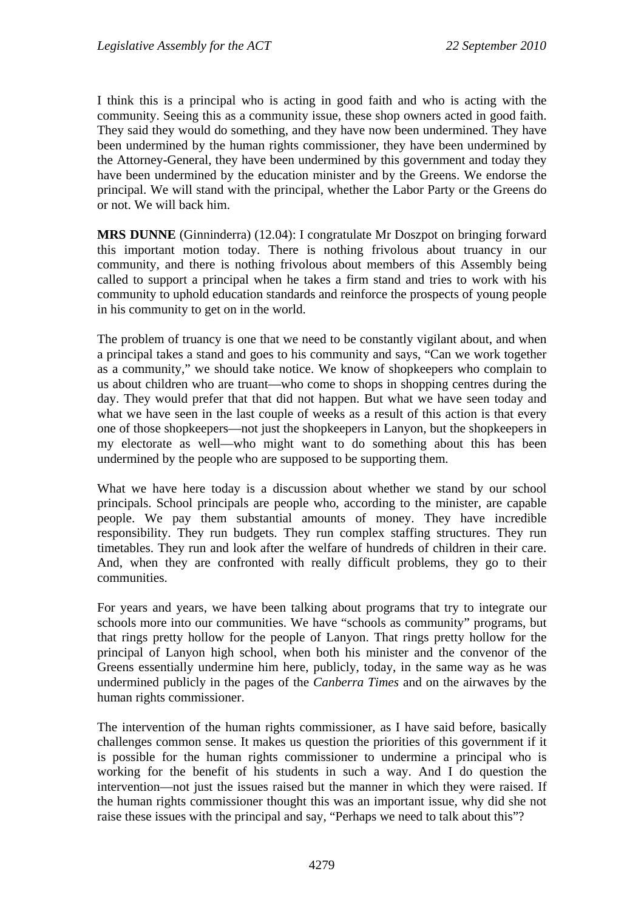I think this is a principal who is acting in good faith and who is acting with the community. Seeing this as a community issue, these shop owners acted in good faith. They said they would do something, and they have now been undermined. They have been undermined by the human rights commissioner, they have been undermined by the Attorney-General, they have been undermined by this government and today they have been undermined by the education minister and by the Greens. We endorse the principal. We will stand with the principal, whether the Labor Party or the Greens do or not. We will back him.

**MRS DUNNE** (Ginninderra) (12.04): I congratulate Mr Doszpot on bringing forward this important motion today. There is nothing frivolous about truancy in our community, and there is nothing frivolous about members of this Assembly being called to support a principal when he takes a firm stand and tries to work with his community to uphold education standards and reinforce the prospects of young people in his community to get on in the world.

The problem of truancy is one that we need to be constantly vigilant about, and when a principal takes a stand and goes to his community and says, "Can we work together as a community," we should take notice. We know of shopkeepers who complain to us about children who are truant—who come to shops in shopping centres during the day. They would prefer that that did not happen. But what we have seen today and what we have seen in the last couple of weeks as a result of this action is that every one of those shopkeepers—not just the shopkeepers in Lanyon, but the shopkeepers in my electorate as well—who might want to do something about this has been undermined by the people who are supposed to be supporting them.

What we have here today is a discussion about whether we stand by our school principals. School principals are people who, according to the minister, are capable people. We pay them substantial amounts of money. They have incredible responsibility. They run budgets. They run complex staffing structures. They run timetables. They run and look after the welfare of hundreds of children in their care. And, when they are confronted with really difficult problems, they go to their communities.

For years and years, we have been talking about programs that try to integrate our schools more into our communities. We have "schools as community" programs, but that rings pretty hollow for the people of Lanyon. That rings pretty hollow for the principal of Lanyon high school, when both his minister and the convenor of the Greens essentially undermine him here, publicly, today, in the same way as he was undermined publicly in the pages of the *Canberra Times* and on the airwaves by the human rights commissioner.

The intervention of the human rights commissioner, as I have said before, basically challenges common sense. It makes us question the priorities of this government if it is possible for the human rights commissioner to undermine a principal who is working for the benefit of his students in such a way. And I do question the intervention—not just the issues raised but the manner in which they were raised. If the human rights commissioner thought this was an important issue, why did she not raise these issues with the principal and say, "Perhaps we need to talk about this"?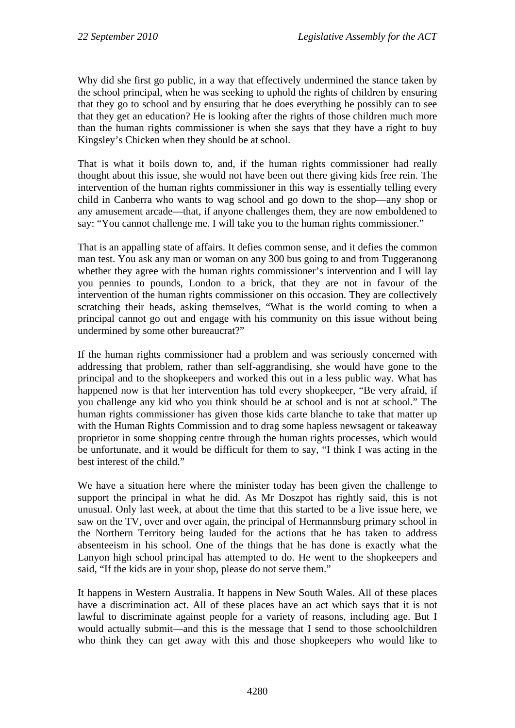Why did she first go public, in a way that effectively undermined the stance taken by the school principal, when he was seeking to uphold the rights of children by ensuring that they go to school and by ensuring that he does everything he possibly can to see that they get an education? He is looking after the rights of those children much more than the human rights commissioner is when she says that they have a right to buy Kingsley's Chicken when they should be at school.

That is what it boils down to, and, if the human rights commissioner had really thought about this issue, she would not have been out there giving kids free rein. The intervention of the human rights commissioner in this way is essentially telling every child in Canberra who wants to wag school and go down to the shop—any shop or any amusement arcade—that, if anyone challenges them, they are now emboldened to say: "You cannot challenge me. I will take you to the human rights commissioner."

That is an appalling state of affairs. It defies common sense, and it defies the common man test. You ask any man or woman on any 300 bus going to and from Tuggeranong whether they agree with the human rights commissioner's intervention and I will lay you pennies to pounds, London to a brick, that they are not in favour of the intervention of the human rights commissioner on this occasion. They are collectively scratching their heads, asking themselves, "What is the world coming to when a principal cannot go out and engage with his community on this issue without being undermined by some other bureaucrat?"

If the human rights commissioner had a problem and was seriously concerned with addressing that problem, rather than self-aggrandising, she would have gone to the principal and to the shopkeepers and worked this out in a less public way. What has happened now is that her intervention has told every shopkeeper, "Be very afraid, if you challenge any kid who you think should be at school and is not at school." The human rights commissioner has given those kids carte blanche to take that matter up with the Human Rights Commission and to drag some hapless newsagent or takeaway proprietor in some shopping centre through the human rights processes, which would be unfortunate, and it would be difficult for them to say, "I think I was acting in the best interest of the child."

We have a situation here where the minister today has been given the challenge to support the principal in what he did. As Mr Doszpot has rightly said, this is not unusual. Only last week, at about the time that this started to be a live issue here, we saw on the TV, over and over again, the principal of Hermannsburg primary school in the Northern Territory being lauded for the actions that he has taken to address absenteeism in his school. One of the things that he has done is exactly what the Lanyon high school principal has attempted to do. He went to the shopkeepers and said, "If the kids are in your shop, please do not serve them."

It happens in Western Australia. It happens in New South Wales. All of these places have a discrimination act. All of these places have an act which says that it is not lawful to discriminate against people for a variety of reasons, including age. But I would actually submit—and this is the message that I send to those schoolchildren who think they can get away with this and those shopkeepers who would like to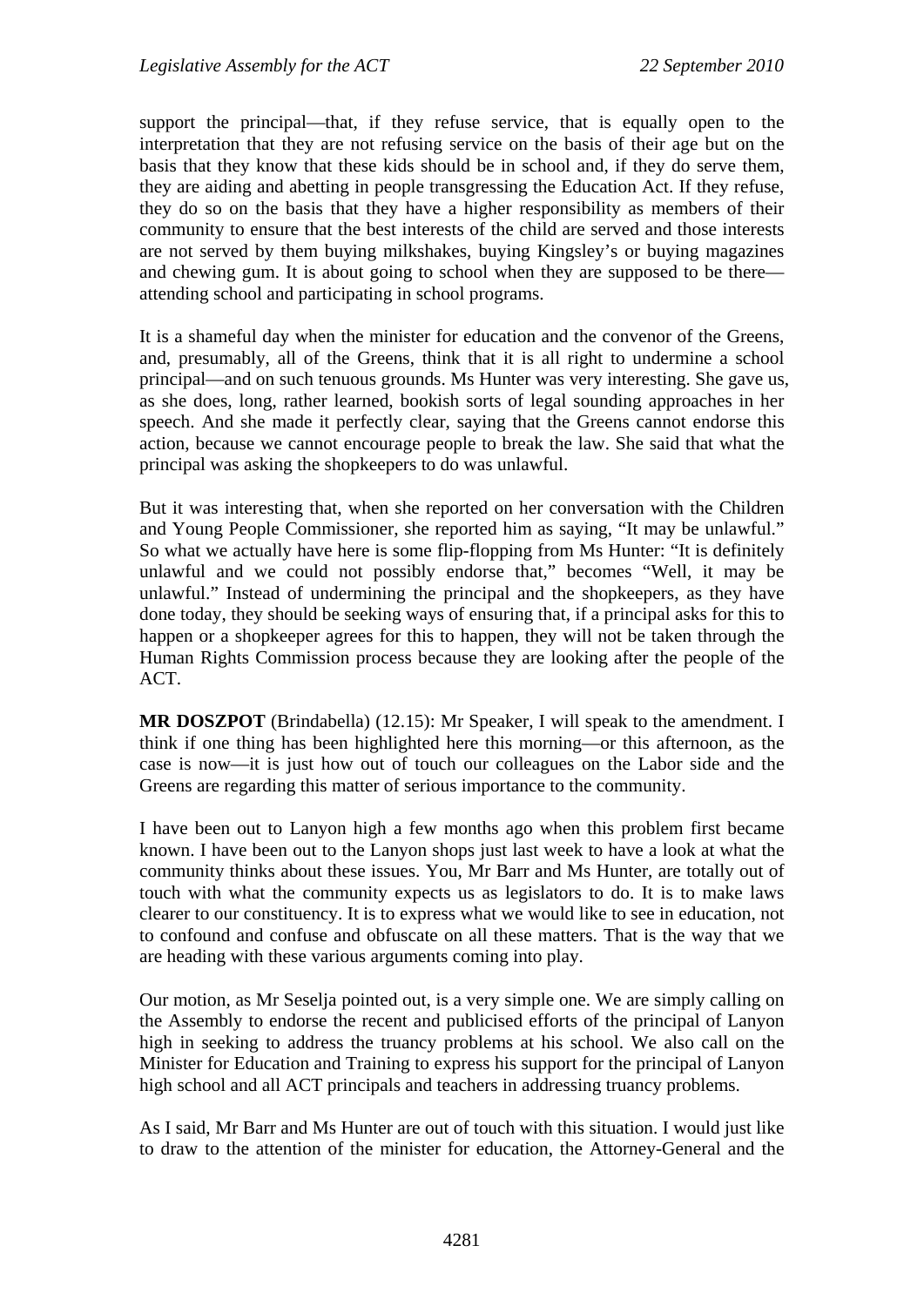support the principal—that, if they refuse service, that is equally open to the interpretation that they are not refusing service on the basis of their age but on the basis that they know that these kids should be in school and, if they do serve them, they are aiding and abetting in people transgressing the Education Act. If they refuse, they do so on the basis that they have a higher responsibility as members of their community to ensure that the best interests of the child are served and those interests are not served by them buying milkshakes, buying Kingsley's or buying magazines and chewing gum. It is about going to school when they are supposed to be there—attending school and participating in school programs.

It is a shameful day when the minister for education and the convenor of the Greens, and, presumably, all of the Greens, think that it is all right to undermine a school principal—and on such tenuous grounds. Ms Hunter was very interesting. She gave us, as she does, long, rather learned, bookish sorts of legal sounding approaches in her speech. And she made it perfectly clear, saying that the Greens cannot endorse this action, because we cannot encourage people to break the law. She said that what the principal was asking the shopkeepers to do was unlawful.

But it was interesting that, when she reported on her conversation with the Children and Young People Commissioner, she reported him as saying, "It may be unlawful." So what we actually have here is some flip-flopping from Ms Hunter: "It is definitely unlawful and we could not possibly endorse that," becomes "Well, it may be unlawful." Instead of undermining the principal and the shopkeepers, as they have done today, they should be seeking ways of ensuring that, if a principal asks for this to happen or a shopkeeper agrees for this to happen, they will not be taken through the Human Rights Commission process because they are looking after the people of the ACT.

**MR DOSZPOT** (Brindabella) (12.15): Mr Speaker, I will speak to the amendment. I think if one thing has been highlighted here this morning—or this afternoon, as the case is now—it is just how out of touch our colleagues on the Labor side and the Greens are regarding this matter of serious importance to the community.

I have been out to Lanyon high a few months ago when this problem first became known. I have been out to the Lanyon shops just last week to have a look at what the community thinks about these issues. You, Mr Barr and Ms Hunter, are totally out of touch with what the community expects us as legislators to do. It is to make laws clearer to our constituency. It is to express what we would like to see in education, not to confound and confuse and obfuscate on all these matters. That is the way that we are heading with these various arguments coming into play.

Our motion, as Mr Seselja pointed out, is a very simple one. We are simply calling on the Assembly to endorse the recent and publicised efforts of the principal of Lanyon high in seeking to address the truancy problems at his school. We also call on the Minister for Education and Training to express his support for the principal of Lanyon high school and all ACT principals and teachers in addressing truancy problems.

As I said, Mr Barr and Ms Hunter are out of touch with this situation. I would just like to draw to the attention of the minister for education, the Attorney-General and the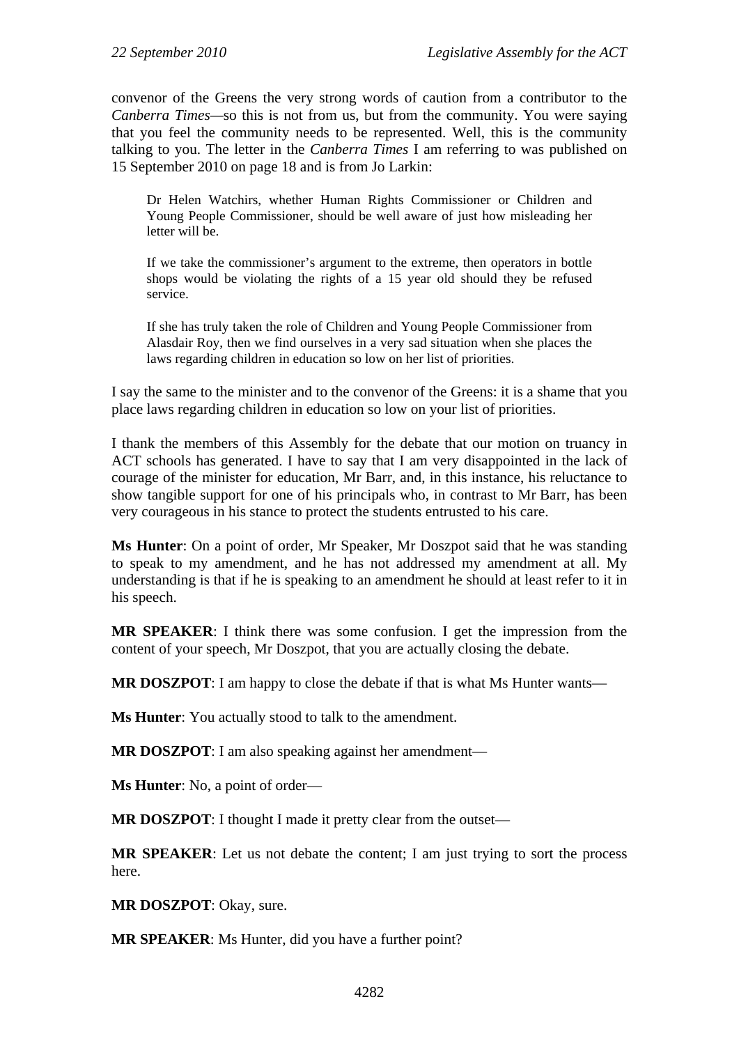convenor of the Greens the very strong words of caution from a contributor to the *Canberra Times*—so this is not from us, but from the community. You were saying that you feel the community needs to be represented. Well, this is the community talking to you. The letter in the *Canberra Times* I am referring to was published on 15 September 2010 on page 18 and is from Jo Larkin:

> Dr Helen Watchirs, whether Human Rights Commissioner or Children and Young People Commissioner, should be well aware of just how misleading her letter will be.
>
> If we take the commissioner's argument to the extreme, then operators in bottle shops would be violating the rights of a 15 year old should they be refused service.
>
> If she has truly taken the role of Children and Young People Commissioner from Alasdair Roy, then we find ourselves in a very sad situation when she places the laws regarding children in education so low on her list of priorities.

I say the same to the minister and to the convenor of the Greens: it is a shame that you place laws regarding children in education so low on your list of priorities.

I thank the members of this Assembly for the debate that our motion on truancy in ACT schools has generated. I have to say that I am very disappointed in the lack of courage of the minister for education, Mr Barr, and, in this instance, his reluctance to show tangible support for one of his principals who, in contrast to Mr Barr, has been very courageous in his stance to protect the students entrusted to his care.

**Ms Hunter**: On a point of order, Mr Speaker, Mr Doszpot said that he was standing to speak to my amendment, and he has not addressed my amendment at all. My understanding is that if he is speaking to an amendment he should at least refer to it in his speech.

**MR SPEAKER**: I think there was some confusion. I get the impression from the content of your speech, Mr Doszpot, that you are actually closing the debate.

**MR DOSZPOT**: I am happy to close the debate if that is what Ms Hunter wants—

**Ms Hunter**: You actually stood to talk to the amendment.

**MR DOSZPOT**: I am also speaking against her amendment—

**Ms Hunter**: No, a point of order—

**MR DOSZPOT**: I thought I made it pretty clear from the outset—

**MR SPEAKER**: Let us not debate the content; I am just trying to sort the process here.

**MR DOSZPOT**: Okay, sure.

**MR SPEAKER**: Ms Hunter, did you have a further point?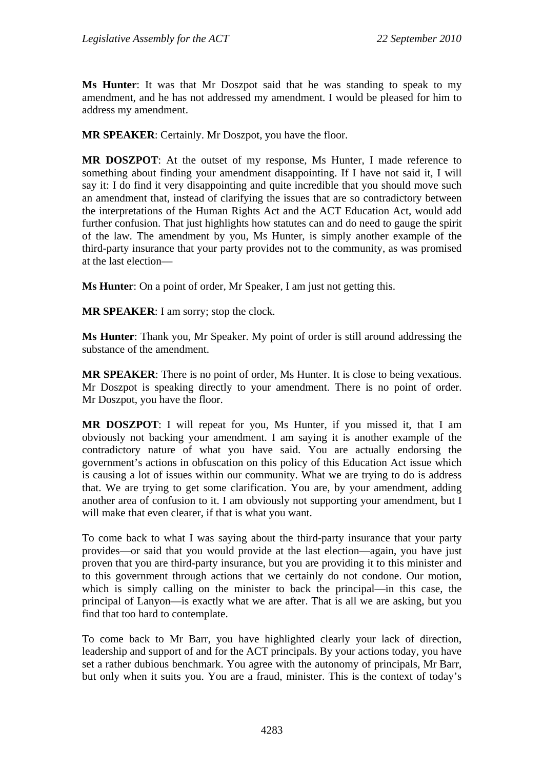**Ms Hunter**: It was that Mr Doszpot said that he was standing to speak to my amendment, and he has not addressed my amendment. I would be pleased for him to address my amendment.

**MR SPEAKER**: Certainly. Mr Doszpot, you have the floor.

**MR DOSZPOT**: At the outset of my response, Ms Hunter, I made reference to something about finding your amendment disappointing. If I have not said it, I will say it: I do find it very disappointing and quite incredible that you should move such an amendment that, instead of clarifying the issues that are so contradictory between the interpretations of the Human Rights Act and the ACT Education Act, would add further confusion. That just highlights how statutes can and do need to gauge the spirit of the law. The amendment by you, Ms Hunter, is simply another example of the third-party insurance that your party provides not to the community, as was promised at the last election—

**Ms Hunter**: On a point of order, Mr Speaker, I am just not getting this.

**MR SPEAKER**: I am sorry; stop the clock.

**Ms Hunter**: Thank you, Mr Speaker. My point of order is still around addressing the substance of the amendment.

**MR SPEAKER**: There is no point of order, Ms Hunter. It is close to being vexatious. Mr Doszpot is speaking directly to your amendment. There is no point of order. Mr Doszpot, you have the floor.

**MR DOSZPOT**: I will repeat for you, Ms Hunter, if you missed it, that I am obviously not backing your amendment. I am saying it is another example of the contradictory nature of what you have said. You are actually endorsing the government's actions in obfuscation on this policy of this Education Act issue which is causing a lot of issues within our community. What we are trying to do is address that. We are trying to get some clarification. You are, by your amendment, adding another area of confusion to it. I am obviously not supporting your amendment, but I will make that even clearer, if that is what you want.

To come back to what I was saying about the third-party insurance that your party provides—or said that you would provide at the last election—again, you have just proven that you are third-party insurance, but you are providing it to this minister and to this government through actions that we certainly do not condone. Our motion, which is simply calling on the minister to back the principal—in this case, the principal of Lanyon—is exactly what we are after. That is all we are asking, but you find that too hard to contemplate.

To come back to Mr Barr, you have highlighted clearly your lack of direction, leadership and support of and for the ACT principals. By your actions today, you have set a rather dubious benchmark. You agree with the autonomy of principals, Mr Barr, but only when it suits you. You are a fraud, minister. This is the context of today's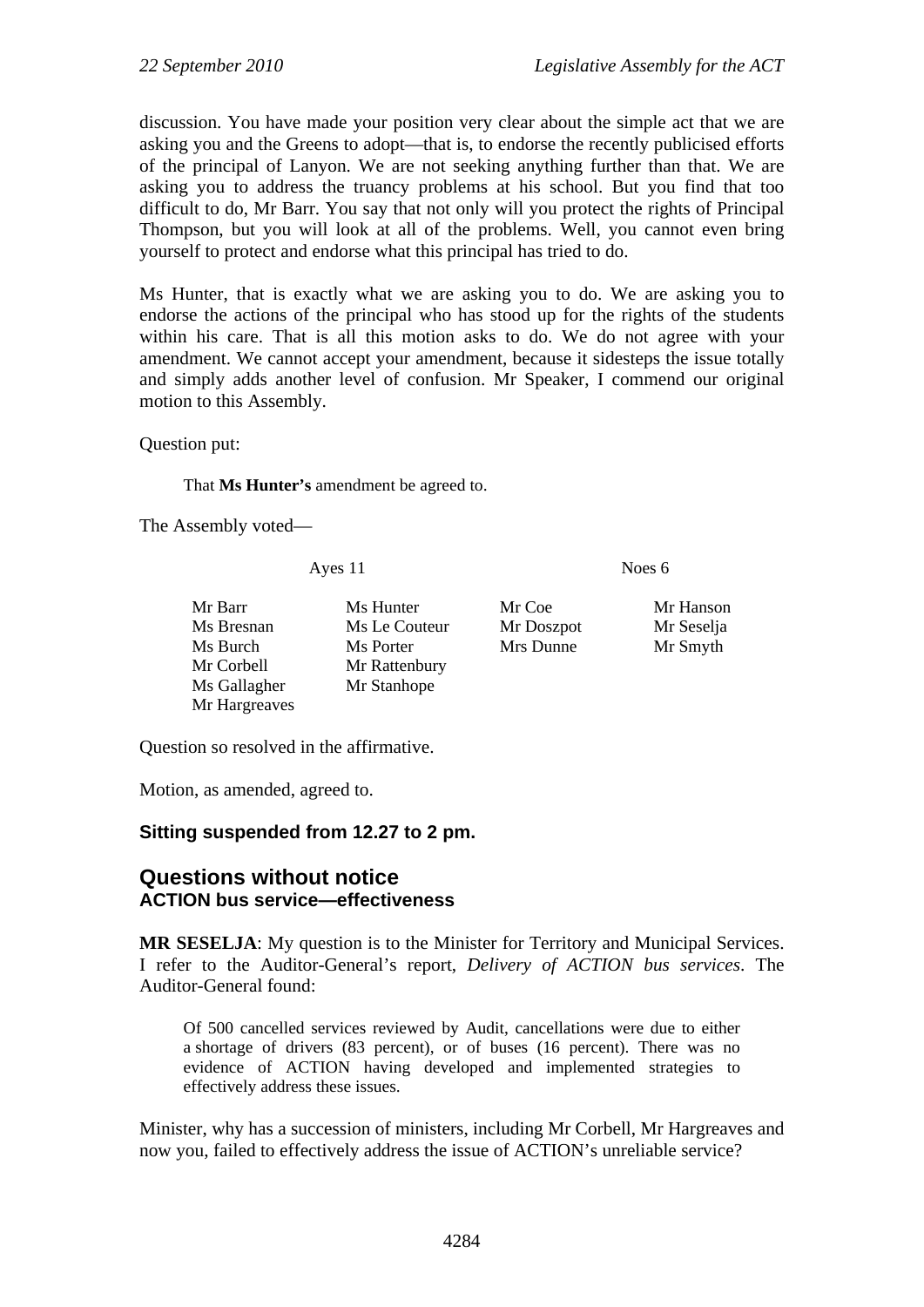discussion. You have made your position very clear about the simple act that we are asking you and the Greens to adopt—that is, to endorse the recently publicised efforts of the principal of Lanyon. We are not seeking anything further than that. We are asking you to address the truancy problems at his school. But you find that too difficult to do, Mr Barr. You say that not only will you protect the rights of Principal Thompson, but you will look at all of the problems. Well, you cannot even bring yourself to protect and endorse what this principal has tried to do.

Ms Hunter, that is exactly what we are asking you to do. We are asking you to endorse the actions of the principal who has stood up for the rights of the students within his care. That is all this motion asks to do. We do not agree with your amendment. We cannot accept your amendment, because it sidesteps the issue totally and simply adds another level of confusion. Mr Speaker, I commend our original motion to this Assembly.

Question put:

> That **Ms Hunter's** amendment be agreed to.

The Assembly voted—

| Ayes 11 | | Noes 6 | |
|---|---|---|---|
| Mr Barr | Ms Hunter | Mr Coe | Mr Hanson |
| Ms Bresnan | Ms Le Couteur | Mr Doszpot | Mr Seselja |
| Ms Burch | Ms Porter | Mrs Dunne | Mr Smyth |
| Mr Corbell | Mr Rattenbury | | |
| Ms Gallagher | Mr Stanhope | | |
| Mr Hargreaves | | | |

Question so resolved in the affirmative.

Motion, as amended, agreed to.

**Sitting suspended from 12.27 to 2 pm.**

## Questions without notice

### ACTION bus service—effectiveness

**MR SESELJA**: My question is to the Minister for Territory and Municipal Services. I refer to the Auditor-General's report, *Delivery of ACTION bus services*. The Auditor-General found:

> Of 500 cancelled services reviewed by Audit, cancellations were due to either a shortage of drivers (83 percent), or of buses (16 percent). There was no evidence of ACTION having developed and implemented strategies to effectively address these issues.

Minister, why has a succession of ministers, including Mr Corbell, Mr Hargreaves and now you, failed to effectively address the issue of ACTION's unreliable service?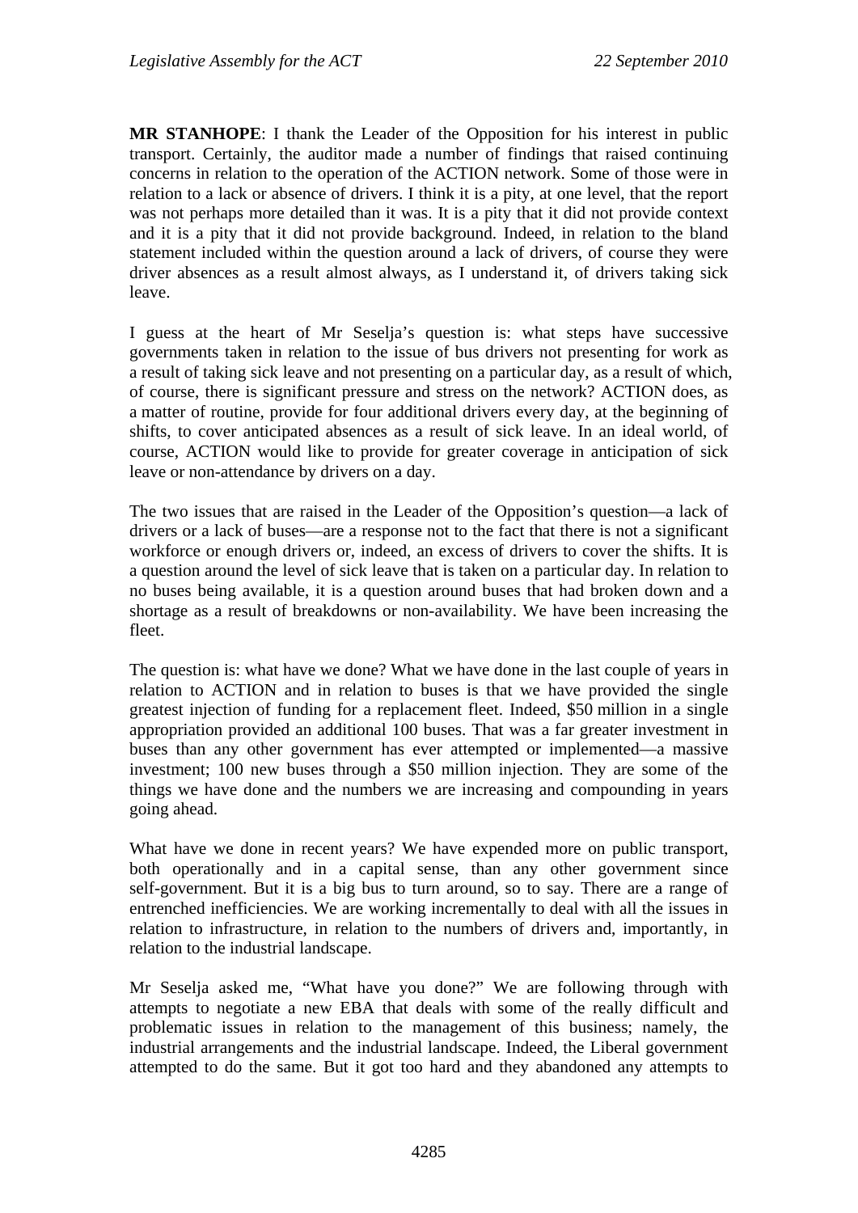**MR STANHOPE**: I thank the Leader of the Opposition for his interest in public transport. Certainly, the auditor made a number of findings that raised continuing concerns in relation to the operation of the ACTION network. Some of those were in relation to a lack or absence of drivers. I think it is a pity, at one level, that the report was not perhaps more detailed than it was. It is a pity that it did not provide context and it is a pity that it did not provide background. Indeed, in relation to the bland statement included within the question around a lack of drivers, of course they were driver absences as a result almost always, as I understand it, of drivers taking sick leave.

I guess at the heart of Mr Seselja's question is: what steps have successive governments taken in relation to the issue of bus drivers not presenting for work as a result of taking sick leave and not presenting on a particular day, as a result of which, of course, there is significant pressure and stress on the network? ACTION does, as a matter of routine, provide for four additional drivers every day, at the beginning of shifts, to cover anticipated absences as a result of sick leave. In an ideal world, of course, ACTION would like to provide for greater coverage in anticipation of sick leave or non-attendance by drivers on a day.

The two issues that are raised in the Leader of the Opposition's question—a lack of drivers or a lack of buses—are a response not to the fact that there is not a significant workforce or enough drivers or, indeed, an excess of drivers to cover the shifts. It is a question around the level of sick leave that is taken on a particular day. In relation to no buses being available, it is a question around buses that had broken down and a shortage as a result of breakdowns or non-availability. We have been increasing the fleet.

The question is: what have we done? What we have done in the last couple of years in relation to ACTION and in relation to buses is that we have provided the single greatest injection of funding for a replacement fleet. Indeed, $50 million in a single appropriation provided an additional 100 buses. That was a far greater investment in buses than any other government has ever attempted or implemented—a massive investment; 100 new buses through a $50 million injection. They are some of the things we have done and the numbers we are increasing and compounding in years going ahead.

What have we done in recent years? We have expended more on public transport, both operationally and in a capital sense, than any other government since self-government. But it is a big bus to turn around, so to say. There are a range of entrenched inefficiencies. We are working incrementally to deal with all the issues in relation to infrastructure, in relation to the numbers of drivers and, importantly, in relation to the industrial landscape.

Mr Seselja asked me, "What have you done?" We are following through with attempts to negotiate a new EBA that deals with some of the really difficult and problematic issues in relation to the management of this business; namely, the industrial arrangements and the industrial landscape. Indeed, the Liberal government attempted to do the same. But it got too hard and they abandoned any attempts to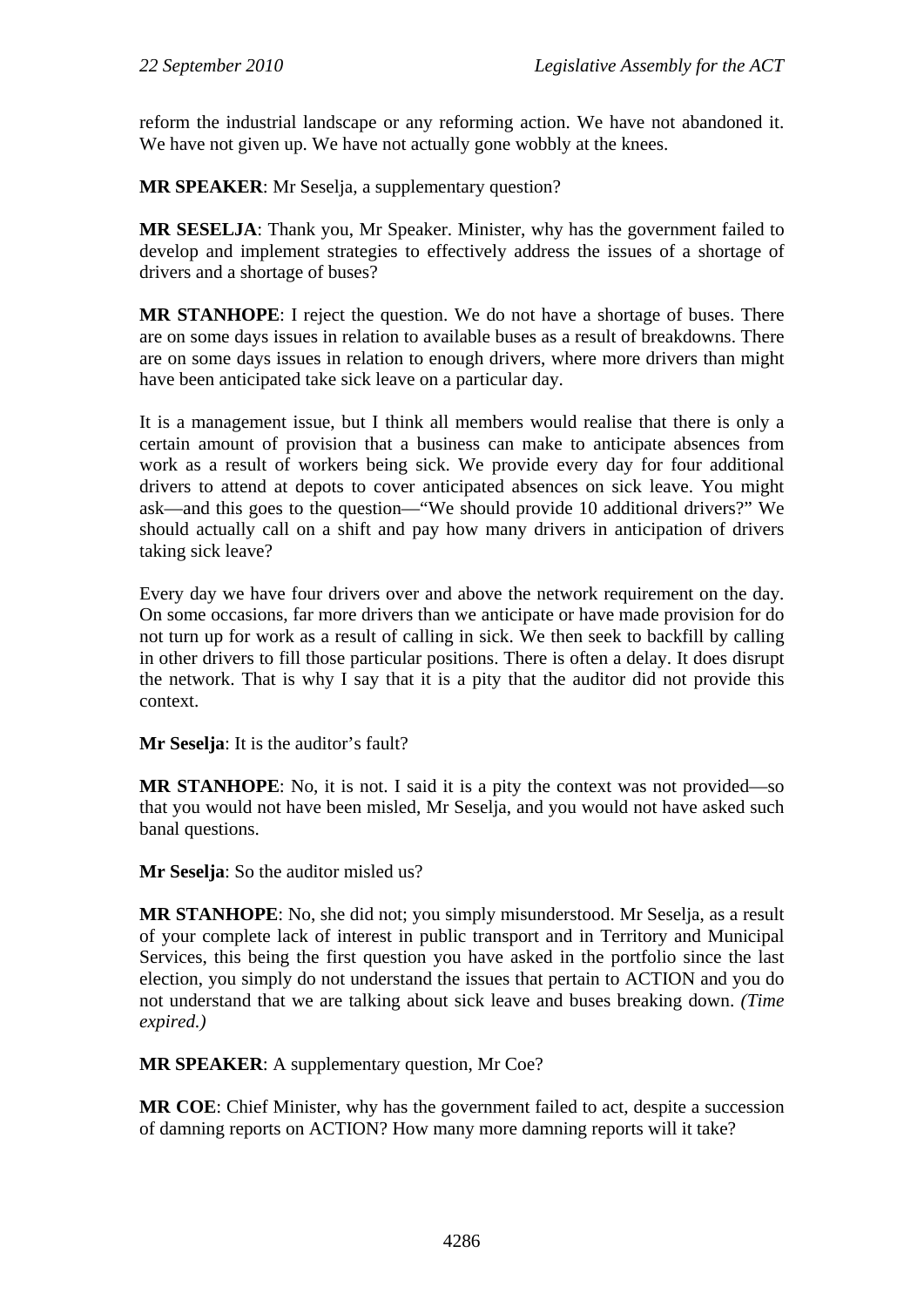reform the industrial landscape or any reforming action. We have not abandoned it. We have not given up. We have not actually gone wobbly at the knees.

**MR SPEAKER**: Mr Seselja, a supplementary question?

**MR SESELJA**: Thank you, Mr Speaker. Minister, why has the government failed to develop and implement strategies to effectively address the issues of a shortage of drivers and a shortage of buses?

**MR STANHOPE**: I reject the question. We do not have a shortage of buses. There are on some days issues in relation to available buses as a result of breakdowns. There are on some days issues in relation to enough drivers, where more drivers than might have been anticipated take sick leave on a particular day.

It is a management issue, but I think all members would realise that there is only a certain amount of provision that a business can make to anticipate absences from work as a result of workers being sick. We provide every day for four additional drivers to attend at depots to cover anticipated absences on sick leave. You might ask—and this goes to the question—"We should provide 10 additional drivers?" We should actually call on a shift and pay how many drivers in anticipation of drivers taking sick leave?

Every day we have four drivers over and above the network requirement on the day. On some occasions, far more drivers than we anticipate or have made provision for do not turn up for work as a result of calling in sick. We then seek to backfill by calling in other drivers to fill those particular positions. There is often a delay. It does disrupt the network. That is why I say that it is a pity that the auditor did not provide this context.

**Mr Seselja**: It is the auditor's fault?

**MR STANHOPE**: No, it is not. I said it is a pity the context was not provided—so that you would not have been misled, Mr Seselja, and you would not have asked such banal questions.

**Mr Seselja**: So the auditor misled us?

**MR STANHOPE**: No, she did not; you simply misunderstood. Mr Seselja, as a result of your complete lack of interest in public transport and in Territory and Municipal Services, this being the first question you have asked in the portfolio since the last election, you simply do not understand the issues that pertain to ACTION and you do not understand that we are talking about sick leave and buses breaking down. *(Time expired.)*

**MR SPEAKER**: A supplementary question, Mr Coe?

**MR COE**: Chief Minister, why has the government failed to act, despite a succession of damning reports on ACTION? How many more damning reports will it take?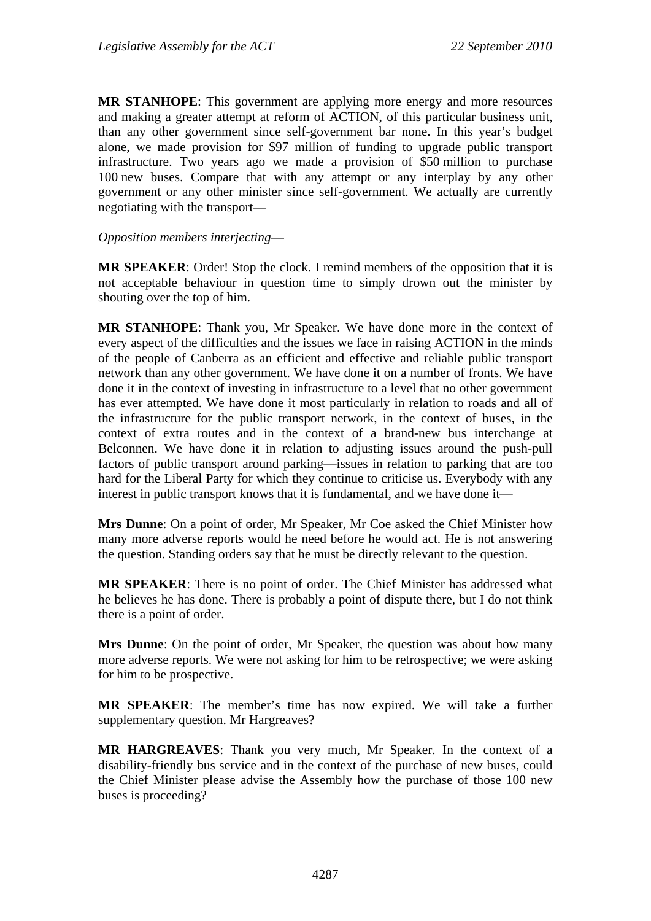**MR STANHOPE**: This government are applying more energy and more resources and making a greater attempt at reform of ACTION, of this particular business unit, than any other government since self-government bar none. In this year's budget alone, we made provision for $97 million of funding to upgrade public transport infrastructure. Two years ago we made a provision of $50 million to purchase 100 new buses. Compare that with any attempt or any interplay by any other government or any other minister since self-government. We actually are currently negotiating with the transport—

*Opposition members interjecting*—

**MR SPEAKER**: Order! Stop the clock. I remind members of the opposition that it is not acceptable behaviour in question time to simply drown out the minister by shouting over the top of him.

**MR STANHOPE**: Thank you, Mr Speaker. We have done more in the context of every aspect of the difficulties and the issues we face in raising ACTION in the minds of the people of Canberra as an efficient and effective and reliable public transport network than any other government. We have done it on a number of fronts. We have done it in the context of investing in infrastructure to a level that no other government has ever attempted. We have done it most particularly in relation to roads and all of the infrastructure for the public transport network, in the context of buses, in the context of extra routes and in the context of a brand-new bus interchange at Belconnen. We have done it in relation to adjusting issues around the push-pull factors of public transport around parking—issues in relation to parking that are too hard for the Liberal Party for which they continue to criticise us. Everybody with any interest in public transport knows that it is fundamental, and we have done it—

**Mrs Dunne**: On a point of order, Mr Speaker, Mr Coe asked the Chief Minister how many more adverse reports would he need before he would act. He is not answering the question. Standing orders say that he must be directly relevant to the question.

**MR SPEAKER**: There is no point of order. The Chief Minister has addressed what he believes he has done. There is probably a point of dispute there, but I do not think there is a point of order.

**Mrs Dunne**: On the point of order, Mr Speaker, the question was about how many more adverse reports. We were not asking for him to be retrospective; we were asking for him to be prospective.

**MR SPEAKER**: The member's time has now expired. We will take a further supplementary question. Mr Hargreaves?

**MR HARGREAVES**: Thank you very much, Mr Speaker. In the context of a disability-friendly bus service and in the context of the purchase of new buses, could the Chief Minister please advise the Assembly how the purchase of those 100 new buses is proceeding?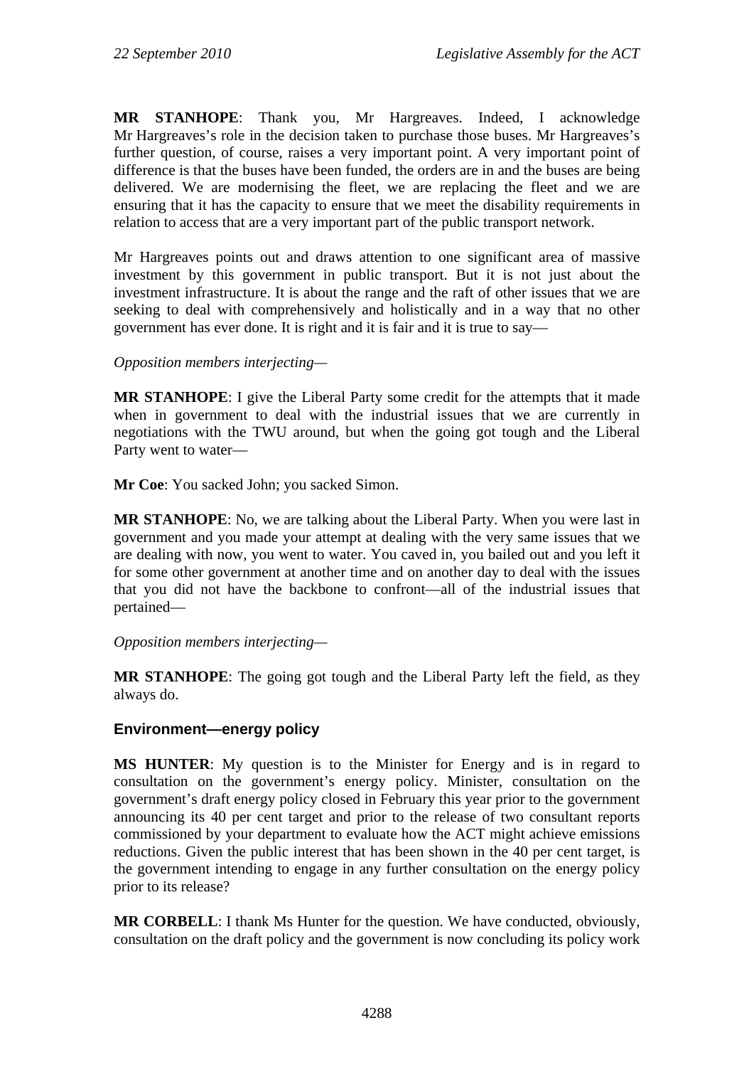**MR STANHOPE**: Thank you, Mr Hargreaves. Indeed, I acknowledge Mr Hargreaves's role in the decision taken to purchase those buses. Mr Hargreaves's further question, of course, raises a very important point. A very important point of difference is that the buses have been funded, the orders are in and the buses are being delivered. We are modernising the fleet, we are replacing the fleet and we are ensuring that it has the capacity to ensure that we meet the disability requirements in relation to access that are a very important part of the public transport network.

Mr Hargreaves points out and draws attention to one significant area of massive investment by this government in public transport. But it is not just about the investment infrastructure. It is about the range and the raft of other issues that we are seeking to deal with comprehensively and holistically and in a way that no other government has ever done. It is right and it is fair and it is true to say—

*Opposition members interjecting*—

**MR STANHOPE**: I give the Liberal Party some credit for the attempts that it made when in government to deal with the industrial issues that we are currently in negotiations with the TWU around, but when the going got tough and the Liberal Party went to water—

**Mr Coe**: You sacked John; you sacked Simon.

**MR STANHOPE**: No, we are talking about the Liberal Party. When you were last in government and you made your attempt at dealing with the very same issues that we are dealing with now, you went to water. You caved in, you bailed out and you left it for some other government at another time and on another day to deal with the issues that you did not have the backbone to confront—all of the industrial issues that pertained—

*Opposition members interjecting*—

**MR STANHOPE**: The going got tough and the Liberal Party left the field, as they always do.

### Environment—energy policy

**MS HUNTER**: My question is to the Minister for Energy and is in regard to consultation on the government's energy policy. Minister, consultation on the government's draft energy policy closed in February this year prior to the government announcing its 40 per cent target and prior to the release of two consultant reports commissioned by your department to evaluate how the ACT might achieve emissions reductions. Given the public interest that has been shown in the 40 per cent target, is the government intending to engage in any further consultation on the energy policy prior to its release?

**MR CORBELL**: I thank Ms Hunter for the question. We have conducted, obviously, consultation on the draft policy and the government is now concluding its policy work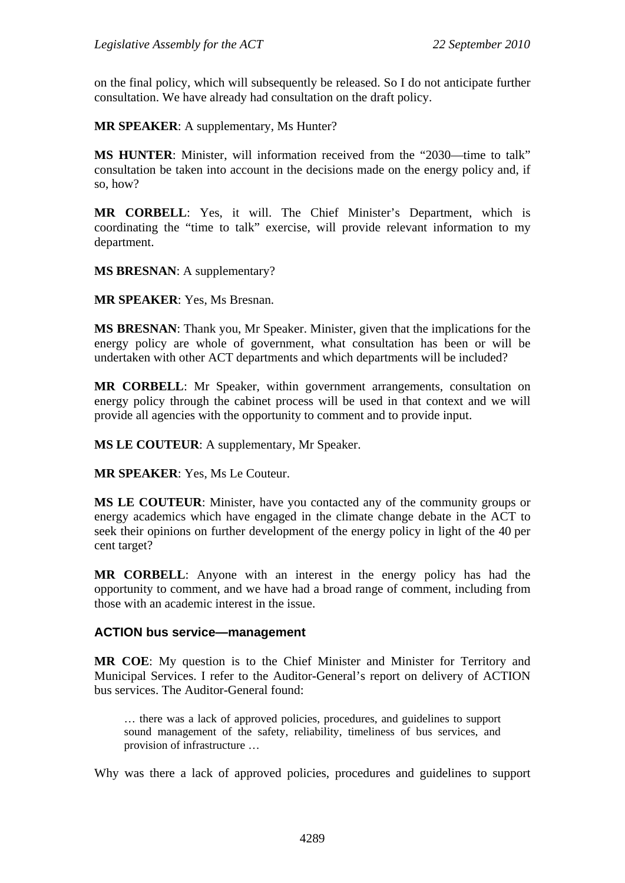on the final policy, which will subsequently be released. So I do not anticipate further consultation. We have already had consultation on the draft policy.

**MR SPEAKER**: A supplementary, Ms Hunter?

**MS HUNTER**: Minister, will information received from the "2030—time to talk" consultation be taken into account in the decisions made on the energy policy and, if so, how?

**MR CORBELL**: Yes, it will. The Chief Minister's Department, which is coordinating the "time to talk" exercise, will provide relevant information to my department.

**MS BRESNAN**: A supplementary?

**MR SPEAKER**: Yes, Ms Bresnan.

**MS BRESNAN**: Thank you, Mr Speaker. Minister, given that the implications for the energy policy are whole of government, what consultation has been or will be undertaken with other ACT departments and which departments will be included?

**MR CORBELL**: Mr Speaker, within government arrangements, consultation on energy policy through the cabinet process will be used in that context and we will provide all agencies with the opportunity to comment and to provide input.

**MS LE COUTEUR**: A supplementary, Mr Speaker.

**MR SPEAKER**: Yes, Ms Le Couteur.

**MS LE COUTEUR**: Minister, have you contacted any of the community groups or energy academics which have engaged in the climate change debate in the ACT to seek their opinions on further development of the energy policy in light of the 40 per cent target?

**MR CORBELL**: Anyone with an interest in the energy policy has had the opportunity to comment, and we have had a broad range of comment, including from those with an academic interest in the issue.

### ACTION bus service—management

**MR COE**: My question is to the Chief Minister and Minister for Territory and Municipal Services. I refer to the Auditor-General's report on delivery of ACTION bus services. The Auditor-General found:

> … there was a lack of approved policies, procedures, and guidelines to support sound management of the safety, reliability, timeliness of bus services, and provision of infrastructure …

Why was there a lack of approved policies, procedures and guidelines to support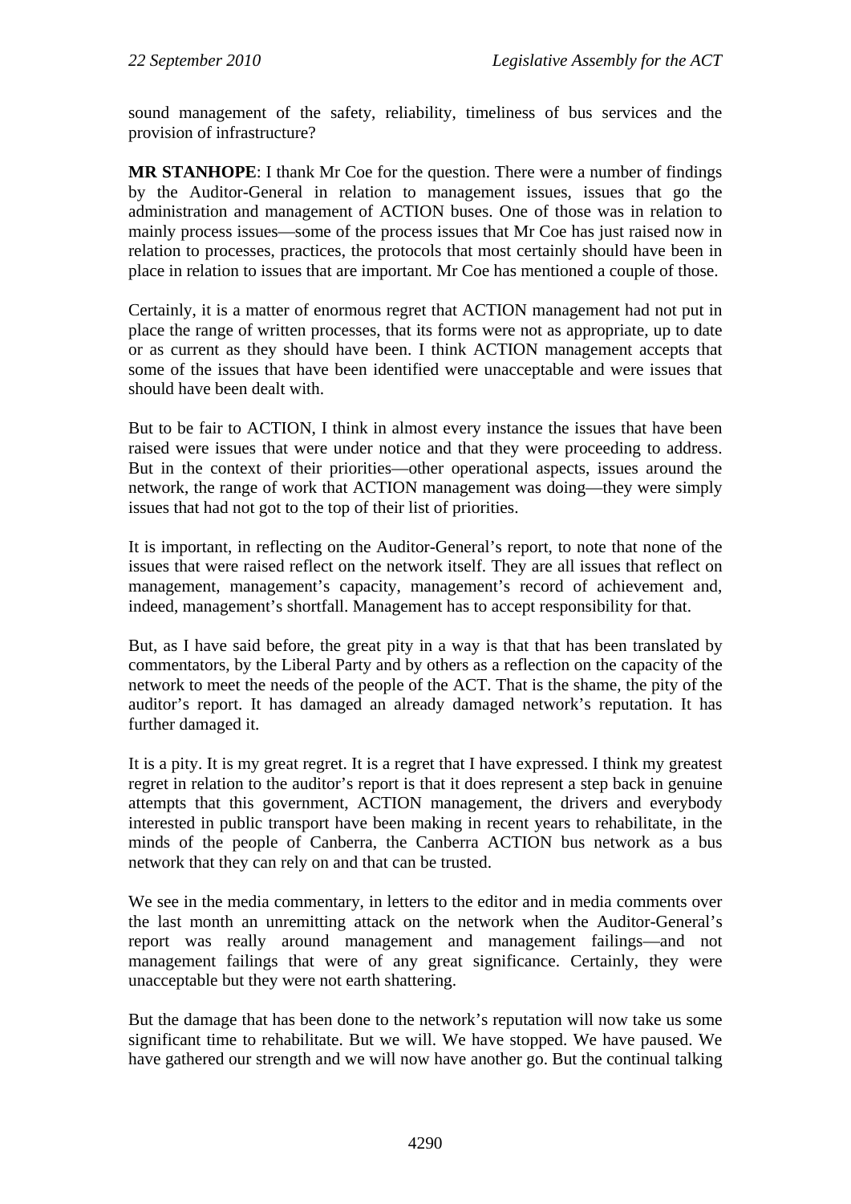sound management of the safety, reliability, timeliness of bus services and the provision of infrastructure?

**MR STANHOPE**: I thank Mr Coe for the question. There were a number of findings by the Auditor-General in relation to management issues, issues that go the administration and management of ACTION buses. One of those was in relation to mainly process issues—some of the process issues that Mr Coe has just raised now in relation to processes, practices, the protocols that most certainly should have been in place in relation to issues that are important. Mr Coe has mentioned a couple of those.

Certainly, it is a matter of enormous regret that ACTION management had not put in place the range of written processes, that its forms were not as appropriate, up to date or as current as they should have been. I think ACTION management accepts that some of the issues that have been identified were unacceptable and were issues that should have been dealt with.

But to be fair to ACTION, I think in almost every instance the issues that have been raised were issues that were under notice and that they were proceeding to address. But in the context of their priorities—other operational aspects, issues around the network, the range of work that ACTION management was doing—they were simply issues that had not got to the top of their list of priorities.

It is important, in reflecting on the Auditor-General's report, to note that none of the issues that were raised reflect on the network itself. They are all issues that reflect on management, management's capacity, management's record of achievement and, indeed, management's shortfall. Management has to accept responsibility for that.

But, as I have said before, the great pity in a way is that that has been translated by commentators, by the Liberal Party and by others as a reflection on the capacity of the network to meet the needs of the people of the ACT. That is the shame, the pity of the auditor's report. It has damaged an already damaged network's reputation. It has further damaged it.

It is a pity. It is my great regret. It is a regret that I have expressed. I think my greatest regret in relation to the auditor's report is that it does represent a step back in genuine attempts that this government, ACTION management, the drivers and everybody interested in public transport have been making in recent years to rehabilitate, in the minds of the people of Canberra, the Canberra ACTION bus network as a bus network that they can rely on and that can be trusted.

We see in the media commentary, in letters to the editor and in media comments over the last month an unremitting attack on the network when the Auditor-General's report was really around management and management failings—and not management failings that were of any great significance. Certainly, they were unacceptable but they were not earth shattering.

But the damage that has been done to the network's reputation will now take us some significant time to rehabilitate. But we will. We have stopped. We have paused. We have gathered our strength and we will now have another go. But the continual talking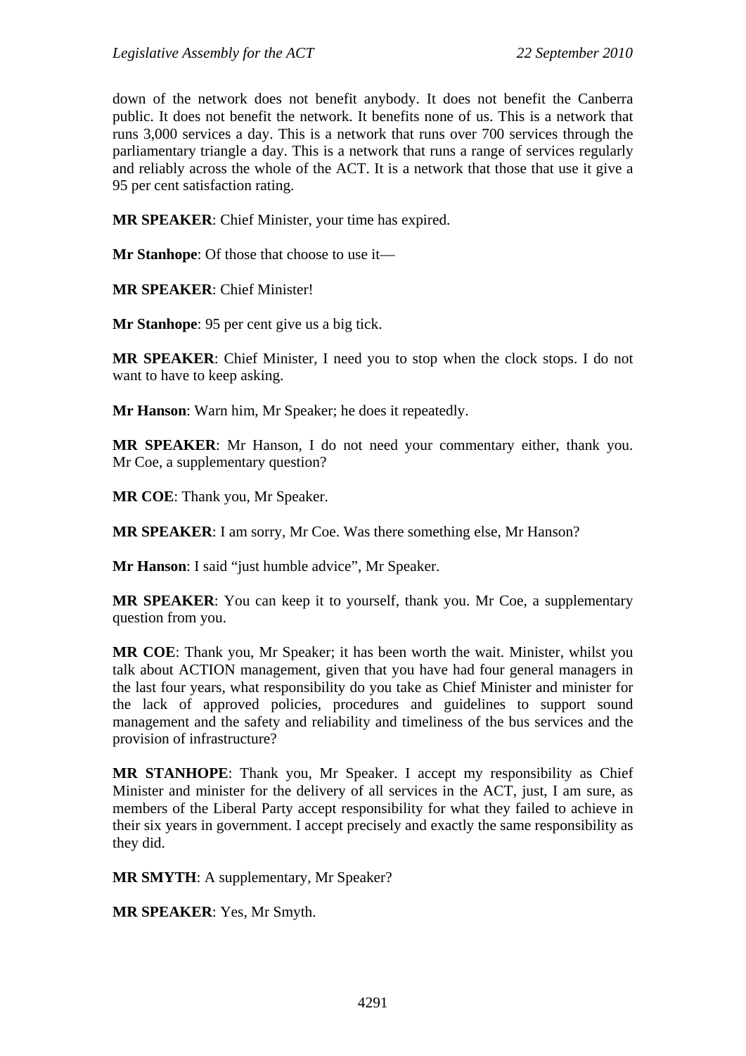down of the network does not benefit anybody. It does not benefit the Canberra public. It does not benefit the network. It benefits none of us. This is a network that runs 3,000 services a day. This is a network that runs over 700 services through the parliamentary triangle a day. This is a network that runs a range of services regularly and reliably across the whole of the ACT. It is a network that those that use it give a 95 per cent satisfaction rating.

**MR SPEAKER**: Chief Minister, your time has expired.

**Mr Stanhope**: Of those that choose to use it—

**MR SPEAKER**: Chief Minister!

**Mr Stanhope**: 95 per cent give us a big tick.

**MR SPEAKER**: Chief Minister, I need you to stop when the clock stops. I do not want to have to keep asking.

**Mr Hanson**: Warn him, Mr Speaker; he does it repeatedly.

**MR SPEAKER**: Mr Hanson, I do not need your commentary either, thank you. Mr Coe, a supplementary question?

**MR COE**: Thank you, Mr Speaker.

**MR SPEAKER**: I am sorry, Mr Coe. Was there something else, Mr Hanson?

**Mr Hanson**: I said "just humble advice", Mr Speaker.

**MR SPEAKER**: You can keep it to yourself, thank you. Mr Coe, a supplementary question from you.

**MR COE**: Thank you, Mr Speaker; it has been worth the wait. Minister, whilst you talk about ACTION management, given that you have had four general managers in the last four years, what responsibility do you take as Chief Minister and minister for the lack of approved policies, procedures and guidelines to support sound management and the safety and reliability and timeliness of the bus services and the provision of infrastructure?

**MR STANHOPE**: Thank you, Mr Speaker. I accept my responsibility as Chief Minister and minister for the delivery of all services in the ACT, just, I am sure, as members of the Liberal Party accept responsibility for what they failed to achieve in their six years in government. I accept precisely and exactly the same responsibility as they did.

**MR SMYTH**: A supplementary, Mr Speaker?

**MR SPEAKER**: Yes, Mr Smyth.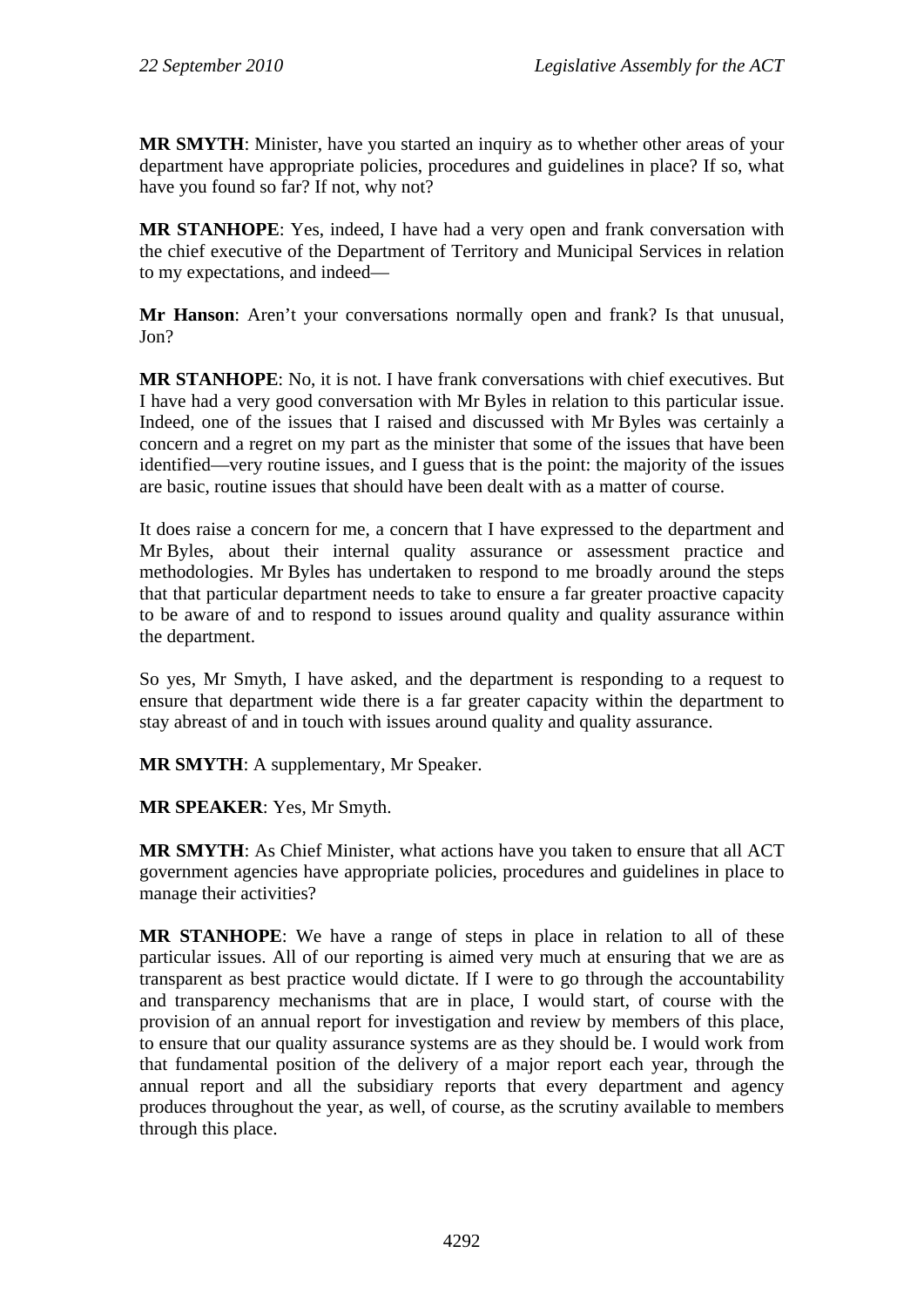**MR SMYTH**: Minister, have you started an inquiry as to whether other areas of your department have appropriate policies, procedures and guidelines in place? If so, what have you found so far? If not, why not?

**MR STANHOPE**: Yes, indeed, I have had a very open and frank conversation with the chief executive of the Department of Territory and Municipal Services in relation to my expectations, and indeed—

**Mr Hanson**: Aren't your conversations normally open and frank? Is that unusual, Jon?

**MR STANHOPE**: No, it is not. I have frank conversations with chief executives. But I have had a very good conversation with Mr Byles in relation to this particular issue. Indeed, one of the issues that I raised and discussed with Mr Byles was certainly a concern and a regret on my part as the minister that some of the issues that have been identified—very routine issues, and I guess that is the point: the majority of the issues are basic, routine issues that should have been dealt with as a matter of course.

It does raise a concern for me, a concern that I have expressed to the department and Mr Byles, about their internal quality assurance or assessment practice and methodologies. Mr Byles has undertaken to respond to me broadly around the steps that that particular department needs to take to ensure a far greater proactive capacity to be aware of and to respond to issues around quality and quality assurance within the department.

So yes, Mr Smyth, I have asked, and the department is responding to a request to ensure that department wide there is a far greater capacity within the department to stay abreast of and in touch with issues around quality and quality assurance.

**MR SMYTH**: A supplementary, Mr Speaker.

**MR SPEAKER**: Yes, Mr Smyth.

**MR SMYTH**: As Chief Minister, what actions have you taken to ensure that all ACT government agencies have appropriate policies, procedures and guidelines in place to manage their activities?

**MR STANHOPE**: We have a range of steps in place in relation to all of these particular issues. All of our reporting is aimed very much at ensuring that we are as transparent as best practice would dictate. If I were to go through the accountability and transparency mechanisms that are in place, I would start, of course with the provision of an annual report for investigation and review by members of this place, to ensure that our quality assurance systems are as they should be. I would work from that fundamental position of the delivery of a major report each year, through the annual report and all the subsidiary reports that every department and agency produces throughout the year, as well, of course, as the scrutiny available to members through this place.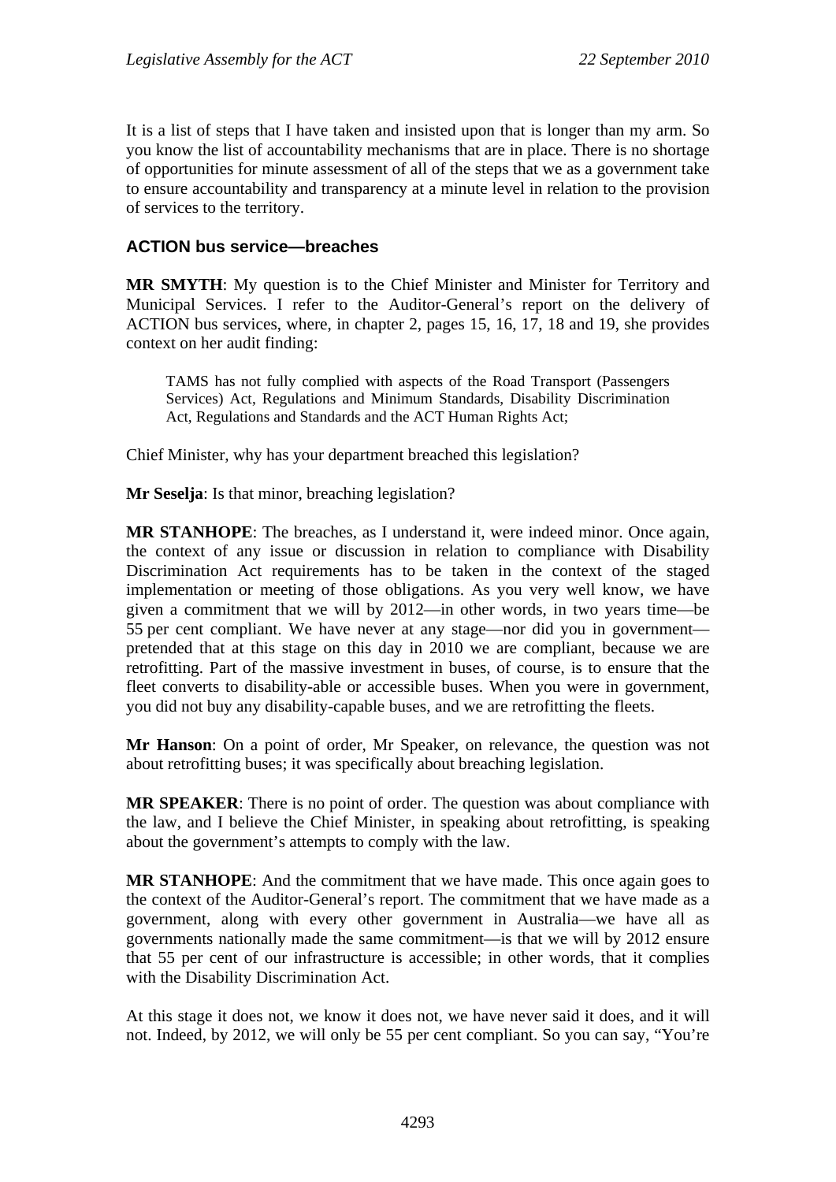It is a list of steps that I have taken and insisted upon that is longer than my arm. So you know the list of accountability mechanisms that are in place. There is no shortage of opportunities for minute assessment of all of the steps that we as a government take to ensure accountability and transparency at a minute level in relation to the provision of services to the territory.

### ACTION bus service—breaches

**MR SMYTH**: My question is to the Chief Minister and Minister for Territory and Municipal Services. I refer to the Auditor-General's report on the delivery of ACTION bus services, where, in chapter 2, pages 15, 16, 17, 18 and 19, she provides context on her audit finding:

> TAMS has not fully complied with aspects of the Road Transport (Passengers Services) Act, Regulations and Minimum Standards, Disability Discrimination Act, Regulations and Standards and the ACT Human Rights Act;

Chief Minister, why has your department breached this legislation?

**Mr Seselja**: Is that minor, breaching legislation?

**MR STANHOPE**: The breaches, as I understand it, were indeed minor. Once again, the context of any issue or discussion in relation to compliance with Disability Discrimination Act requirements has to be taken in the context of the staged implementation or meeting of those obligations. As you very well know, we have given a commitment that we will by 2012—in other words, in two years time—be 55 per cent compliant. We have never at any stage—nor did you in government—pretended that at this stage on this day in 2010 we are compliant, because we are retrofitting. Part of the massive investment in buses, of course, is to ensure that the fleet converts to disability-able or accessible buses. When you were in government, you did not buy any disability-capable buses, and we are retrofitting the fleets.

**Mr Hanson**: On a point of order, Mr Speaker, on relevance, the question was not about retrofitting buses; it was specifically about breaching legislation.

**MR SPEAKER**: There is no point of order. The question was about compliance with the law, and I believe the Chief Minister, in speaking about retrofitting, is speaking about the government's attempts to comply with the law.

**MR STANHOPE**: And the commitment that we have made. This once again goes to the context of the Auditor-General's report. The commitment that we have made as a government, along with every other government in Australia—we have all as governments nationally made the same commitment—is that we will by 2012 ensure that 55 per cent of our infrastructure is accessible; in other words, that it complies with the Disability Discrimination Act.

At this stage it does not, we know it does not, we have never said it does, and it will not. Indeed, by 2012, we will only be 55 per cent compliant. So you can say, "You're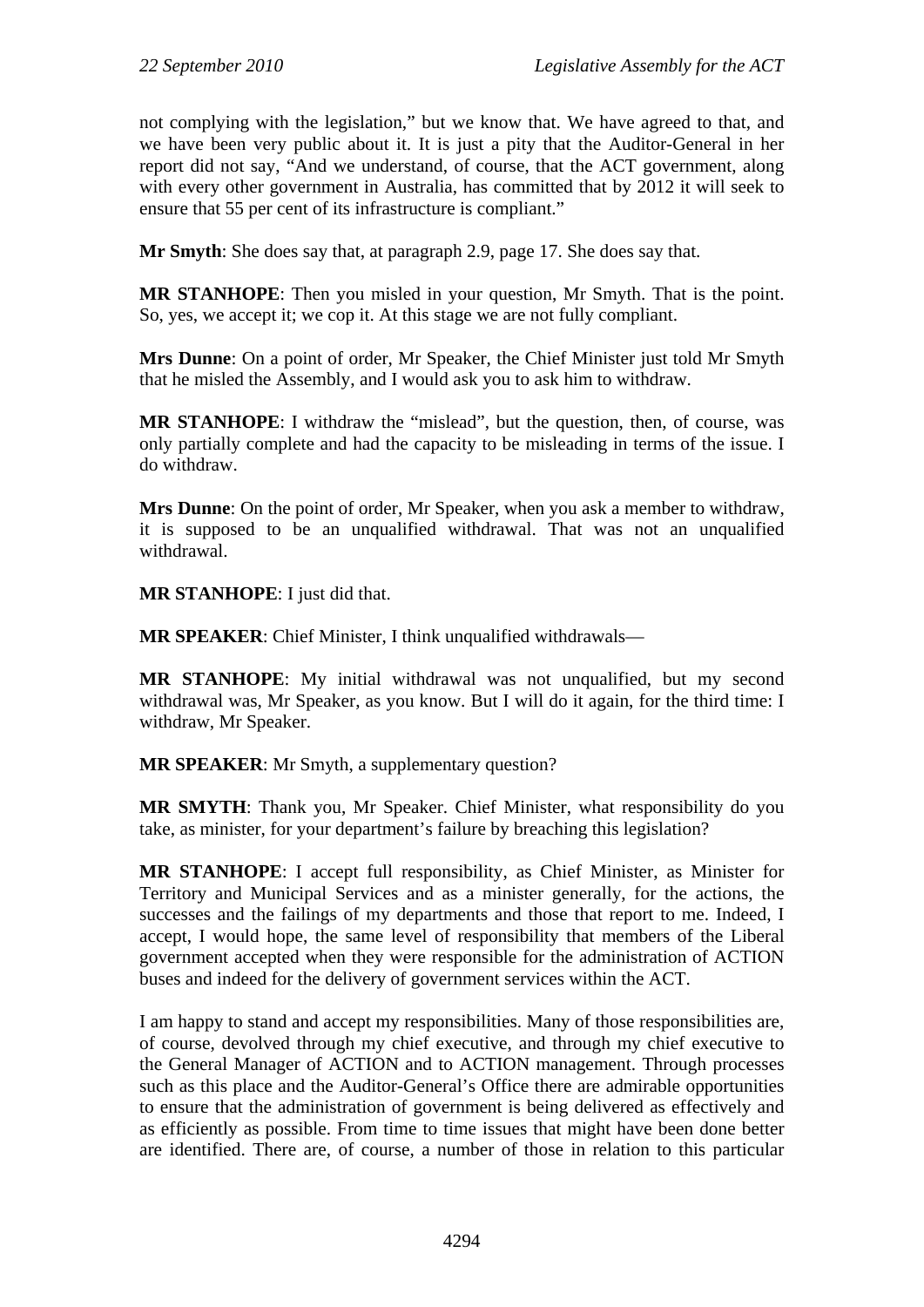not complying with the legislation," but we know that. We have agreed to that, and we have been very public about it. It is just a pity that the Auditor-General in her report did not say, "And we understand, of course, that the ACT government, along with every other government in Australia, has committed that by 2012 it will seek to ensure that 55 per cent of its infrastructure is compliant."

**Mr Smyth**: She does say that, at paragraph 2.9, page 17. She does say that.

**MR STANHOPE**: Then you misled in your question, Mr Smyth. That is the point. So, yes, we accept it; we cop it. At this stage we are not fully compliant.

**Mrs Dunne**: On a point of order, Mr Speaker, the Chief Minister just told Mr Smyth that he misled the Assembly, and I would ask you to ask him to withdraw.

**MR STANHOPE**: I withdraw the "mislead", but the question, then, of course, was only partially complete and had the capacity to be misleading in terms of the issue. I do withdraw.

**Mrs Dunne**: On the point of order, Mr Speaker, when you ask a member to withdraw, it is supposed to be an unqualified withdrawal. That was not an unqualified withdrawal.

**MR STANHOPE**: I just did that.

**MR SPEAKER**: Chief Minister, I think unqualified withdrawals—

**MR STANHOPE**: My initial withdrawal was not unqualified, but my second withdrawal was, Mr Speaker, as you know. But I will do it again, for the third time: I withdraw, Mr Speaker.

**MR SPEAKER**: Mr Smyth, a supplementary question?

**MR SMYTH**: Thank you, Mr Speaker. Chief Minister, what responsibility do you take, as minister, for your department's failure by breaching this legislation?

**MR STANHOPE**: I accept full responsibility, as Chief Minister, as Minister for Territory and Municipal Services and as a minister generally, for the actions, the successes and the failings of my departments and those that report to me. Indeed, I accept, I would hope, the same level of responsibility that members of the Liberal government accepted when they were responsible for the administration of ACTION buses and indeed for the delivery of government services within the ACT.

I am happy to stand and accept my responsibilities. Many of those responsibilities are, of course, devolved through my chief executive, and through my chief executive to the General Manager of ACTION and to ACTION management. Through processes such as this place and the Auditor-General's Office there are admirable opportunities to ensure that the administration of government is being delivered as effectively and as efficiently as possible. From time to time issues that might have been done better are identified. There are, of course, a number of those in relation to this particular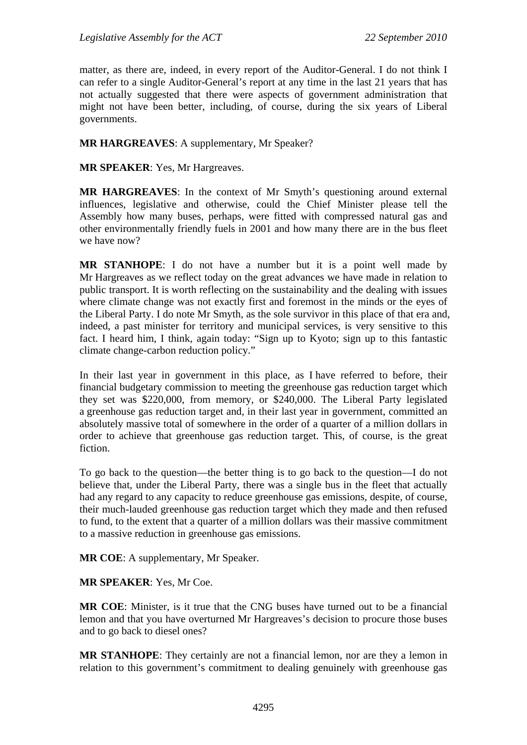matter, as there are, indeed, in every report of the Auditor-General. I do not think I can refer to a single Auditor-General's report at any time in the last 21 years that has not actually suggested that there were aspects of government administration that might not have been better, including, of course, during the six years of Liberal governments.

**MR HARGREAVES**: A supplementary, Mr Speaker?

**MR SPEAKER**: Yes, Mr Hargreaves.

**MR HARGREAVES**: In the context of Mr Smyth's questioning around external influences, legislative and otherwise, could the Chief Minister please tell the Assembly how many buses, perhaps, were fitted with compressed natural gas and other environmentally friendly fuels in 2001 and how many there are in the bus fleet we have now?

**MR STANHOPE**: I do not have a number but it is a point well made by Mr Hargreaves as we reflect today on the great advances we have made in relation to public transport. It is worth reflecting on the sustainability and the dealing with issues where climate change was not exactly first and foremost in the minds or the eyes of the Liberal Party. I do note Mr Smyth, as the sole survivor in this place of that era and, indeed, a past minister for territory and municipal services, is very sensitive to this fact. I heard him, I think, again today: "Sign up to Kyoto; sign up to this fantastic climate change-carbon reduction policy."

In their last year in government in this place, as I have referred to before, their financial budgetary commission to meeting the greenhouse gas reduction target which they set was \$220,000, from memory, or \$240,000. The Liberal Party legislated a greenhouse gas reduction target and, in their last year in government, committed an absolutely massive total of somewhere in the order of a quarter of a million dollars in order to achieve that greenhouse gas reduction target. This, of course, is the great fiction.

To go back to the question—the better thing is to go back to the question—I do not believe that, under the Liberal Party, there was a single bus in the fleet that actually had any regard to any capacity to reduce greenhouse gas emissions, despite, of course, their much-lauded greenhouse gas reduction target which they made and then refused to fund, to the extent that a quarter of a million dollars was their massive commitment to a massive reduction in greenhouse gas emissions.

**MR COE**: A supplementary, Mr Speaker.

**MR SPEAKER**: Yes, Mr Coe.

**MR COE**: Minister, is it true that the CNG buses have turned out to be a financial lemon and that you have overturned Mr Hargreaves's decision to procure those buses and to go back to diesel ones?

**MR STANHOPE**: They certainly are not a financial lemon, nor are they a lemon in relation to this government's commitment to dealing genuinely with greenhouse gas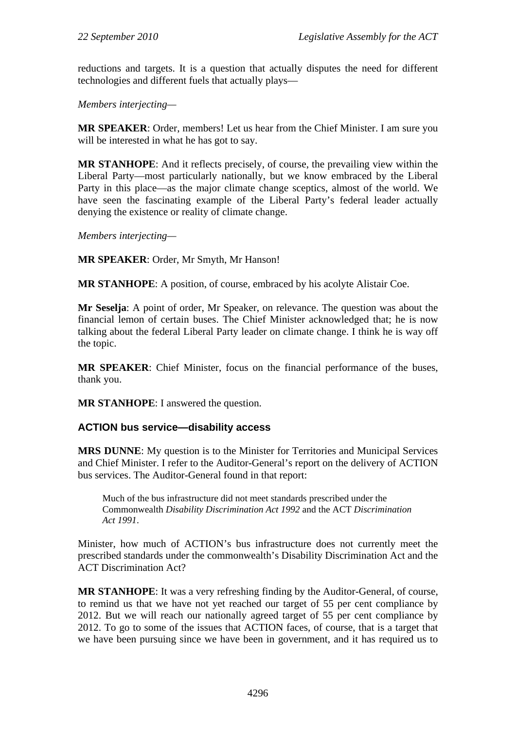reductions and targets. It is a question that actually disputes the need for different technologies and different fuels that actually plays—

*Members interjecting*—

**MR SPEAKER**: Order, members! Let us hear from the Chief Minister. I am sure you will be interested in what he has got to say.

**MR STANHOPE**: And it reflects precisely, of course, the prevailing view within the Liberal Party—most particularly nationally, but we know embraced by the Liberal Party in this place—as the major climate change sceptics, almost of the world. We have seen the fascinating example of the Liberal Party's federal leader actually denying the existence or reality of climate change.

*Members interjecting*—

**MR SPEAKER**: Order, Mr Smyth, Mr Hanson!

**MR STANHOPE**: A position, of course, embraced by his acolyte Alistair Coe.

**Mr Seselja**: A point of order, Mr Speaker, on relevance. The question was about the financial lemon of certain buses. The Chief Minister acknowledged that; he is now talking about the federal Liberal Party leader on climate change. I think he is way off the topic.

**MR SPEAKER**: Chief Minister, focus on the financial performance of the buses, thank you.

**MR STANHOPE**: I answered the question.

### ACTION bus service—disability access

**MRS DUNNE**: My question is to the Minister for Territories and Municipal Services and Chief Minister. I refer to the Auditor-General's report on the delivery of ACTION bus services. The Auditor-General found in that report:

> Much of the bus infrastructure did not meet standards prescribed under the Commonwealth *Disability Discrimination Act 1992* and the ACT *Discrimination Act 1991*.

Minister, how much of ACTION's bus infrastructure does not currently meet the prescribed standards under the commonwealth's Disability Discrimination Act and the ACT Discrimination Act?

**MR STANHOPE**: It was a very refreshing finding by the Auditor-General, of course, to remind us that we have not yet reached our target of 55 per cent compliance by 2012. But we will reach our nationally agreed target of 55 per cent compliance by 2012. To go to some of the issues that ACTION faces, of course, that is a target that we have been pursuing since we have been in government, and it has required us to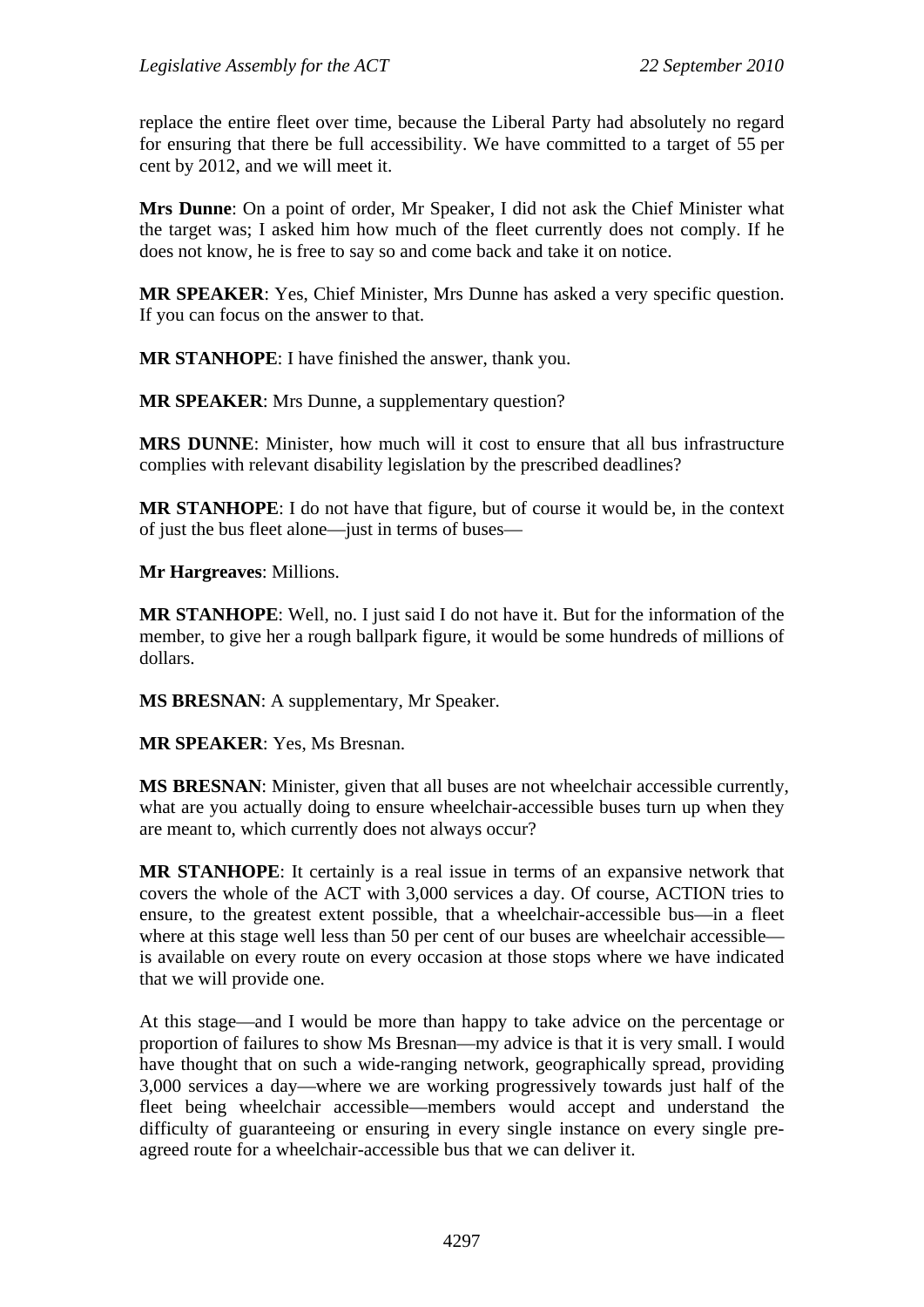replace the entire fleet over time, because the Liberal Party had absolutely no regard for ensuring that there be full accessibility. We have committed to a target of 55 per cent by 2012, and we will meet it.

**Mrs Dunne**: On a point of order, Mr Speaker, I did not ask the Chief Minister what the target was; I asked him how much of the fleet currently does not comply. If he does not know, he is free to say so and come back and take it on notice.

**MR SPEAKER**: Yes, Chief Minister, Mrs Dunne has asked a very specific question. If you can focus on the answer to that.

**MR STANHOPE**: I have finished the answer, thank you.

**MR SPEAKER**: Mrs Dunne, a supplementary question?

**MRS DUNNE**: Minister, how much will it cost to ensure that all bus infrastructure complies with relevant disability legislation by the prescribed deadlines?

**MR STANHOPE**: I do not have that figure, but of course it would be, in the context of just the bus fleet alone—just in terms of buses—

**Mr Hargreaves**: Millions.

**MR STANHOPE**: Well, no. I just said I do not have it. But for the information of the member, to give her a rough ballpark figure, it would be some hundreds of millions of dollars.

**MS BRESNAN**: A supplementary, Mr Speaker.

**MR SPEAKER**: Yes, Ms Bresnan.

**MS BRESNAN**: Minister, given that all buses are not wheelchair accessible currently, what are you actually doing to ensure wheelchair-accessible buses turn up when they are meant to, which currently does not always occur?

**MR STANHOPE**: It certainly is a real issue in terms of an expansive network that covers the whole of the ACT with 3,000 services a day. Of course, ACTION tries to ensure, to the greatest extent possible, that a wheelchair-accessible bus—in a fleet where at this stage well less than 50 per cent of our buses are wheelchair accessible—is available on every route on every occasion at those stops where we have indicated that we will provide one.

At this stage—and I would be more than happy to take advice on the percentage or proportion of failures to show Ms Bresnan—my advice is that it is very small. I would have thought that on such a wide-ranging network, geographically spread, providing 3,000 services a day—where we are working progressively towards just half of the fleet being wheelchair accessible—members would accept and understand the difficulty of guaranteeing or ensuring in every single instance on every single pre-agreed route for a wheelchair-accessible bus that we can deliver it.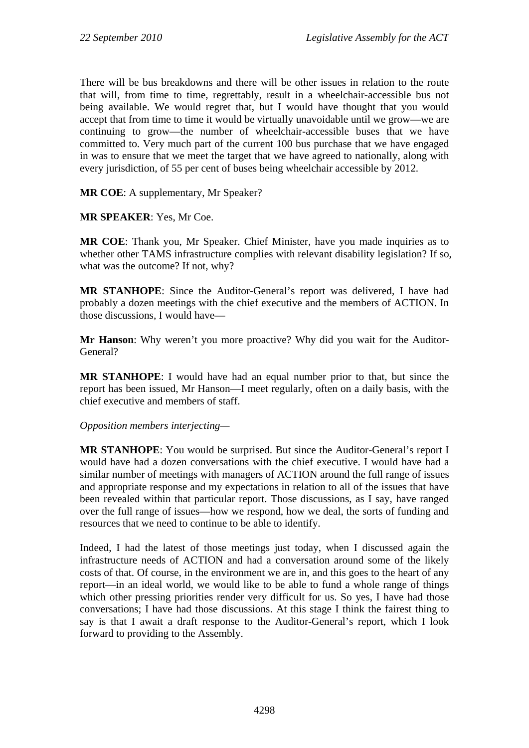There will be bus breakdowns and there will be other issues in relation to the route that will, from time to time, regrettably, result in a wheelchair-accessible bus not being available. We would regret that, but I would have thought that you would accept that from time to time it would be virtually unavoidable until we grow—we are continuing to grow—the number of wheelchair-accessible buses that we have committed to. Very much part of the current 100 bus purchase that we have engaged in was to ensure that we meet the target that we have agreed to nationally, along with every jurisdiction, of 55 per cent of buses being wheelchair accessible by 2012.

**MR COE**: A supplementary, Mr Speaker?

**MR SPEAKER**: Yes, Mr Coe.

**MR COE**: Thank you, Mr Speaker. Chief Minister, have you made inquiries as to whether other TAMS infrastructure complies with relevant disability legislation? If so, what was the outcome? If not, why?

**MR STANHOPE**: Since the Auditor-General's report was delivered, I have had probably a dozen meetings with the chief executive and the members of ACTION. In those discussions, I would have—

**Mr Hanson**: Why weren't you more proactive? Why did you wait for the Auditor-General?

**MR STANHOPE**: I would have had an equal number prior to that, but since the report has been issued, Mr Hanson—I meet regularly, often on a daily basis, with the chief executive and members of staff.

*Opposition members interjecting—*

**MR STANHOPE**: You would be surprised. But since the Auditor-General's report I would have had a dozen conversations with the chief executive. I would have had a similar number of meetings with managers of ACTION around the full range of issues and appropriate response and my expectations in relation to all of the issues that have been revealed within that particular report. Those discussions, as I say, have ranged over the full range of issues—how we respond, how we deal, the sorts of funding and resources that we need to continue to be able to identify.

Indeed, I had the latest of those meetings just today, when I discussed again the infrastructure needs of ACTION and had a conversation around some of the likely costs of that. Of course, in the environment we are in, and this goes to the heart of any report—in an ideal world, we would like to be able to fund a whole range of things which other pressing priorities render very difficult for us. So yes, I have had those conversations; I have had those discussions. At this stage I think the fairest thing to say is that I await a draft response to the Auditor-General's report, which I look forward to providing to the Assembly.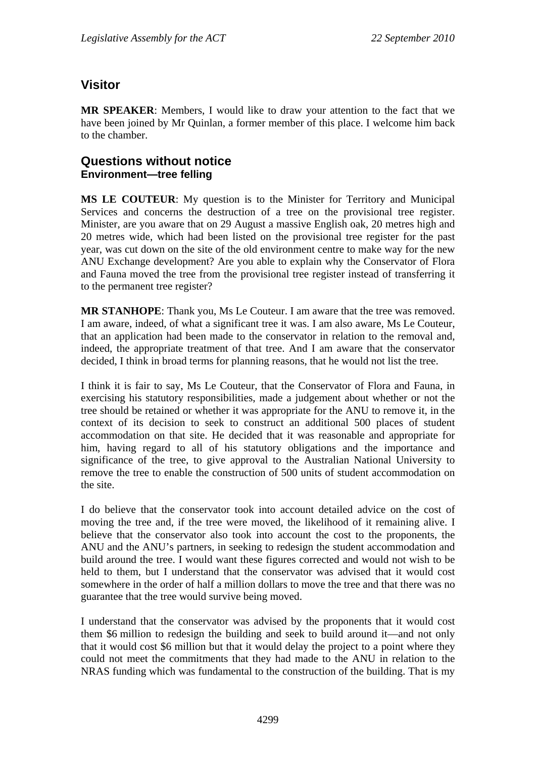## Visitor

**MR SPEAKER**: Members, I would like to draw your attention to the fact that we have been joined by Mr Quinlan, a former member of this place. I welcome him back to the chamber.

## Questions without notice

### Environment—tree felling

**MS LE COUTEUR**: My question is to the Minister for Territory and Municipal Services and concerns the destruction of a tree on the provisional tree register. Minister, are you aware that on 29 August a massive English oak, 20 metres high and 20 metres wide, which had been listed on the provisional tree register for the past year, was cut down on the site of the old environment centre to make way for the new ANU Exchange development? Are you able to explain why the Conservator of Flora and Fauna moved the tree from the provisional tree register instead of transferring it to the permanent tree register?

**MR STANHOPE**: Thank you, Ms Le Couteur. I am aware that the tree was removed. I am aware, indeed, of what a significant tree it was. I am also aware, Ms Le Couteur, that an application had been made to the conservator in relation to the removal and, indeed, the appropriate treatment of that tree. And I am aware that the conservator decided, I think in broad terms for planning reasons, that he would not list the tree.

I think it is fair to say, Ms Le Couteur, that the Conservator of Flora and Fauna, in exercising his statutory responsibilities, made a judgement about whether or not the tree should be retained or whether it was appropriate for the ANU to remove it, in the context of its decision to seek to construct an additional 500 places of student accommodation on that site. He decided that it was reasonable and appropriate for him, having regard to all of his statutory obligations and the importance and significance of the tree, to give approval to the Australian National University to remove the tree to enable the construction of 500 units of student accommodation on the site.

I do believe that the conservator took into account detailed advice on the cost of moving the tree and, if the tree were moved, the likelihood of it remaining alive. I believe that the conservator also took into account the cost to the proponents, the ANU and the ANU's partners, in seeking to redesign the student accommodation and build around the tree. I would want these figures corrected and would not wish to be held to them, but I understand that the conservator was advised that it would cost somewhere in the order of half a million dollars to move the tree and that there was no guarantee that the tree would survive being moved.

I understand that the conservator was advised by the proponents that it would cost them $6 million to redesign the building and seek to build around it—and not only that it would cost $6 million but that it would delay the project to a point where they could not meet the commitments that they had made to the ANU in relation to the NRAS funding which was fundamental to the construction of the building. That is my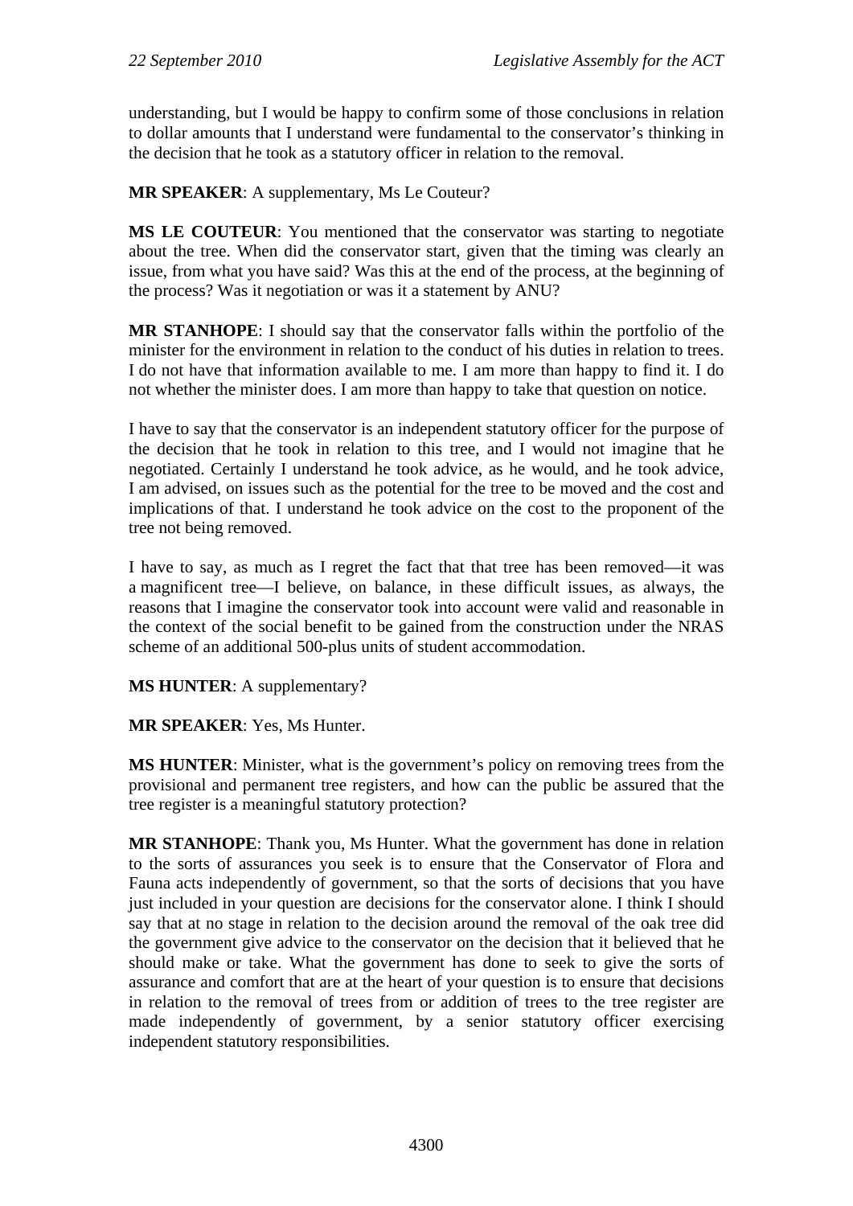understanding, but I would be happy to confirm some of those conclusions in relation to dollar amounts that I understand were fundamental to the conservator's thinking in the decision that he took as a statutory officer in relation to the removal.

**MR SPEAKER**: A supplementary, Ms Le Couteur?

**MS LE COUTEUR**: You mentioned that the conservator was starting to negotiate about the tree. When did the conservator start, given that the timing was clearly an issue, from what you have said? Was this at the end of the process, at the beginning of the process? Was it negotiation or was it a statement by ANU?

**MR STANHOPE**: I should say that the conservator falls within the portfolio of the minister for the environment in relation to the conduct of his duties in relation to trees. I do not have that information available to me. I am more than happy to find it. I do not whether the minister does. I am more than happy to take that question on notice.

I have to say that the conservator is an independent statutory officer for the purpose of the decision that he took in relation to this tree, and I would not imagine that he negotiated. Certainly I understand he took advice, as he would, and he took advice, I am advised, on issues such as the potential for the tree to be moved and the cost and implications of that. I understand he took advice on the cost to the proponent of the tree not being removed.

I have to say, as much as I regret the fact that that tree has been removed—it was a magnificent tree—I believe, on balance, in these difficult issues, as always, the reasons that I imagine the conservator took into account were valid and reasonable in the context of the social benefit to be gained from the construction under the NRAS scheme of an additional 500-plus units of student accommodation.

**MS HUNTER**: A supplementary?

**MR SPEAKER**: Yes, Ms Hunter.

**MS HUNTER**: Minister, what is the government's policy on removing trees from the provisional and permanent tree registers, and how can the public be assured that the tree register is a meaningful statutory protection?

**MR STANHOPE**: Thank you, Ms Hunter. What the government has done in relation to the sorts of assurances you seek is to ensure that the Conservator of Flora and Fauna acts independently of government, so that the sorts of decisions that you have just included in your question are decisions for the conservator alone. I think I should say that at no stage in relation to the decision around the removal of the oak tree did the government give advice to the conservator on the decision that it believed that he should make or take. What the government has done to seek to give the sorts of assurance and comfort that are at the heart of your question is to ensure that decisions in relation to the removal of trees from or addition of trees to the tree register are made independently of government, by a senior statutory officer exercising independent statutory responsibilities.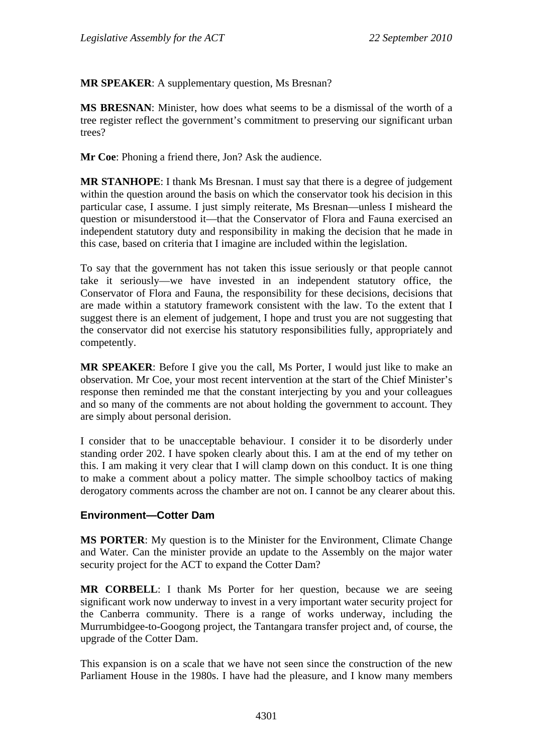**MR SPEAKER**: A supplementary question, Ms Bresnan?

**MS BRESNAN**: Minister, how does what seems to be a dismissal of the worth of a tree register reflect the government's commitment to preserving our significant urban trees?

**Mr Coe**: Phoning a friend there, Jon? Ask the audience.

**MR STANHOPE**: I thank Ms Bresnan. I must say that there is a degree of judgement within the question around the basis on which the conservator took his decision in this particular case, I assume. I just simply reiterate, Ms Bresnan—unless I misheard the question or misunderstood it—that the Conservator of Flora and Fauna exercised an independent statutory duty and responsibility in making the decision that he made in this case, based on criteria that I imagine are included within the legislation.

To say that the government has not taken this issue seriously or that people cannot take it seriously—we have invested in an independent statutory office, the Conservator of Flora and Fauna, the responsibility for these decisions, decisions that are made within a statutory framework consistent with the law. To the extent that I suggest there is an element of judgement, I hope and trust you are not suggesting that the conservator did not exercise his statutory responsibilities fully, appropriately and competently.

**MR SPEAKER**: Before I give you the call, Ms Porter, I would just like to make an observation. Mr Coe, your most recent intervention at the start of the Chief Minister's response then reminded me that the constant interjecting by you and your colleagues and so many of the comments are not about holding the government to account. They are simply about personal derision.

I consider that to be unacceptable behaviour. I consider it to be disorderly under standing order 202. I have spoken clearly about this. I am at the end of my tether on this. I am making it very clear that I will clamp down on this conduct. It is one thing to make a comment about a policy matter. The simple schoolboy tactics of making derogatory comments across the chamber are not on. I cannot be any clearer about this.

## Environment—Cotter Dam

**MS PORTER**: My question is to the Minister for the Environment, Climate Change and Water. Can the minister provide an update to the Assembly on the major water security project for the ACT to expand the Cotter Dam?

**MR CORBELL**: I thank Ms Porter for her question, because we are seeing significant work now underway to invest in a very important water security project for the Canberra community. There is a range of works underway, including the Murrumbidgee-to-Googong project, the Tantangara transfer project and, of course, the upgrade of the Cotter Dam.

This expansion is on a scale that we have not seen since the construction of the new Parliament House in the 1980s. I have had the pleasure, and I know many members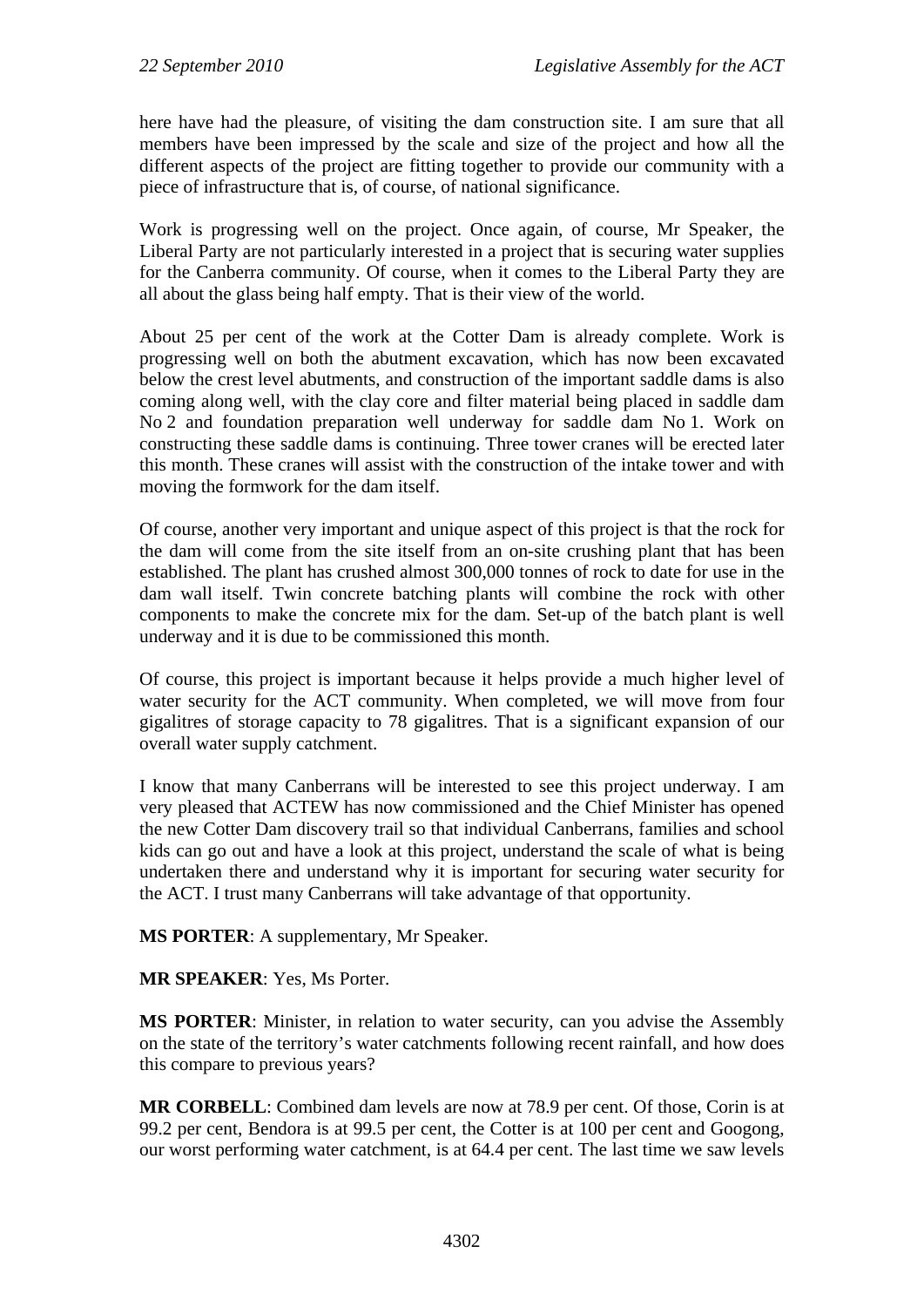here have had the pleasure, of visiting the dam construction site. I am sure that all members have been impressed by the scale and size of the project and how all the different aspects of the project are fitting together to provide our community with a piece of infrastructure that is, of course, of national significance.

Work is progressing well on the project. Once again, of course, Mr Speaker, the Liberal Party are not particularly interested in a project that is securing water supplies for the Canberra community. Of course, when it comes to the Liberal Party they are all about the glass being half empty. That is their view of the world.

About 25 per cent of the work at the Cotter Dam is already complete. Work is progressing well on both the abutment excavation, which has now been excavated below the crest level abutments, and construction of the important saddle dams is also coming along well, with the clay core and filter material being placed in saddle dam No 2 and foundation preparation well underway for saddle dam No 1. Work on constructing these saddle dams is continuing. Three tower cranes will be erected later this month. These cranes will assist with the construction of the intake tower and with moving the formwork for the dam itself.

Of course, another very important and unique aspect of this project is that the rock for the dam will come from the site itself from an on-site crushing plant that has been established. The plant has crushed almost 300,000 tonnes of rock to date for use in the dam wall itself. Twin concrete batching plants will combine the rock with other components to make the concrete mix for the dam. Set-up of the batch plant is well underway and it is due to be commissioned this month.

Of course, this project is important because it helps provide a much higher level of water security for the ACT community. When completed, we will move from four gigalitres of storage capacity to 78 gigalitres. That is a significant expansion of our overall water supply catchment.

I know that many Canberrans will be interested to see this project underway. I am very pleased that ACTEW has now commissioned and the Chief Minister has opened the new Cotter Dam discovery trail so that individual Canberrans, families and school kids can go out and have a look at this project, understand the scale of what is being undertaken there and understand why it is important for securing water security for the ACT. I trust many Canberrans will take advantage of that opportunity.

**MS PORTER**: A supplementary, Mr Speaker.

**MR SPEAKER**: Yes, Ms Porter.

**MS PORTER**: Minister, in relation to water security, can you advise the Assembly on the state of the territory's water catchments following recent rainfall, and how does this compare to previous years?

**MR CORBELL**: Combined dam levels are now at 78.9 per cent. Of those, Corin is at 99.2 per cent, Bendora is at 99.5 per cent, the Cotter is at 100 per cent and Googong, our worst performing water catchment, is at 64.4 per cent. The last time we saw levels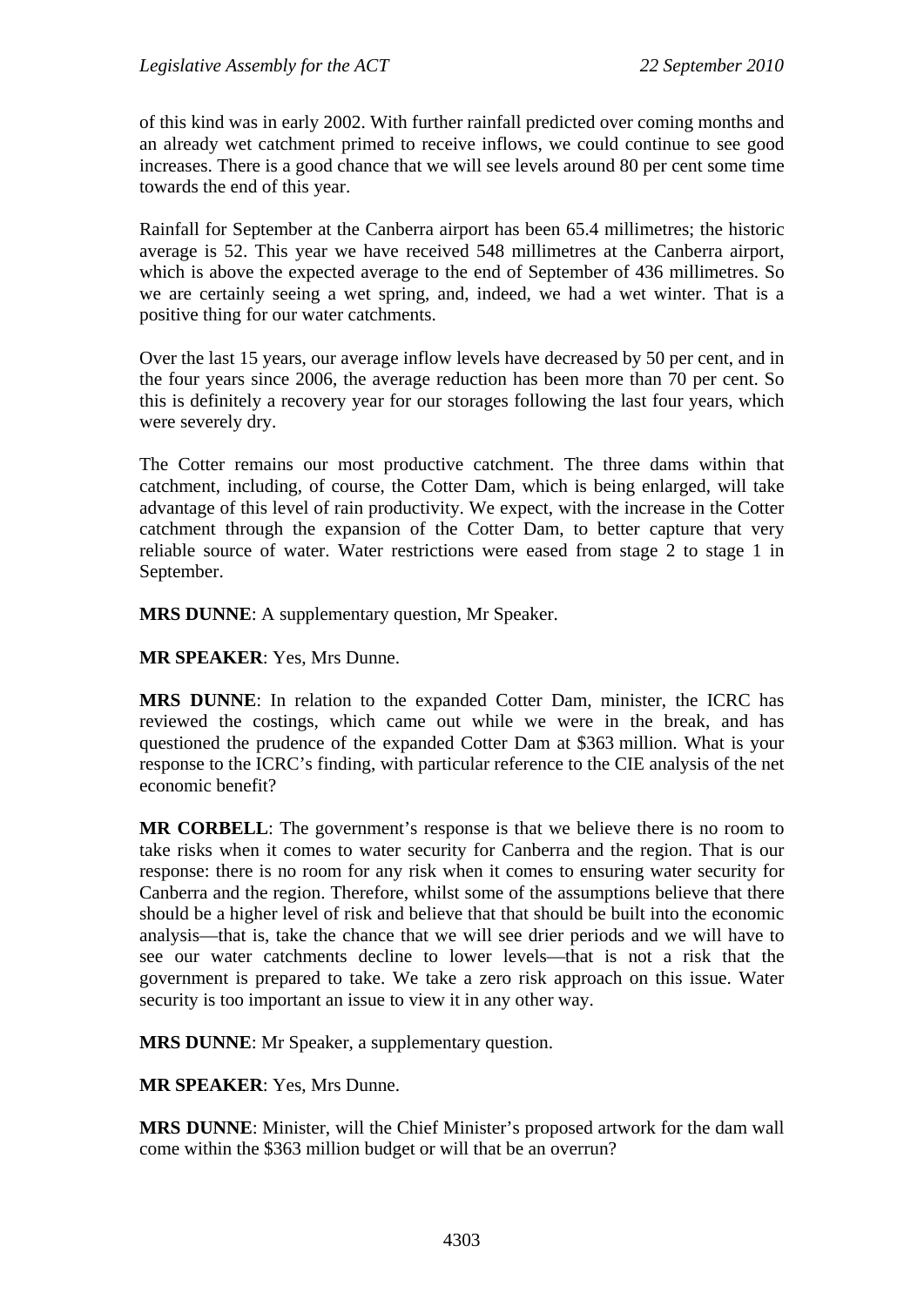of this kind was in early 2002. With further rainfall predicted over coming months and an already wet catchment primed to receive inflows, we could continue to see good increases. There is a good chance that we will see levels around 80 per cent some time towards the end of this year.

Rainfall for September at the Canberra airport has been 65.4 millimetres; the historic average is 52. This year we have received 548 millimetres at the Canberra airport, which is above the expected average to the end of September of 436 millimetres. So we are certainly seeing a wet spring, and, indeed, we had a wet winter. That is a positive thing for our water catchments.

Over the last 15 years, our average inflow levels have decreased by 50 per cent, and in the four years since 2006, the average reduction has been more than 70 per cent. So this is definitely a recovery year for our storages following the last four years, which were severely dry.

The Cotter remains our most productive catchment. The three dams within that catchment, including, of course, the Cotter Dam, which is being enlarged, will take advantage of this level of rain productivity. We expect, with the increase in the Cotter catchment through the expansion of the Cotter Dam, to better capture that very reliable source of water. Water restrictions were eased from stage 2 to stage 1 in September.

**MRS DUNNE**: A supplementary question, Mr Speaker.

**MR SPEAKER**: Yes, Mrs Dunne.

**MRS DUNNE**: In relation to the expanded Cotter Dam, minister, the ICRC has reviewed the costings, which came out while we were in the break, and has questioned the prudence of the expanded Cotter Dam at $363 million. What is your response to the ICRC's finding, with particular reference to the CIE analysis of the net economic benefit?

**MR CORBELL**: The government's response is that we believe there is no room to take risks when it comes to water security for Canberra and the region. That is our response: there is no room for any risk when it comes to ensuring water security for Canberra and the region. Therefore, whilst some of the assumptions believe that there should be a higher level of risk and believe that that should be built into the economic analysis—that is, take the chance that we will see drier periods and we will have to see our water catchments decline to lower levels—that is not a risk that the government is prepared to take. We take a zero risk approach on this issue. Water security is too important an issue to view it in any other way.

**MRS DUNNE**: Mr Speaker, a supplementary question.

**MR SPEAKER**: Yes, Mrs Dunne.

**MRS DUNNE**: Minister, will the Chief Minister's proposed artwork for the dam wall come within the $363 million budget or will that be an overrun?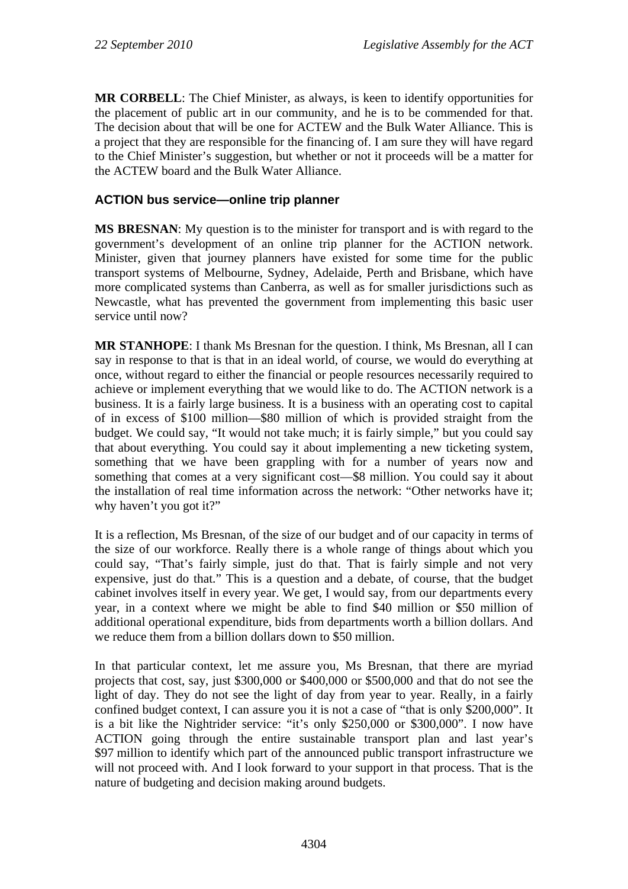**MR CORBELL**: The Chief Minister, as always, is keen to identify opportunities for the placement of public art in our community, and he is to be commended for that. The decision about that will be one for ACTEW and the Bulk Water Alliance. This is a project that they are responsible for the financing of. I am sure they will have regard to the Chief Minister's suggestion, but whether or not it proceeds will be a matter for the ACTEW board and the Bulk Water Alliance.

### ACTION bus service—online trip planner

**MS BRESNAN**: My question is to the minister for transport and is with regard to the government's development of an online trip planner for the ACTION network. Minister, given that journey planners have existed for some time for the public transport systems of Melbourne, Sydney, Adelaide, Perth and Brisbane, which have more complicated systems than Canberra, as well as for smaller jurisdictions such as Newcastle, what has prevented the government from implementing this basic user service until now?

**MR STANHOPE**: I thank Ms Bresnan for the question. I think, Ms Bresnan, all I can say in response to that is that in an ideal world, of course, we would do everything at once, without regard to either the financial or people resources necessarily required to achieve or implement everything that we would like to do. The ACTION network is a business. It is a fairly large business. It is a business with an operating cost to capital of in excess of $100 million—$80 million of which is provided straight from the budget. We could say, "It would not take much; it is fairly simple," but you could say that about everything. You could say it about implementing a new ticketing system, something that we have been grappling with for a number of years now and something that comes at a very significant cost—$8 million. You could say it about the installation of real time information across the network: "Other networks have it; why haven't you got it?"

It is a reflection, Ms Bresnan, of the size of our budget and of our capacity in terms of the size of our workforce. Really there is a whole range of things about which you could say, "That's fairly simple, just do that. That is fairly simple and not very expensive, just do that." This is a question and a debate, of course, that the budget cabinet involves itself in every year. We get, I would say, from our departments every year, in a context where we might be able to find $40 million or $50 million of additional operational expenditure, bids from departments worth a billion dollars. And we reduce them from a billion dollars down to $50 million.

In that particular context, let me assure you, Ms Bresnan, that there are myriad projects that cost, say, just $300,000 or $400,000 or $500,000 and that do not see the light of day. They do not see the light of day from year to year. Really, in a fairly confined budget context, I can assure you it is not a case of "that is only $200,000". It is a bit like the Nightrider service: "it's only $250,000 or $300,000". I now have ACTION going through the entire sustainable transport plan and last year's $97 million to identify which part of the announced public transport infrastructure we will not proceed with. And I look forward to your support in that process. That is the nature of budgeting and decision making around budgets.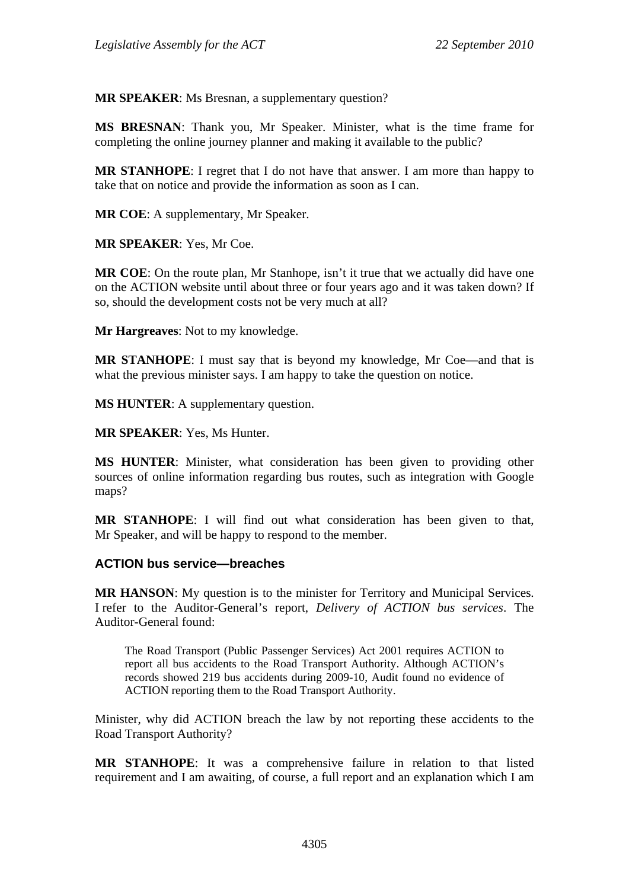**MR SPEAKER**: Ms Bresnan, a supplementary question?

**MS BRESNAN**: Thank you, Mr Speaker. Minister, what is the time frame for completing the online journey planner and making it available to the public?

**MR STANHOPE**: I regret that I do not have that answer. I am more than happy to take that on notice and provide the information as soon as I can.

**MR COE**: A supplementary, Mr Speaker.

**MR SPEAKER**: Yes, Mr Coe.

**MR COE**: On the route plan, Mr Stanhope, isn't it true that we actually did have one on the ACTION website until about three or four years ago and it was taken down? If so, should the development costs not be very much at all?

**Mr Hargreaves**: Not to my knowledge.

**MR STANHOPE**: I must say that is beyond my knowledge, Mr Coe—and that is what the previous minister says. I am happy to take the question on notice.

**MS HUNTER**: A supplementary question.

**MR SPEAKER**: Yes, Ms Hunter.

**MS HUNTER**: Minister, what consideration has been given to providing other sources of online information regarding bus routes, such as integration with Google maps?

**MR STANHOPE**: I will find out what consideration has been given to that, Mr Speaker, and will be happy to respond to the member.

### ACTION bus service—breaches

**MR HANSON**: My question is to the minister for Territory and Municipal Services. I refer to the Auditor-General's report, *Delivery of ACTION bus services*. The Auditor-General found:

> The Road Transport (Public Passenger Services) Act 2001 requires ACTION to report all bus accidents to the Road Transport Authority. Although ACTION's records showed 219 bus accidents during 2009-10, Audit found no evidence of ACTION reporting them to the Road Transport Authority.

Minister, why did ACTION breach the law by not reporting these accidents to the Road Transport Authority?

**MR STANHOPE**: It was a comprehensive failure in relation to that listed requirement and I am awaiting, of course, a full report and an explanation which I am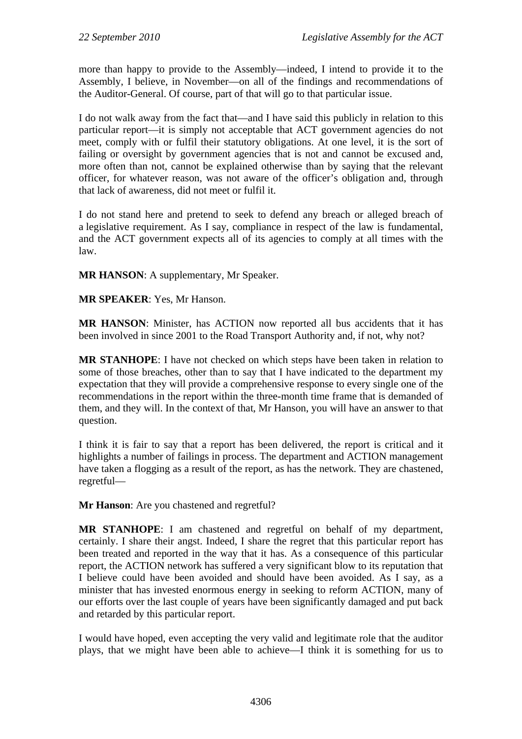more than happy to provide to the Assembly—indeed, I intend to provide it to the Assembly, I believe, in November—on all of the findings and recommendations of the Auditor-General. Of course, part of that will go to that particular issue.

I do not walk away from the fact that—and I have said this publicly in relation to this particular report—it is simply not acceptable that ACT government agencies do not meet, comply with or fulfil their statutory obligations. At one level, it is the sort of failing or oversight by government agencies that is not and cannot be excused and, more often than not, cannot be explained otherwise than by saying that the relevant officer, for whatever reason, was not aware of the officer's obligation and, through that lack of awareness, did not meet or fulfil it.

I do not stand here and pretend to seek to defend any breach or alleged breach of a legislative requirement. As I say, compliance in respect of the law is fundamental, and the ACT government expects all of its agencies to comply at all times with the law.

**MR HANSON**: A supplementary, Mr Speaker.

**MR SPEAKER**: Yes, Mr Hanson.

**MR HANSON**: Minister, has ACTION now reported all bus accidents that it has been involved in since 2001 to the Road Transport Authority and, if not, why not?

**MR STANHOPE**: I have not checked on which steps have been taken in relation to some of those breaches, other than to say that I have indicated to the department my expectation that they will provide a comprehensive response to every single one of the recommendations in the report within the three-month time frame that is demanded of them, and they will. In the context of that, Mr Hanson, you will have an answer to that question.

I think it is fair to say that a report has been delivered, the report is critical and it highlights a number of failings in process. The department and ACTION management have taken a flogging as a result of the report, as has the network. They are chastened, regretful—

**Mr Hanson**: Are you chastened and regretful?

**MR STANHOPE**: I am chastened and regretful on behalf of my department, certainly. I share their angst. Indeed, I share the regret that this particular report has been treated and reported in the way that it has. As a consequence of this particular report, the ACTION network has suffered a very significant blow to its reputation that I believe could have been avoided and should have been avoided. As I say, as a minister that has invested enormous energy in seeking to reform ACTION, many of our efforts over the last couple of years have been significantly damaged and put back and retarded by this particular report.

I would have hoped, even accepting the very valid and legitimate role that the auditor plays, that we might have been able to achieve—I think it is something for us to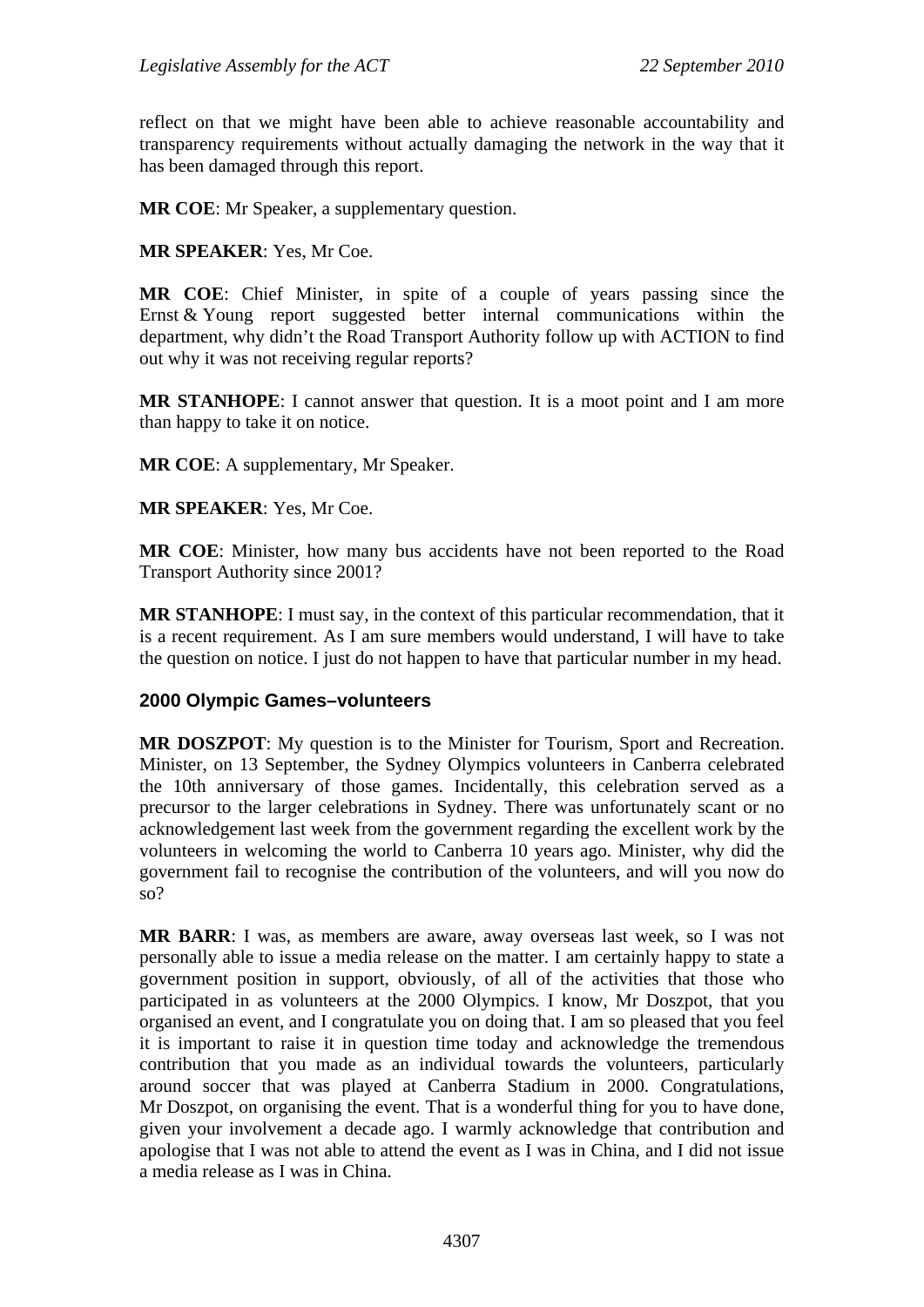reflect on that we might have been able to achieve reasonable accountability and transparency requirements without actually damaging the network in the way that it has been damaged through this report.

**MR COE**: Mr Speaker, a supplementary question.

**MR SPEAKER**: Yes, Mr Coe.

**MR COE**: Chief Minister, in spite of a couple of years passing since the Ernst & Young report suggested better internal communications within the department, why didn't the Road Transport Authority follow up with ACTION to find out why it was not receiving regular reports?

**MR STANHOPE**: I cannot answer that question. It is a moot point and I am more than happy to take it on notice.

**MR COE**: A supplementary, Mr Speaker.

**MR SPEAKER**: Yes, Mr Coe.

**MR COE**: Minister, how many bus accidents have not been reported to the Road Transport Authority since 2001?

**MR STANHOPE**: I must say, in the context of this particular recommendation, that it is a recent requirement. As I am sure members would understand, I will have to take the question on notice. I just do not happen to have that particular number in my head.

### 2000 Olympic Games–volunteers

**MR DOSZPOT**: My question is to the Minister for Tourism, Sport and Recreation. Minister, on 13 September, the Sydney Olympics volunteers in Canberra celebrated the 10th anniversary of those games. Incidentally, this celebration served as a precursor to the larger celebrations in Sydney. There was unfortunately scant or no acknowledgement last week from the government regarding the excellent work by the volunteers in welcoming the world to Canberra 10 years ago. Minister, why did the government fail to recognise the contribution of the volunteers, and will you now do so?

**MR BARR**: I was, as members are aware, away overseas last week, so I was not personally able to issue a media release on the matter. I am certainly happy to state a government position in support, obviously, of all of the activities that those who participated in as volunteers at the 2000 Olympics. I know, Mr Doszpot, that you organised an event, and I congratulate you on doing that. I am so pleased that you feel it is important to raise it in question time today and acknowledge the tremendous contribution that you made as an individual towards the volunteers, particularly around soccer that was played at Canberra Stadium in 2000. Congratulations, Mr Doszpot, on organising the event. That is a wonderful thing for you to have done, given your involvement a decade ago. I warmly acknowledge that contribution and apologise that I was not able to attend the event as I was in China, and I did not issue a media release as I was in China.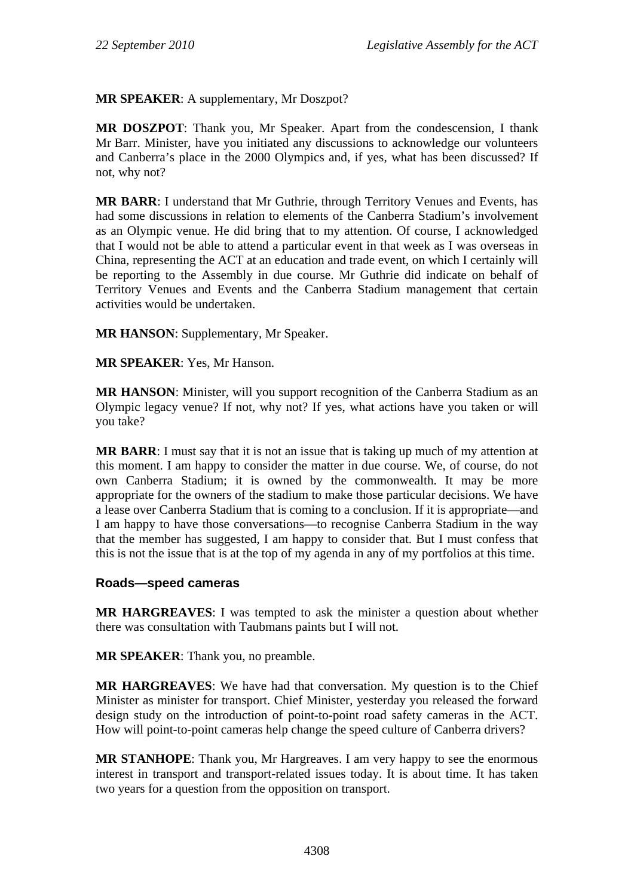**MR SPEAKER**: A supplementary, Mr Doszpot?

**MR DOSZPOT**: Thank you, Mr Speaker. Apart from the condescension, I thank Mr Barr. Minister, have you initiated any discussions to acknowledge our volunteers and Canberra's place in the 2000 Olympics and, if yes, what has been discussed? If not, why not?

**MR BARR**: I understand that Mr Guthrie, through Territory Venues and Events, has had some discussions in relation to elements of the Canberra Stadium's involvement as an Olympic venue. He did bring that to my attention. Of course, I acknowledged that I would not be able to attend a particular event in that week as I was overseas in China, representing the ACT at an education and trade event, on which I certainly will be reporting to the Assembly in due course. Mr Guthrie did indicate on behalf of Territory Venues and Events and the Canberra Stadium management that certain activities would be undertaken.

**MR HANSON**: Supplementary, Mr Speaker.

**MR SPEAKER**: Yes, Mr Hanson.

**MR HANSON**: Minister, will you support recognition of the Canberra Stadium as an Olympic legacy venue? If not, why not? If yes, what actions have you taken or will you take?

**MR BARR**: I must say that it is not an issue that is taking up much of my attention at this moment. I am happy to consider the matter in due course. We, of course, do not own Canberra Stadium; it is owned by the commonwealth. It may be more appropriate for the owners of the stadium to make those particular decisions. We have a lease over Canberra Stadium that is coming to a conclusion. If it is appropriate—and I am happy to have those conversations—to recognise Canberra Stadium in the way that the member has suggested, I am happy to consider that. But I must confess that this is not the issue that is at the top of my agenda in any of my portfolios at this time.

### Roads—speed cameras

**MR HARGREAVES**: I was tempted to ask the minister a question about whether there was consultation with Taubmans paints but I will not.

**MR SPEAKER**: Thank you, no preamble.

**MR HARGREAVES**: We have had that conversation. My question is to the Chief Minister as minister for transport. Chief Minister, yesterday you released the forward design study on the introduction of point-to-point road safety cameras in the ACT. How will point-to-point cameras help change the speed culture of Canberra drivers?

**MR STANHOPE**: Thank you, Mr Hargreaves. I am very happy to see the enormous interest in transport and transport-related issues today. It is about time. It has taken two years for a question from the opposition on transport.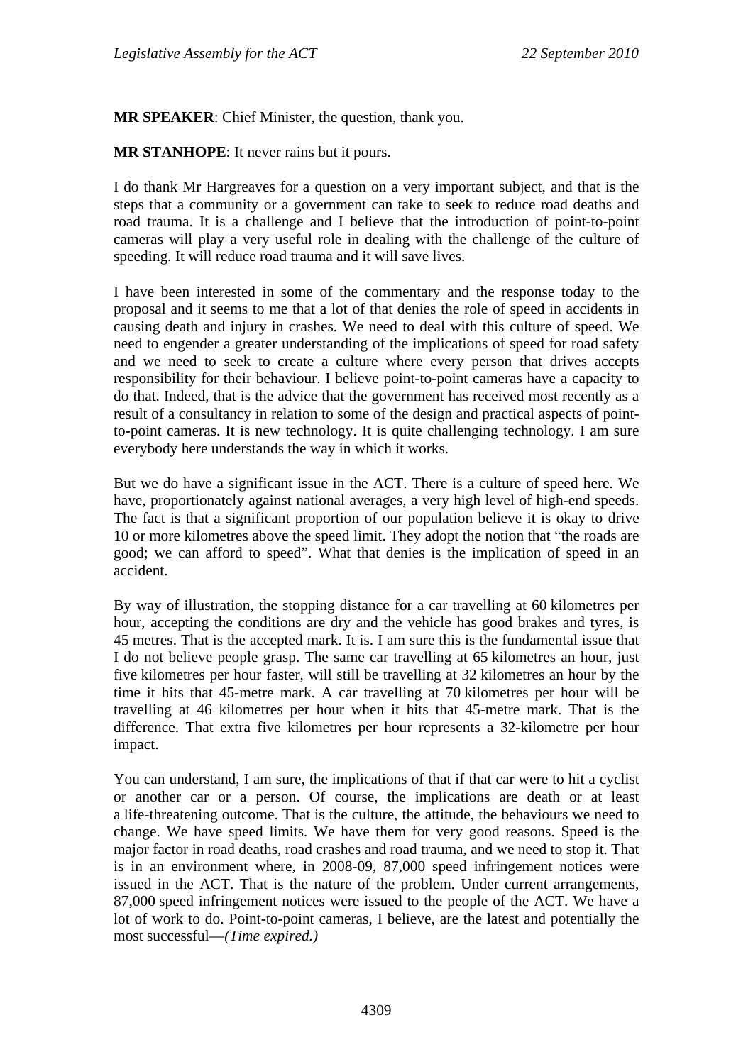**MR SPEAKER**: Chief Minister, the question, thank you.

**MR STANHOPE**: It never rains but it pours.

I do thank Mr Hargreaves for a question on a very important subject, and that is the steps that a community or a government can take to seek to reduce road deaths and road trauma. It is a challenge and I believe that the introduction of point-to-point cameras will play a very useful role in dealing with the challenge of the culture of speeding. It will reduce road trauma and it will save lives.

I have been interested in some of the commentary and the response today to the proposal and it seems to me that a lot of that denies the role of speed in accidents in causing death and injury in crashes. We need to deal with this culture of speed. We need to engender a greater understanding of the implications of speed for road safety and we need to seek to create a culture where every person that drives accepts responsibility for their behaviour. I believe point-to-point cameras have a capacity to do that. Indeed, that is the advice that the government has received most recently as a result of a consultancy in relation to some of the design and practical aspects of point-to-point cameras. It is new technology. It is quite challenging technology. I am sure everybody here understands the way in which it works.

But we do have a significant issue in the ACT. There is a culture of speed here. We have, proportionately against national averages, a very high level of high-end speeds. The fact is that a significant proportion of our population believe it is okay to drive 10 or more kilometres above the speed limit. They adopt the notion that "the roads are good; we can afford to speed". What that denies is the implication of speed in an accident.

By way of illustration, the stopping distance for a car travelling at 60 kilometres per hour, accepting the conditions are dry and the vehicle has good brakes and tyres, is 45 metres. That is the accepted mark. It is. I am sure this is the fundamental issue that I do not believe people grasp. The same car travelling at 65 kilometres an hour, just five kilometres per hour faster, will still be travelling at 32 kilometres an hour by the time it hits that 45-metre mark. A car travelling at 70 kilometres per hour will be travelling at 46 kilometres per hour when it hits that 45-metre mark. That is the difference. That extra five kilometres per hour represents a 32-kilometre per hour impact.

You can understand, I am sure, the implications of that if that car were to hit a cyclist or another car or a person. Of course, the implications are death or at least a life-threatening outcome. That is the culture, the attitude, the behaviours we need to change. We have speed limits. We have them for very good reasons. Speed is the major factor in road deaths, road crashes and road trauma, and we need to stop it. That is in an environment where, in 2008-09, 87,000 speed infringement notices were issued in the ACT. That is the nature of the problem. Under current arrangements, 87,000 speed infringement notices were issued to the people of the ACT. We have a lot of work to do. Point-to-point cameras, I believe, are the latest and potentially the most successful—*(Time expired.)*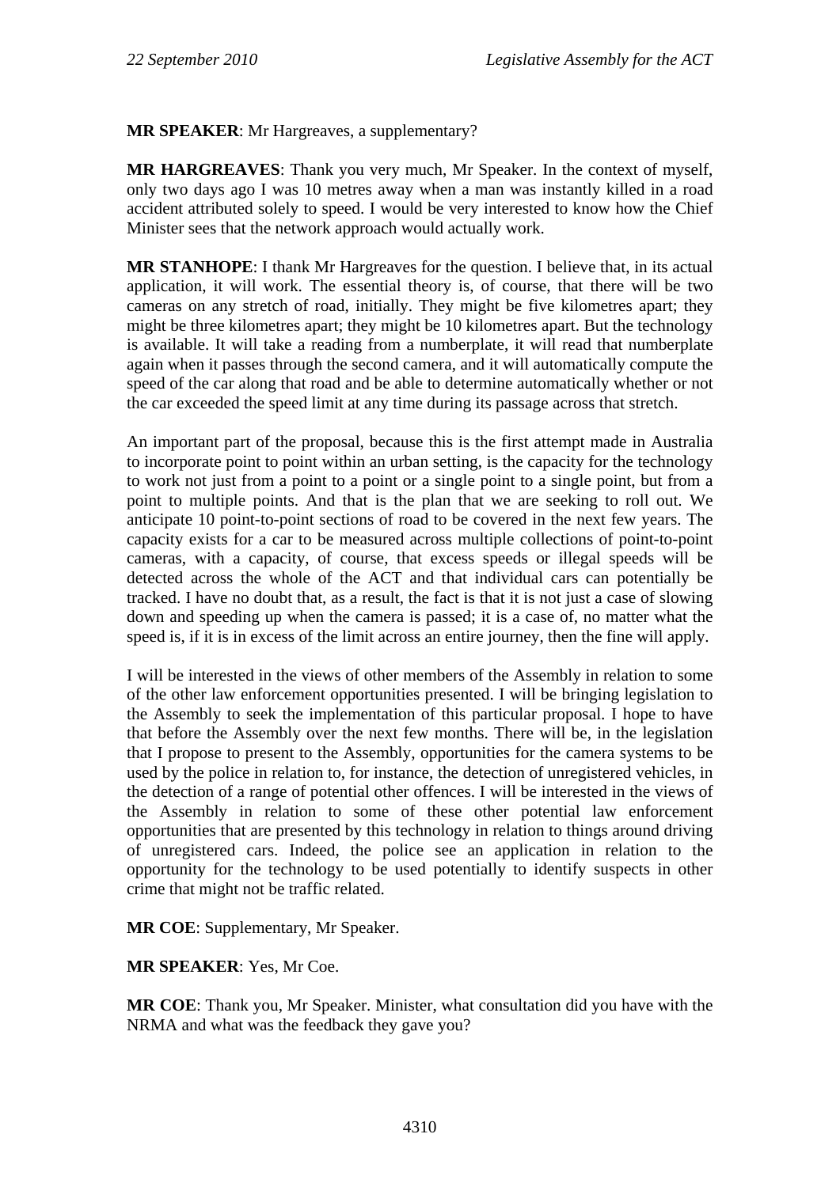**MR SPEAKER**: Mr Hargreaves, a supplementary?

**MR HARGREAVES**: Thank you very much, Mr Speaker. In the context of myself, only two days ago I was 10 metres away when a man was instantly killed in a road accident attributed solely to speed. I would be very interested to know how the Chief Minister sees that the network approach would actually work.

**MR STANHOPE**: I thank Mr Hargreaves for the question. I believe that, in its actual application, it will work. The essential theory is, of course, that there will be two cameras on any stretch of road, initially. They might be five kilometres apart; they might be three kilometres apart; they might be 10 kilometres apart. But the technology is available. It will take a reading from a numberplate, it will read that numberplate again when it passes through the second camera, and it will automatically compute the speed of the car along that road and be able to determine automatically whether or not the car exceeded the speed limit at any time during its passage across that stretch.

An important part of the proposal, because this is the first attempt made in Australia to incorporate point to point within an urban setting, is the capacity for the technology to work not just from a point to a point or a single point to a single point, but from a point to multiple points. And that is the plan that we are seeking to roll out. We anticipate 10 point-to-point sections of road to be covered in the next few years. The capacity exists for a car to be measured across multiple collections of point-to-point cameras, with a capacity, of course, that excess speeds or illegal speeds will be detected across the whole of the ACT and that individual cars can potentially be tracked. I have no doubt that, as a result, the fact is that it is not just a case of slowing down and speeding up when the camera is passed; it is a case of, no matter what the speed is, if it is in excess of the limit across an entire journey, then the fine will apply.

I will be interested in the views of other members of the Assembly in relation to some of the other law enforcement opportunities presented. I will be bringing legislation to the Assembly to seek the implementation of this particular proposal. I hope to have that before the Assembly over the next few months. There will be, in the legislation that I propose to present to the Assembly, opportunities for the camera systems to be used by the police in relation to, for instance, the detection of unregistered vehicles, in the detection of a range of potential other offences. I will be interested in the views of the Assembly in relation to some of these other potential law enforcement opportunities that are presented by this technology in relation to things around driving of unregistered cars. Indeed, the police see an application in relation to the opportunity for the technology to be used potentially to identify suspects in other crime that might not be traffic related.

**MR COE**: Supplementary, Mr Speaker.

**MR SPEAKER**: Yes, Mr Coe.

**MR COE**: Thank you, Mr Speaker. Minister, what consultation did you have with the NRMA and what was the feedback they gave you?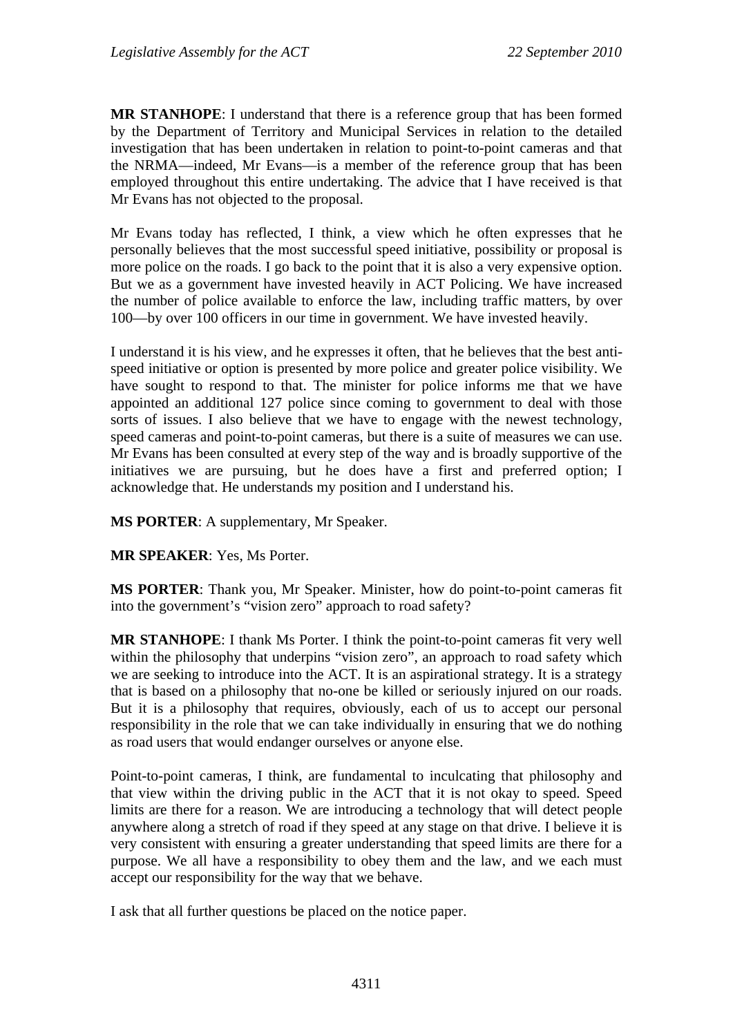**MR STANHOPE**: I understand that there is a reference group that has been formed by the Department of Territory and Municipal Services in relation to the detailed investigation that has been undertaken in relation to point-to-point cameras and that the NRMA—indeed, Mr Evans—is a member of the reference group that has been employed throughout this entire undertaking. The advice that I have received is that Mr Evans has not objected to the proposal.

Mr Evans today has reflected, I think, a view which he often expresses that he personally believes that the most successful speed initiative, possibility or proposal is more police on the roads. I go back to the point that it is also a very expensive option. But we as a government have invested heavily in ACT Policing. We have increased the number of police available to enforce the law, including traffic matters, by over 100—by over 100 officers in our time in government. We have invested heavily.

I understand it is his view, and he expresses it often, that he believes that the best anti-speed initiative or option is presented by more police and greater police visibility. We have sought to respond to that. The minister for police informs me that we have appointed an additional 127 police since coming to government to deal with those sorts of issues. I also believe that we have to engage with the newest technology, speed cameras and point-to-point cameras, but there is a suite of measures we can use. Mr Evans has been consulted at every step of the way and is broadly supportive of the initiatives we are pursuing, but he does have a first and preferred option; I acknowledge that. He understands my position and I understand his.

**MS PORTER**: A supplementary, Mr Speaker.

**MR SPEAKER**: Yes, Ms Porter.

**MS PORTER**: Thank you, Mr Speaker. Minister, how do point-to-point cameras fit into the government's "vision zero" approach to road safety?

**MR STANHOPE**: I thank Ms Porter. I think the point-to-point cameras fit very well within the philosophy that underpins "vision zero", an approach to road safety which we are seeking to introduce into the ACT. It is an aspirational strategy. It is a strategy that is based on a philosophy that no-one be killed or seriously injured on our roads. But it is a philosophy that requires, obviously, each of us to accept our personal responsibility in the role that we can take individually in ensuring that we do nothing as road users that would endanger ourselves or anyone else.

Point-to-point cameras, I think, are fundamental to inculcating that philosophy and that view within the driving public in the ACT that it is not okay to speed. Speed limits are there for a reason. We are introducing a technology that will detect people anywhere along a stretch of road if they speed at any stage on that drive. I believe it is very consistent with ensuring a greater understanding that speed limits are there for a purpose. We all have a responsibility to obey them and the law, and we each must accept our responsibility for the way that we behave.

I ask that all further questions be placed on the notice paper.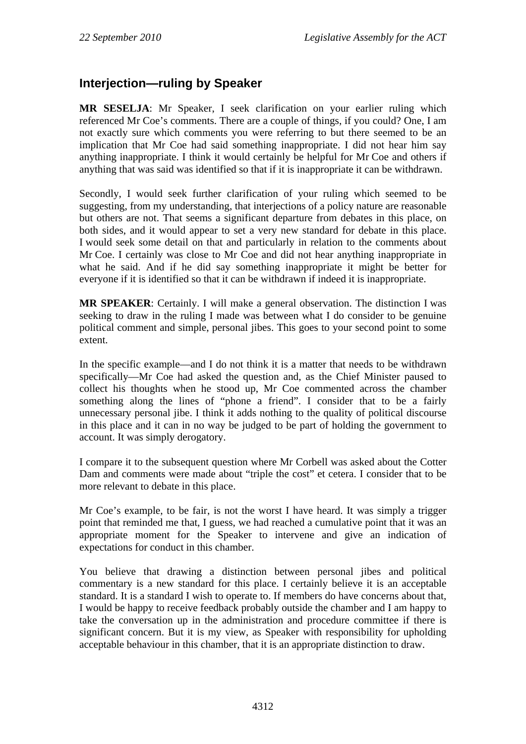## Interjection—ruling by Speaker

**MR SESELJA**: Mr Speaker, I seek clarification on your earlier ruling which referenced Mr Coe's comments. There are a couple of things, if you could? One, I am not exactly sure which comments you were referring to but there seemed to be an implication that Mr Coe had said something inappropriate. I did not hear him say anything inappropriate. I think it would certainly be helpful for Mr Coe and others if anything that was said was identified so that if it is inappropriate it can be withdrawn.

Secondly, I would seek further clarification of your ruling which seemed to be suggesting, from my understanding, that interjections of a policy nature are reasonable but others are not. That seems a significant departure from debates in this place, on both sides, and it would appear to set a very new standard for debate in this place. I would seek some detail on that and particularly in relation to the comments about Mr Coe. I certainly was close to Mr Coe and did not hear anything inappropriate in what he said. And if he did say something inappropriate it might be better for everyone if it is identified so that it can be withdrawn if indeed it is inappropriate.

**MR SPEAKER**: Certainly. I will make a general observation. The distinction I was seeking to draw in the ruling I made was between what I do consider to be genuine political comment and simple, personal jibes. This goes to your second point to some extent.

In the specific example—and I do not think it is a matter that needs to be withdrawn specifically—Mr Coe had asked the question and, as the Chief Minister paused to collect his thoughts when he stood up, Mr Coe commented across the chamber something along the lines of "phone a friend". I consider that to be a fairly unnecessary personal jibe. I think it adds nothing to the quality of political discourse in this place and it can in no way be judged to be part of holding the government to account. It was simply derogatory.

I compare it to the subsequent question where Mr Corbell was asked about the Cotter Dam and comments were made about "triple the cost" et cetera. I consider that to be more relevant to debate in this place.

Mr Coe's example, to be fair, is not the worst I have heard. It was simply a trigger point that reminded me that, I guess, we had reached a cumulative point that it was an appropriate moment for the Speaker to intervene and give an indication of expectations for conduct in this chamber.

You believe that drawing a distinction between personal jibes and political commentary is a new standard for this place. I certainly believe it is an acceptable standard. It is a standard I wish to operate to. If members do have concerns about that, I would be happy to receive feedback probably outside the chamber and I am happy to take the conversation up in the administration and procedure committee if there is significant concern. But it is my view, as Speaker with responsibility for upholding acceptable behaviour in this chamber, that it is an appropriate distinction to draw.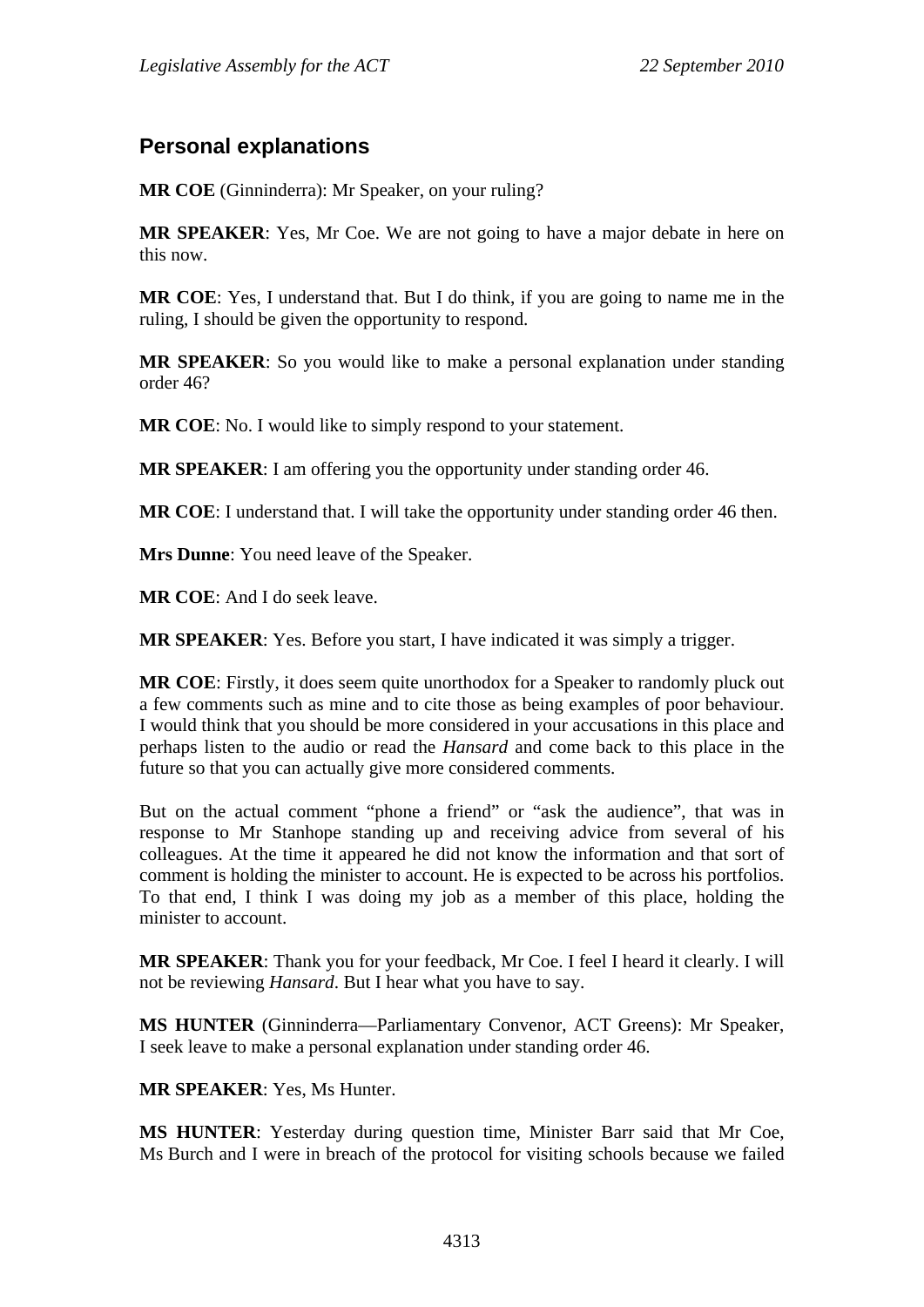## Personal explanations

**MR COE** (Ginninderra): Mr Speaker, on your ruling?

**MR SPEAKER**: Yes, Mr Coe. We are not going to have a major debate in here on this now.

**MR COE**: Yes, I understand that. But I do think, if you are going to name me in the ruling, I should be given the opportunity to respond.

**MR SPEAKER**: So you would like to make a personal explanation under standing order 46?

**MR COE**: No. I would like to simply respond to your statement.

**MR SPEAKER**: I am offering you the opportunity under standing order 46.

**MR COE**: I understand that. I will take the opportunity under standing order 46 then.

**Mrs Dunne**: You need leave of the Speaker.

**MR COE**: And I do seek leave.

**MR SPEAKER**: Yes. Before you start, I have indicated it was simply a trigger.

**MR COE**: Firstly, it does seem quite unorthodox for a Speaker to randomly pluck out a few comments such as mine and to cite those as being examples of poor behaviour. I would think that you should be more considered in your accusations in this place and perhaps listen to the audio or read the *Hansard* and come back to this place in the future so that you can actually give more considered comments.

But on the actual comment "phone a friend" or "ask the audience", that was in response to Mr Stanhope standing up and receiving advice from several of his colleagues. At the time it appeared he did not know the information and that sort of comment is holding the minister to account. He is expected to be across his portfolios. To that end, I think I was doing my job as a member of this place, holding the minister to account.

**MR SPEAKER**: Thank you for your feedback, Mr Coe. I feel I heard it clearly. I will not be reviewing *Hansard*. But I hear what you have to say.

**MS HUNTER** (Ginninderra—Parliamentary Convenor, ACT Greens): Mr Speaker, I seek leave to make a personal explanation under standing order 46.

**MR SPEAKER**: Yes, Ms Hunter.

**MS HUNTER**: Yesterday during question time, Minister Barr said that Mr Coe, Ms Burch and I were in breach of the protocol for visiting schools because we failed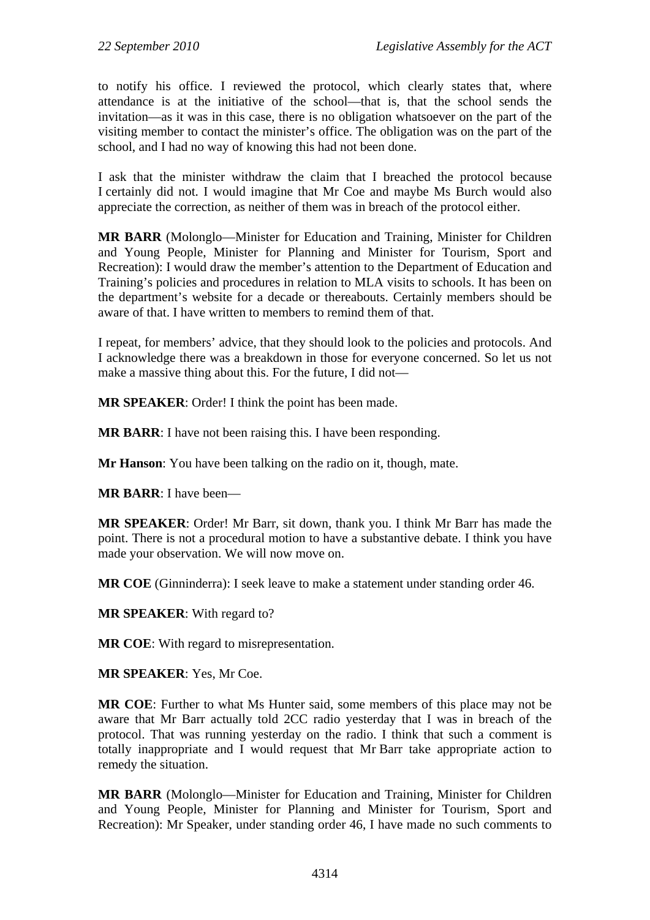to notify his office. I reviewed the protocol, which clearly states that, where attendance is at the initiative of the school—that is, that the school sends the invitation—as it was in this case, there is no obligation whatsoever on the part of the visiting member to contact the minister's office. The obligation was on the part of the school, and I had no way of knowing this had not been done.

I ask that the minister withdraw the claim that I breached the protocol because I certainly did not. I would imagine that Mr Coe and maybe Ms Burch would also appreciate the correction, as neither of them was in breach of the protocol either.

**MR BARR** (Molonglo—Minister for Education and Training, Minister for Children and Young People, Minister for Planning and Minister for Tourism, Sport and Recreation): I would draw the member's attention to the Department of Education and Training's policies and procedures in relation to MLA visits to schools. It has been on the department's website for a decade or thereabouts. Certainly members should be aware of that. I have written to members to remind them of that.

I repeat, for members' advice, that they should look to the policies and protocols. And I acknowledge there was a breakdown in those for everyone concerned. So let us not make a massive thing about this. For the future, I did not—

**MR SPEAKER**: Order! I think the point has been made.

**MR BARR**: I have not been raising this. I have been responding.

**Mr Hanson**: You have been talking on the radio on it, though, mate.

**MR BARR**: I have been—

**MR SPEAKER**: Order! Mr Barr, sit down, thank you. I think Mr Barr has made the point. There is not a procedural motion to have a substantive debate. I think you have made your observation. We will now move on.

**MR COE** (Ginninderra): I seek leave to make a statement under standing order 46.

**MR SPEAKER**: With regard to?

**MR COE**: With regard to misrepresentation.

**MR SPEAKER**: Yes, Mr Coe.

**MR COE**: Further to what Ms Hunter said, some members of this place may not be aware that Mr Barr actually told 2CC radio yesterday that I was in breach of the protocol. That was running yesterday on the radio. I think that such a comment is totally inappropriate and I would request that Mr Barr take appropriate action to remedy the situation.

**MR BARR** (Molonglo—Minister for Education and Training, Minister for Children and Young People, Minister for Planning and Minister for Tourism, Sport and Recreation): Mr Speaker, under standing order 46, I have made no such comments to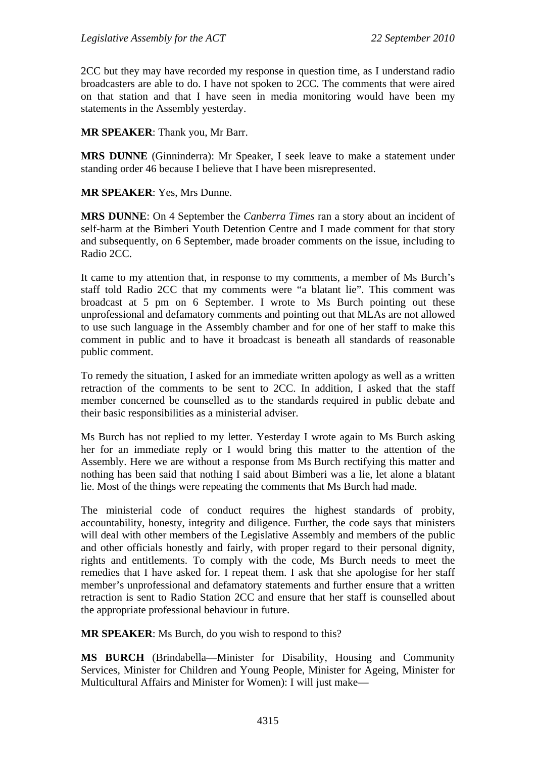2CC but they may have recorded my response in question time, as I understand radio broadcasters are able to do. I have not spoken to 2CC. The comments that were aired on that station and that I have seen in media monitoring would have been my statements in the Assembly yesterday.

**MR SPEAKER**: Thank you, Mr Barr.

**MRS DUNNE** (Ginninderra): Mr Speaker, I seek leave to make a statement under standing order 46 because I believe that I have been misrepresented.

**MR SPEAKER**: Yes, Mrs Dunne.

**MRS DUNNE**: On 4 September the *Canberra Times* ran a story about an incident of self-harm at the Bimberi Youth Detention Centre and I made comment for that story and subsequently, on 6 September, made broader comments on the issue, including to Radio 2CC.

It came to my attention that, in response to my comments, a member of Ms Burch's staff told Radio 2CC that my comments were "a blatant lie". This comment was broadcast at 5 pm on 6 September. I wrote to Ms Burch pointing out these unprofessional and defamatory comments and pointing out that MLAs are not allowed to use such language in the Assembly chamber and for one of her staff to make this comment in public and to have it broadcast is beneath all standards of reasonable public comment.

To remedy the situation, I asked for an immediate written apology as well as a written retraction of the comments to be sent to 2CC. In addition, I asked that the staff member concerned be counselled as to the standards required in public debate and their basic responsibilities as a ministerial adviser.

Ms Burch has not replied to my letter. Yesterday I wrote again to Ms Burch asking her for an immediate reply or I would bring this matter to the attention of the Assembly. Here we are without a response from Ms Burch rectifying this matter and nothing has been said that nothing I said about Bimberi was a lie, let alone a blatant lie. Most of the things were repeating the comments that Ms Burch had made.

The ministerial code of conduct requires the highest standards of probity, accountability, honesty, integrity and diligence. Further, the code says that ministers will deal with other members of the Legislative Assembly and members of the public and other officials honestly and fairly, with proper regard to their personal dignity, rights and entitlements. To comply with the code, Ms Burch needs to meet the remedies that I have asked for. I repeat them. I ask that she apologise for her staff member's unprofessional and defamatory statements and further ensure that a written retraction is sent to Radio Station 2CC and ensure that her staff is counselled about the appropriate professional behaviour in future.

**MR SPEAKER**: Ms Burch, do you wish to respond to this?

**MS BURCH** (Brindabella—Minister for Disability, Housing and Community Services, Minister for Children and Young People, Minister for Ageing, Minister for Multicultural Affairs and Minister for Women): I will just make—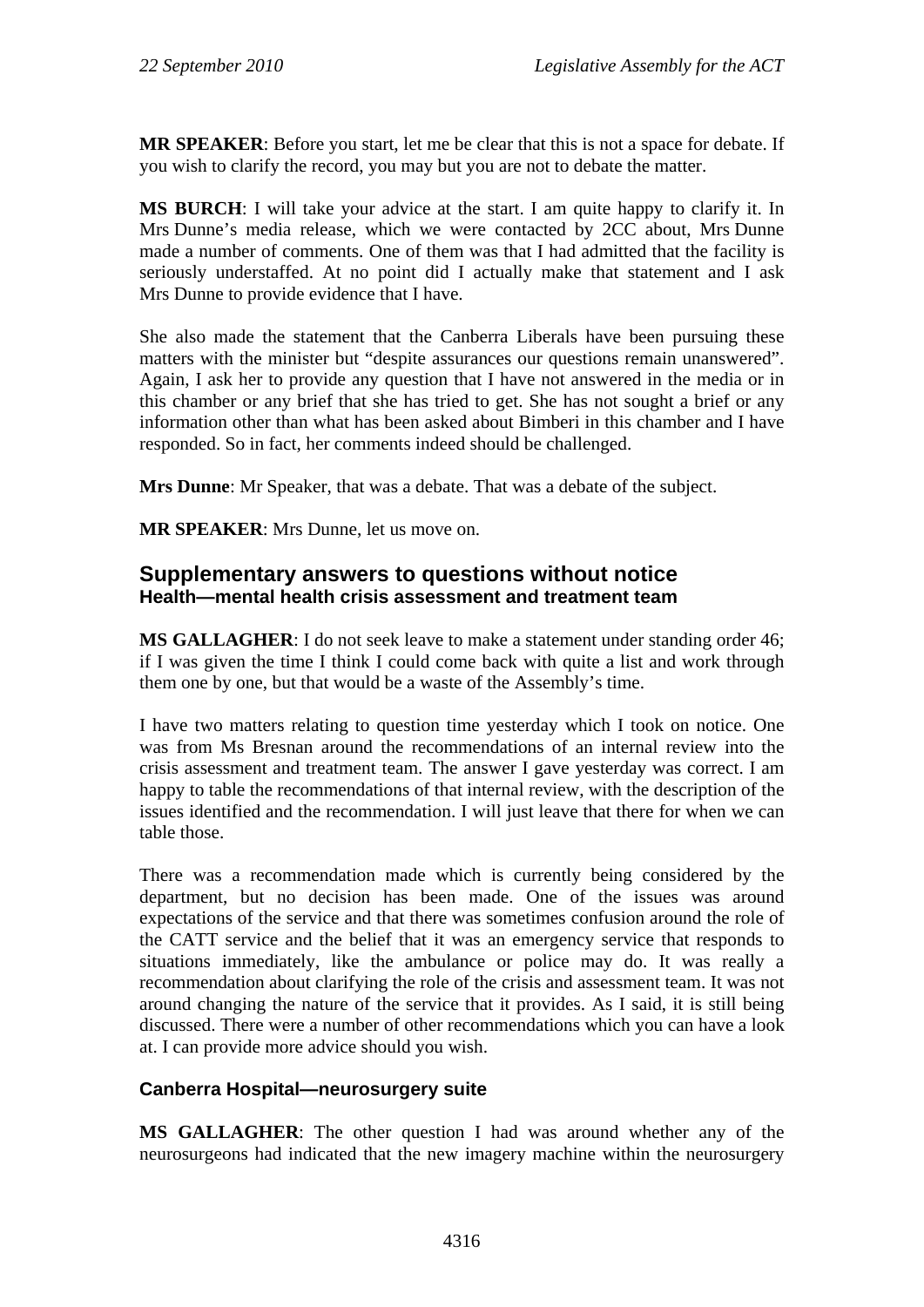**MR SPEAKER**: Before you start, let me be clear that this is not a space for debate. If you wish to clarify the record, you may but you are not to debate the matter.

**MS BURCH**: I will take your advice at the start. I am quite happy to clarify it. In Mrs Dunne's media release, which we were contacted by 2CC about, Mrs Dunne made a number of comments. One of them was that I had admitted that the facility is seriously understaffed. At no point did I actually make that statement and I ask Mrs Dunne to provide evidence that I have.

She also made the statement that the Canberra Liberals have been pursuing these matters with the minister but "despite assurances our questions remain unanswered". Again, I ask her to provide any question that I have not answered in the media or in this chamber or any brief that she has tried to get. She has not sought a brief or any information other than what has been asked about Bimberi in this chamber and I have responded. So in fact, her comments indeed should be challenged.

**Mrs Dunne**: Mr Speaker, that was a debate. That was a debate of the subject.

**MR SPEAKER**: Mrs Dunne, let us move on.

## Supplementary answers to questions without notice

### Health—mental health crisis assessment and treatment team

**MS GALLAGHER**: I do not seek leave to make a statement under standing order 46; if I was given the time I think I could come back with quite a list and work through them one by one, but that would be a waste of the Assembly's time.

I have two matters relating to question time yesterday which I took on notice. One was from Ms Bresnan around the recommendations of an internal review into the crisis assessment and treatment team. The answer I gave yesterday was correct. I am happy to table the recommendations of that internal review, with the description of the issues identified and the recommendation. I will just leave that there for when we can table those.

There was a recommendation made which is currently being considered by the department, but no decision has been made. One of the issues was around expectations of the service and that there was sometimes confusion around the role of the CATT service and the belief that it was an emergency service that responds to situations immediately, like the ambulance or police may do. It was really a recommendation about clarifying the role of the crisis and assessment team. It was not around changing the nature of the service that it provides. As I said, it is still being discussed. There were a number of other recommendations which you can have a look at. I can provide more advice should you wish.

### Canberra Hospital—neurosurgery suite

**MS GALLAGHER**: The other question I had was around whether any of the neurosurgeons had indicated that the new imagery machine within the neurosurgery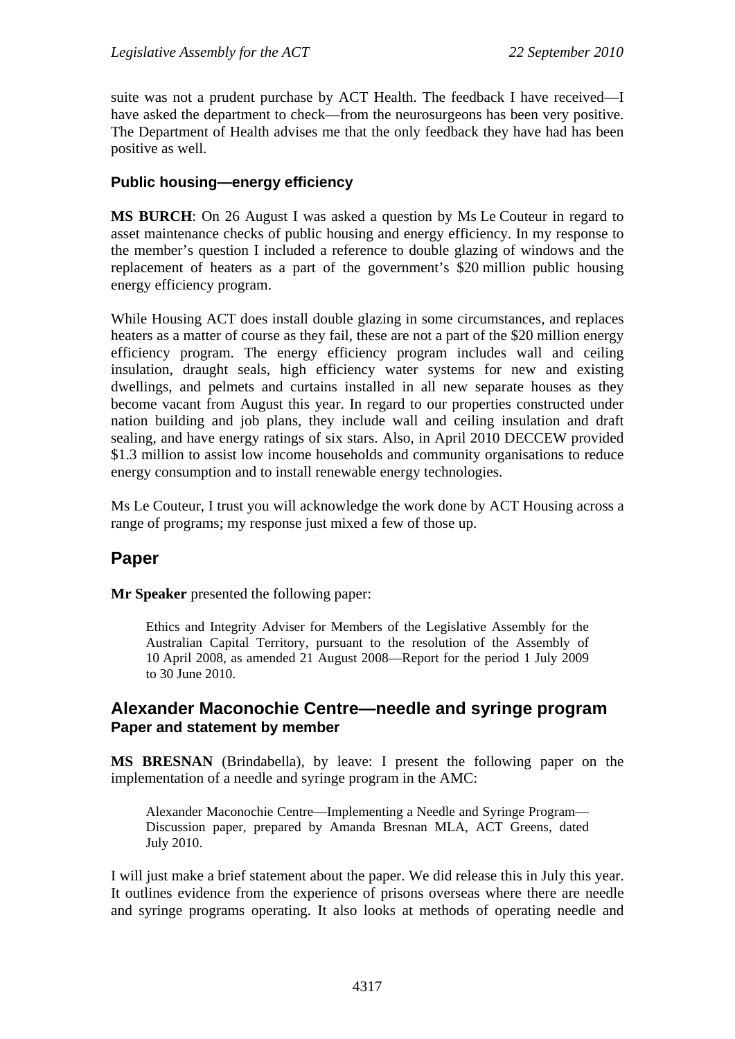suite was not a prudent purchase by ACT Health. The feedback I have received—I have asked the department to check—from the neurosurgeons has been very positive. The Department of Health advises me that the only feedback they have had has been positive as well.

### Public housing—energy efficiency

**MS BURCH**: On 26 August I was asked a question by Ms Le Couteur in regard to asset maintenance checks of public housing and energy efficiency. In my response to the member's question I included a reference to double glazing of windows and the replacement of heaters as a part of the government's $20 million public housing energy efficiency program.

While Housing ACT does install double glazing in some circumstances, and replaces heaters as a matter of course as they fail, these are not a part of the $20 million energy efficiency program. The energy efficiency program includes wall and ceiling insulation, draught seals, high efficiency water systems for new and existing dwellings, and pelmets and curtains installed in all new separate houses as they become vacant from August this year. In regard to our properties constructed under nation building and job plans, they include wall and ceiling insulation and draft sealing, and have energy ratings of six stars. Also, in April 2010 DECCEW provided $1.3 million to assist low income households and community organisations to reduce energy consumption and to install renewable energy technologies.

Ms Le Couteur, I trust you will acknowledge the work done by ACT Housing across a range of programs; my response just mixed a few of those up.

## Paper

**Mr Speaker** presented the following paper:

> Ethics and Integrity Adviser for Members of the Legislative Assembly for the Australian Capital Territory, pursuant to the resolution of the Assembly of 10 April 2008, as amended 21 August 2008—Report for the period 1 July 2009 to 30 June 2010.

## Alexander Maconochie Centre—needle and syringe program
### Paper and statement by member

**MS BRESNAN** (Brindabella), by leave: I present the following paper on the implementation of a needle and syringe program in the AMC:

> Alexander Maconochie Centre—Implementing a Needle and Syringe Program—Discussion paper, prepared by Amanda Bresnan MLA, ACT Greens, dated July 2010.

I will just make a brief statement about the paper. We did release this in July this year. It outlines evidence from the experience of prisons overseas where there are needle and syringe programs operating. It also looks at methods of operating needle and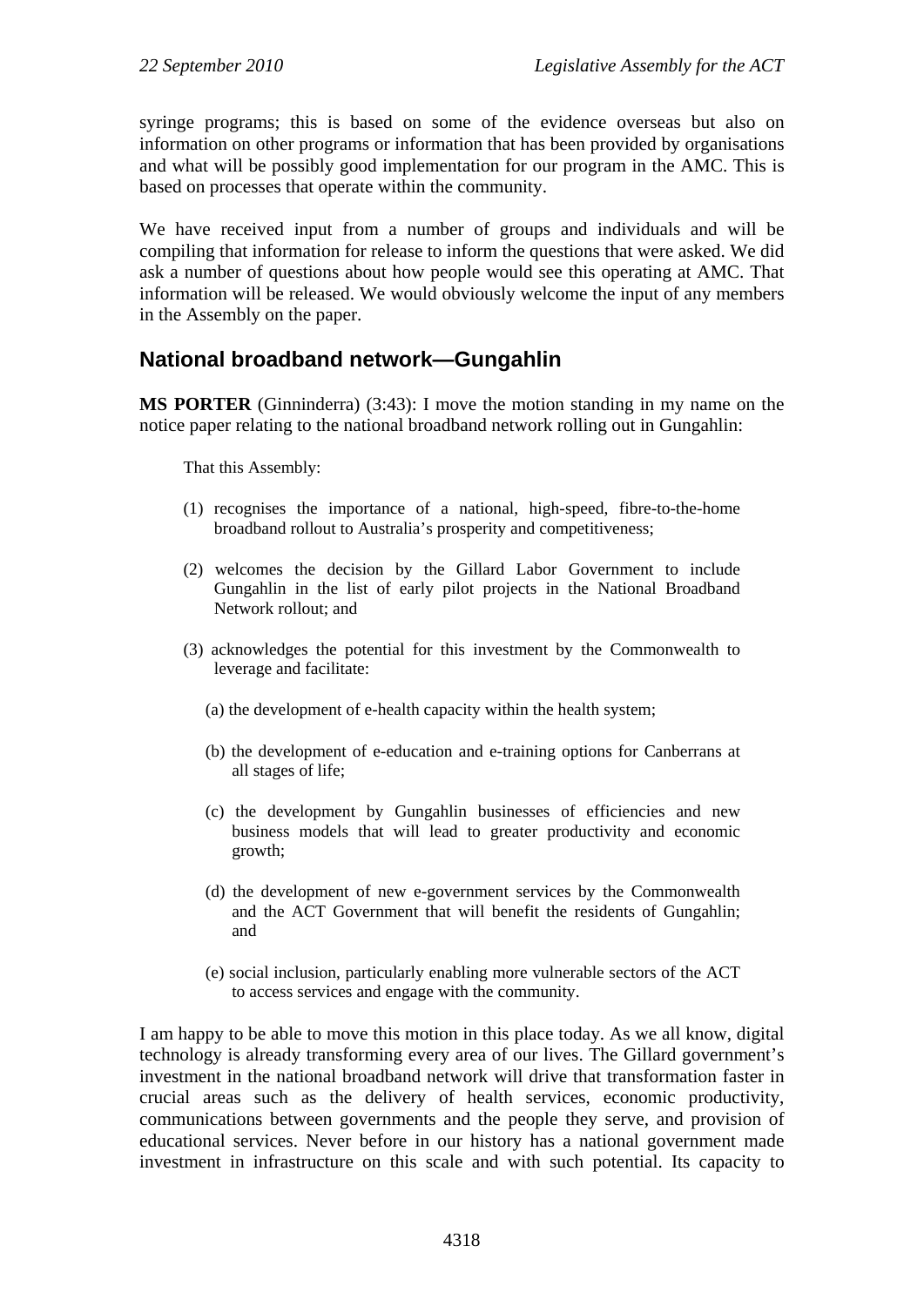syringe programs; this is based on some of the evidence overseas but also on information on other programs or information that has been provided by organisations and what will be possibly good implementation for our program in the AMC. This is based on processes that operate within the community.

We have received input from a number of groups and individuals and will be compiling that information for release to inform the questions that were asked. We did ask a number of questions about how people would see this operating at AMC. That information will be released. We would obviously welcome the input of any members in the Assembly on the paper.

## National broadband network—Gungahlin

**MS PORTER** (Ginninderra) (3:43): I move the motion standing in my name on the notice paper relating to the national broadband network rolling out in Gungahlin:

> That this Assembly:
>
> (1) recognises the importance of a national, high-speed, fibre-to-the-home broadband rollout to Australia's prosperity and competitiveness;
>
> (2) welcomes the decision by the Gillard Labor Government to include Gungahlin in the list of early pilot projects in the National Broadband Network rollout; and
>
> (3) acknowledges the potential for this investment by the Commonwealth to leverage and facilitate:
>
> (a) the development of e-health capacity within the health system;
>
> (b) the development of e-education and e-training options for Canberrans at all stages of life;
>
> (c) the development by Gungahlin businesses of efficiencies and new business models that will lead to greater productivity and economic growth;
>
> (d) the development of new e-government services by the Commonwealth and the ACT Government that will benefit the residents of Gungahlin; and
>
> (e) social inclusion, particularly enabling more vulnerable sectors of the ACT to access services and engage with the community.

I am happy to be able to move this motion in this place today. As we all know, digital technology is already transforming every area of our lives. The Gillard government's investment in the national broadband network will drive that transformation faster in crucial areas such as the delivery of health services, economic productivity, communications between governments and the people they serve, and provision of educational services. Never before in our history has a national government made investment in infrastructure on this scale and with such potential. Its capacity to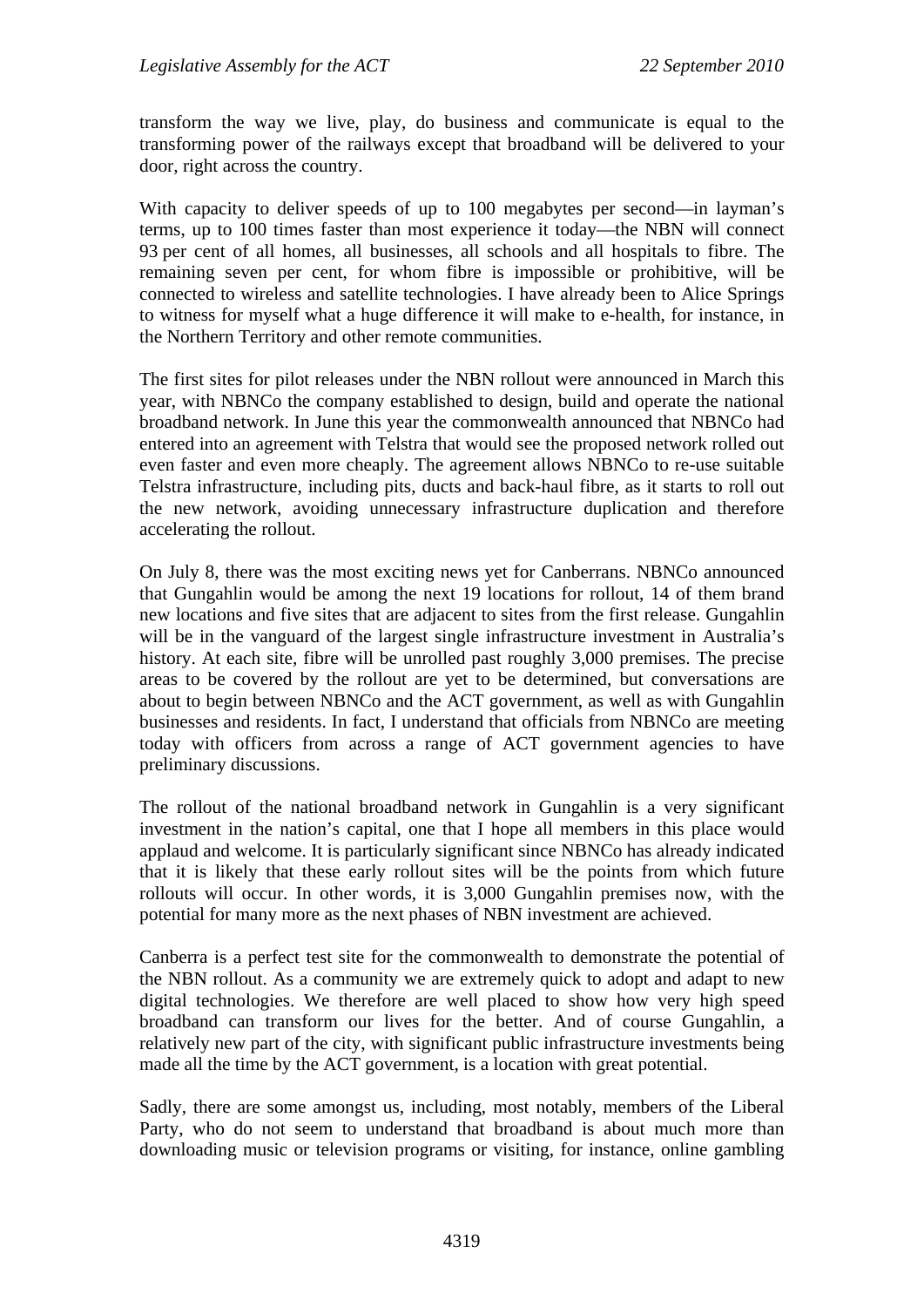transform the way we live, play, do business and communicate is equal to the transforming power of the railways except that broadband will be delivered to your door, right across the country.

With capacity to deliver speeds of up to 100 megabytes per second—in layman's terms, up to 100 times faster than most experience it today—the NBN will connect 93 per cent of all homes, all businesses, all schools and all hospitals to fibre. The remaining seven per cent, for whom fibre is impossible or prohibitive, will be connected to wireless and satellite technologies. I have already been to Alice Springs to witness for myself what a huge difference it will make to e-health, for instance, in the Northern Territory and other remote communities.

The first sites for pilot releases under the NBN rollout were announced in March this year, with NBNCo the company established to design, build and operate the national broadband network. In June this year the commonwealth announced that NBNCo had entered into an agreement with Telstra that would see the proposed network rolled out even faster and even more cheaply. The agreement allows NBNCo to re-use suitable Telstra infrastructure, including pits, ducts and back-haul fibre, as it starts to roll out the new network, avoiding unnecessary infrastructure duplication and therefore accelerating the rollout.

On July 8, there was the most exciting news yet for Canberrans. NBNCo announced that Gungahlin would be among the next 19 locations for rollout, 14 of them brand new locations and five sites that are adjacent to sites from the first release. Gungahlin will be in the vanguard of the largest single infrastructure investment in Australia's history. At each site, fibre will be unrolled past roughly 3,000 premises. The precise areas to be covered by the rollout are yet to be determined, but conversations are about to begin between NBNCo and the ACT government, as well as with Gungahlin businesses and residents. In fact, I understand that officials from NBNCo are meeting today with officers from across a range of ACT government agencies to have preliminary discussions.

The rollout of the national broadband network in Gungahlin is a very significant investment in the nation's capital, one that I hope all members in this place would applaud and welcome. It is particularly significant since NBNCo has already indicated that it is likely that these early rollout sites will be the points from which future rollouts will occur. In other words, it is 3,000 Gungahlin premises now, with the potential for many more as the next phases of NBN investment are achieved.

Canberra is a perfect test site for the commonwealth to demonstrate the potential of the NBN rollout. As a community we are extremely quick to adopt and adapt to new digital technologies. We therefore are well placed to show how very high speed broadband can transform our lives for the better. And of course Gungahlin, a relatively new part of the city, with significant public infrastructure investments being made all the time by the ACT government, is a location with great potential.

Sadly, there are some amongst us, including, most notably, members of the Liberal Party, who do not seem to understand that broadband is about much more than downloading music or television programs or visiting, for instance, online gambling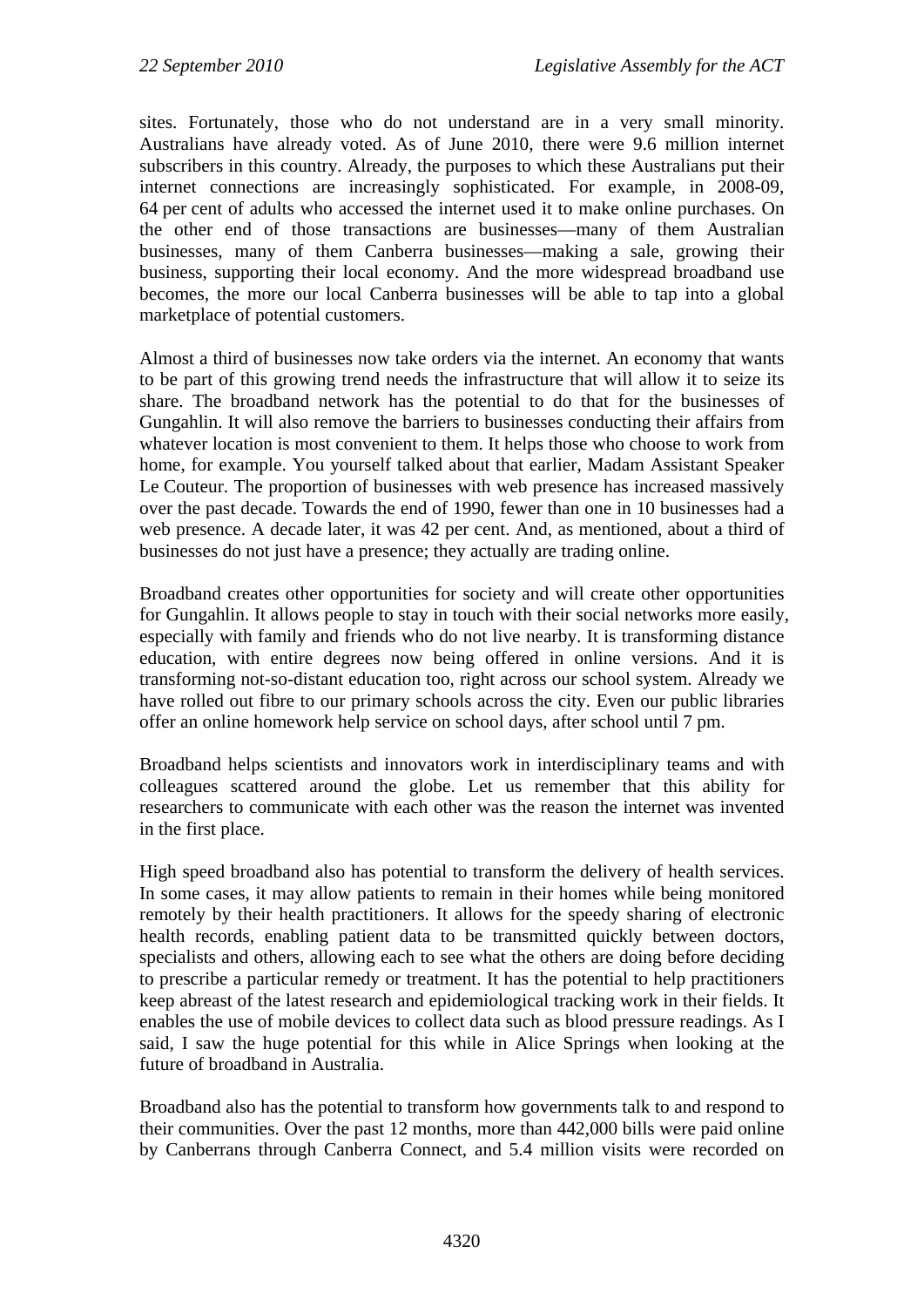sites. Fortunately, those who do not understand are in a very small minority. Australians have already voted. As of June 2010, there were 9.6 million internet subscribers in this country. Already, the purposes to which these Australians put their internet connections are increasingly sophisticated. For example, in 2008-09, 64 per cent of adults who accessed the internet used it to make online purchases. On the other end of those transactions are businesses—many of them Australian businesses, many of them Canberra businesses—making a sale, growing their business, supporting their local economy. And the more widespread broadband use becomes, the more our local Canberra businesses will be able to tap into a global marketplace of potential customers.

Almost a third of businesses now take orders via the internet. An economy that wants to be part of this growing trend needs the infrastructure that will allow it to seize its share. The broadband network has the potential to do that for the businesses of Gungahlin. It will also remove the barriers to businesses conducting their affairs from whatever location is most convenient to them. It helps those who choose to work from home, for example. You yourself talked about that earlier, Madam Assistant Speaker Le Couteur. The proportion of businesses with web presence has increased massively over the past decade. Towards the end of 1990, fewer than one in 10 businesses had a web presence. A decade later, it was 42 per cent. And, as mentioned, about a third of businesses do not just have a presence; they actually are trading online.

Broadband creates other opportunities for society and will create other opportunities for Gungahlin. It allows people to stay in touch with their social networks more easily, especially with family and friends who do not live nearby. It is transforming distance education, with entire degrees now being offered in online versions. And it is transforming not-so-distant education too, right across our school system. Already we have rolled out fibre to our primary schools across the city. Even our public libraries offer an online homework help service on school days, after school until 7 pm.

Broadband helps scientists and innovators work in interdisciplinary teams and with colleagues scattered around the globe. Let us remember that this ability for researchers to communicate with each other was the reason the internet was invented in the first place.

High speed broadband also has potential to transform the delivery of health services. In some cases, it may allow patients to remain in their homes while being monitored remotely by their health practitioners. It allows for the speedy sharing of electronic health records, enabling patient data to be transmitted quickly between doctors, specialists and others, allowing each to see what the others are doing before deciding to prescribe a particular remedy or treatment. It has the potential to help practitioners keep abreast of the latest research and epidemiological tracking work in their fields. It enables the use of mobile devices to collect data such as blood pressure readings. As I said, I saw the huge potential for this while in Alice Springs when looking at the future of broadband in Australia.

Broadband also has the potential to transform how governments talk to and respond to their communities. Over the past 12 months, more than 442,000 bills were paid online by Canberrans through Canberra Connect, and 5.4 million visits were recorded on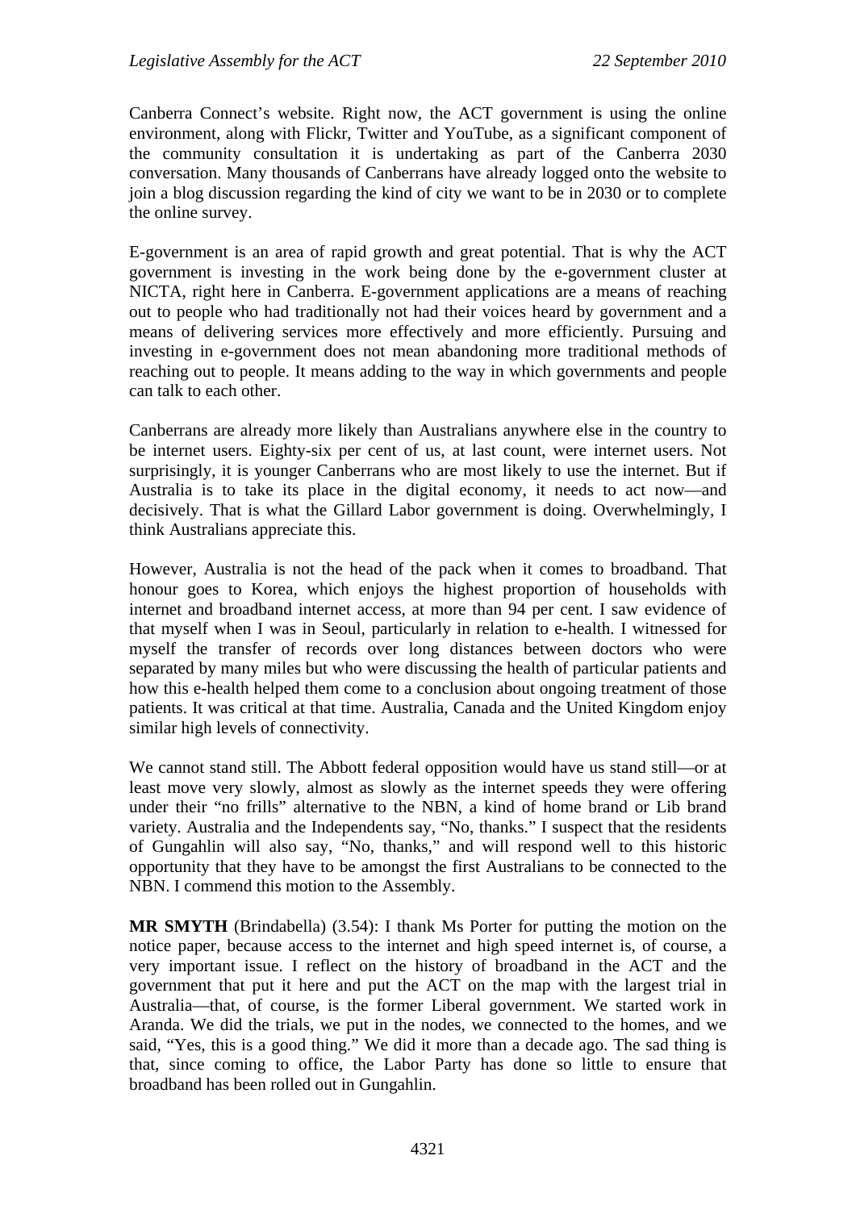Canberra Connect's website. Right now, the ACT government is using the online environment, along with Flickr, Twitter and YouTube, as a significant component of the community consultation it is undertaking as part of the Canberra 2030 conversation. Many thousands of Canberrans have already logged onto the website to join a blog discussion regarding the kind of city we want to be in 2030 or to complete the online survey.

E-government is an area of rapid growth and great potential. That is why the ACT government is investing in the work being done by the e-government cluster at NICTA, right here in Canberra. E-government applications are a means of reaching out to people who had traditionally not had their voices heard by government and a means of delivering services more effectively and more efficiently. Pursuing and investing in e-government does not mean abandoning more traditional methods of reaching out to people. It means adding to the way in which governments and people can talk to each other.

Canberrans are already more likely than Australians anywhere else in the country to be internet users. Eighty-six per cent of us, at last count, were internet users. Not surprisingly, it is younger Canberrans who are most likely to use the internet. But if Australia is to take its place in the digital economy, it needs to act now—and decisively. That is what the Gillard Labor government is doing. Overwhelmingly, I think Australians appreciate this.

However, Australia is not the head of the pack when it comes to broadband. That honour goes to Korea, which enjoys the highest proportion of households with internet and broadband internet access, at more than 94 per cent. I saw evidence of that myself when I was in Seoul, particularly in relation to e-health. I witnessed for myself the transfer of records over long distances between doctors who were separated by many miles but who were discussing the health of particular patients and how this e-health helped them come to a conclusion about ongoing treatment of those patients. It was critical at that time. Australia, Canada and the United Kingdom enjoy similar high levels of connectivity.

We cannot stand still. The Abbott federal opposition would have us stand still—or at least move very slowly, almost as slowly as the internet speeds they were offering under their "no frills" alternative to the NBN, a kind of home brand or Lib brand variety. Australia and the Independents say, "No, thanks." I suspect that the residents of Gungahlin will also say, "No, thanks," and will respond well to this historic opportunity that they have to be amongst the first Australians to be connected to the NBN. I commend this motion to the Assembly.

**MR SMYTH** (Brindabella) (3.54): I thank Ms Porter for putting the motion on the notice paper, because access to the internet and high speed internet is, of course, a very important issue. I reflect on the history of broadband in the ACT and the government that put it here and put the ACT on the map with the largest trial in Australia—that, of course, is the former Liberal government. We started work in Aranda. We did the trials, we put in the nodes, we connected to the homes, and we said, "Yes, this is a good thing." We did it more than a decade ago. The sad thing is that, since coming to office, the Labor Party has done so little to ensure that broadband has been rolled out in Gungahlin.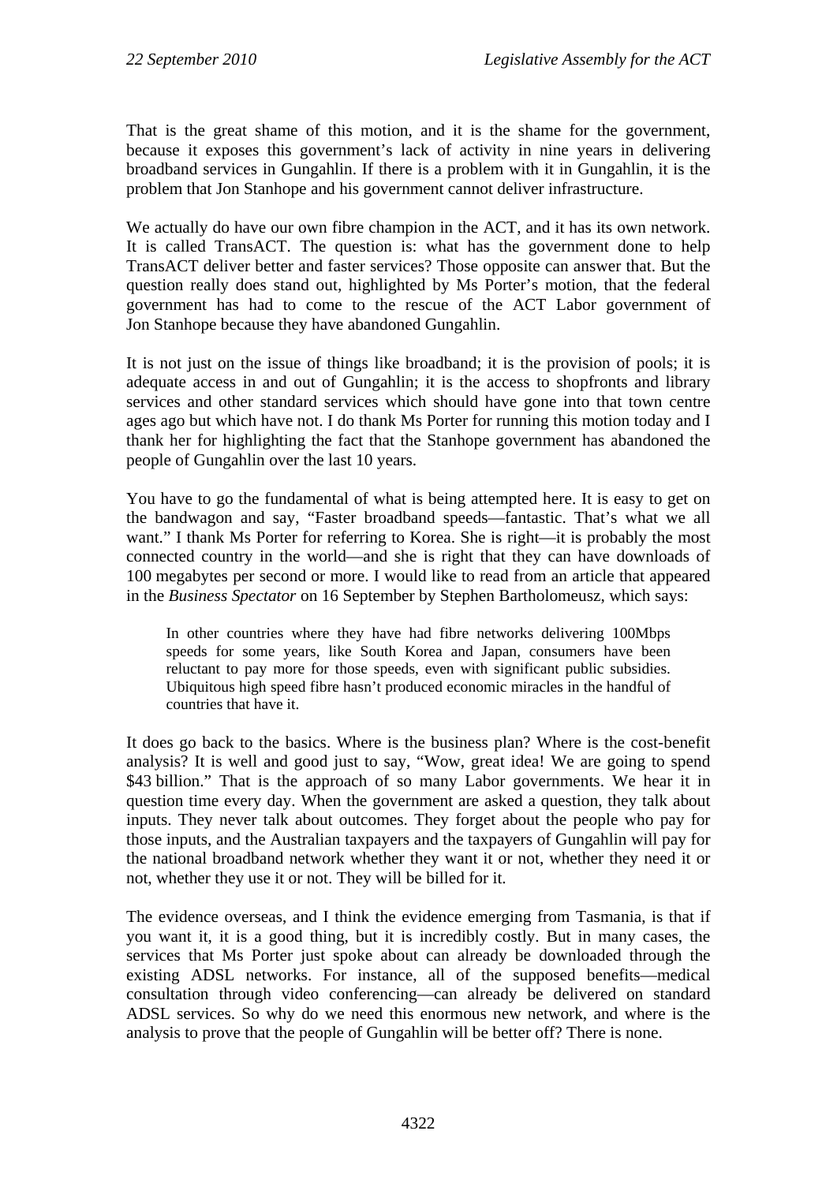That is the great shame of this motion, and it is the shame for the government, because it exposes this government's lack of activity in nine years in delivering broadband services in Gungahlin. If there is a problem with it in Gungahlin, it is the problem that Jon Stanhope and his government cannot deliver infrastructure.

We actually do have our own fibre champion in the ACT, and it has its own network. It is called TransACT. The question is: what has the government done to help TransACT deliver better and faster services? Those opposite can answer that. But the question really does stand out, highlighted by Ms Porter's motion, that the federal government has had to come to the rescue of the ACT Labor government of Jon Stanhope because they have abandoned Gungahlin.

It is not just on the issue of things like broadband; it is the provision of pools; it is adequate access in and out of Gungahlin; it is the access to shopfronts and library services and other standard services which should have gone into that town centre ages ago but which have not. I do thank Ms Porter for running this motion today and I thank her for highlighting the fact that the Stanhope government has abandoned the people of Gungahlin over the last 10 years.

You have to go the fundamental of what is being attempted here. It is easy to get on the bandwagon and say, "Faster broadband speeds—fantastic. That's what we all want." I thank Ms Porter for referring to Korea. She is right—it is probably the most connected country in the world—and she is right that they can have downloads of 100 megabytes per second or more. I would like to read from an article that appeared in the *Business Spectator* on 16 September by Stephen Bartholomeusz, which says:

> In other countries where they have had fibre networks delivering 100Mbps speeds for some years, like South Korea and Japan, consumers have been reluctant to pay more for those speeds, even with significant public subsidies. Ubiquitous high speed fibre hasn't produced economic miracles in the handful of countries that have it.

It does go back to the basics. Where is the business plan? Where is the cost-benefit analysis? It is well and good just to say, "Wow, great idea! We are going to spend $43 billion." That is the approach of so many Labor governments. We hear it in question time every day. When the government are asked a question, they talk about inputs. They never talk about outcomes. They forget about the people who pay for those inputs, and the Australian taxpayers and the taxpayers of Gungahlin will pay for the national broadband network whether they want it or not, whether they need it or not, whether they use it or not. They will be billed for it.

The evidence overseas, and I think the evidence emerging from Tasmania, is that if you want it, it is a good thing, but it is incredibly costly. But in many cases, the services that Ms Porter just spoke about can already be downloaded through the existing ADSL networks. For instance, all of the supposed benefits—medical consultation through video conferencing—can already be delivered on standard ADSL services. So why do we need this enormous new network, and where is the analysis to prove that the people of Gungahlin will be better off? There is none.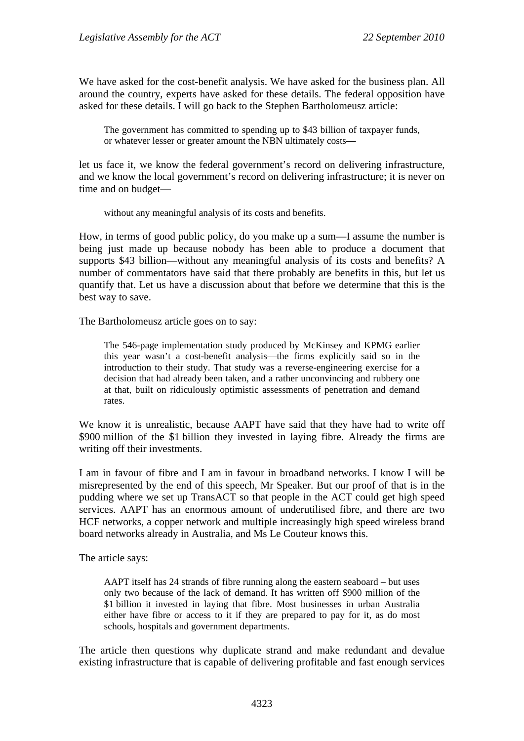We have asked for the cost-benefit analysis. We have asked for the business plan. All around the country, experts have asked for these details. The federal opposition have asked for these details. I will go back to the Stephen Bartholomeusz article:

> The government has committed to spending up to $43 billion of taxpayer funds, or whatever lesser or greater amount the NBN ultimately costs—

let us face it, we know the federal government's record on delivering infrastructure, and we know the local government's record on delivering infrastructure; it is never on time and on budget—

> without any meaningful analysis of its costs and benefits.

How, in terms of good public policy, do you make up a sum—I assume the number is being just made up because nobody has been able to produce a document that supports $43 billion—without any meaningful analysis of its costs and benefits? A number of commentators have said that there probably are benefits in this, but let us quantify that. Let us have a discussion about that before we determine that this is the best way to save.

The Bartholomeusz article goes on to say:

> The 546-page implementation study produced by McKinsey and KPMG earlier this year wasn't a cost-benefit analysis—the firms explicitly said so in the introduction to their study. That study was a reverse-engineering exercise for a decision that had already been taken, and a rather unconvincing and rubbery one at that, built on ridiculously optimistic assessments of penetration and demand rates.

We know it is unrealistic, because AAPT have said that they have had to write off $900 million of the $1 billion they invested in laying fibre. Already the firms are writing off their investments.

I am in favour of fibre and I am in favour in broadband networks. I know I will be misrepresented by the end of this speech, Mr Speaker. But our proof of that is in the pudding where we set up TransACT so that people in the ACT could get high speed services. AAPT has an enormous amount of underutilised fibre, and there are two HCF networks, a copper network and multiple increasingly high speed wireless brand board networks already in Australia, and Ms Le Couteur knows this.

The article says:

> AAPT itself has 24 strands of fibre running along the eastern seaboard – but uses only two because of the lack of demand. It has written off $900 million of the $1 billion it invested in laying that fibre. Most businesses in urban Australia either have fibre or access to it if they are prepared to pay for it, as do most schools, hospitals and government departments.

The article then questions why duplicate strand and make redundant and devalue existing infrastructure that is capable of delivering profitable and fast enough services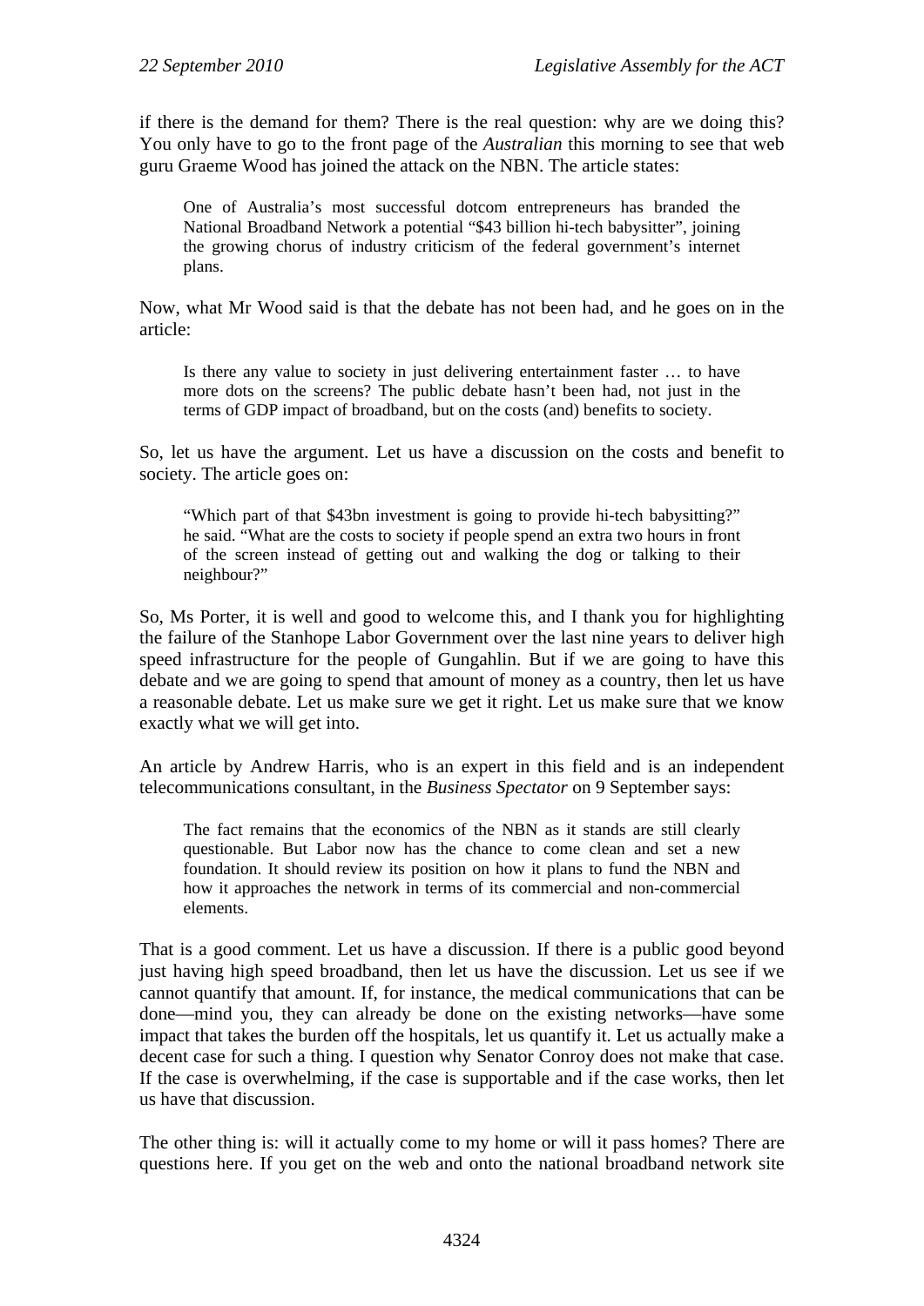if there is the demand for them? There is the real question: why are we doing this? You only have to go to the front page of the *Australian* this morning to see that web guru Graeme Wood has joined the attack on the NBN. The article states:

> One of Australia's most successful dotcom entrepreneurs has branded the National Broadband Network a potential "$43 billion hi-tech babysitter", joining the growing chorus of industry criticism of the federal government's internet plans.

Now, what Mr Wood said is that the debate has not been had, and he goes on in the article:

> Is there any value to society in just delivering entertainment faster … to have more dots on the screens? The public debate hasn't been had, not just in the terms of GDP impact of broadband, but on the costs (and) benefits to society.

So, let us have the argument. Let us have a discussion on the costs and benefit to society. The article goes on:

> "Which part of that $43bn investment is going to provide hi-tech babysitting?" he said. "What are the costs to society if people spend an extra two hours in front of the screen instead of getting out and walking the dog or talking to their neighbour?"

So, Ms Porter, it is well and good to welcome this, and I thank you for highlighting the failure of the Stanhope Labor Government over the last nine years to deliver high speed infrastructure for the people of Gungahlin. But if we are going to have this debate and we are going to spend that amount of money as a country, then let us have a reasonable debate. Let us make sure we get it right. Let us make sure that we know exactly what we will get into.

An article by Andrew Harris, who is an expert in this field and is an independent telecommunications consultant, in the *Business Spectator* on 9 September says:

> The fact remains that the economics of the NBN as it stands are still clearly questionable. But Labor now has the chance to come clean and set a new foundation. It should review its position on how it plans to fund the NBN and how it approaches the network in terms of its commercial and non-commercial elements.

That is a good comment. Let us have a discussion. If there is a public good beyond just having high speed broadband, then let us have the discussion. Let us see if we cannot quantify that amount. If, for instance, the medical communications that can be done—mind you, they can already be done on the existing networks—have some impact that takes the burden off the hospitals, let us quantify it. Let us actually make a decent case for such a thing. I question why Senator Conroy does not make that case. If the case is overwhelming, if the case is supportable and if the case works, then let us have that discussion.

The other thing is: will it actually come to my home or will it pass homes? There are questions here. If you get on the web and onto the national broadband network site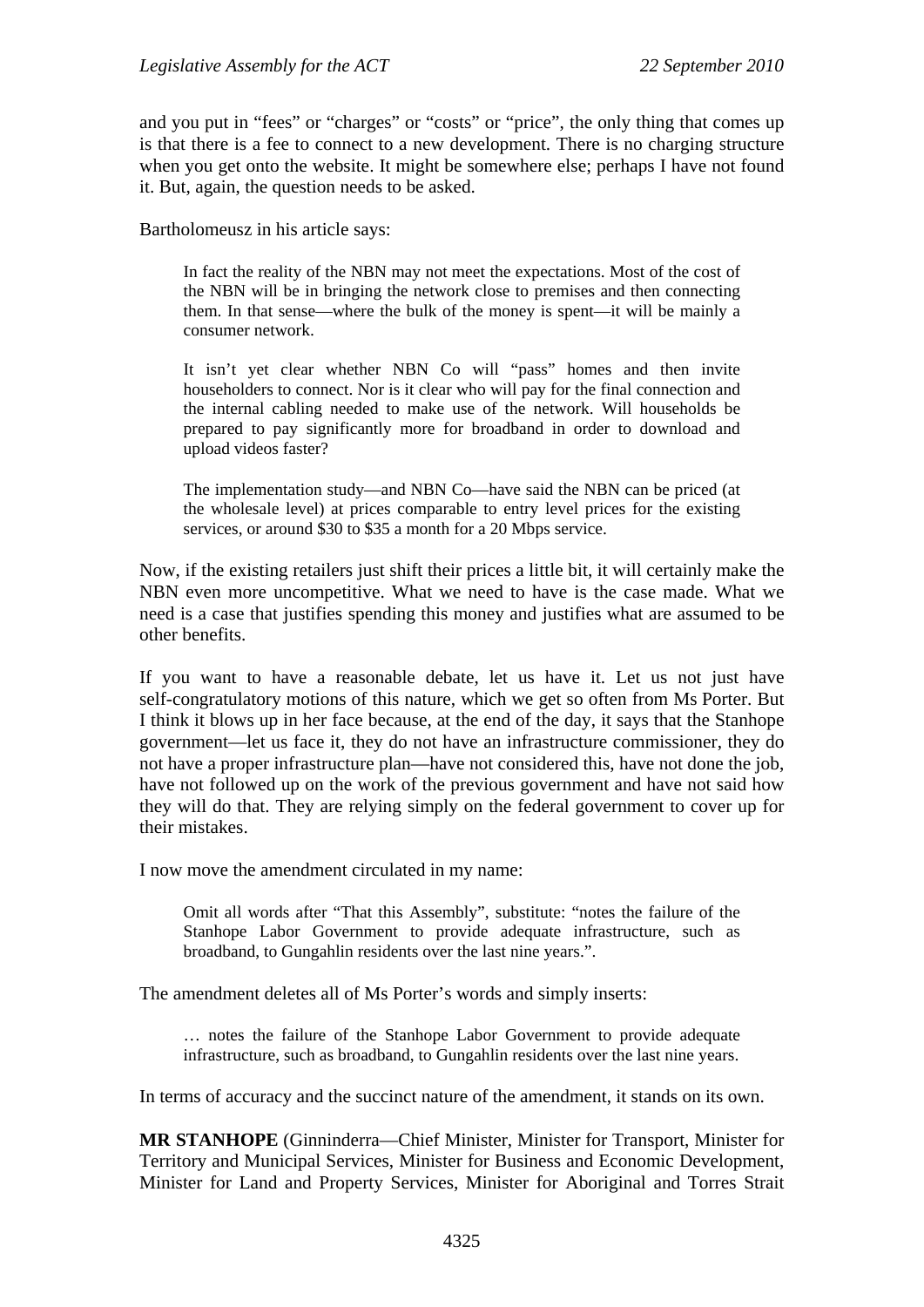and you put in "fees" or "charges" or "costs" or "price", the only thing that comes up is that there is a fee to connect to a new development. There is no charging structure when you get onto the website. It might be somewhere else; perhaps I have not found it. But, again, the question needs to be asked.

Bartholomeusz in his article says:

> In fact the reality of the NBN may not meet the expectations. Most of the cost of the NBN will be in bringing the network close to premises and then connecting them. In that sense—where the bulk of the money is spent—it will be mainly a consumer network.
>
> It isn't yet clear whether NBN Co will "pass" homes and then invite householders to connect. Nor is it clear who will pay for the final connection and the internal cabling needed to make use of the network. Will households be prepared to pay significantly more for broadband in order to download and upload videos faster?
>
> The implementation study—and NBN Co—have said the NBN can be priced (at the wholesale level) at prices comparable to entry level prices for the existing services, or around $30 to $35 a month for a 20 Mbps service.

Now, if the existing retailers just shift their prices a little bit, it will certainly make the NBN even more uncompetitive. What we need to have is the case made. What we need is a case that justifies spending this money and justifies what are assumed to be other benefits.

If you want to have a reasonable debate, let us have it. Let us not just have self-congratulatory motions of this nature, which we get so often from Ms Porter. But I think it blows up in her face because, at the end of the day, it says that the Stanhope government—let us face it, they do not have an infrastructure commissioner, they do not have a proper infrastructure plan—have not considered this, have not done the job, have not followed up on the work of the previous government and have not said how they will do that. They are relying simply on the federal government to cover up for their mistakes.

I now move the amendment circulated in my name:

> Omit all words after "That this Assembly", substitute: "notes the failure of the Stanhope Labor Government to provide adequate infrastructure, such as broadband, to Gungahlin residents over the last nine years.".

The amendment deletes all of Ms Porter's words and simply inserts:

> … notes the failure of the Stanhope Labor Government to provide adequate infrastructure, such as broadband, to Gungahlin residents over the last nine years.

In terms of accuracy and the succinct nature of the amendment, it stands on its own.

**MR STANHOPE** (Ginninderra—Chief Minister, Minister for Transport, Minister for Territory and Municipal Services, Minister for Business and Economic Development, Minister for Land and Property Services, Minister for Aboriginal and Torres Strait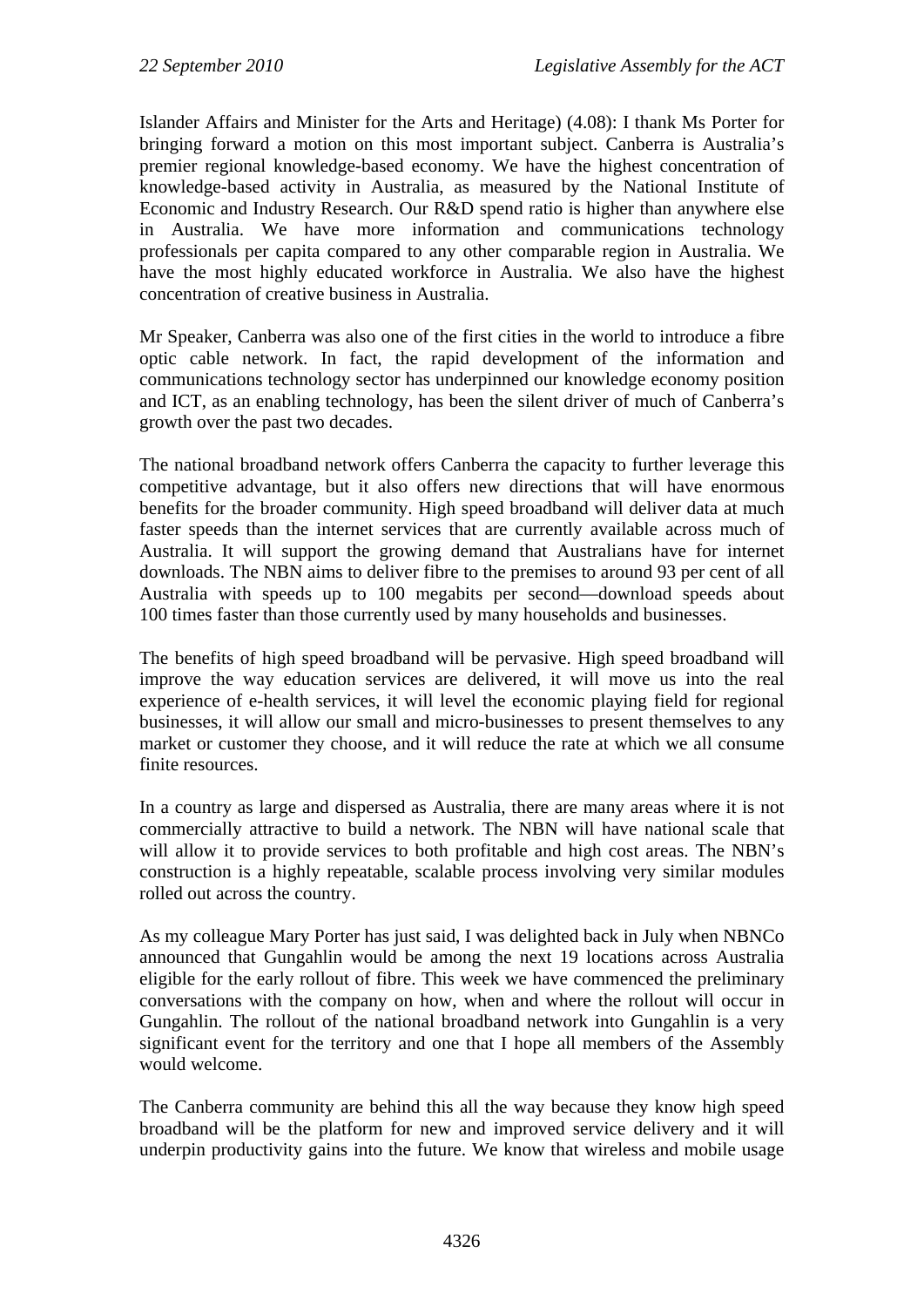Islander Affairs and Minister for the Arts and Heritage) (4.08): I thank Ms Porter for bringing forward a motion on this most important subject. Canberra is Australia's premier regional knowledge-based economy. We have the highest concentration of knowledge-based activity in Australia, as measured by the National Institute of Economic and Industry Research. Our R&D spend ratio is higher than anywhere else in Australia. We have more information and communications technology professionals per capita compared to any other comparable region in Australia. We have the most highly educated workforce in Australia. We also have the highest concentration of creative business in Australia.

Mr Speaker, Canberra was also one of the first cities in the world to introduce a fibre optic cable network. In fact, the rapid development of the information and communications technology sector has underpinned our knowledge economy position and ICT, as an enabling technology, has been the silent driver of much of Canberra's growth over the past two decades.

The national broadband network offers Canberra the capacity to further leverage this competitive advantage, but it also offers new directions that will have enormous benefits for the broader community. High speed broadband will deliver data at much faster speeds than the internet services that are currently available across much of Australia. It will support the growing demand that Australians have for internet downloads. The NBN aims to deliver fibre to the premises to around 93 per cent of all Australia with speeds up to 100 megabits per second—download speeds about 100 times faster than those currently used by many households and businesses.

The benefits of high speed broadband will be pervasive. High speed broadband will improve the way education services are delivered, it will move us into the real experience of e-health services, it will level the economic playing field for regional businesses, it will allow our small and micro-businesses to present themselves to any market or customer they choose, and it will reduce the rate at which we all consume finite resources.

In a country as large and dispersed as Australia, there are many areas where it is not commercially attractive to build a network. The NBN will have national scale that will allow it to provide services to both profitable and high cost areas. The NBN's construction is a highly repeatable, scalable process involving very similar modules rolled out across the country.

As my colleague Mary Porter has just said, I was delighted back in July when NBNCo announced that Gungahlin would be among the next 19 locations across Australia eligible for the early rollout of fibre. This week we have commenced the preliminary conversations with the company on how, when and where the rollout will occur in Gungahlin. The rollout of the national broadband network into Gungahlin is a very significant event for the territory and one that I hope all members of the Assembly would welcome.

The Canberra community are behind this all the way because they know high speed broadband will be the platform for new and improved service delivery and it will underpin productivity gains into the future. We know that wireless and mobile usage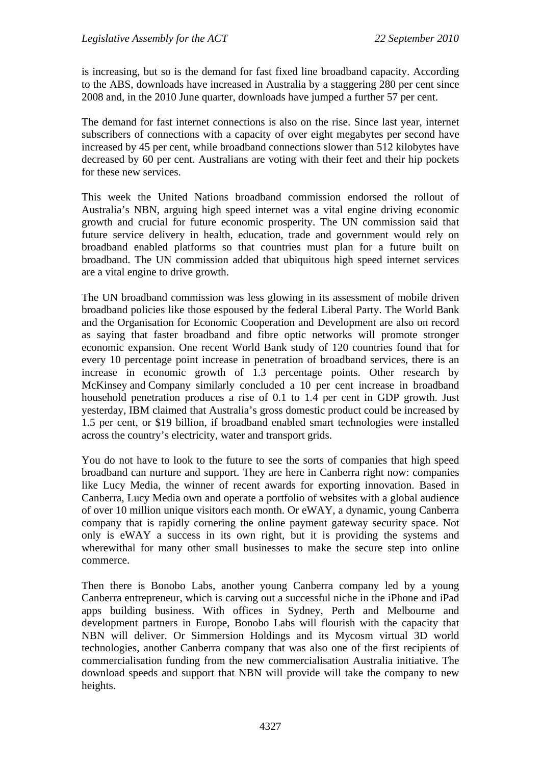is increasing, but so is the demand for fast fixed line broadband capacity. According to the ABS, downloads have increased in Australia by a staggering 280 per cent since 2008 and, in the 2010 June quarter, downloads have jumped a further 57 per cent.

The demand for fast internet connections is also on the rise. Since last year, internet subscribers of connections with a capacity of over eight megabytes per second have increased by 45 per cent, while broadband connections slower than 512 kilobytes have decreased by 60 per cent. Australians are voting with their feet and their hip pockets for these new services.

This week the United Nations broadband commission endorsed the rollout of Australia's NBN, arguing high speed internet was a vital engine driving economic growth and crucial for future economic prosperity. The UN commission said that future service delivery in health, education, trade and government would rely on broadband enabled platforms so that countries must plan for a future built on broadband. The UN commission added that ubiquitous high speed internet services are a vital engine to drive growth.

The UN broadband commission was less glowing in its assessment of mobile driven broadband policies like those espoused by the federal Liberal Party. The World Bank and the Organisation for Economic Cooperation and Development are also on record as saying that faster broadband and fibre optic networks will promote stronger economic expansion. One recent World Bank study of 120 countries found that for every 10 percentage point increase in penetration of broadband services, there is an increase in economic growth of 1.3 percentage points. Other research by McKinsey and Company similarly concluded a 10 per cent increase in broadband household penetration produces a rise of 0.1 to 1.4 per cent in GDP growth. Just yesterday, IBM claimed that Australia's gross domestic product could be increased by 1.5 per cent, or $19 billion, if broadband enabled smart technologies were installed across the country's electricity, water and transport grids.

You do not have to look to the future to see the sorts of companies that high speed broadband can nurture and support. They are here in Canberra right now: companies like Lucy Media, the winner of recent awards for exporting innovation. Based in Canberra, Lucy Media own and operate a portfolio of websites with a global audience of over 10 million unique visitors each month. Or eWAY, a dynamic, young Canberra company that is rapidly cornering the online payment gateway security space. Not only is eWAY a success in its own right, but it is providing the systems and wherewithal for many other small businesses to make the secure step into online commerce.

Then there is Bonobo Labs, another young Canberra company led by a young Canberra entrepreneur, which is carving out a successful niche in the iPhone and iPad apps building business. With offices in Sydney, Perth and Melbourne and development partners in Europe, Bonobo Labs will flourish with the capacity that NBN will deliver. Or Simmersion Holdings and its Mycosm virtual 3D world technologies, another Canberra company that was also one of the first recipients of commercialisation funding from the new commercialisation Australia initiative. The download speeds and support that NBN will provide will take the company to new heights.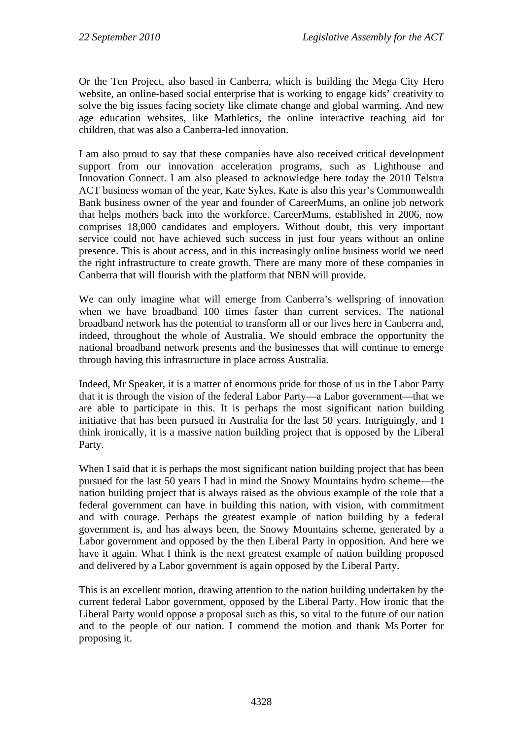Or the Ten Project, also based in Canberra, which is building the Mega City Hero website, an online-based social enterprise that is working to engage kids' creativity to solve the big issues facing society like climate change and global warming. And new age education websites, like Mathletics, the online interactive teaching aid for children, that was also a Canberra-led innovation.

I am also proud to say that these companies have also received critical development support from our innovation acceleration programs, such as Lighthouse and Innovation Connect. I am also pleased to acknowledge here today the 2010 Telstra ACT business woman of the year, Kate Sykes. Kate is also this year's Commonwealth Bank business owner of the year and founder of CareerMums, an online job network that helps mothers back into the workforce. CareerMums, established in 2006, now comprises 18,000 candidates and employers. Without doubt, this very important service could not have achieved such success in just four years without an online presence. This is about access, and in this increasingly online business world we need the right infrastructure to create growth. There are many more of these companies in Canberra that will flourish with the platform that NBN will provide.

We can only imagine what will emerge from Canberra's wellspring of innovation when we have broadband 100 times faster than current services. The national broadband network has the potential to transform all or our lives here in Canberra and, indeed, throughout the whole of Australia. We should embrace the opportunity the national broadband network presents and the businesses that will continue to emerge through having this infrastructure in place across Australia.

Indeed, Mr Speaker, it is a matter of enormous pride for those of us in the Labor Party that it is through the vision of the federal Labor Party—a Labor government—that we are able to participate in this. It is perhaps the most significant nation building initiative that has been pursued in Australia for the last 50 years. Intriguingly, and I think ironically, it is a massive nation building project that is opposed by the Liberal Party.

When I said that it is perhaps the most significant nation building project that has been pursued for the last 50 years I had in mind the Snowy Mountains hydro scheme—the nation building project that is always raised as the obvious example of the role that a federal government can have in building this nation, with vision, with commitment and with courage. Perhaps the greatest example of nation building by a federal government is, and has always been, the Snowy Mountains scheme, generated by a Labor government and opposed by the then Liberal Party in opposition. And here we have it again. What I think is the next greatest example of nation building proposed and delivered by a Labor government is again opposed by the Liberal Party.

This is an excellent motion, drawing attention to the nation building undertaken by the current federal Labor government, opposed by the Liberal Party. How ironic that the Liberal Party would oppose a proposal such as this, so vital to the future of our nation and to the people of our nation. I commend the motion and thank Ms Porter for proposing it.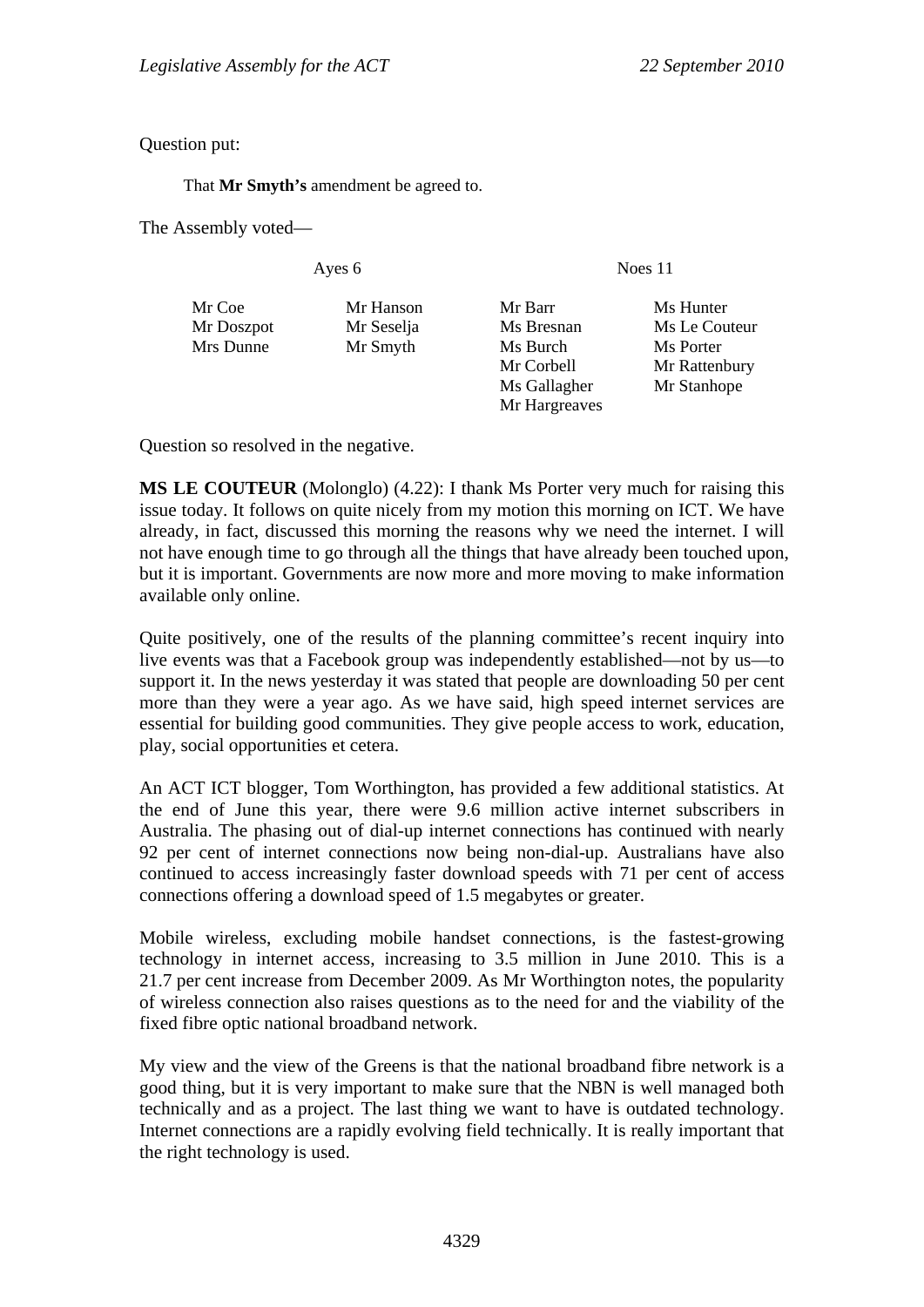Question put:

> That **Mr Smyth's** amendment be agreed to.

The Assembly voted—

| Ayes 6 | | Noes 11 | |
|---|---|---|---|
| Mr Coe | Mr Hanson | Mr Barr | Ms Hunter |
| Mr Doszpot | Mr Seselja | Ms Bresnan | Ms Le Couteur |
| Mrs Dunne | Mr Smyth | Ms Burch | Ms Porter |
| | | Mr Corbell | Mr Rattenbury |
| | | Ms Gallagher | Mr Stanhope |
| | | Mr Hargreaves | |

Question so resolved in the negative.

**MS LE COUTEUR** (Molonglo) (4.22): I thank Ms Porter very much for raising this issue today. It follows on quite nicely from my motion this morning on ICT. We have already, in fact, discussed this morning the reasons why we need the internet. I will not have enough time to go through all the things that have already been touched upon, but it is important. Governments are now more and more moving to make information available only online.

Quite positively, one of the results of the planning committee's recent inquiry into live events was that a Facebook group was independently established—not by us—to support it. In the news yesterday it was stated that people are downloading 50 per cent more than they were a year ago. As we have said, high speed internet services are essential for building good communities. They give people access to work, education, play, social opportunities et cetera.

An ACT ICT blogger, Tom Worthington, has provided a few additional statistics. At the end of June this year, there were 9.6 million active internet subscribers in Australia. The phasing out of dial-up internet connections has continued with nearly 92 per cent of internet connections now being non-dial-up. Australians have also continued to access increasingly faster download speeds with 71 per cent of access connections offering a download speed of 1.5 megabytes or greater.

Mobile wireless, excluding mobile handset connections, is the fastest-growing technology in internet access, increasing to 3.5 million in June 2010. This is a 21.7 per cent increase from December 2009. As Mr Worthington notes, the popularity of wireless connection also raises questions as to the need for and the viability of the fixed fibre optic national broadband network.

My view and the view of the Greens is that the national broadband fibre network is a good thing, but it is very important to make sure that the NBN is well managed both technically and as a project. The last thing we want to have is outdated technology. Internet connections are a rapidly evolving field technically. It is really important that the right technology is used.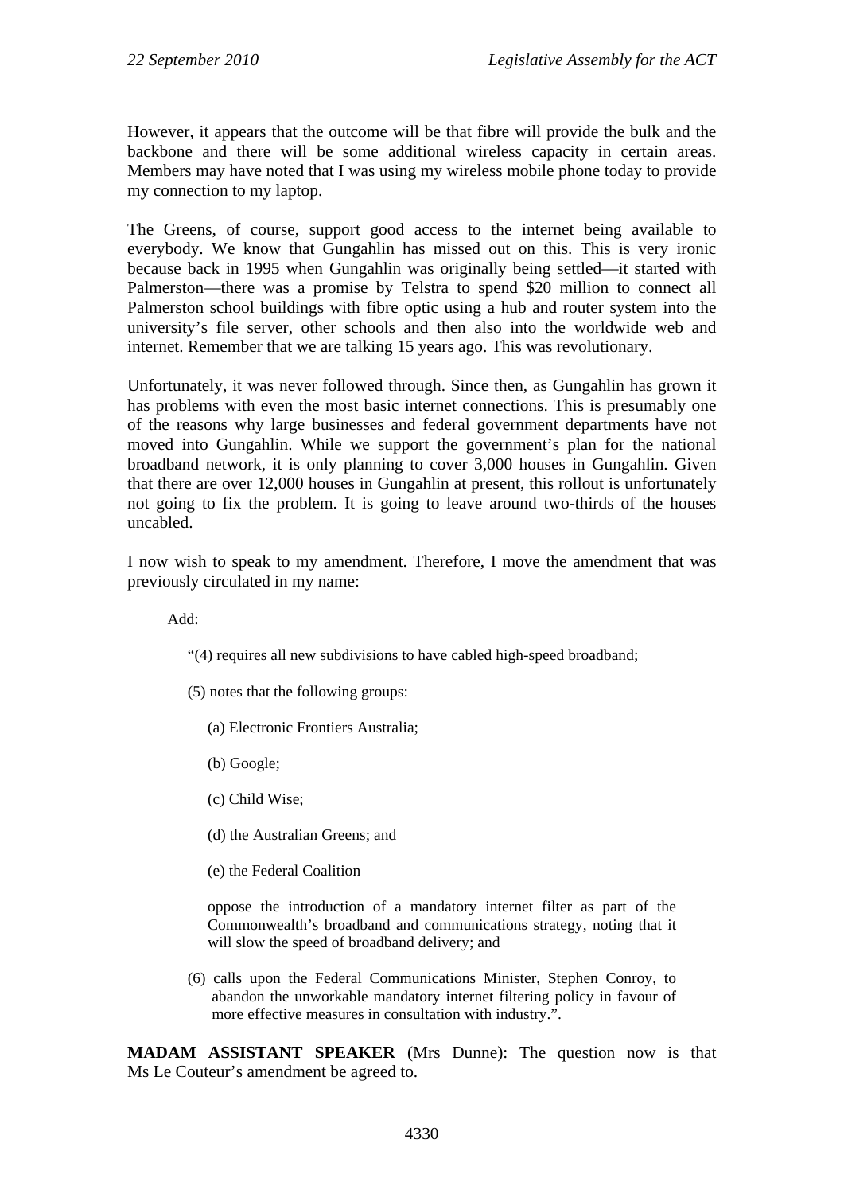However, it appears that the outcome will be that fibre will provide the bulk and the backbone and there will be some additional wireless capacity in certain areas. Members may have noted that I was using my wireless mobile phone today to provide my connection to my laptop.

The Greens, of course, support good access to the internet being available to everybody. We know that Gungahlin has missed out on this. This is very ironic because back in 1995 when Gungahlin was originally being settled—it started with Palmerston—there was a promise by Telstra to spend $20 million to connect all Palmerston school buildings with fibre optic using a hub and router system into the university's file server, other schools and then also into the worldwide web and internet. Remember that we are talking 15 years ago. This was revolutionary.

Unfortunately, it was never followed through. Since then, as Gungahlin has grown it has problems with even the most basic internet connections. This is presumably one of the reasons why large businesses and federal government departments have not moved into Gungahlin. While we support the government's plan for the national broadband network, it is only planning to cover 3,000 houses in Gungahlin. Given that there are over 12,000 houses in Gungahlin at present, this rollout is unfortunately not going to fix the problem. It is going to leave around two-thirds of the houses uncabled.

I now wish to speak to my amendment. Therefore, I move the amendment that was previously circulated in my name:

> Add:
>
> "(4) requires all new subdivisions to have cabled high-speed broadband;
>
> (5) notes that the following groups:
>
> (a) Electronic Frontiers Australia;
>
> (b) Google;
>
> (c) Child Wise;
>
> (d) the Australian Greens; and
>
> (e) the Federal Coalition
>
> oppose the introduction of a mandatory internet filter as part of the Commonwealth's broadband and communications strategy, noting that it will slow the speed of broadband delivery; and
>
> (6) calls upon the Federal Communications Minister, Stephen Conroy, to abandon the unworkable mandatory internet filtering policy in favour of more effective measures in consultation with industry.".

**MADAM ASSISTANT SPEAKER** (Mrs Dunne): The question now is that Ms Le Couteur's amendment be agreed to.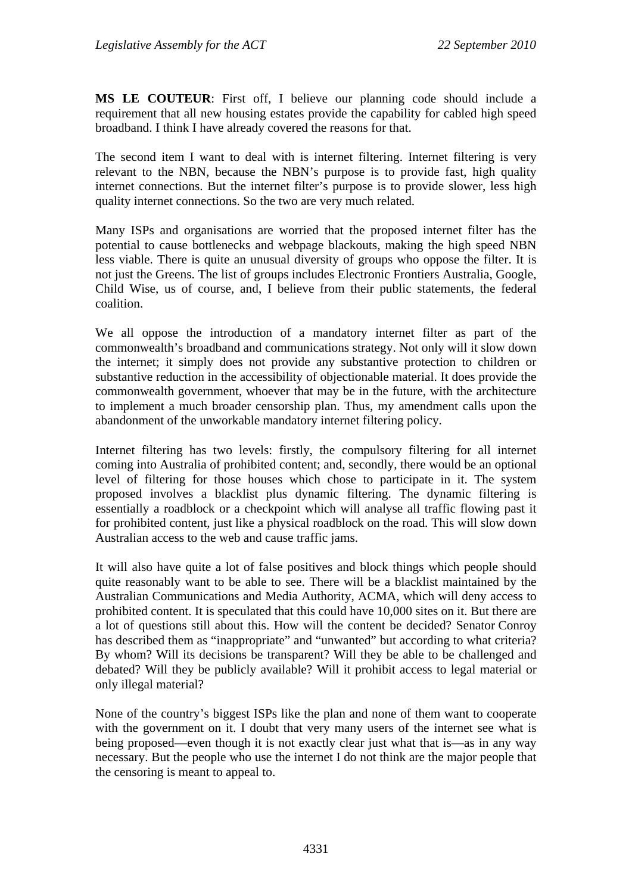**MS LE COUTEUR**: First off, I believe our planning code should include a requirement that all new housing estates provide the capability for cabled high speed broadband. I think I have already covered the reasons for that.

The second item I want to deal with is internet filtering. Internet filtering is very relevant to the NBN, because the NBN's purpose is to provide fast, high quality internet connections. But the internet filter's purpose is to provide slower, less high quality internet connections. So the two are very much related.

Many ISPs and organisations are worried that the proposed internet filter has the potential to cause bottlenecks and webpage blackouts, making the high speed NBN less viable. There is quite an unusual diversity of groups who oppose the filter. It is not just the Greens. The list of groups includes Electronic Frontiers Australia, Google, Child Wise, us of course, and, I believe from their public statements, the federal coalition.

We all oppose the introduction of a mandatory internet filter as part of the commonwealth's broadband and communications strategy. Not only will it slow down the internet; it simply does not provide any substantive protection to children or substantive reduction in the accessibility of objectionable material. It does provide the commonwealth government, whoever that may be in the future, with the architecture to implement a much broader censorship plan. Thus, my amendment calls upon the abandonment of the unworkable mandatory internet filtering policy.

Internet filtering has two levels: firstly, the compulsory filtering for all internet coming into Australia of prohibited content; and, secondly, there would be an optional level of filtering for those houses which chose to participate in it. The system proposed involves a blacklist plus dynamic filtering. The dynamic filtering is essentially a roadblock or a checkpoint which will analyse all traffic flowing past it for prohibited content, just like a physical roadblock on the road. This will slow down Australian access to the web and cause traffic jams.

It will also have quite a lot of false positives and block things which people should quite reasonably want to be able to see. There will be a blacklist maintained by the Australian Communications and Media Authority, ACMA, which will deny access to prohibited content. It is speculated that this could have 10,000 sites on it. But there are a lot of questions still about this. How will the content be decided? Senator Conroy has described them as "inappropriate" and "unwanted" but according to what criteria? By whom? Will its decisions be transparent? Will they be able to be challenged and debated? Will they be publicly available? Will it prohibit access to legal material or only illegal material?

None of the country's biggest ISPs like the plan and none of them want to cooperate with the government on it. I doubt that very many users of the internet see what is being proposed—even though it is not exactly clear just what that is—as in any way necessary. But the people who use the internet I do not think are the major people that the censoring is meant to appeal to.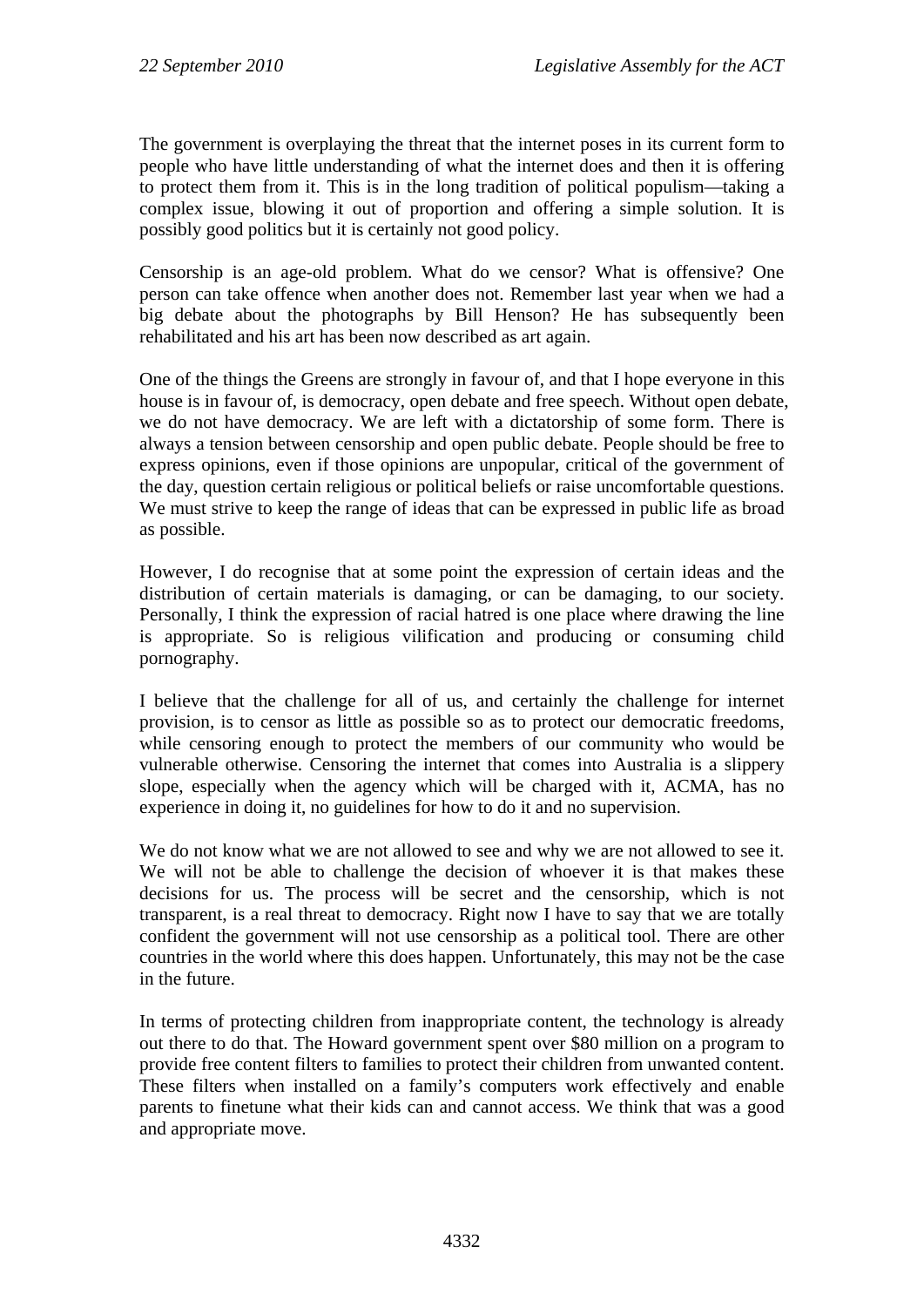The government is overplaying the threat that the internet poses in its current form to people who have little understanding of what the internet does and then it is offering to protect them from it. This is in the long tradition of political populism—taking a complex issue, blowing it out of proportion and offering a simple solution. It is possibly good politics but it is certainly not good policy.

Censorship is an age-old problem. What do we censor? What is offensive? One person can take offence when another does not. Remember last year when we had a big debate about the photographs by Bill Henson? He has subsequently been rehabilitated and his art has been now described as art again.

One of the things the Greens are strongly in favour of, and that I hope everyone in this house is in favour of, is democracy, open debate and free speech. Without open debate, we do not have democracy. We are left with a dictatorship of some form. There is always a tension between censorship and open public debate. People should be free to express opinions, even if those opinions are unpopular, critical of the government of the day, question certain religious or political beliefs or raise uncomfortable questions. We must strive to keep the range of ideas that can be expressed in public life as broad as possible.

However, I do recognise that at some point the expression of certain ideas and the distribution of certain materials is damaging, or can be damaging, to our society. Personally, I think the expression of racial hatred is one place where drawing the line is appropriate. So is religious vilification and producing or consuming child pornography.

I believe that the challenge for all of us, and certainly the challenge for internet provision, is to censor as little as possible so as to protect our democratic freedoms, while censoring enough to protect the members of our community who would be vulnerable otherwise. Censoring the internet that comes into Australia is a slippery slope, especially when the agency which will be charged with it, ACMA, has no experience in doing it, no guidelines for how to do it and no supervision.

We do not know what we are not allowed to see and why we are not allowed to see it. We will not be able to challenge the decision of whoever it is that makes these decisions for us. The process will be secret and the censorship, which is not transparent, is a real threat to democracy. Right now I have to say that we are totally confident the government will not use censorship as a political tool. There are other countries in the world where this does happen. Unfortunately, this may not be the case in the future.

In terms of protecting children from inappropriate content, the technology is already out there to do that. The Howard government spent over $80 million on a program to provide free content filters to families to protect their children from unwanted content. These filters when installed on a family's computers work effectively and enable parents to finetune what their kids can and cannot access. We think that was a good and appropriate move.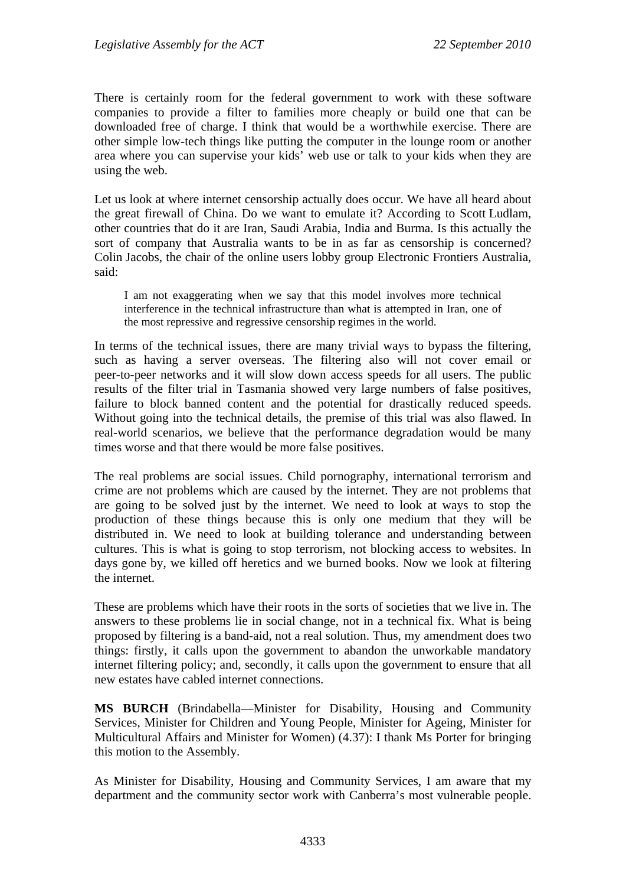There is certainly room for the federal government to work with these software companies to provide a filter to families more cheaply or build one that can be downloaded free of charge. I think that would be a worthwhile exercise. There are other simple low-tech things like putting the computer in the lounge room or another area where you can supervise your kids' web use or talk to your kids when they are using the web.

Let us look at where internet censorship actually does occur. We have all heard about the great firewall of China. Do we want to emulate it? According to Scott Ludlam, other countries that do it are Iran, Saudi Arabia, India and Burma. Is this actually the sort of company that Australia wants to be in as far as censorship is concerned? Colin Jacobs, the chair of the online users lobby group Electronic Frontiers Australia, said:

> I am not exaggerating when we say that this model involves more technical interference in the technical infrastructure than what is attempted in Iran, one of the most repressive and regressive censorship regimes in the world.

In terms of the technical issues, there are many trivial ways to bypass the filtering, such as having a server overseas. The filtering also will not cover email or peer-to-peer networks and it will slow down access speeds for all users. The public results of the filter trial in Tasmania showed very large numbers of false positives, failure to block banned content and the potential for drastically reduced speeds. Without going into the technical details, the premise of this trial was also flawed. In real-world scenarios, we believe that the performance degradation would be many times worse and that there would be more false positives.

The real problems are social issues. Child pornography, international terrorism and crime are not problems which are caused by the internet. They are not problems that are going to be solved just by the internet. We need to look at ways to stop the production of these things because this is only one medium that they will be distributed in. We need to look at building tolerance and understanding between cultures. This is what is going to stop terrorism, not blocking access to websites. In days gone by, we killed off heretics and we burned books. Now we look at filtering the internet.

These are problems which have their roots in the sorts of societies that we live in. The answers to these problems lie in social change, not in a technical fix. What is being proposed by filtering is a band-aid, not a real solution. Thus, my amendment does two things: firstly, it calls upon the government to abandon the unworkable mandatory internet filtering policy; and, secondly, it calls upon the government to ensure that all new estates have cabled internet connections.

**MS BURCH** (Brindabella—Minister for Disability, Housing and Community Services, Minister for Children and Young People, Minister for Ageing, Minister for Multicultural Affairs and Minister for Women) (4.37): I thank Ms Porter for bringing this motion to the Assembly.

As Minister for Disability, Housing and Community Services, I am aware that my department and the community sector work with Canberra's most vulnerable people.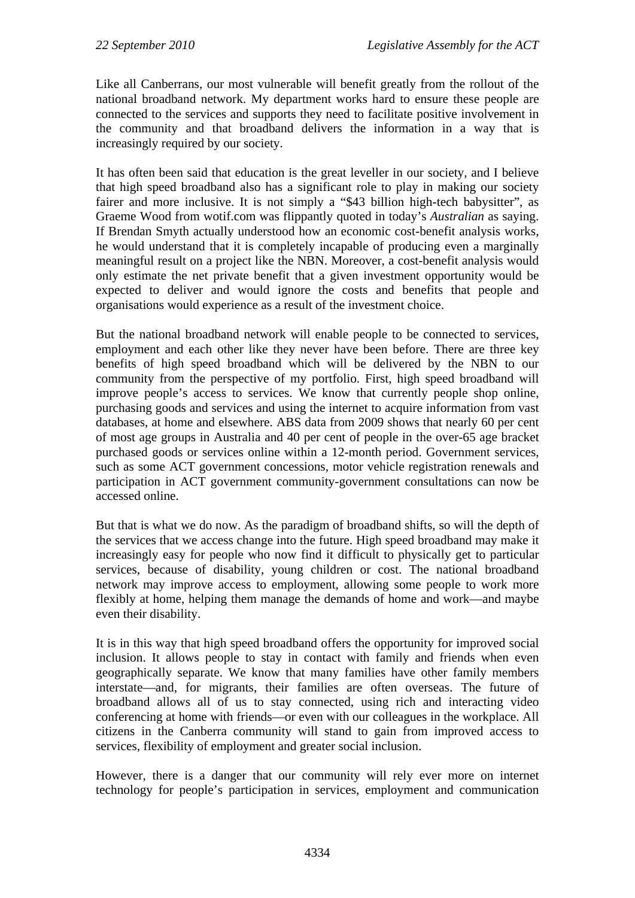Like all Canberrans, our most vulnerable will benefit greatly from the rollout of the national broadband network. My department works hard to ensure these people are connected to the services and supports they need to facilitate positive involvement in the community and that broadband delivers the information in a way that is increasingly required by our society.

It has often been said that education is the great leveller in our society, and I believe that high speed broadband also has a significant role to play in making our society fairer and more inclusive. It is not simply a "$43 billion high-tech babysitter", as Graeme Wood from wotif.com was flippantly quoted in today's *Australian* as saying. If Brendan Smyth actually understood how an economic cost-benefit analysis works, he would understand that it is completely incapable of producing even a marginally meaningful result on a project like the NBN. Moreover, a cost-benefit analysis would only estimate the net private benefit that a given investment opportunity would be expected to deliver and would ignore the costs and benefits that people and organisations would experience as a result of the investment choice.

But the national broadband network will enable people to be connected to services, employment and each other like they never have been before. There are three key benefits of high speed broadband which will be delivered by the NBN to our community from the perspective of my portfolio. First, high speed broadband will improve people's access to services. We know that currently people shop online, purchasing goods and services and using the internet to acquire information from vast databases, at home and elsewhere. ABS data from 2009 shows that nearly 60 per cent of most age groups in Australia and 40 per cent of people in the over-65 age bracket purchased goods or services online within a 12-month period. Government services, such as some ACT government concessions, motor vehicle registration renewals and participation in ACT government community-government consultations can now be accessed online.

But that is what we do now. As the paradigm of broadband shifts, so will the depth of the services that we access change into the future. High speed broadband may make it increasingly easy for people who now find it difficult to physically get to particular services, because of disability, young children or cost. The national broadband network may improve access to employment, allowing some people to work more flexibly at home, helping them manage the demands of home and work—and maybe even their disability.

It is in this way that high speed broadband offers the opportunity for improved social inclusion. It allows people to stay in contact with family and friends when even geographically separate. We know that many families have other family members interstate—and, for migrants, their families are often overseas. The future of broadband allows all of us to stay connected, using rich and interacting video conferencing at home with friends—or even with our colleagues in the workplace. All citizens in the Canberra community will stand to gain from improved access to services, flexibility of employment and greater social inclusion.

However, there is a danger that our community will rely ever more on internet technology for people's participation in services, employment and communication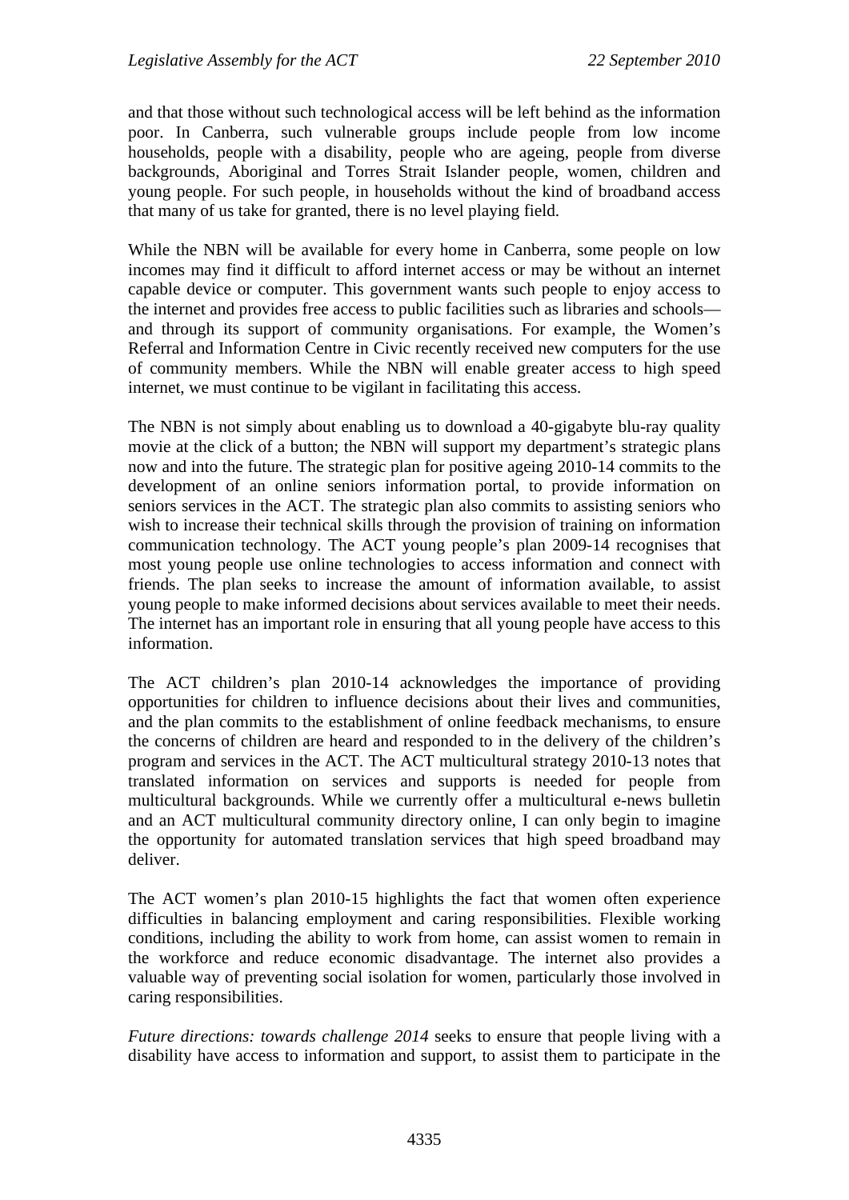and that those without such technological access will be left behind as the information poor. In Canberra, such vulnerable groups include people from low income households, people with a disability, people who are ageing, people from diverse backgrounds, Aboriginal and Torres Strait Islander people, women, children and young people. For such people, in households without the kind of broadband access that many of us take for granted, there is no level playing field.

While the NBN will be available for every home in Canberra, some people on low incomes may find it difficult to afford internet access or may be without an internet capable device or computer. This government wants such people to enjoy access to the internet and provides free access to public facilities such as libraries and schools—and through its support of community organisations. For example, the Women's Referral and Information Centre in Civic recently received new computers for the use of community members. While the NBN will enable greater access to high speed internet, we must continue to be vigilant in facilitating this access.

The NBN is not simply about enabling us to download a 40-gigabyte blu-ray quality movie at the click of a button; the NBN will support my department's strategic plans now and into the future. The strategic plan for positive ageing 2010-14 commits to the development of an online seniors information portal, to provide information on seniors services in the ACT. The strategic plan also commits to assisting seniors who wish to increase their technical skills through the provision of training on information communication technology. The ACT young people's plan 2009-14 recognises that most young people use online technologies to access information and connect with friends. The plan seeks to increase the amount of information available, to assist young people to make informed decisions about services available to meet their needs. The internet has an important role in ensuring that all young people have access to this information.

The ACT children's plan 2010-14 acknowledges the importance of providing opportunities for children to influence decisions about their lives and communities, and the plan commits to the establishment of online feedback mechanisms, to ensure the concerns of children are heard and responded to in the delivery of the children's program and services in the ACT. The ACT multicultural strategy 2010-13 notes that translated information on services and supports is needed for people from multicultural backgrounds. While we currently offer a multicultural e-news bulletin and an ACT multicultural community directory online, I can only begin to imagine the opportunity for automated translation services that high speed broadband may deliver.

The ACT women's plan 2010-15 highlights the fact that women often experience difficulties in balancing employment and caring responsibilities. Flexible working conditions, including the ability to work from home, can assist women to remain in the workforce and reduce economic disadvantage. The internet also provides a valuable way of preventing social isolation for women, particularly those involved in caring responsibilities.

*Future directions: towards challenge 2014* seeks to ensure that people living with a disability have access to information and support, to assist them to participate in the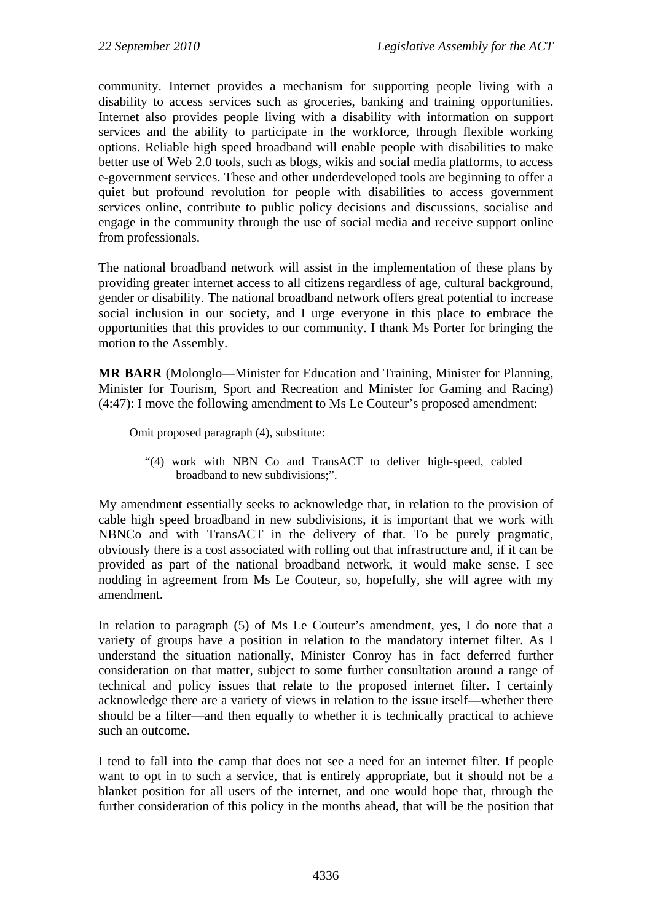community. Internet provides a mechanism for supporting people living with a disability to access services such as groceries, banking and training opportunities. Internet also provides people living with a disability with information on support services and the ability to participate in the workforce, through flexible working options. Reliable high speed broadband will enable people with disabilities to make better use of Web 2.0 tools, such as blogs, wikis and social media platforms, to access e-government services. These and other underdeveloped tools are beginning to offer a quiet but profound revolution for people with disabilities to access government services online, contribute to public policy decisions and discussions, socialise and engage in the community through the use of social media and receive support online from professionals.

The national broadband network will assist in the implementation of these plans by providing greater internet access to all citizens regardless of age, cultural background, gender or disability. The national broadband network offers great potential to increase social inclusion in our society, and I urge everyone in this place to embrace the opportunities that this provides to our community. I thank Ms Porter for bringing the motion to the Assembly.

**MR BARR** (Molonglo—Minister for Education and Training, Minister for Planning, Minister for Tourism, Sport and Recreation and Minister for Gaming and Racing) (4:47): I move the following amendment to Ms Le Couteur's proposed amendment:

> Omit proposed paragraph (4), substitute:
>
> "(4) work with NBN Co and TransACT to deliver high-speed, cabled broadband to new subdivisions;".

My amendment essentially seeks to acknowledge that, in relation to the provision of cable high speed broadband in new subdivisions, it is important that we work with NBNCo and with TransACT in the delivery of that. To be purely pragmatic, obviously there is a cost associated with rolling out that infrastructure and, if it can be provided as part of the national broadband network, it would make sense. I see nodding in agreement from Ms Le Couteur, so, hopefully, she will agree with my amendment.

In relation to paragraph (5) of Ms Le Couteur's amendment, yes, I do note that a variety of groups have a position in relation to the mandatory internet filter. As I understand the situation nationally, Minister Conroy has in fact deferred further consideration on that matter, subject to some further consultation around a range of technical and policy issues that relate to the proposed internet filter. I certainly acknowledge there are a variety of views in relation to the issue itself—whether there should be a filter—and then equally to whether it is technically practical to achieve such an outcome.

I tend to fall into the camp that does not see a need for an internet filter. If people want to opt in to such a service, that is entirely appropriate, but it should not be a blanket position for all users of the internet, and one would hope that, through the further consideration of this policy in the months ahead, that will be the position that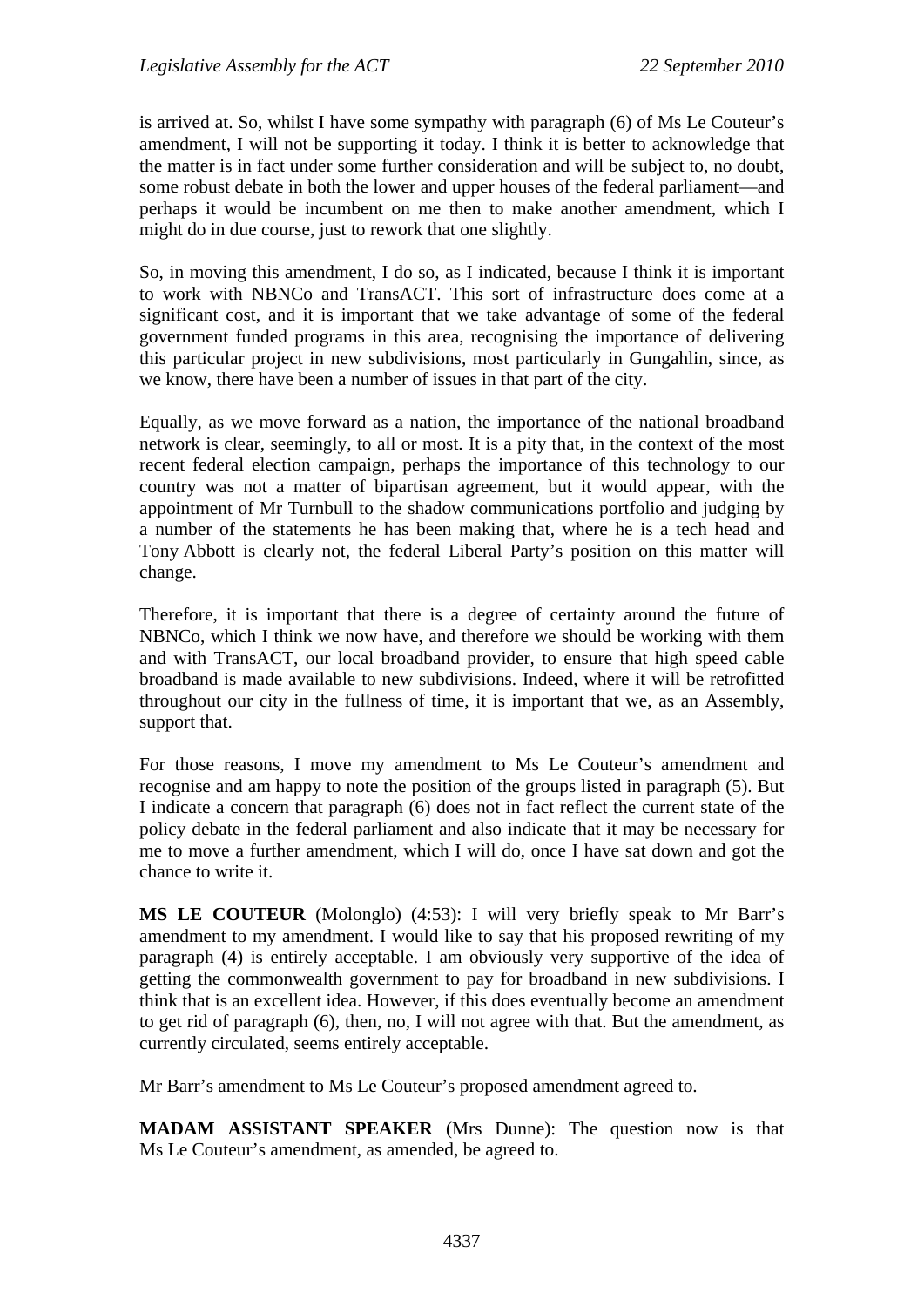is arrived at. So, whilst I have some sympathy with paragraph (6) of Ms Le Couteur's amendment, I will not be supporting it today. I think it is better to acknowledge that the matter is in fact under some further consideration and will be subject to, no doubt, some robust debate in both the lower and upper houses of the federal parliament—and perhaps it would be incumbent on me then to make another amendment, which I might do in due course, just to rework that one slightly.

So, in moving this amendment, I do so, as I indicated, because I think it is important to work with NBNCo and TransACT. This sort of infrastructure does come at a significant cost, and it is important that we take advantage of some of the federal government funded programs in this area, recognising the importance of delivering this particular project in new subdivisions, most particularly in Gungahlin, since, as we know, there have been a number of issues in that part of the city.

Equally, as we move forward as a nation, the importance of the national broadband network is clear, seemingly, to all or most. It is a pity that, in the context of the most recent federal election campaign, perhaps the importance of this technology to our country was not a matter of bipartisan agreement, but it would appear, with the appointment of Mr Turnbull to the shadow communications portfolio and judging by a number of the statements he has been making that, where he is a tech head and Tony Abbott is clearly not, the federal Liberal Party's position on this matter will change.

Therefore, it is important that there is a degree of certainty around the future of NBNCo, which I think we now have, and therefore we should be working with them and with TransACT, our local broadband provider, to ensure that high speed cable broadband is made available to new subdivisions. Indeed, where it will be retrofitted throughout our city in the fullness of time, it is important that we, as an Assembly, support that.

For those reasons, I move my amendment to Ms Le Couteur's amendment and recognise and am happy to note the position of the groups listed in paragraph (5). But I indicate a concern that paragraph (6) does not in fact reflect the current state of the policy debate in the federal parliament and also indicate that it may be necessary for me to move a further amendment, which I will do, once I have sat down and got the chance to write it.

**MS LE COUTEUR** (Molonglo) (4:53): I will very briefly speak to Mr Barr's amendment to my amendment. I would like to say that his proposed rewriting of my paragraph (4) is entirely acceptable. I am obviously very supportive of the idea of getting the commonwealth government to pay for broadband in new subdivisions. I think that is an excellent idea. However, if this does eventually become an amendment to get rid of paragraph (6), then, no, I will not agree with that. But the amendment, as currently circulated, seems entirely acceptable.

Mr Barr's amendment to Ms Le Couteur's proposed amendment agreed to.

**MADAM ASSISTANT SPEAKER** (Mrs Dunne): The question now is that Ms Le Couteur's amendment, as amended, be agreed to.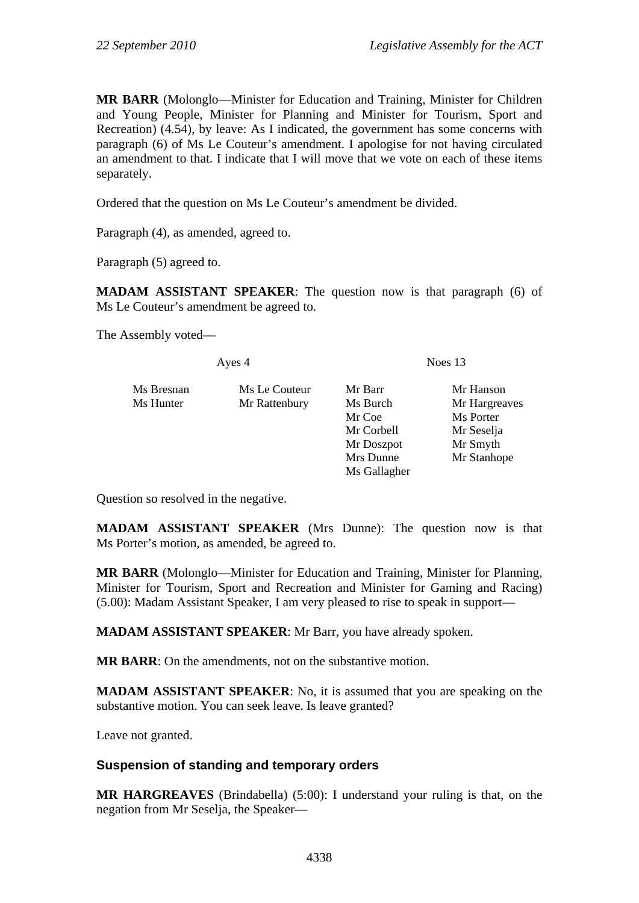**MR BARR** (Molonglo—Minister for Education and Training, Minister for Children and Young People, Minister for Planning and Minister for Tourism, Sport and Recreation) (4.54), by leave: As I indicated, the government has some concerns with paragraph (6) of Ms Le Couteur's amendment. I apologise for not having circulated an amendment to that. I indicate that I will move that we vote on each of these items separately.

Ordered that the question on Ms Le Couteur's amendment be divided.

Paragraph (4), as amended, agreed to.

Paragraph (5) agreed to.

**MADAM ASSISTANT SPEAKER**: The question now is that paragraph (6) of Ms Le Couteur's amendment be agreed to.

The Assembly voted—

| Ayes 4 | | Noes 13 | |
|---|---|---|---|
| Ms Bresnan | Ms Le Couteur | Mr Barr | Mr Hanson |
| Ms Hunter | Mr Rattenbury | Ms Burch | Mr Hargreaves |
| | | Mr Coe | Ms Porter |
| | | Mr Corbell | Mr Seselja |
| | | Mr Doszpot | Mr Smyth |
| | | Mrs Dunne | Mr Stanhope |
| | | Ms Gallagher | |

Question so resolved in the negative.

**MADAM ASSISTANT SPEAKER** (Mrs Dunne): The question now is that Ms Porter's motion, as amended, be agreed to.

**MR BARR** (Molonglo—Minister for Education and Training, Minister for Planning, Minister for Tourism, Sport and Recreation and Minister for Gaming and Racing) (5.00): Madam Assistant Speaker, I am very pleased to rise to speak in support—

**MADAM ASSISTANT SPEAKER**: Mr Barr, you have already spoken.

**MR BARR**: On the amendments, not on the substantive motion.

**MADAM ASSISTANT SPEAKER**: No, it is assumed that you are speaking on the substantive motion. You can seek leave. Is leave granted?

Leave not granted.

## Suspension of standing and temporary orders

**MR HARGREAVES** (Brindabella) (5:00): I understand your ruling is that, on the negation from Mr Seselja, the Speaker—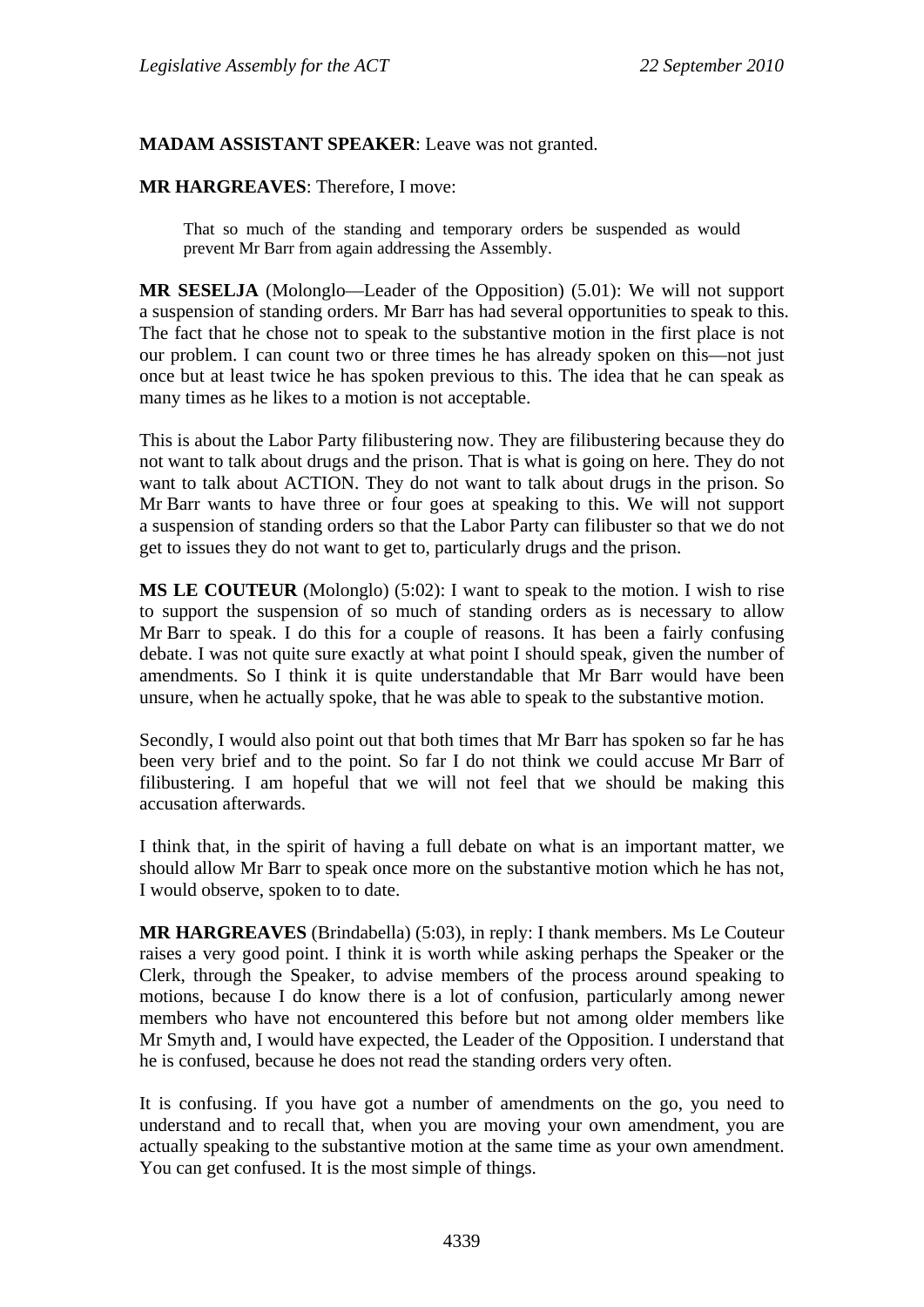**MADAM ASSISTANT SPEAKER**: Leave was not granted.

**MR HARGREAVES**: Therefore, I move:

> That so much of the standing and temporary orders be suspended as would prevent Mr Barr from again addressing the Assembly.

**MR SESELJA** (Molonglo—Leader of the Opposition) (5.01): We will not support a suspension of standing orders. Mr Barr has had several opportunities to speak to this. The fact that he chose not to speak to the substantive motion in the first place is not our problem. I can count two or three times he has already spoken on this—not just once but at least twice he has spoken previous to this. The idea that he can speak as many times as he likes to a motion is not acceptable.

This is about the Labor Party filibustering now. They are filibustering because they do not want to talk about drugs and the prison. That is what is going on here. They do not want to talk about ACTION. They do not want to talk about drugs in the prison. So Mr Barr wants to have three or four goes at speaking to this. We will not support a suspension of standing orders so that the Labor Party can filibuster so that we do not get to issues they do not want to get to, particularly drugs and the prison.

**MS LE COUTEUR** (Molonglo) (5:02): I want to speak to the motion. I wish to rise to support the suspension of so much of standing orders as is necessary to allow Mr Barr to speak. I do this for a couple of reasons. It has been a fairly confusing debate. I was not quite sure exactly at what point I should speak, given the number of amendments. So I think it is quite understandable that Mr Barr would have been unsure, when he actually spoke, that he was able to speak to the substantive motion.

Secondly, I would also point out that both times that Mr Barr has spoken so far he has been very brief and to the point. So far I do not think we could accuse Mr Barr of filibustering. I am hopeful that we will not feel that we should be making this accusation afterwards.

I think that, in the spirit of having a full debate on what is an important matter, we should allow Mr Barr to speak once more on the substantive motion which he has not, I would observe, spoken to to date.

**MR HARGREAVES** (Brindabella) (5:03), in reply: I thank members. Ms Le Couteur raises a very good point. I think it is worth while asking perhaps the Speaker or the Clerk, through the Speaker, to advise members of the process around speaking to motions, because I do know there is a lot of confusion, particularly among newer members who have not encountered this before but not among older members like Mr Smyth and, I would have expected, the Leader of the Opposition. I understand that he is confused, because he does not read the standing orders very often.

It is confusing. If you have got a number of amendments on the go, you need to understand and to recall that, when you are moving your own amendment, you are actually speaking to the substantive motion at the same time as your own amendment. You can get confused. It is the most simple of things.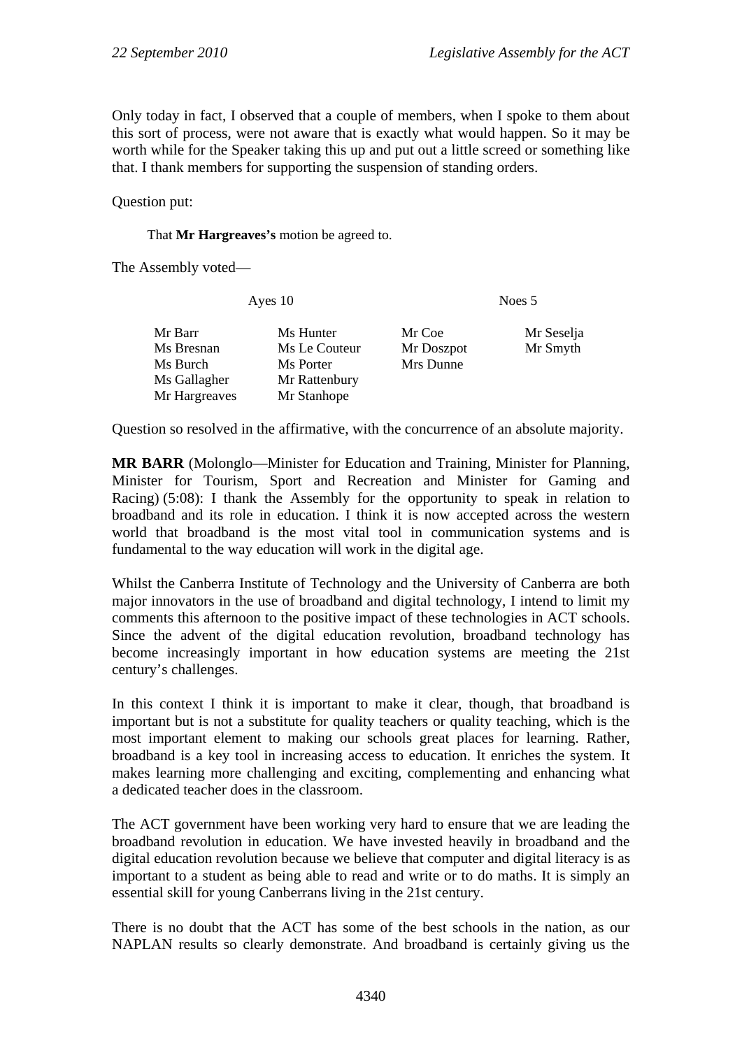Only today in fact, I observed that a couple of members, when I spoke to them about this sort of process, were not aware that is exactly what would happen. So it may be worth while for the Speaker taking this up and put out a little screed or something like that. I thank members for supporting the suspension of standing orders.

Question put:

> That **Mr Hargreaves's** motion be agreed to.

The Assembly voted—

| Ayes 10 | | Noes 5 | |
|---|---|---|---|
| Mr Barr | Ms Hunter | Mr Coe | Mr Seselja |
| Ms Bresnan | Ms Le Couteur | Mr Doszpot | Mr Smyth |
| Ms Burch | Ms Porter | Mrs Dunne | |
| Ms Gallagher | Mr Rattenbury | | |
| Mr Hargreaves | Mr Stanhope | | |

Question so resolved in the affirmative, with the concurrence of an absolute majority.

**MR BARR** (Molonglo—Minister for Education and Training, Minister for Planning, Minister for Tourism, Sport and Recreation and Minister for Gaming and Racing) (5:08): I thank the Assembly for the opportunity to speak in relation to broadband and its role in education. I think it is now accepted across the western world that broadband is the most vital tool in communication systems and is fundamental to the way education will work in the digital age.

Whilst the Canberra Institute of Technology and the University of Canberra are both major innovators in the use of broadband and digital technology, I intend to limit my comments this afternoon to the positive impact of these technologies in ACT schools. Since the advent of the digital education revolution, broadband technology has become increasingly important in how education systems are meeting the 21st century's challenges.

In this context I think it is important to make it clear, though, that broadband is important but is not a substitute for quality teachers or quality teaching, which is the most important element to making our schools great places for learning. Rather, broadband is a key tool in increasing access to education. It enriches the system. It makes learning more challenging and exciting, complementing and enhancing what a dedicated teacher does in the classroom.

The ACT government have been working very hard to ensure that we are leading the broadband revolution in education. We have invested heavily in broadband and the digital education revolution because we believe that computer and digital literacy is as important to a student as being able to read and write or to do maths. It is simply an essential skill for young Canberrans living in the 21st century.

There is no doubt that the ACT has some of the best schools in the nation, as our NAPLAN results so clearly demonstrate. And broadband is certainly giving us the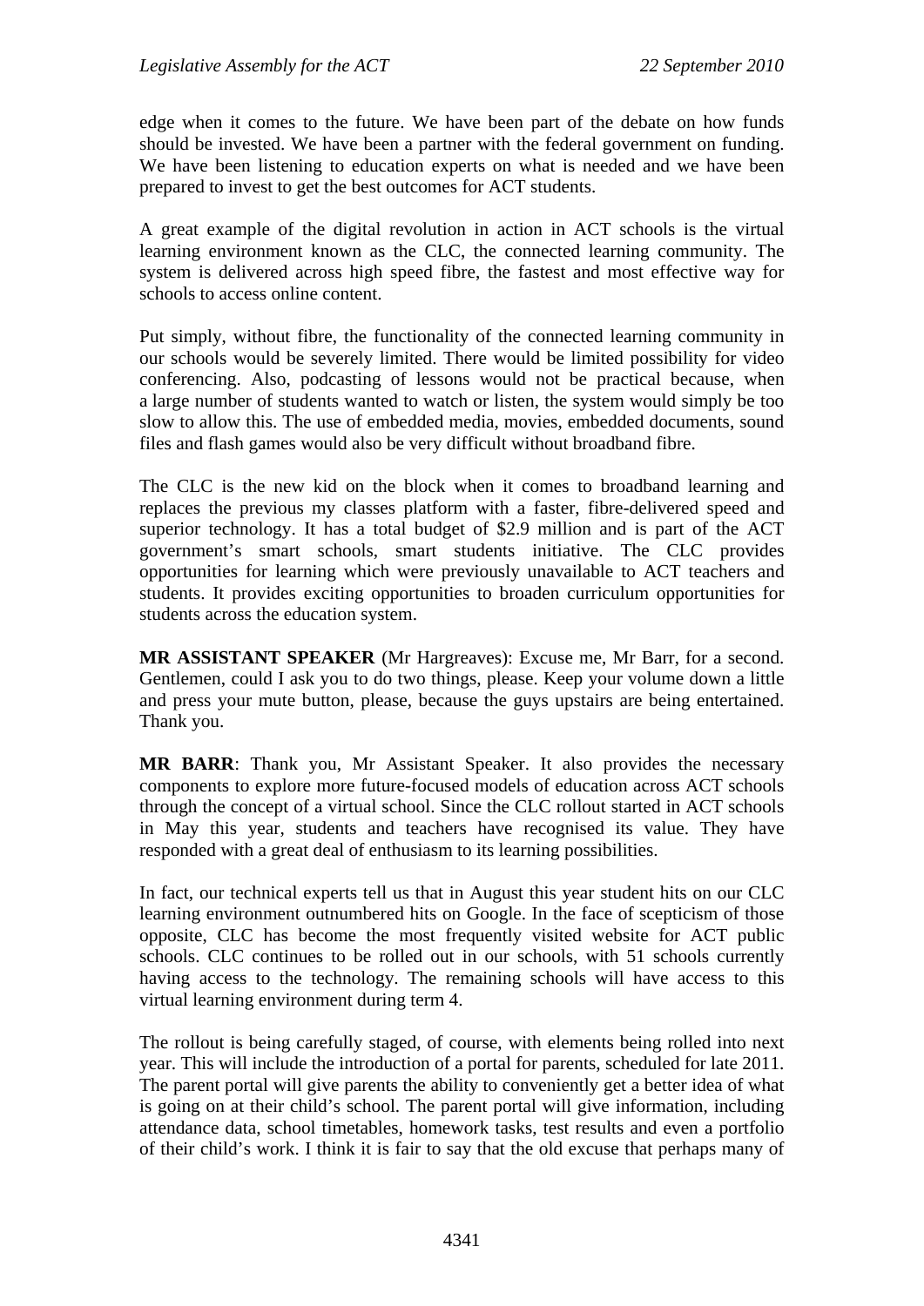edge when it comes to the future. We have been part of the debate on how funds should be invested. We have been a partner with the federal government on funding. We have been listening to education experts on what is needed and we have been prepared to invest to get the best outcomes for ACT students.

A great example of the digital revolution in action in ACT schools is the virtual learning environment known as the CLC, the connected learning community. The system is delivered across high speed fibre, the fastest and most effective way for schools to access online content.

Put simply, without fibre, the functionality of the connected learning community in our schools would be severely limited. There would be limited possibility for video conferencing. Also, podcasting of lessons would not be practical because, when a large number of students wanted to watch or listen, the system would simply be too slow to allow this. The use of embedded media, movies, embedded documents, sound files and flash games would also be very difficult without broadband fibre.

The CLC is the new kid on the block when it comes to broadband learning and replaces the previous my classes platform with a faster, fibre-delivered speed and superior technology. It has a total budget of $2.9 million and is part of the ACT government's smart schools, smart students initiative. The CLC provides opportunities for learning which were previously unavailable to ACT teachers and students. It provides exciting opportunities to broaden curriculum opportunities for students across the education system.

**MR ASSISTANT SPEAKER** (Mr Hargreaves): Excuse me, Mr Barr, for a second. Gentlemen, could I ask you to do two things, please. Keep your volume down a little and press your mute button, please, because the guys upstairs are being entertained. Thank you.

**MR BARR**: Thank you, Mr Assistant Speaker. It also provides the necessary components to explore more future-focused models of education across ACT schools through the concept of a virtual school. Since the CLC rollout started in ACT schools in May this year, students and teachers have recognised its value. They have responded with a great deal of enthusiasm to its learning possibilities.

In fact, our technical experts tell us that in August this year student hits on our CLC learning environment outnumbered hits on Google. In the face of scepticism of those opposite, CLC has become the most frequently visited website for ACT public schools. CLC continues to be rolled out in our schools, with 51 schools currently having access to the technology. The remaining schools will have access to this virtual learning environment during term 4.

The rollout is being carefully staged, of course, with elements being rolled into next year. This will include the introduction of a portal for parents, scheduled for late 2011. The parent portal will give parents the ability to conveniently get a better idea of what is going on at their child's school. The parent portal will give information, including attendance data, school timetables, homework tasks, test results and even a portfolio of their child's work. I think it is fair to say that the old excuse that perhaps many of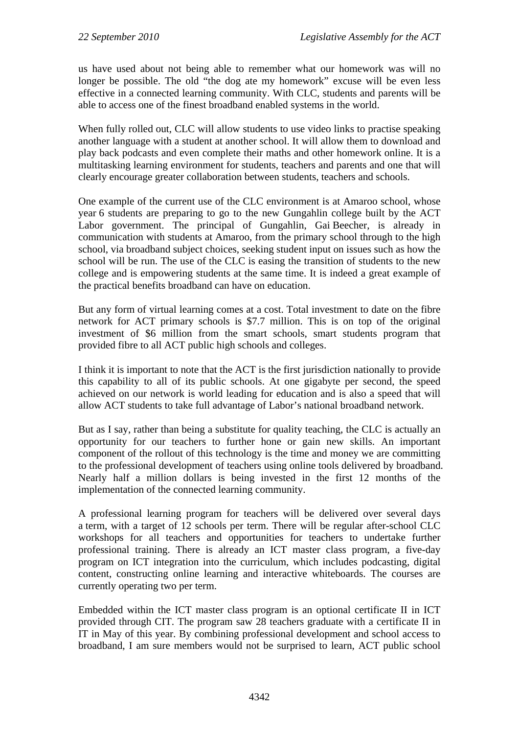us have used about not being able to remember what our homework was will no longer be possible. The old "the dog ate my homework" excuse will be even less effective in a connected learning community. With CLC, students and parents will be able to access one of the finest broadband enabled systems in the world.

When fully rolled out, CLC will allow students to use video links to practise speaking another language with a student at another school. It will allow them to download and play back podcasts and even complete their maths and other homework online. It is a multitasking learning environment for students, teachers and parents and one that will clearly encourage greater collaboration between students, teachers and schools.

One example of the current use of the CLC environment is at Amaroo school, whose year 6 students are preparing to go to the new Gungahlin college built by the ACT Labor government. The principal of Gungahlin, Gai Beecher, is already in communication with students at Amaroo, from the primary school through to the high school, via broadband subject choices, seeking student input on issues such as how the school will be run. The use of the CLC is easing the transition of students to the new college and is empowering students at the same time. It is indeed a great example of the practical benefits broadband can have on education.

But any form of virtual learning comes at a cost. Total investment to date on the fibre network for ACT primary schools is $7.7 million. This is on top of the original investment of $6 million from the smart schools, smart students program that provided fibre to all ACT public high schools and colleges.

I think it is important to note that the ACT is the first jurisdiction nationally to provide this capability to all of its public schools. At one gigabyte per second, the speed achieved on our network is world leading for education and is also a speed that will allow ACT students to take full advantage of Labor's national broadband network.

But as I say, rather than being a substitute for quality teaching, the CLC is actually an opportunity for our teachers to further hone or gain new skills. An important component of the rollout of this technology is the time and money we are committing to the professional development of teachers using online tools delivered by broadband. Nearly half a million dollars is being invested in the first 12 months of the implementation of the connected learning community.

A professional learning program for teachers will be delivered over several days a term, with a target of 12 schools per term. There will be regular after-school CLC workshops for all teachers and opportunities for teachers to undertake further professional training. There is already an ICT master class program, a five-day program on ICT integration into the curriculum, which includes podcasting, digital content, constructing online learning and interactive whiteboards. The courses are currently operating two per term.

Embedded within the ICT master class program is an optional certificate II in ICT provided through CIT. The program saw 28 teachers graduate with a certificate II in IT in May of this year. By combining professional development and school access to broadband, I am sure members would not be surprised to learn, ACT public school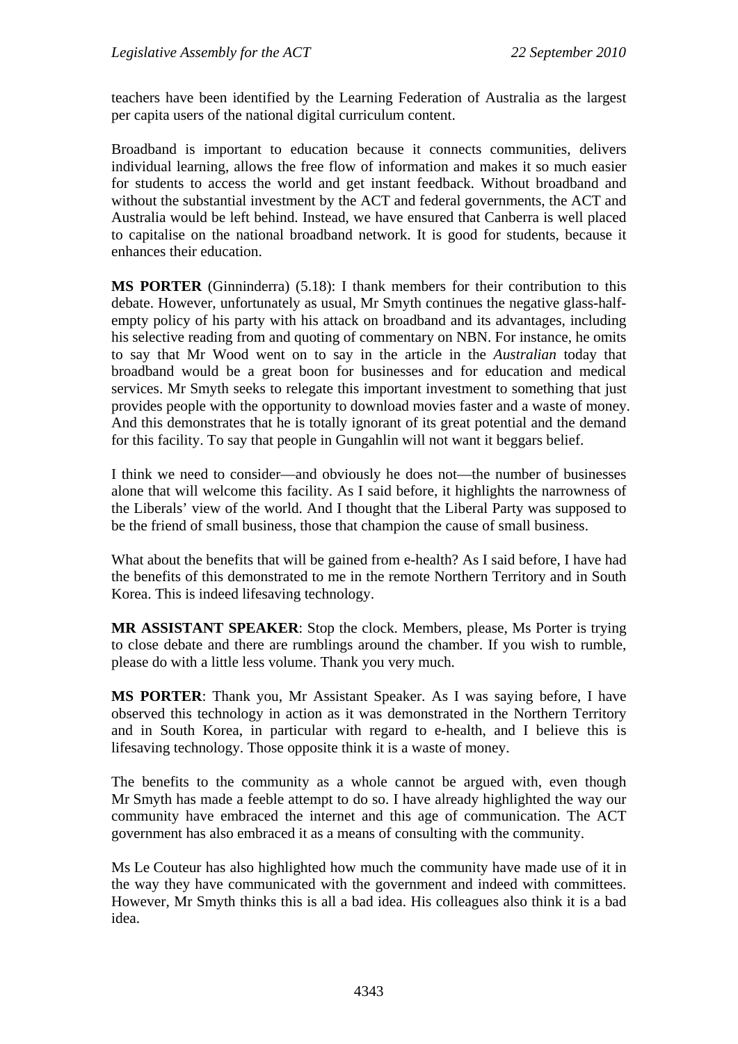teachers have been identified by the Learning Federation of Australia as the largest per capita users of the national digital curriculum content.

Broadband is important to education because it connects communities, delivers individual learning, allows the free flow of information and makes it so much easier for students to access the world and get instant feedback. Without broadband and without the substantial investment by the ACT and federal governments, the ACT and Australia would be left behind. Instead, we have ensured that Canberra is well placed to capitalise on the national broadband network. It is good for students, because it enhances their education.

**MS PORTER** (Ginninderra) (5.18): I thank members for their contribution to this debate. However, unfortunately as usual, Mr Smyth continues the negative glass-half-empty policy of his party with his attack on broadband and its advantages, including his selective reading from and quoting of commentary on NBN. For instance, he omits to say that Mr Wood went on to say in the article in the *Australian* today that broadband would be a great boon for businesses and for education and medical services. Mr Smyth seeks to relegate this important investment to something that just provides people with the opportunity to download movies faster and a waste of money. And this demonstrates that he is totally ignorant of its great potential and the demand for this facility. To say that people in Gungahlin will not want it beggars belief.

I think we need to consider—and obviously he does not—the number of businesses alone that will welcome this facility. As I said before, it highlights the narrowness of the Liberals' view of the world. And I thought that the Liberal Party was supposed to be the friend of small business, those that champion the cause of small business.

What about the benefits that will be gained from e-health? As I said before, I have had the benefits of this demonstrated to me in the remote Northern Territory and in South Korea. This is indeed lifesaving technology.

**MR ASSISTANT SPEAKER**: Stop the clock. Members, please, Ms Porter is trying to close debate and there are rumblings around the chamber. If you wish to rumble, please do with a little less volume. Thank you very much.

**MS PORTER**: Thank you, Mr Assistant Speaker. As I was saying before, I have observed this technology in action as it was demonstrated in the Northern Territory and in South Korea, in particular with regard to e-health, and I believe this is lifesaving technology. Those opposite think it is a waste of money.

The benefits to the community as a whole cannot be argued with, even though Mr Smyth has made a feeble attempt to do so. I have already highlighted the way our community have embraced the internet and this age of communication. The ACT government has also embraced it as a means of consulting with the community.

Ms Le Couteur has also highlighted how much the community have made use of it in the way they have communicated with the government and indeed with committees. However, Mr Smyth thinks this is all a bad idea. His colleagues also think it is a bad idea.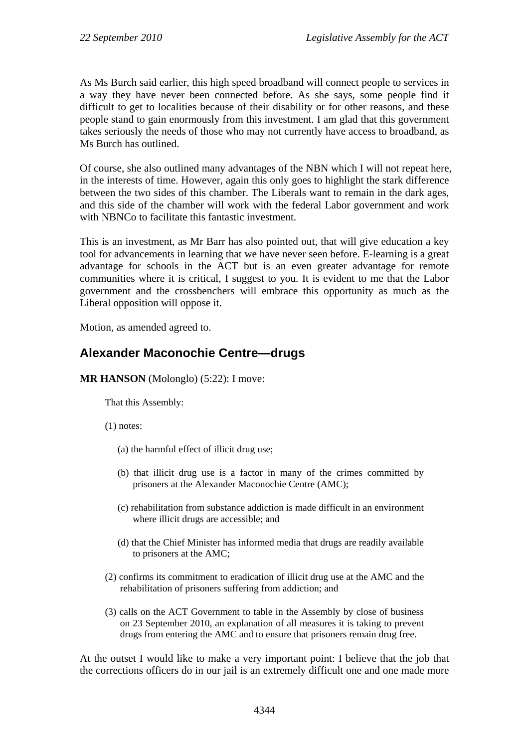As Ms Burch said earlier, this high speed broadband will connect people to services in a way they have never been connected before. As she says, some people find it difficult to get to localities because of their disability or for other reasons, and these people stand to gain enormously from this investment. I am glad that this government takes seriously the needs of those who may not currently have access to broadband, as Ms Burch has outlined.

Of course, she also outlined many advantages of the NBN which I will not repeat here, in the interests of time. However, again this only goes to highlight the stark difference between the two sides of this chamber. The Liberals want to remain in the dark ages, and this side of the chamber will work with the federal Labor government and work with NBNCo to facilitate this fantastic investment.

This is an investment, as Mr Barr has also pointed out, that will give education a key tool for advancements in learning that we have never seen before. E-learning is a great advantage for schools in the ACT but is an even greater advantage for remote communities where it is critical, I suggest to you. It is evident to me that the Labor government and the crossbenchers will embrace this opportunity as much as the Liberal opposition will oppose it.

Motion, as amended agreed to.

## Alexander Maconochie Centre—drugs

**MR HANSON** (Molonglo) (5:22): I move:

> That this Assembly:
>
> (1) notes:
>
> (a) the harmful effect of illicit drug use;
>
> (b) that illicit drug use is a factor in many of the crimes committed by prisoners at the Alexander Maconochie Centre (AMC);
>
> (c) rehabilitation from substance addiction is made difficult in an environment where illicit drugs are accessible; and
>
> (d) that the Chief Minister has informed media that drugs are readily available to prisoners at the AMC;
>
> (2) confirms its commitment to eradication of illicit drug use at the AMC and the rehabilitation of prisoners suffering from addiction; and
>
> (3) calls on the ACT Government to table in the Assembly by close of business on 23 September 2010, an explanation of all measures it is taking to prevent drugs from entering the AMC and to ensure that prisoners remain drug free.

At the outset I would like to make a very important point: I believe that the job that the corrections officers do in our jail is an extremely difficult one and one made more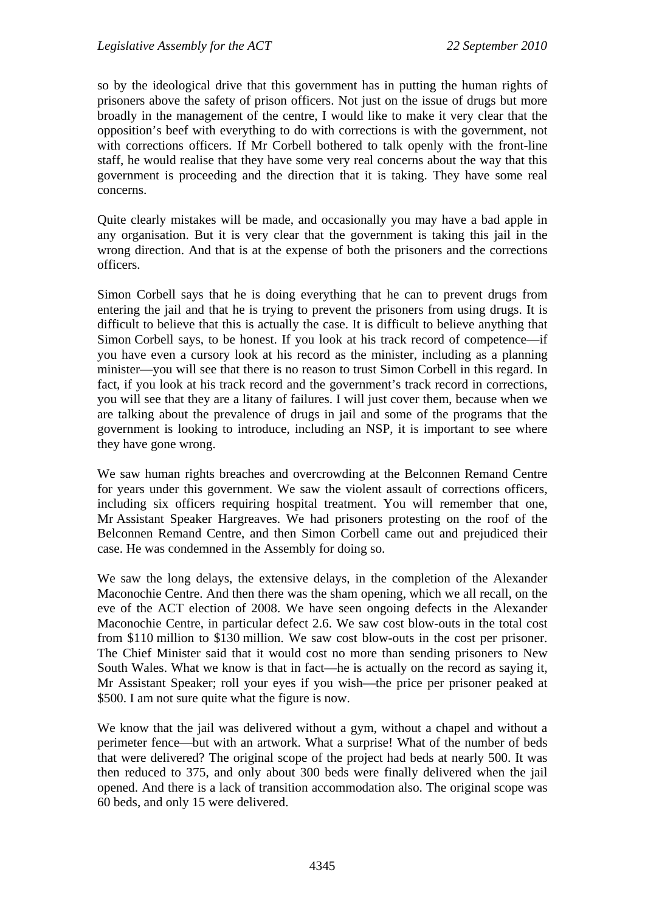so by the ideological drive that this government has in putting the human rights of prisoners above the safety of prison officers. Not just on the issue of drugs but more broadly in the management of the centre, I would like to make it very clear that the opposition's beef with everything to do with corrections is with the government, not with corrections officers. If Mr Corbell bothered to talk openly with the front-line staff, he would realise that they have some very real concerns about the way that this government is proceeding and the direction that it is taking. They have some real concerns.

Quite clearly mistakes will be made, and occasionally you may have a bad apple in any organisation. But it is very clear that the government is taking this jail in the wrong direction. And that is at the expense of both the prisoners and the corrections officers.

Simon Corbell says that he is doing everything that he can to prevent drugs from entering the jail and that he is trying to prevent the prisoners from using drugs. It is difficult to believe that this is actually the case. It is difficult to believe anything that Simon Corbell says, to be honest. If you look at his track record of competence—if you have even a cursory look at his record as the minister, including as a planning minister—you will see that there is no reason to trust Simon Corbell in this regard. In fact, if you look at his track record and the government's track record in corrections, you will see that they are a litany of failures. I will just cover them, because when we are talking about the prevalence of drugs in jail and some of the programs that the government is looking to introduce, including an NSP, it is important to see where they have gone wrong.

We saw human rights breaches and overcrowding at the Belconnen Remand Centre for years under this government. We saw the violent assault of corrections officers, including six officers requiring hospital treatment. You will remember that one, Mr Assistant Speaker Hargreaves. We had prisoners protesting on the roof of the Belconnen Remand Centre, and then Simon Corbell came out and prejudiced their case. He was condemned in the Assembly for doing so.

We saw the long delays, the extensive delays, in the completion of the Alexander Maconochie Centre. And then there was the sham opening, which we all recall, on the eve of the ACT election of 2008. We have seen ongoing defects in the Alexander Maconochie Centre, in particular defect 2.6. We saw cost blow-outs in the total cost from $110 million to $130 million. We saw cost blow-outs in the cost per prisoner. The Chief Minister said that it would cost no more than sending prisoners to New South Wales. What we know is that in fact—he is actually on the record as saying it, Mr Assistant Speaker; roll your eyes if you wish—the price per prisoner peaked at $500. I am not sure quite what the figure is now.

We know that the jail was delivered without a gym, without a chapel and without a perimeter fence—but with an artwork. What a surprise! What of the number of beds that were delivered? The original scope of the project had beds at nearly 500. It was then reduced to 375, and only about 300 beds were finally delivered when the jail opened. And there is a lack of transition accommodation also. The original scope was 60 beds, and only 15 were delivered.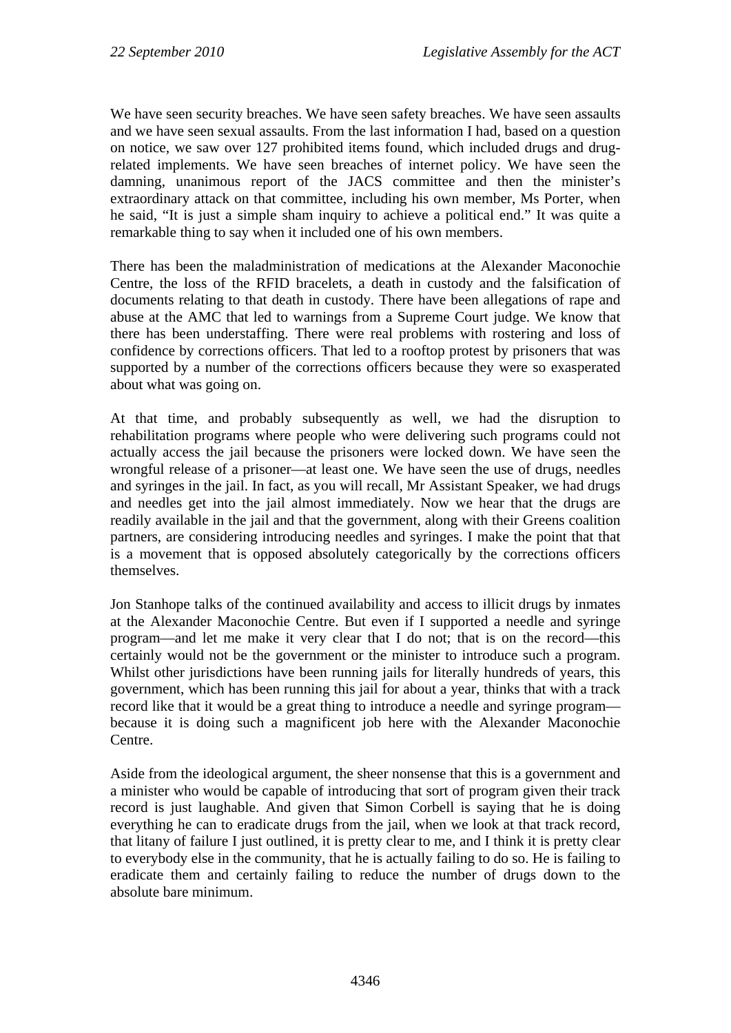We have seen security breaches. We have seen safety breaches. We have seen assaults and we have seen sexual assaults. From the last information I had, based on a question on notice, we saw over 127 prohibited items found, which included drugs and drug-related implements. We have seen breaches of internet policy. We have seen the damning, unanimous report of the JACS committee and then the minister's extraordinary attack on that committee, including his own member, Ms Porter, when he said, "It is just a simple sham inquiry to achieve a political end." It was quite a remarkable thing to say when it included one of his own members.

There has been the maladministration of medications at the Alexander Maconochie Centre, the loss of the RFID bracelets, a death in custody and the falsification of documents relating to that death in custody. There have been allegations of rape and abuse at the AMC that led to warnings from a Supreme Court judge. We know that there has been understaffing. There were real problems with rostering and loss of confidence by corrections officers. That led to a rooftop protest by prisoners that was supported by a number of the corrections officers because they were so exasperated about what was going on.

At that time, and probably subsequently as well, we had the disruption to rehabilitation programs where people who were delivering such programs could not actually access the jail because the prisoners were locked down. We have seen the wrongful release of a prisoner—at least one. We have seen the use of drugs, needles and syringes in the jail. In fact, as you will recall, Mr Assistant Speaker, we had drugs and needles get into the jail almost immediately. Now we hear that the drugs are readily available in the jail and that the government, along with their Greens coalition partners, are considering introducing needles and syringes. I make the point that that is a movement that is opposed absolutely categorically by the corrections officers themselves.

Jon Stanhope talks of the continued availability and access to illicit drugs by inmates at the Alexander Maconochie Centre. But even if I supported a needle and syringe program—and let me make it very clear that I do not; that is on the record—this certainly would not be the government or the minister to introduce such a program. Whilst other jurisdictions have been running jails for literally hundreds of years, this government, which has been running this jail for about a year, thinks that with a track record like that it would be a great thing to introduce a needle and syringe program—because it is doing such a magnificent job here with the Alexander Maconochie Centre.

Aside from the ideological argument, the sheer nonsense that this is a government and a minister who would be capable of introducing that sort of program given their track record is just laughable. And given that Simon Corbell is saying that he is doing everything he can to eradicate drugs from the jail, when we look at that track record, that litany of failure I just outlined, it is pretty clear to me, and I think it is pretty clear to everybody else in the community, that he is actually failing to do so. He is failing to eradicate them and certainly failing to reduce the number of drugs down to the absolute bare minimum.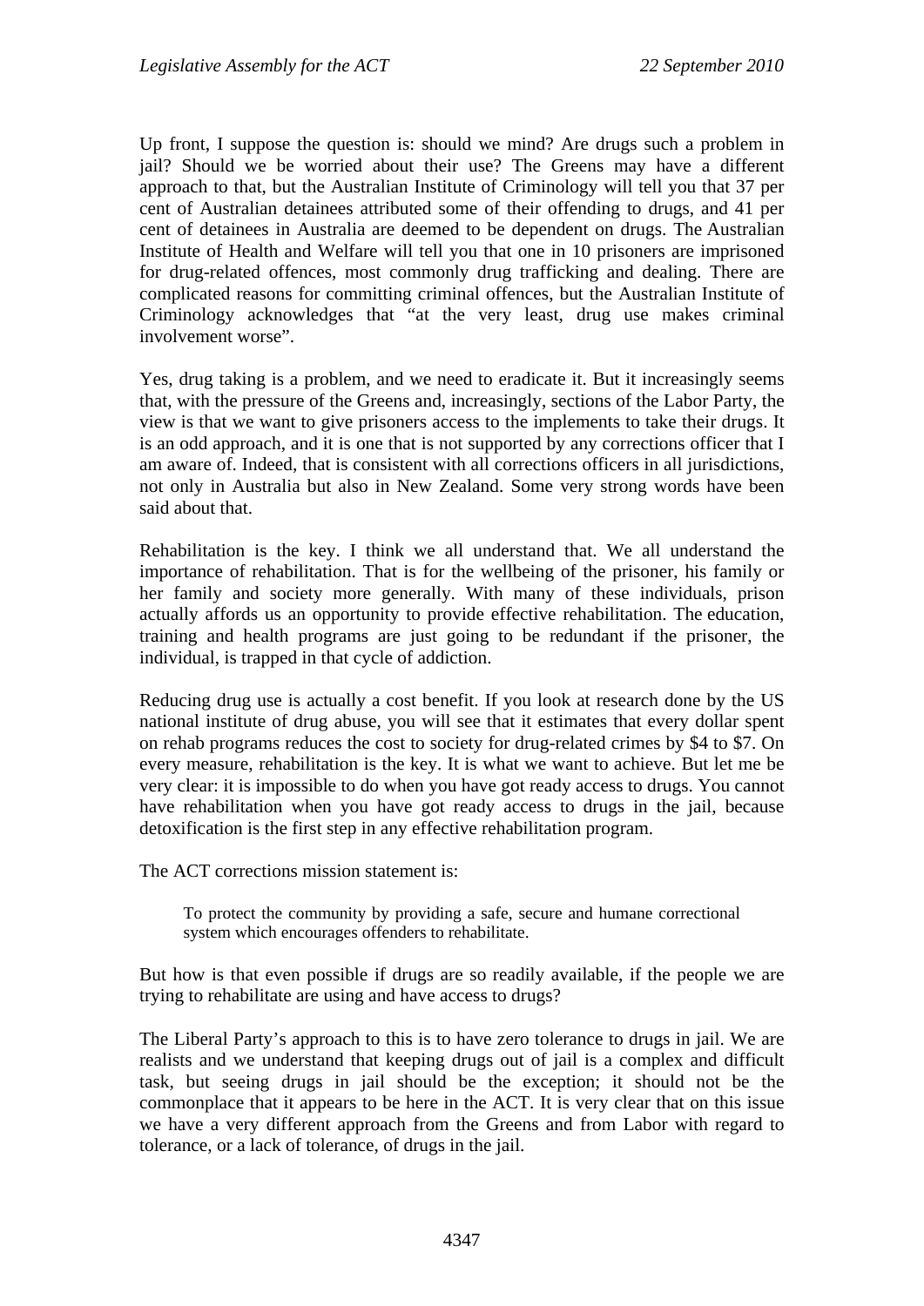Up front, I suppose the question is: should we mind? Are drugs such a problem in jail? Should we be worried about their use? The Greens may have a different approach to that, but the Australian Institute of Criminology will tell you that 37 per cent of Australian detainees attributed some of their offending to drugs, and 41 per cent of detainees in Australia are deemed to be dependent on drugs. The Australian Institute of Health and Welfare will tell you that one in 10 prisoners are imprisoned for drug-related offences, most commonly drug trafficking and dealing. There are complicated reasons for committing criminal offences, but the Australian Institute of Criminology acknowledges that "at the very least, drug use makes criminal involvement worse".

Yes, drug taking is a problem, and we need to eradicate it. But it increasingly seems that, with the pressure of the Greens and, increasingly, sections of the Labor Party, the view is that we want to give prisoners access to the implements to take their drugs. It is an odd approach, and it is one that is not supported by any corrections officer that I am aware of. Indeed, that is consistent with all corrections officers in all jurisdictions, not only in Australia but also in New Zealand. Some very strong words have been said about that.

Rehabilitation is the key. I think we all understand that. We all understand the importance of rehabilitation. That is for the wellbeing of the prisoner, his family or her family and society more generally. With many of these individuals, prison actually affords us an opportunity to provide effective rehabilitation. The education, training and health programs are just going to be redundant if the prisoner, the individual, is trapped in that cycle of addiction.

Reducing drug use is actually a cost benefit. If you look at research done by the US national institute of drug abuse, you will see that it estimates that every dollar spent on rehab programs reduces the cost to society for drug-related crimes by $4 to $7. On every measure, rehabilitation is the key. It is what we want to achieve. But let me be very clear: it is impossible to do when you have got ready access to drugs. You cannot have rehabilitation when you have got ready access to drugs in the jail, because detoxification is the first step in any effective rehabilitation program.

The ACT corrections mission statement is:

> To protect the community by providing a safe, secure and humane correctional system which encourages offenders to rehabilitate.

But how is that even possible if drugs are so readily available, if the people we are trying to rehabilitate are using and have access to drugs?

The Liberal Party's approach to this is to have zero tolerance to drugs in jail. We are realists and we understand that keeping drugs out of jail is a complex and difficult task, but seeing drugs in jail should be the exception; it should not be the commonplace that it appears to be here in the ACT. It is very clear that on this issue we have a very different approach from the Greens and from Labor with regard to tolerance, or a lack of tolerance, of drugs in the jail.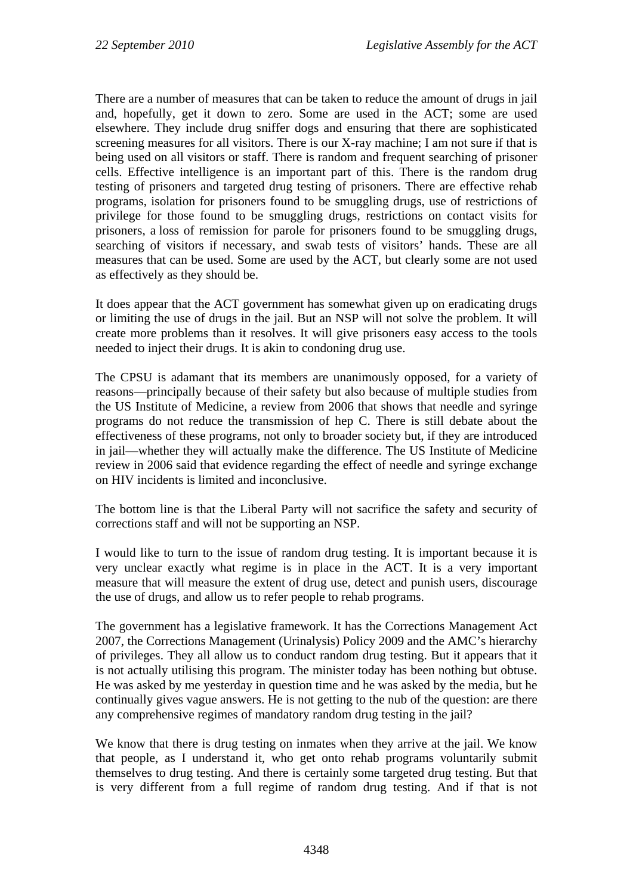There are a number of measures that can be taken to reduce the amount of drugs in jail and, hopefully, get it down to zero. Some are used in the ACT; some are used elsewhere. They include drug sniffer dogs and ensuring that there are sophisticated screening measures for all visitors. There is our X-ray machine; I am not sure if that is being used on all visitors or staff. There is random and frequent searching of prisoner cells. Effective intelligence is an important part of this. There is the random drug testing of prisoners and targeted drug testing of prisoners. There are effective rehab programs, isolation for prisoners found to be smuggling drugs, use of restrictions of privilege for those found to be smuggling drugs, restrictions on contact visits for prisoners, a loss of remission for parole for prisoners found to be smuggling drugs, searching of visitors if necessary, and swab tests of visitors' hands. These are all measures that can be used. Some are used by the ACT, but clearly some are not used as effectively as they should be.

It does appear that the ACT government has somewhat given up on eradicating drugs or limiting the use of drugs in the jail. But an NSP will not solve the problem. It will create more problems than it resolves. It will give prisoners easy access to the tools needed to inject their drugs. It is akin to condoning drug use.

The CPSU is adamant that its members are unanimously opposed, for a variety of reasons—principally because of their safety but also because of multiple studies from the US Institute of Medicine, a review from 2006 that shows that needle and syringe programs do not reduce the transmission of hep C. There is still debate about the effectiveness of these programs, not only to broader society but, if they are introduced in jail—whether they will actually make the difference. The US Institute of Medicine review in 2006 said that evidence regarding the effect of needle and syringe exchange on HIV incidents is limited and inconclusive.

The bottom line is that the Liberal Party will not sacrifice the safety and security of corrections staff and will not be supporting an NSP.

I would like to turn to the issue of random drug testing. It is important because it is very unclear exactly what regime is in place in the ACT. It is a very important measure that will measure the extent of drug use, detect and punish users, discourage the use of drugs, and allow us to refer people to rehab programs.

The government has a legislative framework. It has the Corrections Management Act 2007, the Corrections Management (Urinalysis) Policy 2009 and the AMC's hierarchy of privileges. They all allow us to conduct random drug testing. But it appears that it is not actually utilising this program. The minister today has been nothing but obtuse. He was asked by me yesterday in question time and he was asked by the media, but he continually gives vague answers. He is not getting to the nub of the question: are there any comprehensive regimes of mandatory random drug testing in the jail?

We know that there is drug testing on inmates when they arrive at the jail. We know that people, as I understand it, who get onto rehab programs voluntarily submit themselves to drug testing. And there is certainly some targeted drug testing. But that is very different from a full regime of random drug testing. And if that is not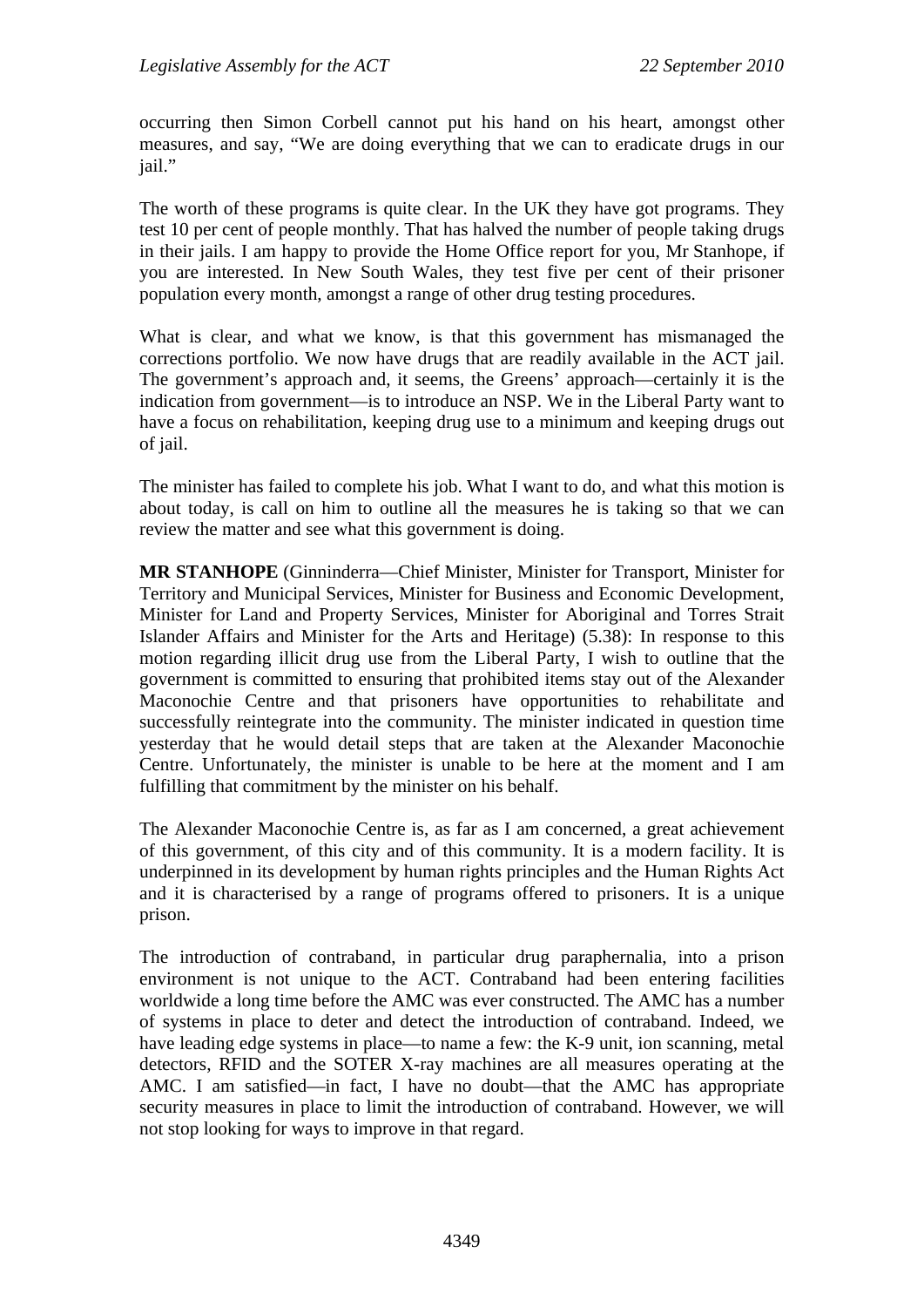occurring then Simon Corbell cannot put his hand on his heart, amongst other measures, and say, "We are doing everything that we can to eradicate drugs in our jail."

The worth of these programs is quite clear. In the UK they have got programs. They test 10 per cent of people monthly. That has halved the number of people taking drugs in their jails. I am happy to provide the Home Office report for you, Mr Stanhope, if you are interested. In New South Wales, they test five per cent of their prisoner population every month, amongst a range of other drug testing procedures.

What is clear, and what we know, is that this government has mismanaged the corrections portfolio. We now have drugs that are readily available in the ACT jail. The government's approach and, it seems, the Greens' approach—certainly it is the indication from government—is to introduce an NSP. We in the Liberal Party want to have a focus on rehabilitation, keeping drug use to a minimum and keeping drugs out of jail.

The minister has failed to complete his job. What I want to do, and what this motion is about today, is call on him to outline all the measures he is taking so that we can review the matter and see what this government is doing.

**MR STANHOPE** (Ginninderra—Chief Minister, Minister for Transport, Minister for Territory and Municipal Services, Minister for Business and Economic Development, Minister for Land and Property Services, Minister for Aboriginal and Torres Strait Islander Affairs and Minister for the Arts and Heritage) (5.38): In response to this motion regarding illicit drug use from the Liberal Party, I wish to outline that the government is committed to ensuring that prohibited items stay out of the Alexander Maconochie Centre and that prisoners have opportunities to rehabilitate and successfully reintegrate into the community. The minister indicated in question time yesterday that he would detail steps that are taken at the Alexander Maconochie Centre. Unfortunately, the minister is unable to be here at the moment and I am fulfilling that commitment by the minister on his behalf.

The Alexander Maconochie Centre is, as far as I am concerned, a great achievement of this government, of this city and of this community. It is a modern facility. It is underpinned in its development by human rights principles and the Human Rights Act and it is characterised by a range of programs offered to prisoners. It is a unique prison.

The introduction of contraband, in particular drug paraphernalia, into a prison environment is not unique to the ACT. Contraband had been entering facilities worldwide a long time before the AMC was ever constructed. The AMC has a number of systems in place to deter and detect the introduction of contraband. Indeed, we have leading edge systems in place—to name a few: the K-9 unit, ion scanning, metal detectors, RFID and the SOTER X-ray machines are all measures operating at the AMC. I am satisfied—in fact, I have no doubt—that the AMC has appropriate security measures in place to limit the introduction of contraband. However, we will not stop looking for ways to improve in that regard.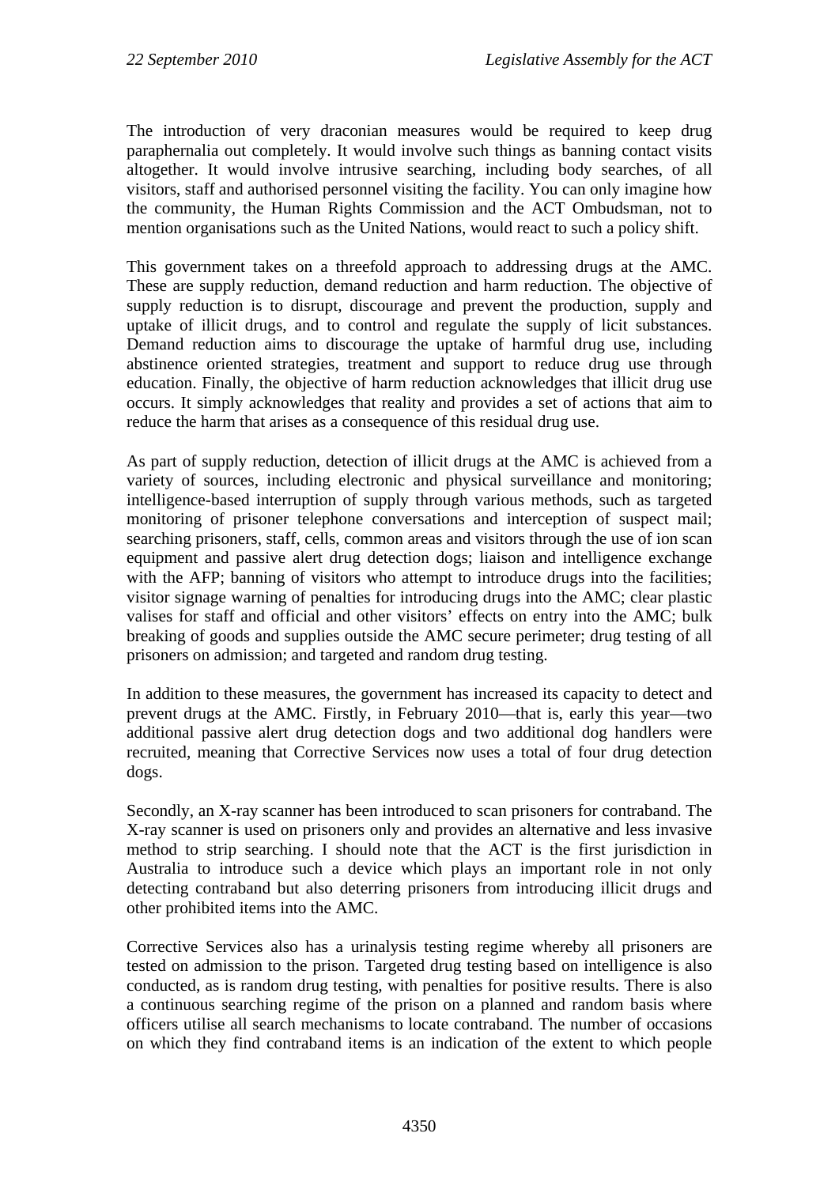The introduction of very draconian measures would be required to keep drug paraphernalia out completely. It would involve such things as banning contact visits altogether. It would involve intrusive searching, including body searches, of all visitors, staff and authorised personnel visiting the facility. You can only imagine how the community, the Human Rights Commission and the ACT Ombudsman, not to mention organisations such as the United Nations, would react to such a policy shift.

This government takes on a threefold approach to addressing drugs at the AMC. These are supply reduction, demand reduction and harm reduction. The objective of supply reduction is to disrupt, discourage and prevent the production, supply and uptake of illicit drugs, and to control and regulate the supply of licit substances. Demand reduction aims to discourage the uptake of harmful drug use, including abstinence oriented strategies, treatment and support to reduce drug use through education. Finally, the objective of harm reduction acknowledges that illicit drug use occurs. It simply acknowledges that reality and provides a set of actions that aim to reduce the harm that arises as a consequence of this residual drug use.

As part of supply reduction, detection of illicit drugs at the AMC is achieved from a variety of sources, including electronic and physical surveillance and monitoring; intelligence-based interruption of supply through various methods, such as targeted monitoring of prisoner telephone conversations and interception of suspect mail; searching prisoners, staff, cells, common areas and visitors through the use of ion scan equipment and passive alert drug detection dogs; liaison and intelligence exchange with the AFP; banning of visitors who attempt to introduce drugs into the facilities; visitor signage warning of penalties for introducing drugs into the AMC; clear plastic valises for staff and official and other visitors' effects on entry into the AMC; bulk breaking of goods and supplies outside the AMC secure perimeter; drug testing of all prisoners on admission; and targeted and random drug testing.

In addition to these measures, the government has increased its capacity to detect and prevent drugs at the AMC. Firstly, in February 2010—that is, early this year—two additional passive alert drug detection dogs and two additional dog handlers were recruited, meaning that Corrective Services now uses a total of four drug detection dogs.

Secondly, an X-ray scanner has been introduced to scan prisoners for contraband. The X-ray scanner is used on prisoners only and provides an alternative and less invasive method to strip searching. I should note that the ACT is the first jurisdiction in Australia to introduce such a device which plays an important role in not only detecting contraband but also deterring prisoners from introducing illicit drugs and other prohibited items into the AMC.

Corrective Services also has a urinalysis testing regime whereby all prisoners are tested on admission to the prison. Targeted drug testing based on intelligence is also conducted, as is random drug testing, with penalties for positive results. There is also a continuous searching regime of the prison on a planned and random basis where officers utilise all search mechanisms to locate contraband. The number of occasions on which they find contraband items is an indication of the extent to which people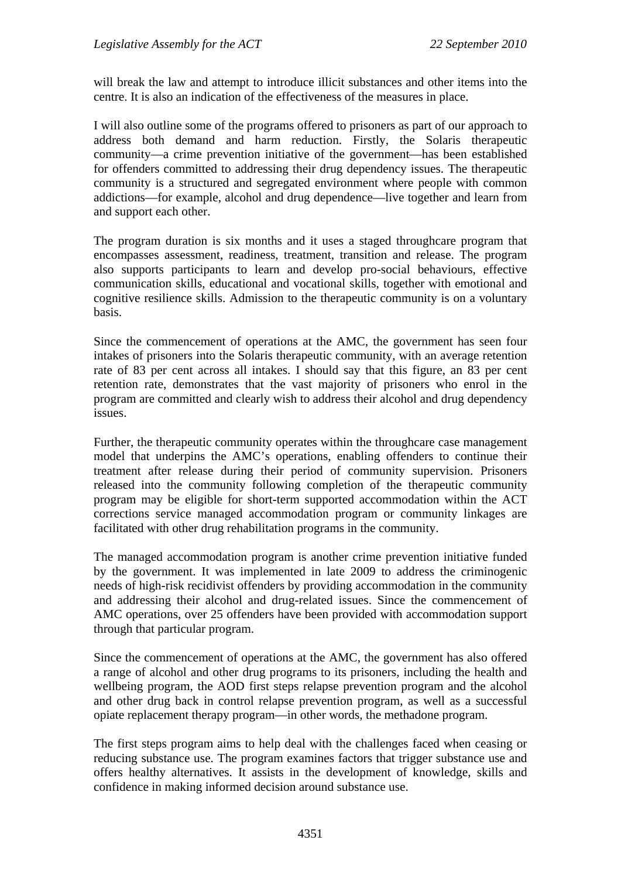will break the law and attempt to introduce illicit substances and other items into the centre. It is also an indication of the effectiveness of the measures in place.

I will also outline some of the programs offered to prisoners as part of our approach to address both demand and harm reduction. Firstly, the Solaris therapeutic community—a crime prevention initiative of the government—has been established for offenders committed to addressing their drug dependency issues. The therapeutic community is a structured and segregated environment where people with common addictions—for example, alcohol and drug dependence—live together and learn from and support each other.

The program duration is six months and it uses a staged throughcare program that encompasses assessment, readiness, treatment, transition and release. The program also supports participants to learn and develop pro-social behaviours, effective communication skills, educational and vocational skills, together with emotional and cognitive resilience skills. Admission to the therapeutic community is on a voluntary basis.

Since the commencement of operations at the AMC, the government has seen four intakes of prisoners into the Solaris therapeutic community, with an average retention rate of 83 per cent across all intakes. I should say that this figure, an 83 per cent retention rate, demonstrates that the vast majority of prisoners who enrol in the program are committed and clearly wish to address their alcohol and drug dependency issues.

Further, the therapeutic community operates within the throughcare case management model that underpins the AMC's operations, enabling offenders to continue their treatment after release during their period of community supervision. Prisoners released into the community following completion of the therapeutic community program may be eligible for short-term supported accommodation within the ACT corrections service managed accommodation program or community linkages are facilitated with other drug rehabilitation programs in the community.

The managed accommodation program is another crime prevention initiative funded by the government. It was implemented in late 2009 to address the criminogenic needs of high-risk recidivist offenders by providing accommodation in the community and addressing their alcohol and drug-related issues. Since the commencement of AMC operations, over 25 offenders have been provided with accommodation support through that particular program.

Since the commencement of operations at the AMC, the government has also offered a range of alcohol and other drug programs to its prisoners, including the health and wellbeing program, the AOD first steps relapse prevention program and the alcohol and other drug back in control relapse prevention program, as well as a successful opiate replacement therapy program—in other words, the methadone program.

The first steps program aims to help deal with the challenges faced when ceasing or reducing substance use. The program examines factors that trigger substance use and offers healthy alternatives. It assists in the development of knowledge, skills and confidence in making informed decision around substance use.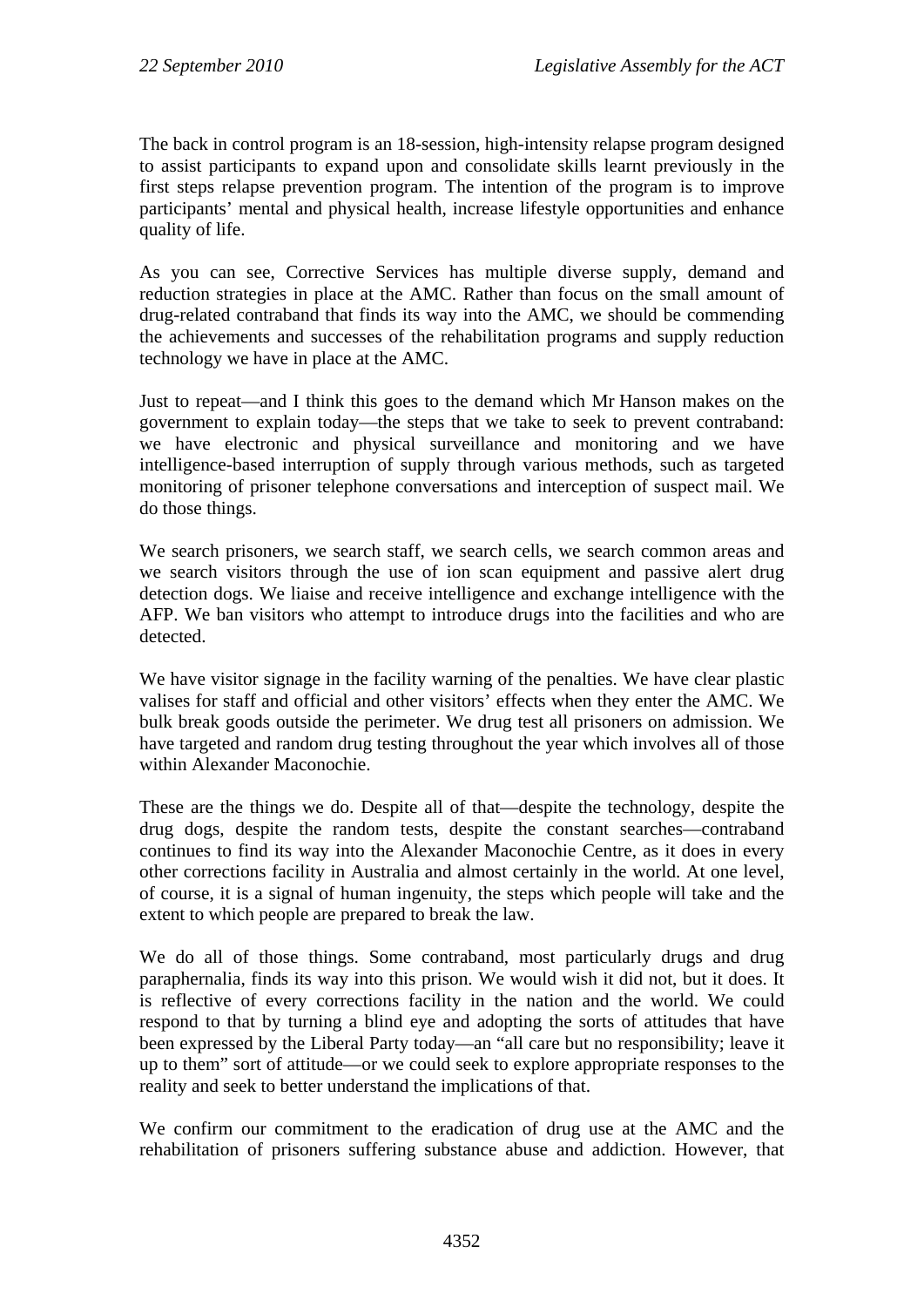The back in control program is an 18-session, high-intensity relapse program designed to assist participants to expand upon and consolidate skills learnt previously in the first steps relapse prevention program. The intention of the program is to improve participants' mental and physical health, increase lifestyle opportunities and enhance quality of life.

As you can see, Corrective Services has multiple diverse supply, demand and reduction strategies in place at the AMC. Rather than focus on the small amount of drug-related contraband that finds its way into the AMC, we should be commending the achievements and successes of the rehabilitation programs and supply reduction technology we have in place at the AMC.

Just to repeat—and I think this goes to the demand which Mr Hanson makes on the government to explain today—the steps that we take to seek to prevent contraband: we have electronic and physical surveillance and monitoring and we have intelligence-based interruption of supply through various methods, such as targeted monitoring of prisoner telephone conversations and interception of suspect mail. We do those things.

We search prisoners, we search staff, we search cells, we search common areas and we search visitors through the use of ion scan equipment and passive alert drug detection dogs. We liaise and receive intelligence and exchange intelligence with the AFP. We ban visitors who attempt to introduce drugs into the facilities and who are detected.

We have visitor signage in the facility warning of the penalties. We have clear plastic valises for staff and official and other visitors' effects when they enter the AMC. We bulk break goods outside the perimeter. We drug test all prisoners on admission. We have targeted and random drug testing throughout the year which involves all of those within Alexander Maconochie.

These are the things we do. Despite all of that—despite the technology, despite the drug dogs, despite the random tests, despite the constant searches—contraband continues to find its way into the Alexander Maconochie Centre, as it does in every other corrections facility in Australia and almost certainly in the world. At one level, of course, it is a signal of human ingenuity, the steps which people will take and the extent to which people are prepared to break the law.

We do all of those things. Some contraband, most particularly drugs and drug paraphernalia, finds its way into this prison. We would wish it did not, but it does. It is reflective of every corrections facility in the nation and the world. We could respond to that by turning a blind eye and adopting the sorts of attitudes that have been expressed by the Liberal Party today—an "all care but no responsibility; leave it up to them" sort of attitude—or we could seek to explore appropriate responses to the reality and seek to better understand the implications of that.

We confirm our commitment to the eradication of drug use at the AMC and the rehabilitation of prisoners suffering substance abuse and addiction. However, that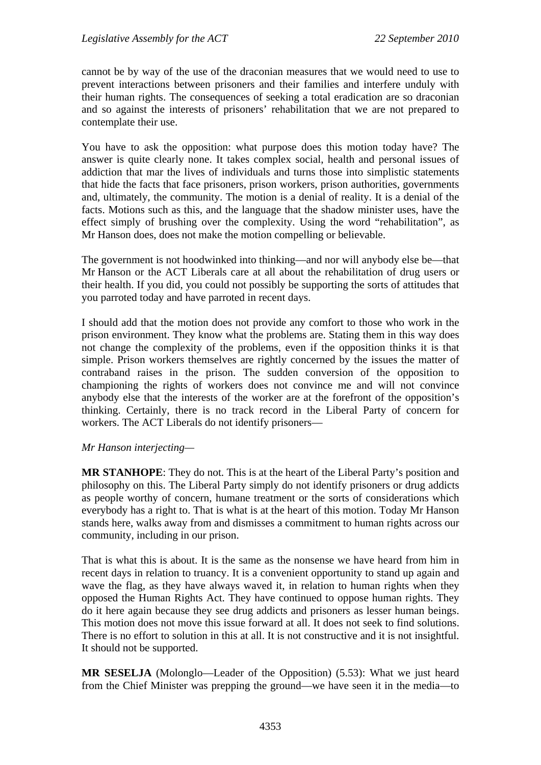cannot be by way of the use of the draconian measures that we would need to use to prevent interactions between prisoners and their families and interfere unduly with their human rights. The consequences of seeking a total eradication are so draconian and so against the interests of prisoners' rehabilitation that we are not prepared to contemplate their use.

You have to ask the opposition: what purpose does this motion today have? The answer is quite clearly none. It takes complex social, health and personal issues of addiction that mar the lives of individuals and turns those into simplistic statements that hide the facts that face prisoners, prison workers, prison authorities, governments and, ultimately, the community. The motion is a denial of reality. It is a denial of the facts. Motions such as this, and the language that the shadow minister uses, have the effect simply of brushing over the complexity. Using the word "rehabilitation", as Mr Hanson does, does not make the motion compelling or believable.

The government is not hoodwinked into thinking—and nor will anybody else be—that Mr Hanson or the ACT Liberals care at all about the rehabilitation of drug users or their health. If you did, you could not possibly be supporting the sorts of attitudes that you parroted today and have parroted in recent days.

I should add that the motion does not provide any comfort to those who work in the prison environment. They know what the problems are. Stating them in this way does not change the complexity of the problems, even if the opposition thinks it is that simple. Prison workers themselves are rightly concerned by the issues the matter of contraband raises in the prison. The sudden conversion of the opposition to championing the rights of workers does not convince me and will not convince anybody else that the interests of the worker are at the forefront of the opposition's thinking. Certainly, there is no track record in the Liberal Party of concern for workers. The ACT Liberals do not identify prisoners—

*Mr Hanson interjecting*—

**MR STANHOPE**: They do not. This is at the heart of the Liberal Party's position and philosophy on this. The Liberal Party simply do not identify prisoners or drug addicts as people worthy of concern, humane treatment or the sorts of considerations which everybody has a right to. That is what is at the heart of this motion. Today Mr Hanson stands here, walks away from and dismisses a commitment to human rights across our community, including in our prison.

That is what this is about. It is the same as the nonsense we have heard from him in recent days in relation to truancy. It is a convenient opportunity to stand up again and wave the flag, as they have always waved it, in relation to human rights when they opposed the Human Rights Act. They have continued to oppose human rights. They do it here again because they see drug addicts and prisoners as lesser human beings. This motion does not move this issue forward at all. It does not seek to find solutions. There is no effort to solution in this at all. It is not constructive and it is not insightful. It should not be supported.

**MR SESELJA** (Molonglo—Leader of the Opposition) (5.53): What we just heard from the Chief Minister was prepping the ground—we have seen it in the media—to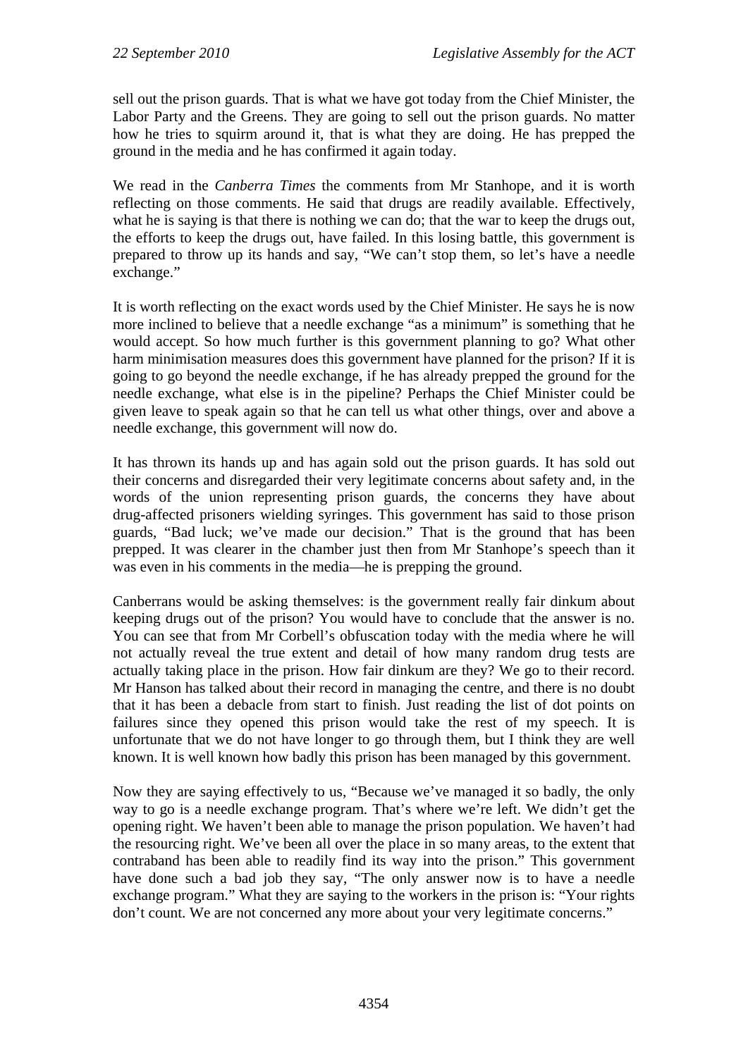sell out the prison guards. That is what we have got today from the Chief Minister, the Labor Party and the Greens. They are going to sell out the prison guards. No matter how he tries to squirm around it, that is what they are doing. He has prepped the ground in the media and he has confirmed it again today.

We read in the *Canberra Times* the comments from Mr Stanhope, and it is worth reflecting on those comments. He said that drugs are readily available. Effectively, what he is saying is that there is nothing we can do; that the war to keep the drugs out, the efforts to keep the drugs out, have failed. In this losing battle, this government is prepared to throw up its hands and say, "We can't stop them, so let's have a needle exchange."

It is worth reflecting on the exact words used by the Chief Minister. He says he is now more inclined to believe that a needle exchange "as a minimum" is something that he would accept. So how much further is this government planning to go? What other harm minimisation measures does this government have planned for the prison? If it is going to go beyond the needle exchange, if he has already prepped the ground for the needle exchange, what else is in the pipeline? Perhaps the Chief Minister could be given leave to speak again so that he can tell us what other things, over and above a needle exchange, this government will now do.

It has thrown its hands up and has again sold out the prison guards. It has sold out their concerns and disregarded their very legitimate concerns about safety and, in the words of the union representing prison guards, the concerns they have about drug-affected prisoners wielding syringes. This government has said to those prison guards, "Bad luck; we've made our decision." That is the ground that has been prepped. It was clearer in the chamber just then from Mr Stanhope's speech than it was even in his comments in the media—he is prepping the ground.

Canberrans would be asking themselves: is the government really fair dinkum about keeping drugs out of the prison? You would have to conclude that the answer is no. You can see that from Mr Corbell's obfuscation today with the media where he will not actually reveal the true extent and detail of how many random drug tests are actually taking place in the prison. How fair dinkum are they? We go to their record. Mr Hanson has talked about their record in managing the centre, and there is no doubt that it has been a debacle from start to finish. Just reading the list of dot points on failures since they opened this prison would take the rest of my speech. It is unfortunate that we do not have longer to go through them, but I think they are well known. It is well known how badly this prison has been managed by this government.

Now they are saying effectively to us, "Because we've managed it so badly, the only way to go is a needle exchange program. That's where we're left. We didn't get the opening right. We haven't been able to manage the prison population. We haven't had the resourcing right. We've been all over the place in so many areas, to the extent that contraband has been able to readily find its way into the prison." This government have done such a bad job they say, "The only answer now is to have a needle exchange program." What they are saying to the workers in the prison is: "Your rights don't count. We are not concerned any more about your very legitimate concerns."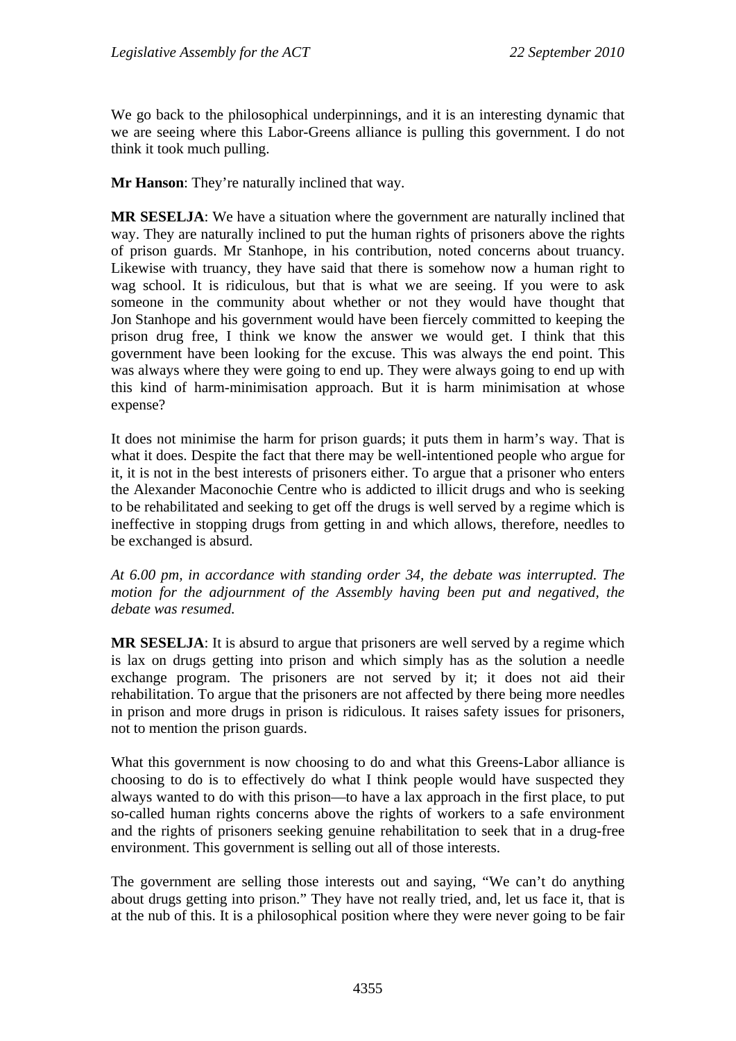We go back to the philosophical underpinnings, and it is an interesting dynamic that we are seeing where this Labor-Greens alliance is pulling this government. I do not think it took much pulling.

**Mr Hanson**: They're naturally inclined that way.

**MR SESELJA**: We have a situation where the government are naturally inclined that way. They are naturally inclined to put the human rights of prisoners above the rights of prison guards. Mr Stanhope, in his contribution, noted concerns about truancy. Likewise with truancy, they have said that there is somehow now a human right to wag school. It is ridiculous, but that is what we are seeing. If you were to ask someone in the community about whether or not they would have thought that Jon Stanhope and his government would have been fiercely committed to keeping the prison drug free, I think we know the answer we would get. I think that this government have been looking for the excuse. This was always the end point. This was always where they were going to end up. They were always going to end up with this kind of harm-minimisation approach. But it is harm minimisation at whose expense?

It does not minimise the harm for prison guards; it puts them in harm's way. That is what it does. Despite the fact that there may be well-intentioned people who argue for it, it is not in the best interests of prisoners either. To argue that a prisoner who enters the Alexander Maconochie Centre who is addicted to illicit drugs and who is seeking to be rehabilitated and seeking to get off the drugs is well served by a regime which is ineffective in stopping drugs from getting in and which allows, therefore, needles to be exchanged is absurd.

*At 6.00 pm, in accordance with standing order 34, the debate was interrupted. The motion for the adjournment of the Assembly having been put and negatived, the debate was resumed.*

**MR SESELJA**: It is absurd to argue that prisoners are well served by a regime which is lax on drugs getting into prison and which simply has as the solution a needle exchange program. The prisoners are not served by it; it does not aid their rehabilitation. To argue that the prisoners are not affected by there being more needles in prison and more drugs in prison is ridiculous. It raises safety issues for prisoners, not to mention the prison guards.

What this government is now choosing to do and what this Greens-Labor alliance is choosing to do is to effectively do what I think people would have suspected they always wanted to do with this prison—to have a lax approach in the first place, to put so-called human rights concerns above the rights of workers to a safe environment and the rights of prisoners seeking genuine rehabilitation to seek that in a drug-free environment. This government is selling out all of those interests.

The government are selling those interests out and saying, "We can't do anything about drugs getting into prison." They have not really tried, and, let us face it, that is at the nub of this. It is a philosophical position where they were never going to be fair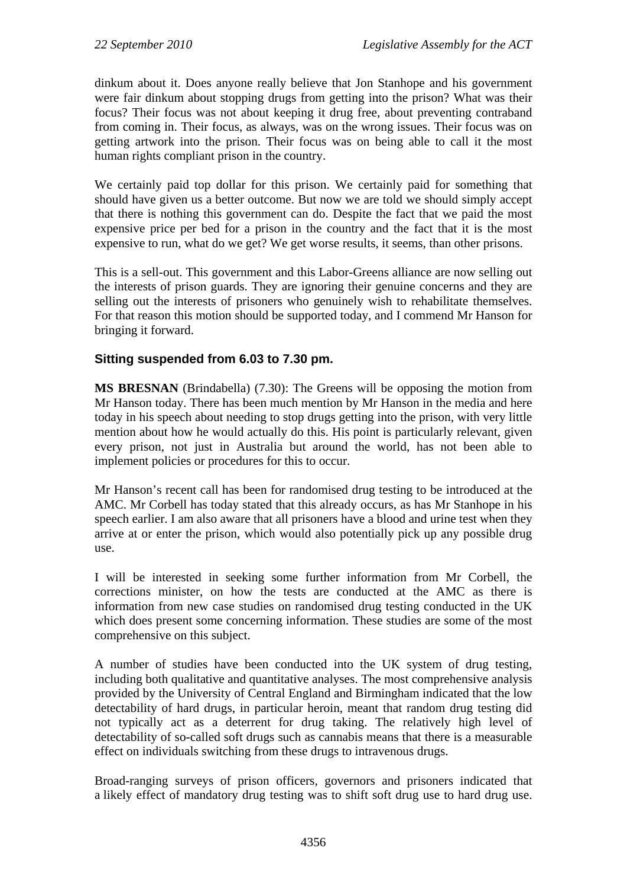dinkum about it. Does anyone really believe that Jon Stanhope and his government were fair dinkum about stopping drugs from getting into the prison? What was their focus? Their focus was not about keeping it drug free, about preventing contraband from coming in. Their focus, as always, was on the wrong issues. Their focus was on getting artwork into the prison. Their focus was on being able to call it the most human rights compliant prison in the country.

We certainly paid top dollar for this prison. We certainly paid for something that should have given us a better outcome. But now we are told we should simply accept that there is nothing this government can do. Despite the fact that we paid the most expensive price per bed for a prison in the country and the fact that it is the most expensive to run, what do we get? We get worse results, it seems, than other prisons.

This is a sell-out. This government and this Labor-Greens alliance are now selling out the interests of prison guards. They are ignoring their genuine concerns and they are selling out the interests of prisoners who genuinely wish to rehabilitate themselves. For that reason this motion should be supported today, and I commend Mr Hanson for bringing it forward.

### Sitting suspended from 6.03 to 7.30 pm.

**MS BRESNAN** (Brindabella) (7.30): The Greens will be opposing the motion from Mr Hanson today. There has been much mention by Mr Hanson in the media and here today in his speech about needing to stop drugs getting into the prison, with very little mention about how he would actually do this. His point is particularly relevant, given every prison, not just in Australia but around the world, has not been able to implement policies or procedures for this to occur.

Mr Hanson's recent call has been for randomised drug testing to be introduced at the AMC. Mr Corbell has today stated that this already occurs, as has Mr Stanhope in his speech earlier. I am also aware that all prisoners have a blood and urine test when they arrive at or enter the prison, which would also potentially pick up any possible drug use.

I will be interested in seeking some further information from Mr Corbell, the corrections minister, on how the tests are conducted at the AMC as there is information from new case studies on randomised drug testing conducted in the UK which does present some concerning information. These studies are some of the most comprehensive on this subject.

A number of studies have been conducted into the UK system of drug testing, including both qualitative and quantitative analyses. The most comprehensive analysis provided by the University of Central England and Birmingham indicated that the low detectability of hard drugs, in particular heroin, meant that random drug testing did not typically act as a deterrent for drug taking. The relatively high level of detectability of so-called soft drugs such as cannabis means that there is a measurable effect on individuals switching from these drugs to intravenous drugs.

Broad-ranging surveys of prison officers, governors and prisoners indicated that a likely effect of mandatory drug testing was to shift soft drug use to hard drug use.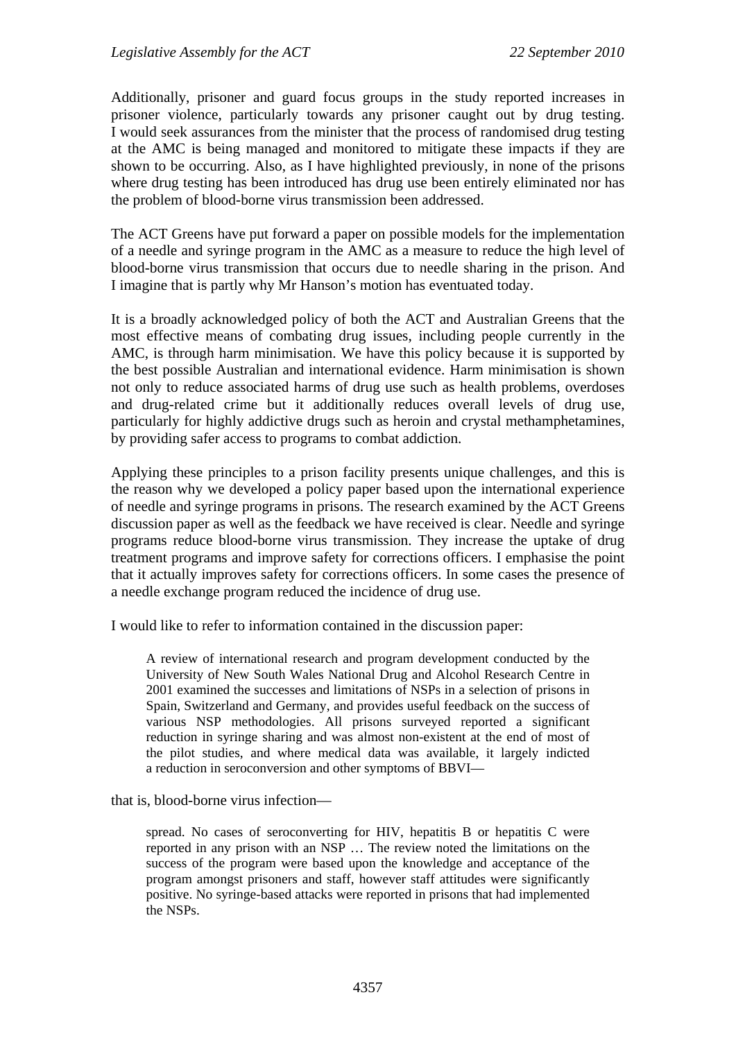Additionally, prisoner and guard focus groups in the study reported increases in prisoner violence, particularly towards any prisoner caught out by drug testing. I would seek assurances from the minister that the process of randomised drug testing at the AMC is being managed and monitored to mitigate these impacts if they are shown to be occurring. Also, as I have highlighted previously, in none of the prisons where drug testing has been introduced has drug use been entirely eliminated nor has the problem of blood-borne virus transmission been addressed.

The ACT Greens have put forward a paper on possible models for the implementation of a needle and syringe program in the AMC as a measure to reduce the high level of blood-borne virus transmission that occurs due to needle sharing in the prison. And I imagine that is partly why Mr Hanson's motion has eventuated today.

It is a broadly acknowledged policy of both the ACT and Australian Greens that the most effective means of combating drug issues, including people currently in the AMC, is through harm minimisation. We have this policy because it is supported by the best possible Australian and international evidence. Harm minimisation is shown not only to reduce associated harms of drug use such as health problems, overdoses and drug-related crime but it additionally reduces overall levels of drug use, particularly for highly addictive drugs such as heroin and crystal methamphetamines, by providing safer access to programs to combat addiction.

Applying these principles to a prison facility presents unique challenges, and this is the reason why we developed a policy paper based upon the international experience of needle and syringe programs in prisons. The research examined by the ACT Greens discussion paper as well as the feedback we have received is clear. Needle and syringe programs reduce blood-borne virus transmission. They increase the uptake of drug treatment programs and improve safety for corrections officers. I emphasise the point that it actually improves safety for corrections officers. In some cases the presence of a needle exchange program reduced the incidence of drug use.

I would like to refer to information contained in the discussion paper:

> A review of international research and program development conducted by the University of New South Wales National Drug and Alcohol Research Centre in 2001 examined the successes and limitations of NSPs in a selection of prisons in Spain, Switzerland and Germany, and provides useful feedback on the success of various NSP methodologies. All prisons surveyed reported a significant reduction in syringe sharing and was almost non-existent at the end of most of the pilot studies, and where medical data was available, it largely indicted a reduction in seroconversion and other symptoms of BBVI—

that is, blood-borne virus infection—

> spread. No cases of seroconverting for HIV, hepatitis B or hepatitis C were reported in any prison with an NSP … The review noted the limitations on the success of the program were based upon the knowledge and acceptance of the program amongst prisoners and staff, however staff attitudes were significantly positive. No syringe-based attacks were reported in prisons that had implemented the NSPs.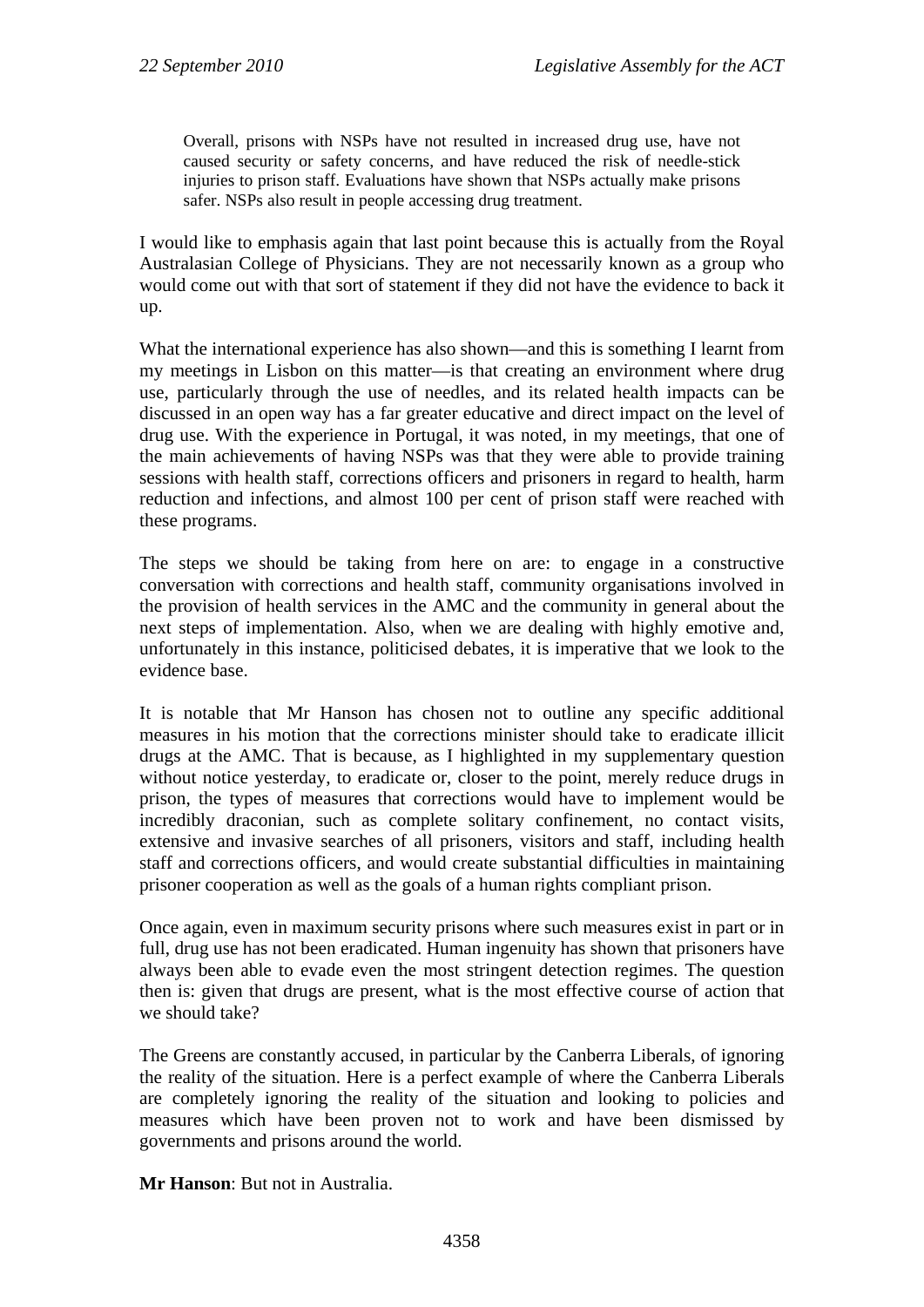> Overall, prisons with NSPs have not resulted in increased drug use, have not caused security or safety concerns, and have reduced the risk of needle-stick injuries to prison staff. Evaluations have shown that NSPs actually make prisons safer. NSPs also result in people accessing drug treatment.

I would like to emphasis again that last point because this is actually from the Royal Australasian College of Physicians. They are not necessarily known as a group who would come out with that sort of statement if they did not have the evidence to back it up.

What the international experience has also shown—and this is something I learnt from my meetings in Lisbon on this matter—is that creating an environment where drug use, particularly through the use of needles, and its related health impacts can be discussed in an open way has a far greater educative and direct impact on the level of drug use. With the experience in Portugal, it was noted, in my meetings, that one of the main achievements of having NSPs was that they were able to provide training sessions with health staff, corrections officers and prisoners in regard to health, harm reduction and infections, and almost 100 per cent of prison staff were reached with these programs.

The steps we should be taking from here on are: to engage in a constructive conversation with corrections and health staff, community organisations involved in the provision of health services in the AMC and the community in general about the next steps of implementation. Also, when we are dealing with highly emotive and, unfortunately in this instance, politicised debates, it is imperative that we look to the evidence base.

It is notable that Mr Hanson has chosen not to outline any specific additional measures in his motion that the corrections minister should take to eradicate illicit drugs at the AMC. That is because, as I highlighted in my supplementary question without notice yesterday, to eradicate or, closer to the point, merely reduce drugs in prison, the types of measures that corrections would have to implement would be incredibly draconian, such as complete solitary confinement, no contact visits, extensive and invasive searches of all prisoners, visitors and staff, including health staff and corrections officers, and would create substantial difficulties in maintaining prisoner cooperation as well as the goals of a human rights compliant prison.

Once again, even in maximum security prisons where such measures exist in part or in full, drug use has not been eradicated. Human ingenuity has shown that prisoners have always been able to evade even the most stringent detection regimes. The question then is: given that drugs are present, what is the most effective course of action that we should take?

The Greens are constantly accused, in particular by the Canberra Liberals, of ignoring the reality of the situation. Here is a perfect example of where the Canberra Liberals are completely ignoring the reality of the situation and looking to policies and measures which have been proven not to work and have been dismissed by governments and prisons around the world.

**Mr Hanson**: But not in Australia.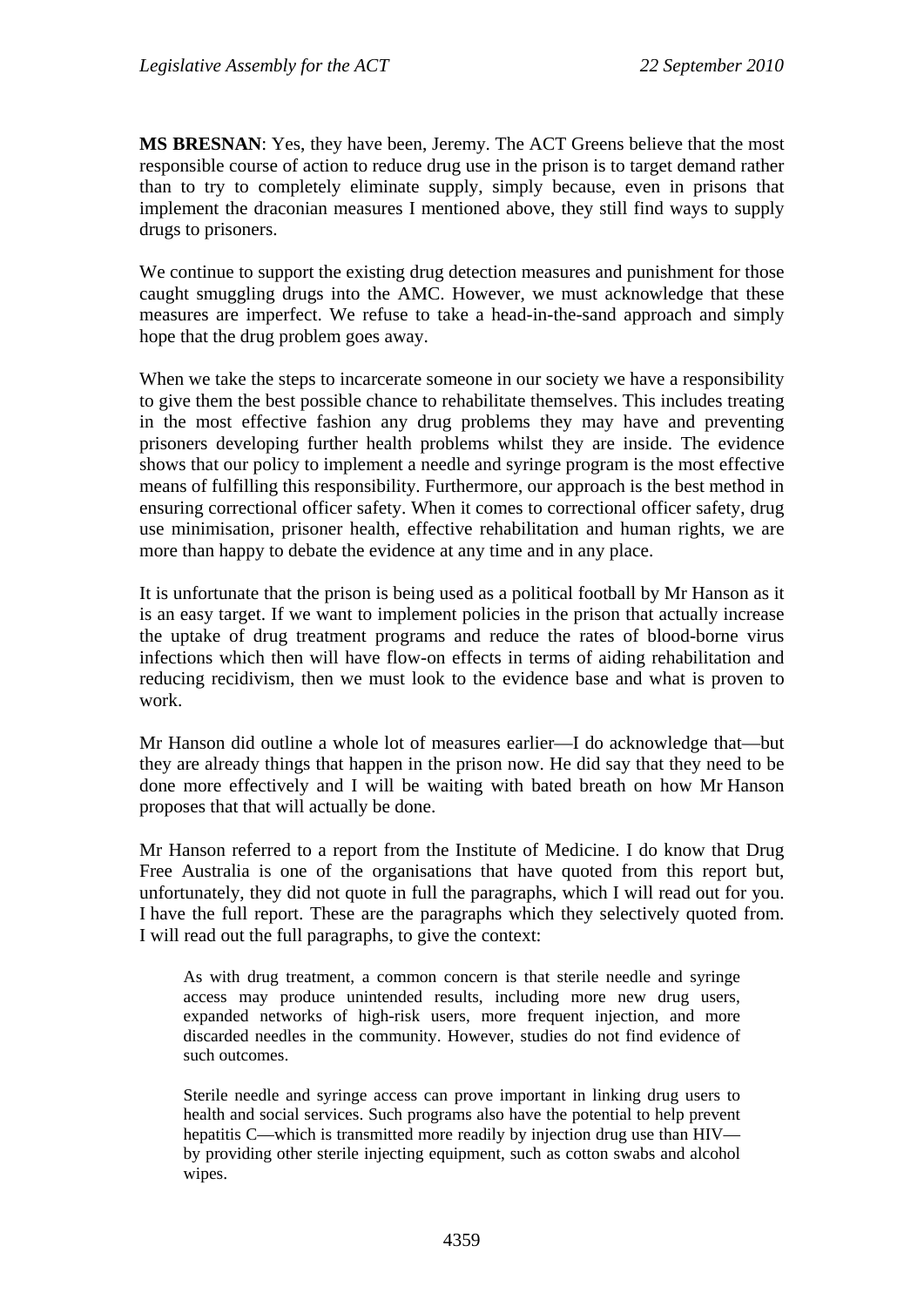**MS BRESNAN**: Yes, they have been, Jeremy. The ACT Greens believe that the most responsible course of action to reduce drug use in the prison is to target demand rather than to try to completely eliminate supply, simply because, even in prisons that implement the draconian measures I mentioned above, they still find ways to supply drugs to prisoners.

We continue to support the existing drug detection measures and punishment for those caught smuggling drugs into the AMC. However, we must acknowledge that these measures are imperfect. We refuse to take a head-in-the-sand approach and simply hope that the drug problem goes away.

When we take the steps to incarcerate someone in our society we have a responsibility to give them the best possible chance to rehabilitate themselves. This includes treating in the most effective fashion any drug problems they may have and preventing prisoners developing further health problems whilst they are inside. The evidence shows that our policy to implement a needle and syringe program is the most effective means of fulfilling this responsibility. Furthermore, our approach is the best method in ensuring correctional officer safety. When it comes to correctional officer safety, drug use minimisation, prisoner health, effective rehabilitation and human rights, we are more than happy to debate the evidence at any time and in any place.

It is unfortunate that the prison is being used as a political football by Mr Hanson as it is an easy target. If we want to implement policies in the prison that actually increase the uptake of drug treatment programs and reduce the rates of blood-borne virus infections which then will have flow-on effects in terms of aiding rehabilitation and reducing recidivism, then we must look to the evidence base and what is proven to work.

Mr Hanson did outline a whole lot of measures earlier—I do acknowledge that—but they are already things that happen in the prison now. He did say that they need to be done more effectively and I will be waiting with bated breath on how Mr Hanson proposes that that will actually be done.

Mr Hanson referred to a report from the Institute of Medicine. I do know that Drug Free Australia is one of the organisations that have quoted from this report but, unfortunately, they did not quote in full the paragraphs, which I will read out for you. I have the full report. These are the paragraphs which they selectively quoted from. I will read out the full paragraphs, to give the context:

> As with drug treatment, a common concern is that sterile needle and syringe access may produce unintended results, including more new drug users, expanded networks of high-risk users, more frequent injection, and more discarded needles in the community. However, studies do not find evidence of such outcomes.
>
> Sterile needle and syringe access can prove important in linking drug users to health and social services. Such programs also have the potential to help prevent hepatitis C—which is transmitted more readily by injection drug use than HIV—by providing other sterile injecting equipment, such as cotton swabs and alcohol wipes.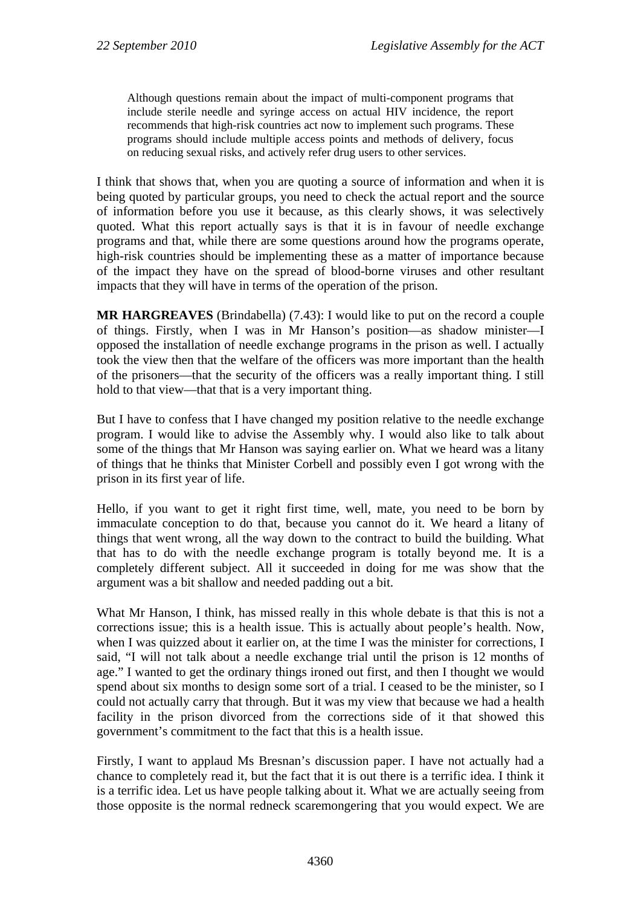> Although questions remain about the impact of multi-component programs that include sterile needle and syringe access on actual HIV incidence, the report recommends that high-risk countries act now to implement such programs. These programs should include multiple access points and methods of delivery, focus on reducing sexual risks, and actively refer drug users to other services.

I think that shows that, when you are quoting a source of information and when it is being quoted by particular groups, you need to check the actual report and the source of information before you use it because, as this clearly shows, it was selectively quoted. What this report actually says is that it is in favour of needle exchange programs and that, while there are some questions around how the programs operate, high-risk countries should be implementing these as a matter of importance because of the impact they have on the spread of blood-borne viruses and other resultant impacts that they will have in terms of the operation of the prison.

**MR HARGREAVES** (Brindabella) (7.43): I would like to put on the record a couple of things. Firstly, when I was in Mr Hanson's position—as shadow minister—I opposed the installation of needle exchange programs in the prison as well. I actually took the view then that the welfare of the officers was more important than the health of the prisoners—that the security of the officers was a really important thing. I still hold to that view—that that is a very important thing.

But I have to confess that I have changed my position relative to the needle exchange program. I would like to advise the Assembly why. I would also like to talk about some of the things that Mr Hanson was saying earlier on. What we heard was a litany of things that he thinks that Minister Corbell and possibly even I got wrong with the prison in its first year of life.

Hello, if you want to get it right first time, well, mate, you need to be born by immaculate conception to do that, because you cannot do it. We heard a litany of things that went wrong, all the way down to the contract to build the building. What that has to do with the needle exchange program is totally beyond me. It is a completely different subject. All it succeeded in doing for me was show that the argument was a bit shallow and needed padding out a bit.

What Mr Hanson, I think, has missed really in this whole debate is that this is not a corrections issue; this is a health issue. This is actually about people's health. Now, when I was quizzed about it earlier on, at the time I was the minister for corrections, I said, "I will not talk about a needle exchange trial until the prison is 12 months of age." I wanted to get the ordinary things ironed out first, and then I thought we would spend about six months to design some sort of a trial. I ceased to be the minister, so I could not actually carry that through. But it was my view that because we had a health facility in the prison divorced from the corrections side of it that showed this government's commitment to the fact that this is a health issue.

Firstly, I want to applaud Ms Bresnan's discussion paper. I have not actually had a chance to completely read it, but the fact that it is out there is a terrific idea. I think it is a terrific idea. Let us have people talking about it. What we are actually seeing from those opposite is the normal redneck scaremongering that you would expect. We are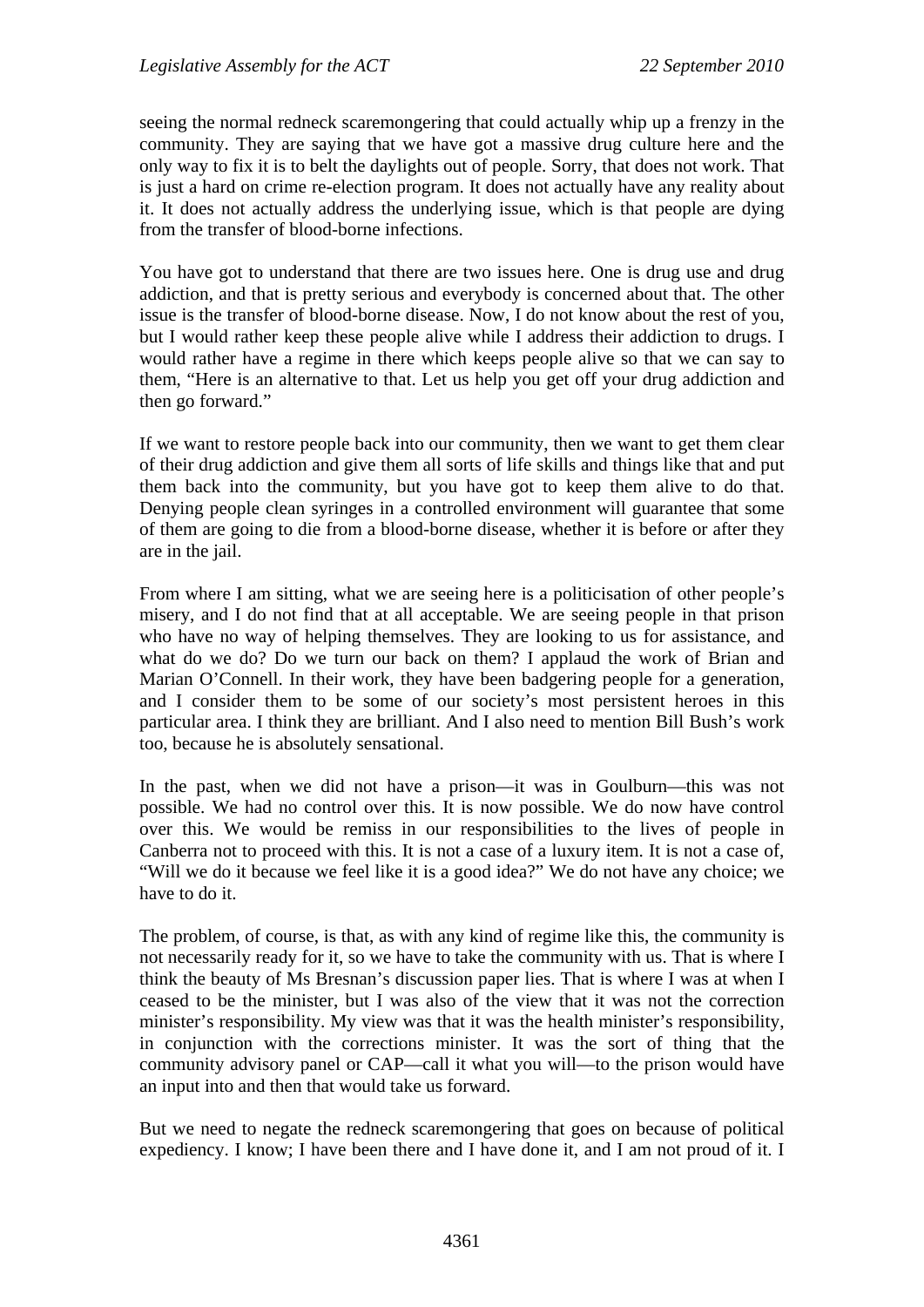seeing the normal redneck scaremongering that could actually whip up a frenzy in the community. They are saying that we have got a massive drug culture here and the only way to fix it is to belt the daylights out of people. Sorry, that does not work. That is just a hard on crime re-election program. It does not actually have any reality about it. It does not actually address the underlying issue, which is that people are dying from the transfer of blood-borne infections.

You have got to understand that there are two issues here. One is drug use and drug addiction, and that is pretty serious and everybody is concerned about that. The other issue is the transfer of blood-borne disease. Now, I do not know about the rest of you, but I would rather keep these people alive while I address their addiction to drugs. I would rather have a regime in there which keeps people alive so that we can say to them, "Here is an alternative to that. Let us help you get off your drug addiction and then go forward."

If we want to restore people back into our community, then we want to get them clear of their drug addiction and give them all sorts of life skills and things like that and put them back into the community, but you have got to keep them alive to do that. Denying people clean syringes in a controlled environment will guarantee that some of them are going to die from a blood-borne disease, whether it is before or after they are in the jail.

From where I am sitting, what we are seeing here is a politicisation of other people's misery, and I do not find that at all acceptable. We are seeing people in that prison who have no way of helping themselves. They are looking to us for assistance, and what do we do? Do we turn our back on them? I applaud the work of Brian and Marian O'Connell. In their work, they have been badgering people for a generation, and I consider them to be some of our society's most persistent heroes in this particular area. I think they are brilliant. And I also need to mention Bill Bush's work too, because he is absolutely sensational.

In the past, when we did not have a prison—it was in Goulburn—this was not possible. We had no control over this. It is now possible. We do now have control over this. We would be remiss in our responsibilities to the lives of people in Canberra not to proceed with this. It is not a case of a luxury item. It is not a case of, "Will we do it because we feel like it is a good idea?" We do not have any choice; we have to do it.

The problem, of course, is that, as with any kind of regime like this, the community is not necessarily ready for it, so we have to take the community with us. That is where I think the beauty of Ms Bresnan's discussion paper lies. That is where I was at when I ceased to be the minister, but I was also of the view that it was not the correction minister's responsibility. My view was that it was the health minister's responsibility, in conjunction with the corrections minister. It was the sort of thing that the community advisory panel or CAP—call it what you will—to the prison would have an input into and then that would take us forward.

But we need to negate the redneck scaremongering that goes on because of political expediency. I know; I have been there and I have done it, and I am not proud of it. I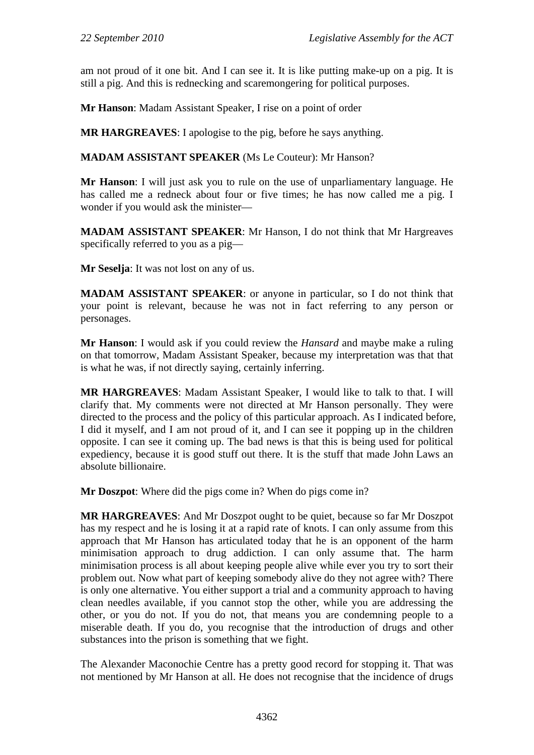am not proud of it one bit. And I can see it. It is like putting make-up on a pig. It is still a pig. And this is rednecking and scaremongering for political purposes.

**Mr Hanson**: Madam Assistant Speaker, I rise on a point of order

**MR HARGREAVES**: I apologise to the pig, before he says anything.

**MADAM ASSISTANT SPEAKER** (Ms Le Couteur): Mr Hanson?

**Mr Hanson**: I will just ask you to rule on the use of unparliamentary language. He has called me a redneck about four or five times; he has now called me a pig. I wonder if you would ask the minister—

**MADAM ASSISTANT SPEAKER**: Mr Hanson, I do not think that Mr Hargreaves specifically referred to you as a pig—

**Mr Seselja**: It was not lost on any of us.

**MADAM ASSISTANT SPEAKER**: or anyone in particular, so I do not think that your point is relevant, because he was not in fact referring to any person or personages.

**Mr Hanson**: I would ask if you could review the *Hansard* and maybe make a ruling on that tomorrow, Madam Assistant Speaker, because my interpretation was that that is what he was, if not directly saying, certainly inferring.

**MR HARGREAVES**: Madam Assistant Speaker, I would like to talk to that. I will clarify that. My comments were not directed at Mr Hanson personally. They were directed to the process and the policy of this particular approach. As I indicated before, I did it myself, and I am not proud of it, and I can see it popping up in the children opposite. I can see it coming up. The bad news is that this is being used for political expediency, because it is good stuff out there. It is the stuff that made John Laws an absolute billionaire.

**Mr Doszpot**: Where did the pigs come in? When do pigs come in?

**MR HARGREAVES**: And Mr Doszpot ought to be quiet, because so far Mr Doszpot has my respect and he is losing it at a rapid rate of knots. I can only assume from this approach that Mr Hanson has articulated today that he is an opponent of the harm minimisation approach to drug addiction. I can only assume that. The harm minimisation process is all about keeping people alive while ever you try to sort their problem out. Now what part of keeping somebody alive do they not agree with? There is only one alternative. You either support a trial and a community approach to having clean needles available, if you cannot stop the other, while you are addressing the other, or you do not. If you do not, that means you are condemning people to a miserable death. If you do, you recognise that the introduction of drugs and other substances into the prison is something that we fight.

The Alexander Maconochie Centre has a pretty good record for stopping it. That was not mentioned by Mr Hanson at all. He does not recognise that the incidence of drugs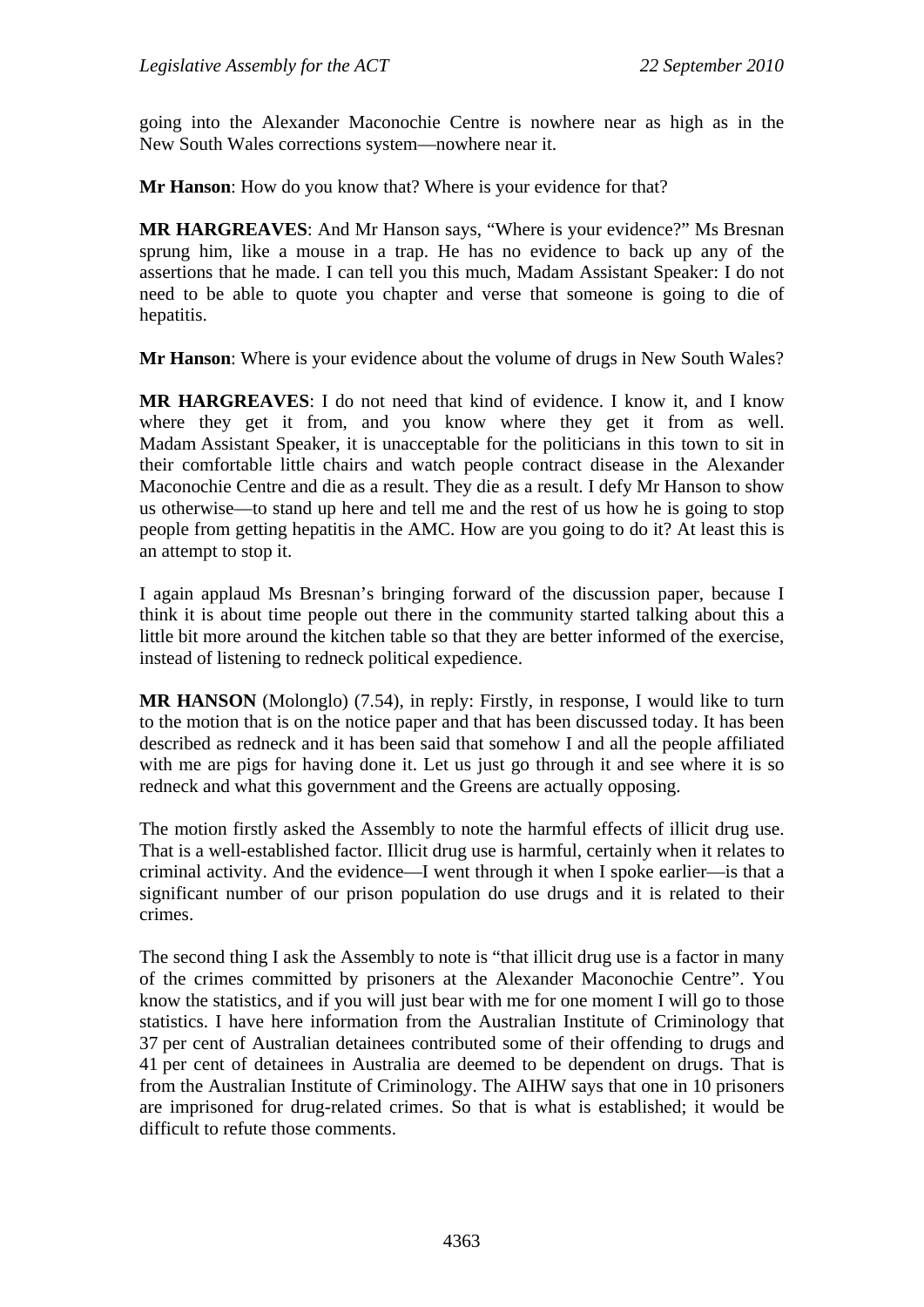going into the Alexander Maconochie Centre is nowhere near as high as in the New South Wales corrections system—nowhere near it.

**Mr Hanson**: How do you know that? Where is your evidence for that?

**MR HARGREAVES**: And Mr Hanson says, "Where is your evidence?" Ms Bresnan sprung him, like a mouse in a trap. He has no evidence to back up any of the assertions that he made. I can tell you this much, Madam Assistant Speaker: I do not need to be able to quote you chapter and verse that someone is going to die of hepatitis.

**Mr Hanson**: Where is your evidence about the volume of drugs in New South Wales?

**MR HARGREAVES**: I do not need that kind of evidence. I know it, and I know where they get it from, and you know where they get it from as well. Madam Assistant Speaker, it is unacceptable for the politicians in this town to sit in their comfortable little chairs and watch people contract disease in the Alexander Maconochie Centre and die as a result. They die as a result. I defy Mr Hanson to show us otherwise—to stand up here and tell me and the rest of us how he is going to stop people from getting hepatitis in the AMC. How are you going to do it? At least this is an attempt to stop it.

I again applaud Ms Bresnan's bringing forward of the discussion paper, because I think it is about time people out there in the community started talking about this a little bit more around the kitchen table so that they are better informed of the exercise, instead of listening to redneck political expedience.

**MR HANSON** (Molonglo) (7.54), in reply: Firstly, in response, I would like to turn to the motion that is on the notice paper and that has been discussed today. It has been described as redneck and it has been said that somehow I and all the people affiliated with me are pigs for having done it. Let us just go through it and see where it is so redneck and what this government and the Greens are actually opposing.

The motion firstly asked the Assembly to note the harmful effects of illicit drug use. That is a well-established factor. Illicit drug use is harmful, certainly when it relates to criminal activity. And the evidence—I went through it when I spoke earlier—is that a significant number of our prison population do use drugs and it is related to their crimes.

The second thing I ask the Assembly to note is "that illicit drug use is a factor in many of the crimes committed by prisoners at the Alexander Maconochie Centre". You know the statistics, and if you will just bear with me for one moment I will go to those statistics. I have here information from the Australian Institute of Criminology that 37 per cent of Australian detainees contributed some of their offending to drugs and 41 per cent of detainees in Australia are deemed to be dependent on drugs. That is from the Australian Institute of Criminology. The AIHW says that one in 10 prisoners are imprisoned for drug-related crimes. So that is what is established; it would be difficult to refute those comments.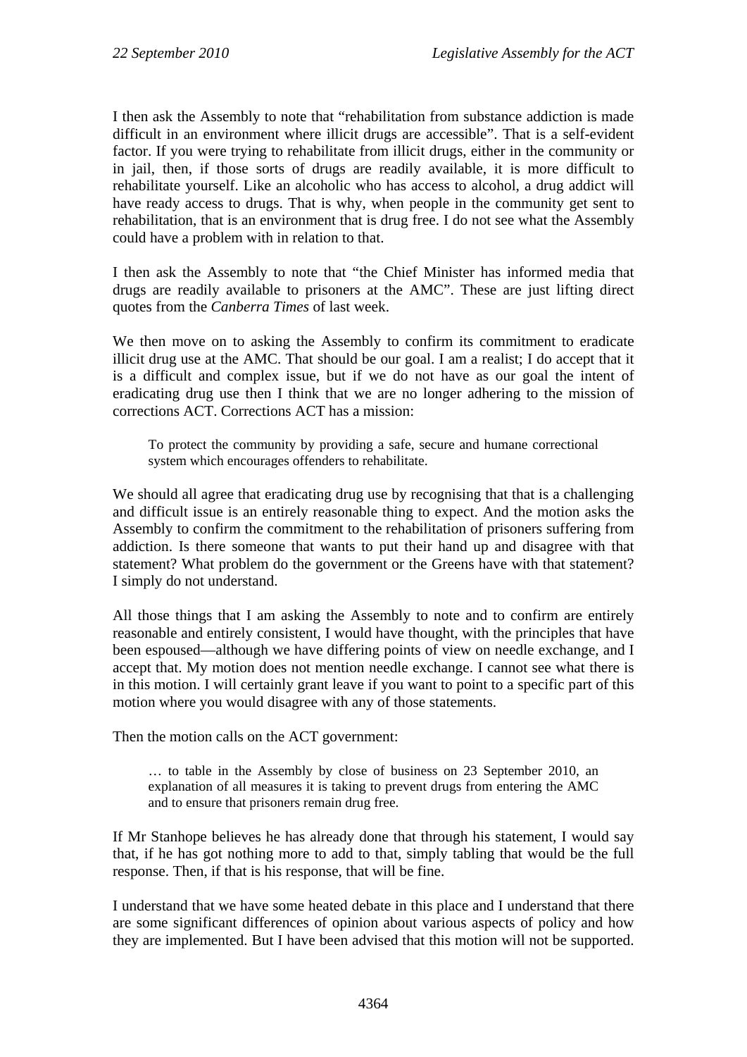I then ask the Assembly to note that "rehabilitation from substance addiction is made difficult in an environment where illicit drugs are accessible". That is a self-evident factor. If you were trying to rehabilitate from illicit drugs, either in the community or in jail, then, if those sorts of drugs are readily available, it is more difficult to rehabilitate yourself. Like an alcoholic who has access to alcohol, a drug addict will have ready access to drugs. That is why, when people in the community get sent to rehabilitation, that is an environment that is drug free. I do not see what the Assembly could have a problem with in relation to that.

I then ask the Assembly to note that "the Chief Minister has informed media that drugs are readily available to prisoners at the AMC". These are just lifting direct quotes from the *Canberra Times* of last week.

We then move on to asking the Assembly to confirm its commitment to eradicate illicit drug use at the AMC. That should be our goal. I am a realist; I do accept that it is a difficult and complex issue, but if we do not have as our goal the intent of eradicating drug use then I think that we are no longer adhering to the mission of corrections ACT. Corrections ACT has a mission:

> To protect the community by providing a safe, secure and humane correctional system which encourages offenders to rehabilitate.

We should all agree that eradicating drug use by recognising that that is a challenging and difficult issue is an entirely reasonable thing to expect. And the motion asks the Assembly to confirm the commitment to the rehabilitation of prisoners suffering from addiction. Is there someone that wants to put their hand up and disagree with that statement? What problem do the government or the Greens have with that statement? I simply do not understand.

All those things that I am asking the Assembly to note and to confirm are entirely reasonable and entirely consistent, I would have thought, with the principles that have been espoused—although we have differing points of view on needle exchange, and I accept that. My motion does not mention needle exchange. I cannot see what there is in this motion. I will certainly grant leave if you want to point to a specific part of this motion where you would disagree with any of those statements.

Then the motion calls on the ACT government:

> … to table in the Assembly by close of business on 23 September 2010, an explanation of all measures it is taking to prevent drugs from entering the AMC and to ensure that prisoners remain drug free.

If Mr Stanhope believes he has already done that through his statement, I would say that, if he has got nothing more to add to that, simply tabling that would be the full response. Then, if that is his response, that will be fine.

I understand that we have some heated debate in this place and I understand that there are some significant differences of opinion about various aspects of policy and how they are implemented. But I have been advised that this motion will not be supported.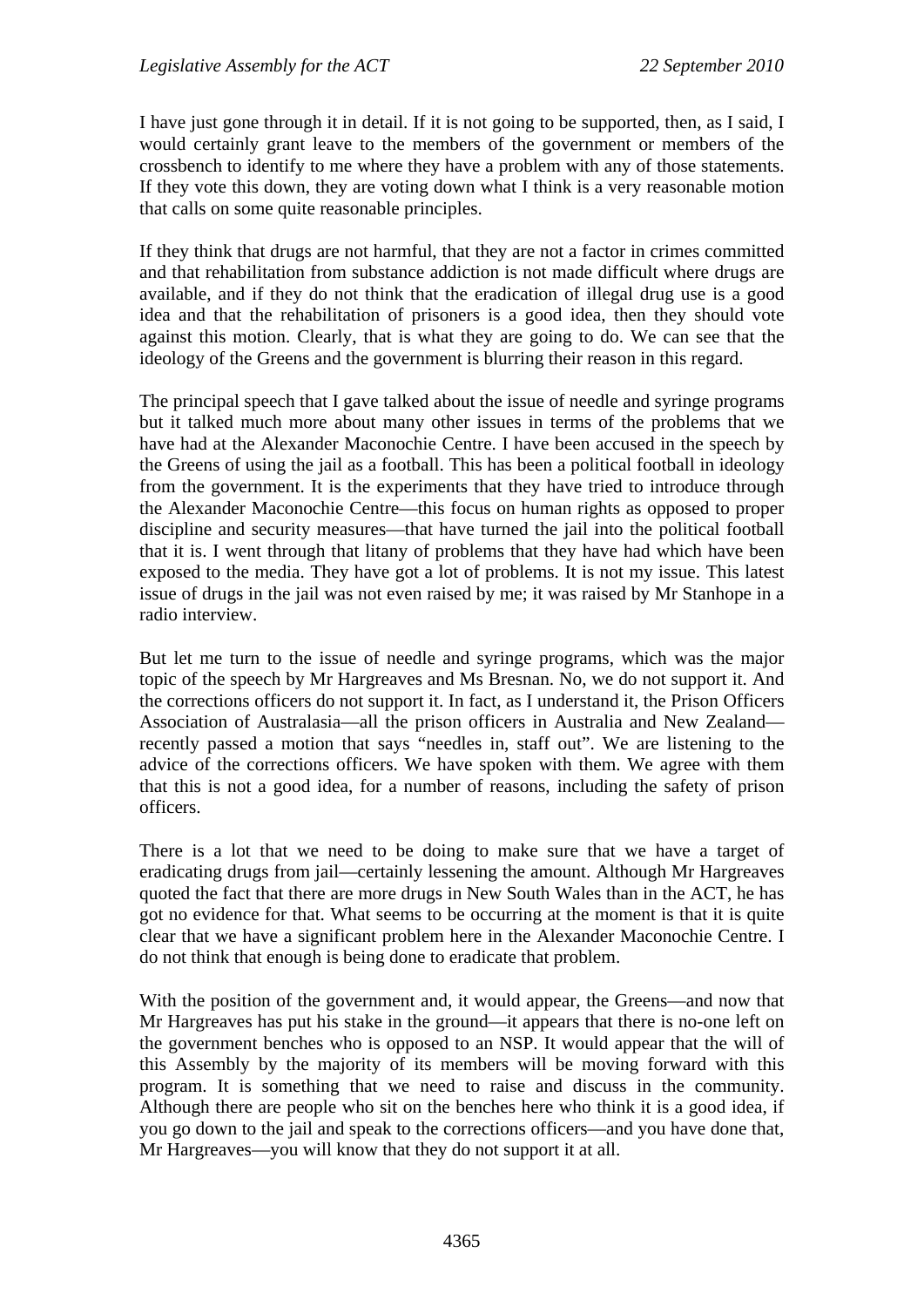I have just gone through it in detail. If it is not going to be supported, then, as I said, I would certainly grant leave to the members of the government or members of the crossbench to identify to me where they have a problem with any of those statements. If they vote this down, they are voting down what I think is a very reasonable motion that calls on some quite reasonable principles.

If they think that drugs are not harmful, that they are not a factor in crimes committed and that rehabilitation from substance addiction is not made difficult where drugs are available, and if they do not think that the eradication of illegal drug use is a good idea and that the rehabilitation of prisoners is a good idea, then they should vote against this motion. Clearly, that is what they are going to do. We can see that the ideology of the Greens and the government is blurring their reason in this regard.

The principal speech that I gave talked about the issue of needle and syringe programs but it talked much more about many other issues in terms of the problems that we have had at the Alexander Maconochie Centre. I have been accused in the speech by the Greens of using the jail as a football. This has been a political football in ideology from the government. It is the experiments that they have tried to introduce through the Alexander Maconochie Centre—this focus on human rights as opposed to proper discipline and security measures—that have turned the jail into the political football that it is. I went through that litany of problems that they have had which have been exposed to the media. They have got a lot of problems. It is not my issue. This latest issue of drugs in the jail was not even raised by me; it was raised by Mr Stanhope in a radio interview.

But let me turn to the issue of needle and syringe programs, which was the major topic of the speech by Mr Hargreaves and Ms Bresnan. No, we do not support it. And the corrections officers do not support it. In fact, as I understand it, the Prison Officers Association of Australasia—all the prison officers in Australia and New Zealand—recently passed a motion that says "needles in, staff out". We are listening to the advice of the corrections officers. We have spoken with them. We agree with them that this is not a good idea, for a number of reasons, including the safety of prison officers.

There is a lot that we need to be doing to make sure that we have a target of eradicating drugs from jail—certainly lessening the amount. Although Mr Hargreaves quoted the fact that there are more drugs in New South Wales than in the ACT, he has got no evidence for that. What seems to be occurring at the moment is that it is quite clear that we have a significant problem here in the Alexander Maconochie Centre. I do not think that enough is being done to eradicate that problem.

With the position of the government and, it would appear, the Greens—and now that Mr Hargreaves has put his stake in the ground—it appears that there is no-one left on the government benches who is opposed to an NSP. It would appear that the will of this Assembly by the majority of its members will be moving forward with this program. It is something that we need to raise and discuss in the community. Although there are people who sit on the benches here who think it is a good idea, if you go down to the jail and speak to the corrections officers—and you have done that, Mr Hargreaves—you will know that they do not support it at all.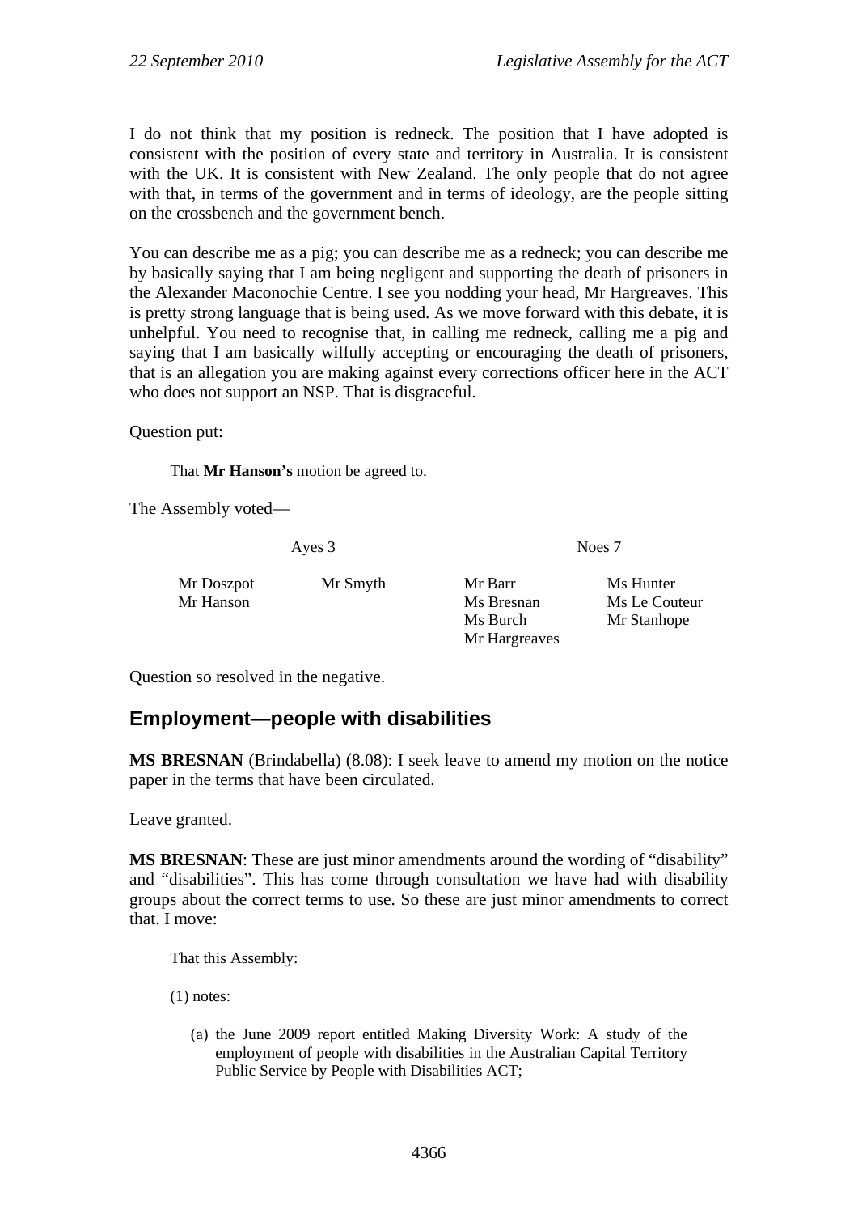I do not think that my position is redneck. The position that I have adopted is consistent with the position of every state and territory in Australia. It is consistent with the UK. It is consistent with New Zealand. The only people that do not agree with that, in terms of the government and in terms of ideology, are the people sitting on the crossbench and the government bench.

You can describe me as a pig; you can describe me as a redneck; you can describe me by basically saying that I am being negligent and supporting the death of prisoners in the Alexander Maconochie Centre. I see you nodding your head, Mr Hargreaves. This is pretty strong language that is being used. As we move forward with this debate, it is unhelpful. You need to recognise that, in calling me redneck, calling me a pig and saying that I am basically wilfully accepting or encouraging the death of prisoners, that is an allegation you are making against every corrections officer here in the ACT who does not support an NSP. That is disgraceful.

Question put:

> That **Mr Hanson's** motion be agreed to.

The Assembly voted—

| Ayes 3 | | Noes 7 | |
|---|---|---|---|
| Mr Doszpot | Mr Smyth | Mr Barr | Ms Hunter |
| Mr Hanson | | Ms Bresnan | Ms Le Couteur |
| | | Ms Burch | Mr Stanhope |
| | | Mr Hargreaves | |

Question so resolved in the negative.

## Employment—people with disabilities

**MS BRESNAN** (Brindabella) (8.08): I seek leave to amend my motion on the notice paper in the terms that have been circulated.

Leave granted.

**MS BRESNAN**: These are just minor amendments around the wording of "disability" and "disabilities". This has come through consultation we have had with disability groups about the correct terms to use. So these are just minor amendments to correct that. I move:

> That this Assembly:
>
> (1) notes:
>
> (a) the June 2009 report entitled Making Diversity Work: A study of the employment of people with disabilities in the Australian Capital Territory Public Service by People with Disabilities ACT;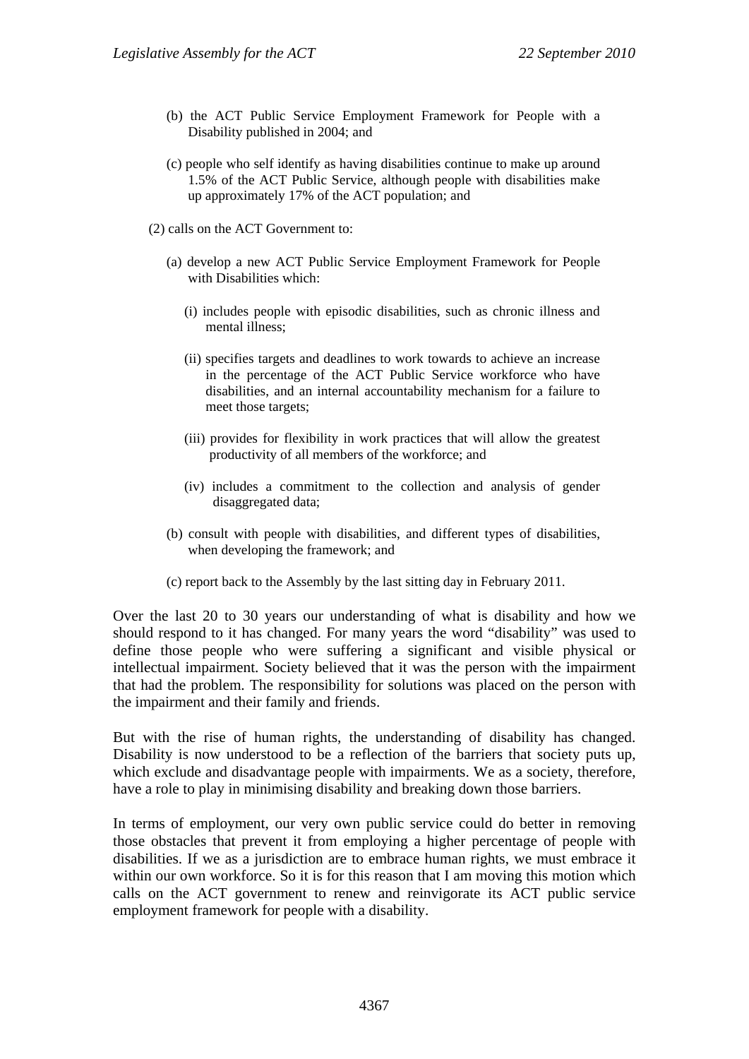(b) the ACT Public Service Employment Framework for People with a Disability published in 2004; and

(c) people who self identify as having disabilities continue to make up around 1.5% of the ACT Public Service, although people with disabilities make up approximately 17% of the ACT population; and

(2) calls on the ACT Government to:

(a) develop a new ACT Public Service Employment Framework for People with Disabilities which:

(i) includes people with episodic disabilities, such as chronic illness and mental illness;

(ii) specifies targets and deadlines to work towards to achieve an increase in the percentage of the ACT Public Service workforce who have disabilities, and an internal accountability mechanism for a failure to meet those targets;

(iii) provides for flexibility in work practices that will allow the greatest productivity of all members of the workforce; and

(iv) includes a commitment to the collection and analysis of gender disaggregated data;

(b) consult with people with disabilities, and different types of disabilities, when developing the framework; and

(c) report back to the Assembly by the last sitting day in February 2011.

Over the last 20 to 30 years our understanding of what is disability and how we should respond to it has changed. For many years the word "disability" was used to define those people who were suffering a significant and visible physical or intellectual impairment. Society believed that it was the person with the impairment that had the problem. The responsibility for solutions was placed on the person with the impairment and their family and friends.

But with the rise of human rights, the understanding of disability has changed. Disability is now understood to be a reflection of the barriers that society puts up, which exclude and disadvantage people with impairments. We as a society, therefore, have a role to play in minimising disability and breaking down those barriers.

In terms of employment, our very own public service could do better in removing those obstacles that prevent it from employing a higher percentage of people with disabilities. If we as a jurisdiction are to embrace human rights, we must embrace it within our own workforce. So it is for this reason that I am moving this motion which calls on the ACT government to renew and reinvigorate its ACT public service employment framework for people with a disability.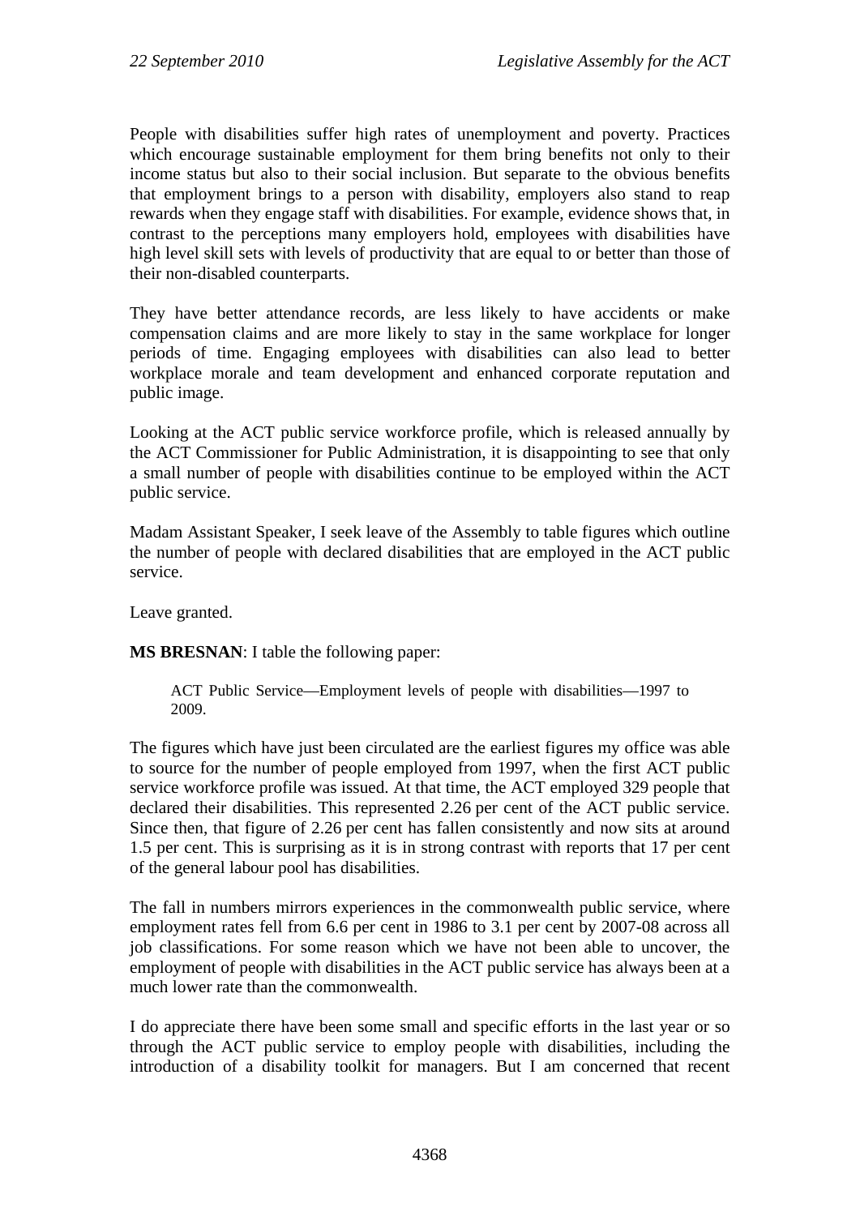People with disabilities suffer high rates of unemployment and poverty. Practices which encourage sustainable employment for them bring benefits not only to their income status but also to their social inclusion. But separate to the obvious benefits that employment brings to a person with disability, employers also stand to reap rewards when they engage staff with disabilities. For example, evidence shows that, in contrast to the perceptions many employers hold, employees with disabilities have high level skill sets with levels of productivity that are equal to or better than those of their non-disabled counterparts.

They have better attendance records, are less likely to have accidents or make compensation claims and are more likely to stay in the same workplace for longer periods of time. Engaging employees with disabilities can also lead to better workplace morale and team development and enhanced corporate reputation and public image.

Looking at the ACT public service workforce profile, which is released annually by the ACT Commissioner for Public Administration, it is disappointing to see that only a small number of people with disabilities continue to be employed within the ACT public service.

Madam Assistant Speaker, I seek leave of the Assembly to table figures which outline the number of people with declared disabilities that are employed in the ACT public service.

Leave granted.

**MS BRESNAN**: I table the following paper:

> ACT Public Service—Employment levels of people with disabilities—1997 to 2009.

The figures which have just been circulated are the earliest figures my office was able to source for the number of people employed from 1997, when the first ACT public service workforce profile was issued. At that time, the ACT employed 329 people that declared their disabilities. This represented 2.26 per cent of the ACT public service. Since then, that figure of 2.26 per cent has fallen consistently and now sits at around 1.5 per cent. This is surprising as it is in strong contrast with reports that 17 per cent of the general labour pool has disabilities.

The fall in numbers mirrors experiences in the commonwealth public service, where employment rates fell from 6.6 per cent in 1986 to 3.1 per cent by 2007-08 across all job classifications. For some reason which we have not been able to uncover, the employment of people with disabilities in the ACT public service has always been at a much lower rate than the commonwealth.

I do appreciate there have been some small and specific efforts in the last year or so through the ACT public service to employ people with disabilities, including the introduction of a disability toolkit for managers. But I am concerned that recent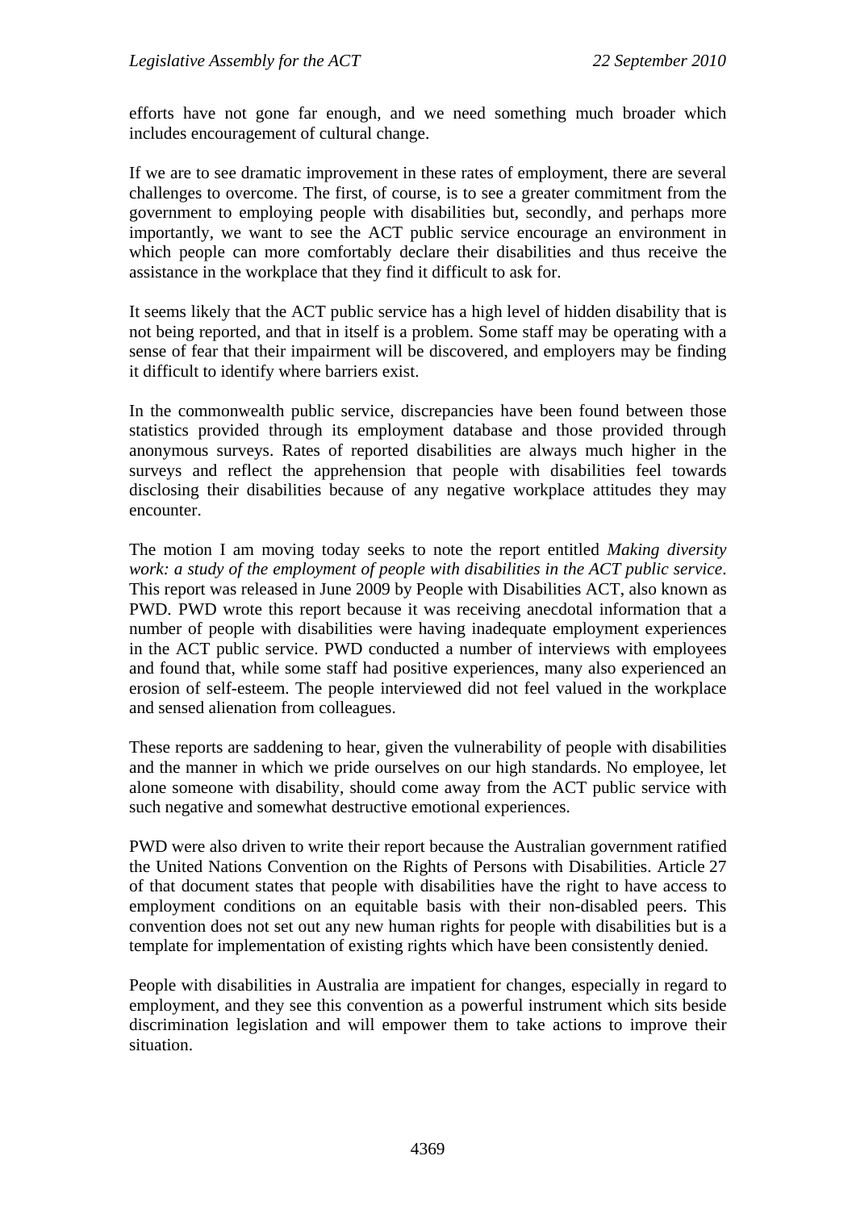efforts have not gone far enough, and we need something much broader which includes encouragement of cultural change.

If we are to see dramatic improvement in these rates of employment, there are several challenges to overcome. The first, of course, is to see a greater commitment from the government to employing people with disabilities but, secondly, and perhaps more importantly, we want to see the ACT public service encourage an environment in which people can more comfortably declare their disabilities and thus receive the assistance in the workplace that they find it difficult to ask for.

It seems likely that the ACT public service has a high level of hidden disability that is not being reported, and that in itself is a problem. Some staff may be operating with a sense of fear that their impairment will be discovered, and employers may be finding it difficult to identify where barriers exist.

In the commonwealth public service, discrepancies have been found between those statistics provided through its employment database and those provided through anonymous surveys. Rates of reported disabilities are always much higher in the surveys and reflect the apprehension that people with disabilities feel towards disclosing their disabilities because of any negative workplace attitudes they may encounter.

The motion I am moving today seeks to note the report entitled *Making diversity work: a study of the employment of people with disabilities in the ACT public service*. This report was released in June 2009 by People with Disabilities ACT, also known as PWD. PWD wrote this report because it was receiving anecdotal information that a number of people with disabilities were having inadequate employment experiences in the ACT public service. PWD conducted a number of interviews with employees and found that, while some staff had positive experiences, many also experienced an erosion of self-esteem. The people interviewed did not feel valued in the workplace and sensed alienation from colleagues.

These reports are saddening to hear, given the vulnerability of people with disabilities and the manner in which we pride ourselves on our high standards. No employee, let alone someone with disability, should come away from the ACT public service with such negative and somewhat destructive emotional experiences.

PWD were also driven to write their report because the Australian government ratified the United Nations Convention on the Rights of Persons with Disabilities. Article 27 of that document states that people with disabilities have the right to have access to employment conditions on an equitable basis with their non-disabled peers. This convention does not set out any new human rights for people with disabilities but is a template for implementation of existing rights which have been consistently denied.

People with disabilities in Australia are impatient for changes, especially in regard to employment, and they see this convention as a powerful instrument which sits beside discrimination legislation and will empower them to take actions to improve their situation.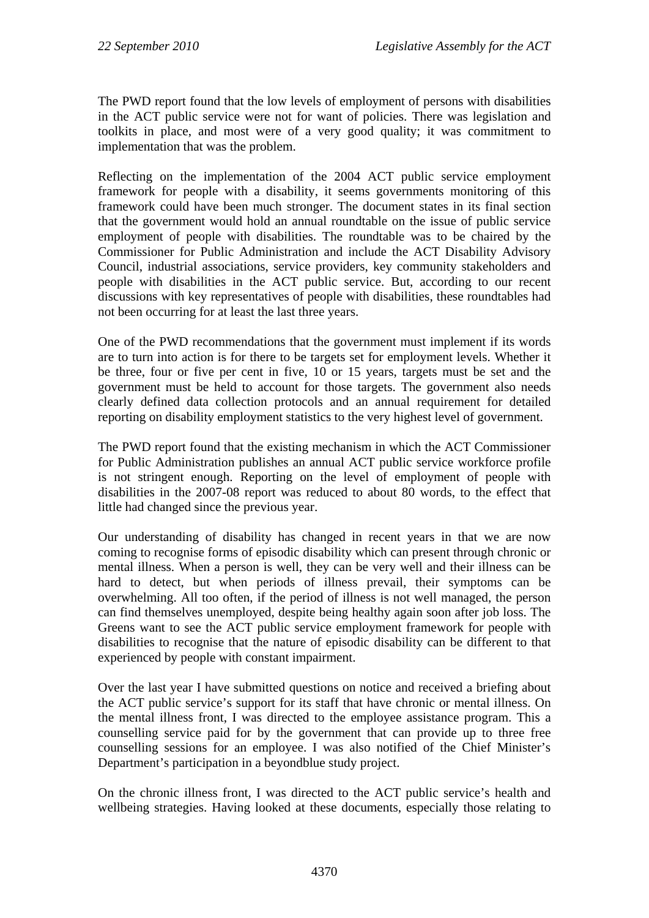The PWD report found that the low levels of employment of persons with disabilities in the ACT public service were not for want of policies. There was legislation and toolkits in place, and most were of a very good quality; it was commitment to implementation that was the problem.

Reflecting on the implementation of the 2004 ACT public service employment framework for people with a disability, it seems governments monitoring of this framework could have been much stronger. The document states in its final section that the government would hold an annual roundtable on the issue of public service employment of people with disabilities. The roundtable was to be chaired by the Commissioner for Public Administration and include the ACT Disability Advisory Council, industrial associations, service providers, key community stakeholders and people with disabilities in the ACT public service. But, according to our recent discussions with key representatives of people with disabilities, these roundtables had not been occurring for at least the last three years.

One of the PWD recommendations that the government must implement if its words are to turn into action is for there to be targets set for employment levels. Whether it be three, four or five per cent in five, 10 or 15 years, targets must be set and the government must be held to account for those targets. The government also needs clearly defined data collection protocols and an annual requirement for detailed reporting on disability employment statistics to the very highest level of government.

The PWD report found that the existing mechanism in which the ACT Commissioner for Public Administration publishes an annual ACT public service workforce profile is not stringent enough. Reporting on the level of employment of people with disabilities in the 2007-08 report was reduced to about 80 words, to the effect that little had changed since the previous year.

Our understanding of disability has changed in recent years in that we are now coming to recognise forms of episodic disability which can present through chronic or mental illness. When a person is well, they can be very well and their illness can be hard to detect, but when periods of illness prevail, their symptoms can be overwhelming. All too often, if the period of illness is not well managed, the person can find themselves unemployed, despite being healthy again soon after job loss. The Greens want to see the ACT public service employment framework for people with disabilities to recognise that the nature of episodic disability can be different to that experienced by people with constant impairment.

Over the last year I have submitted questions on notice and received a briefing about the ACT public service's support for its staff that have chronic or mental illness. On the mental illness front, I was directed to the employee assistance program. This a counselling service paid for by the government that can provide up to three free counselling sessions for an employee. I was also notified of the Chief Minister's Department's participation in a beyondblue study project.

On the chronic illness front, I was directed to the ACT public service's health and wellbeing strategies. Having looked at these documents, especially those relating to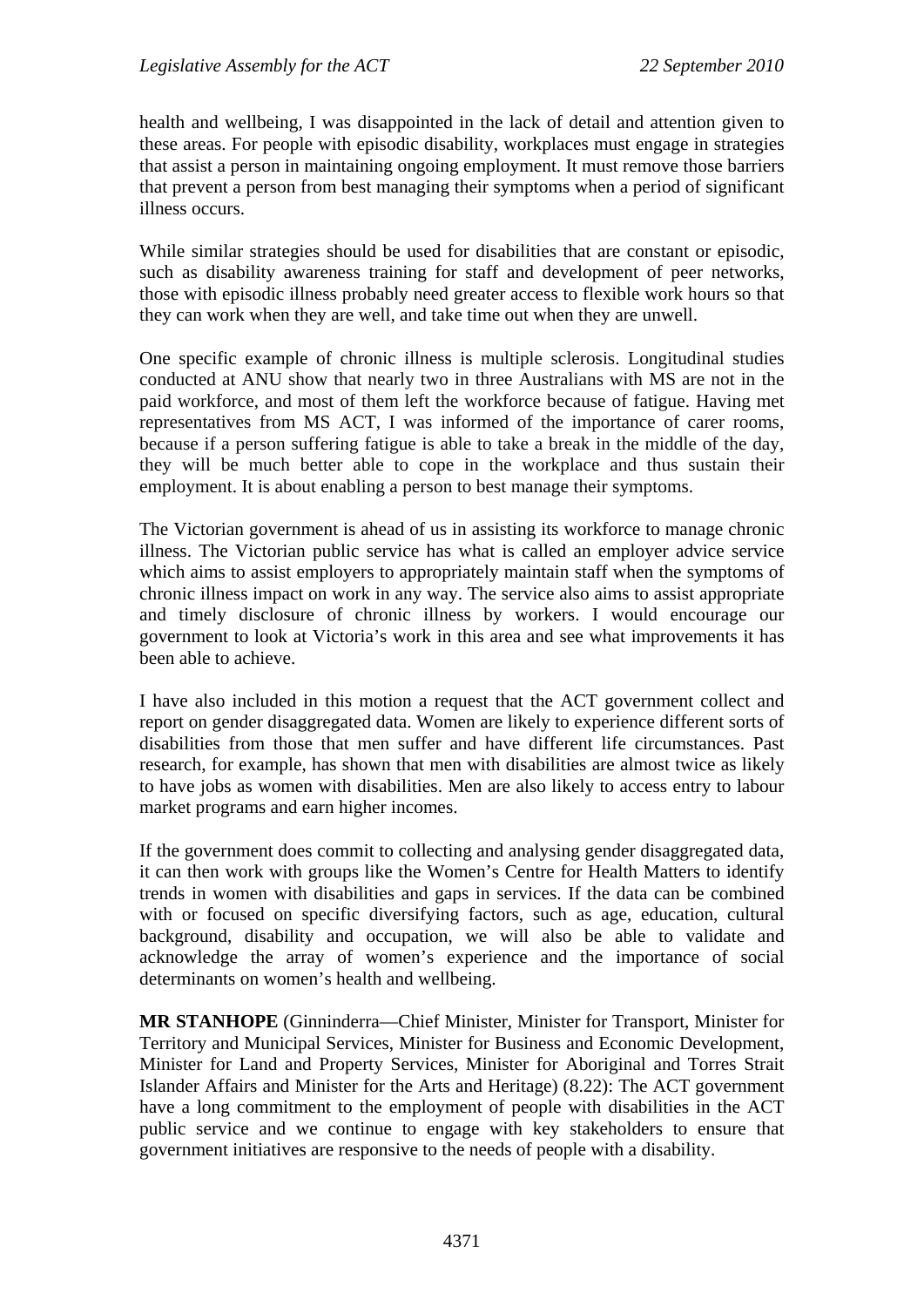health and wellbeing, I was disappointed in the lack of detail and attention given to these areas. For people with episodic disability, workplaces must engage in strategies that assist a person in maintaining ongoing employment. It must remove those barriers that prevent a person from best managing their symptoms when a period of significant illness occurs.

While similar strategies should be used for disabilities that are constant or episodic, such as disability awareness training for staff and development of peer networks, those with episodic illness probably need greater access to flexible work hours so that they can work when they are well, and take time out when they are unwell.

One specific example of chronic illness is multiple sclerosis. Longitudinal studies conducted at ANU show that nearly two in three Australians with MS are not in the paid workforce, and most of them left the workforce because of fatigue. Having met representatives from MS ACT, I was informed of the importance of carer rooms, because if a person suffering fatigue is able to take a break in the middle of the day, they will be much better able to cope in the workplace and thus sustain their employment. It is about enabling a person to best manage their symptoms.

The Victorian government is ahead of us in assisting its workforce to manage chronic illness. The Victorian public service has what is called an employer advice service which aims to assist employers to appropriately maintain staff when the symptoms of chronic illness impact on work in any way. The service also aims to assist appropriate and timely disclosure of chronic illness by workers. I would encourage our government to look at Victoria's work in this area and see what improvements it has been able to achieve.

I have also included in this motion a request that the ACT government collect and report on gender disaggregated data. Women are likely to experience different sorts of disabilities from those that men suffer and have different life circumstances. Past research, for example, has shown that men with disabilities are almost twice as likely to have jobs as women with disabilities. Men are also likely to access entry to labour market programs and earn higher incomes.

If the government does commit to collecting and analysing gender disaggregated data, it can then work with groups like the Women's Centre for Health Matters to identify trends in women with disabilities and gaps in services. If the data can be combined with or focused on specific diversifying factors, such as age, education, cultural background, disability and occupation, we will also be able to validate and acknowledge the array of women's experience and the importance of social determinants on women's health and wellbeing.

**MR STANHOPE** (Ginninderra—Chief Minister, Minister for Transport, Minister for Territory and Municipal Services, Minister for Business and Economic Development, Minister for Land and Property Services, Minister for Aboriginal and Torres Strait Islander Affairs and Minister for the Arts and Heritage) (8.22): The ACT government have a long commitment to the employment of people with disabilities in the ACT public service and we continue to engage with key stakeholders to ensure that government initiatives are responsive to the needs of people with a disability.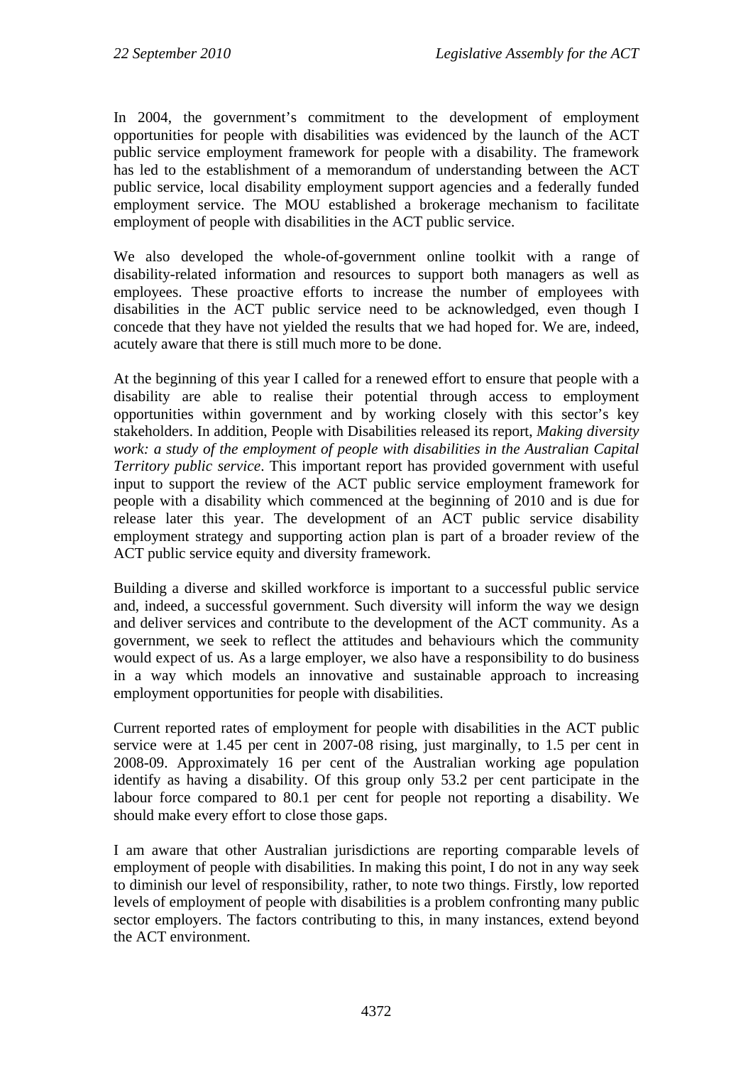In 2004, the government's commitment to the development of employment opportunities for people with disabilities was evidenced by the launch of the ACT public service employment framework for people with a disability. The framework has led to the establishment of a memorandum of understanding between the ACT public service, local disability employment support agencies and a federally funded employment service. The MOU established a brokerage mechanism to facilitate employment of people with disabilities in the ACT public service.

We also developed the whole-of-government online toolkit with a range of disability-related information and resources to support both managers as well as employees. These proactive efforts to increase the number of employees with disabilities in the ACT public service need to be acknowledged, even though I concede that they have not yielded the results that we had hoped for. We are, indeed, acutely aware that there is still much more to be done.

At the beginning of this year I called for a renewed effort to ensure that people with a disability are able to realise their potential through access to employment opportunities within government and by working closely with this sector's key stakeholders. In addition, People with Disabilities released its report, *Making diversity work: a study of the employment of people with disabilities in the Australian Capital Territory public service*. This important report has provided government with useful input to support the review of the ACT public service employment framework for people with a disability which commenced at the beginning of 2010 and is due for release later this year. The development of an ACT public service disability employment strategy and supporting action plan is part of a broader review of the ACT public service equity and diversity framework.

Building a diverse and skilled workforce is important to a successful public service and, indeed, a successful government. Such diversity will inform the way we design and deliver services and contribute to the development of the ACT community. As a government, we seek to reflect the attitudes and behaviours which the community would expect of us. As a large employer, we also have a responsibility to do business in a way which models an innovative and sustainable approach to increasing employment opportunities for people with disabilities.

Current reported rates of employment for people with disabilities in the ACT public service were at 1.45 per cent in 2007-08 rising, just marginally, to 1.5 per cent in 2008-09. Approximately 16 per cent of the Australian working age population identify as having a disability. Of this group only 53.2 per cent participate in the labour force compared to 80.1 per cent for people not reporting a disability. We should make every effort to close those gaps.

I am aware that other Australian jurisdictions are reporting comparable levels of employment of people with disabilities. In making this point, I do not in any way seek to diminish our level of responsibility, rather, to note two things. Firstly, low reported levels of employment of people with disabilities is a problem confronting many public sector employers. The factors contributing to this, in many instances, extend beyond the ACT environment.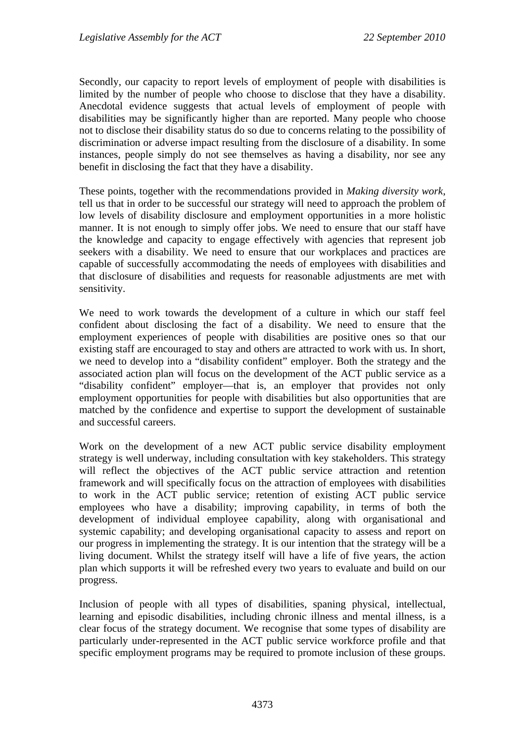Secondly, our capacity to report levels of employment of people with disabilities is limited by the number of people who choose to disclose that they have a disability. Anecdotal evidence suggests that actual levels of employment of people with disabilities may be significantly higher than are reported. Many people who choose not to disclose their disability status do so due to concerns relating to the possibility of discrimination or adverse impact resulting from the disclosure of a disability. In some instances, people simply do not see themselves as having a disability, nor see any benefit in disclosing the fact that they have a disability.

These points, together with the recommendations provided in *Making diversity work*, tell us that in order to be successful our strategy will need to approach the problem of low levels of disability disclosure and employment opportunities in a more holistic manner. It is not enough to simply offer jobs. We need to ensure that our staff have the knowledge and capacity to engage effectively with agencies that represent job seekers with a disability. We need to ensure that our workplaces and practices are capable of successfully accommodating the needs of employees with disabilities and that disclosure of disabilities and requests for reasonable adjustments are met with sensitivity.

We need to work towards the development of a culture in which our staff feel confident about disclosing the fact of a disability. We need to ensure that the employment experiences of people with disabilities are positive ones so that our existing staff are encouraged to stay and others are attracted to work with us. In short, we need to develop into a "disability confident" employer. Both the strategy and the associated action plan will focus on the development of the ACT public service as a "disability confident" employer—that is, an employer that provides not only employment opportunities for people with disabilities but also opportunities that are matched by the confidence and expertise to support the development of sustainable and successful careers.

Work on the development of a new ACT public service disability employment strategy is well underway, including consultation with key stakeholders. This strategy will reflect the objectives of the ACT public service attraction and retention framework and will specifically focus on the attraction of employees with disabilities to work in the ACT public service; retention of existing ACT public service employees who have a disability; improving capability, in terms of both the development of individual employee capability, along with organisational and systemic capability; and developing organisational capacity to assess and report on our progress in implementing the strategy. It is our intention that the strategy will be a living document. Whilst the strategy itself will have a life of five years, the action plan which supports it will be refreshed every two years to evaluate and build on our progress.

Inclusion of people with all types of disabilities, spaning physical, intellectual, learning and episodic disabilities, including chronic illness and mental illness, is a clear focus of the strategy document. We recognise that some types of disability are particularly under-represented in the ACT public service workforce profile and that specific employment programs may be required to promote inclusion of these groups.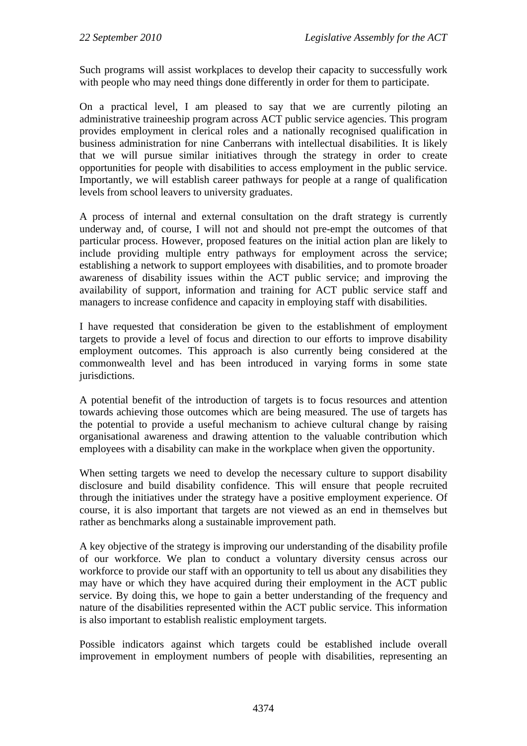Such programs will assist workplaces to develop their capacity to successfully work with people who may need things done differently in order for them to participate.

On a practical level, I am pleased to say that we are currently piloting an administrative traineeship program across ACT public service agencies. This program provides employment in clerical roles and a nationally recognised qualification in business administration for nine Canberrans with intellectual disabilities. It is likely that we will pursue similar initiatives through the strategy in order to create opportunities for people with disabilities to access employment in the public service. Importantly, we will establish career pathways for people at a range of qualification levels from school leavers to university graduates.

A process of internal and external consultation on the draft strategy is currently underway and, of course, I will not and should not pre-empt the outcomes of that particular process. However, proposed features on the initial action plan are likely to include providing multiple entry pathways for employment across the service; establishing a network to support employees with disabilities, and to promote broader awareness of disability issues within the ACT public service; and improving the availability of support, information and training for ACT public service staff and managers to increase confidence and capacity in employing staff with disabilities.

I have requested that consideration be given to the establishment of employment targets to provide a level of focus and direction to our efforts to improve disability employment outcomes. This approach is also currently being considered at the commonwealth level and has been introduced in varying forms in some state jurisdictions.

A potential benefit of the introduction of targets is to focus resources and attention towards achieving those outcomes which are being measured. The use of targets has the potential to provide a useful mechanism to achieve cultural change by raising organisational awareness and drawing attention to the valuable contribution which employees with a disability can make in the workplace when given the opportunity.

When setting targets we need to develop the necessary culture to support disability disclosure and build disability confidence. This will ensure that people recruited through the initiatives under the strategy have a positive employment experience. Of course, it is also important that targets are not viewed as an end in themselves but rather as benchmarks along a sustainable improvement path.

A key objective of the strategy is improving our understanding of the disability profile of our workforce. We plan to conduct a voluntary diversity census across our workforce to provide our staff with an opportunity to tell us about any disabilities they may have or which they have acquired during their employment in the ACT public service. By doing this, we hope to gain a better understanding of the frequency and nature of the disabilities represented within the ACT public service. This information is also important to establish realistic employment targets.

Possible indicators against which targets could be established include overall improvement in employment numbers of people with disabilities, representing an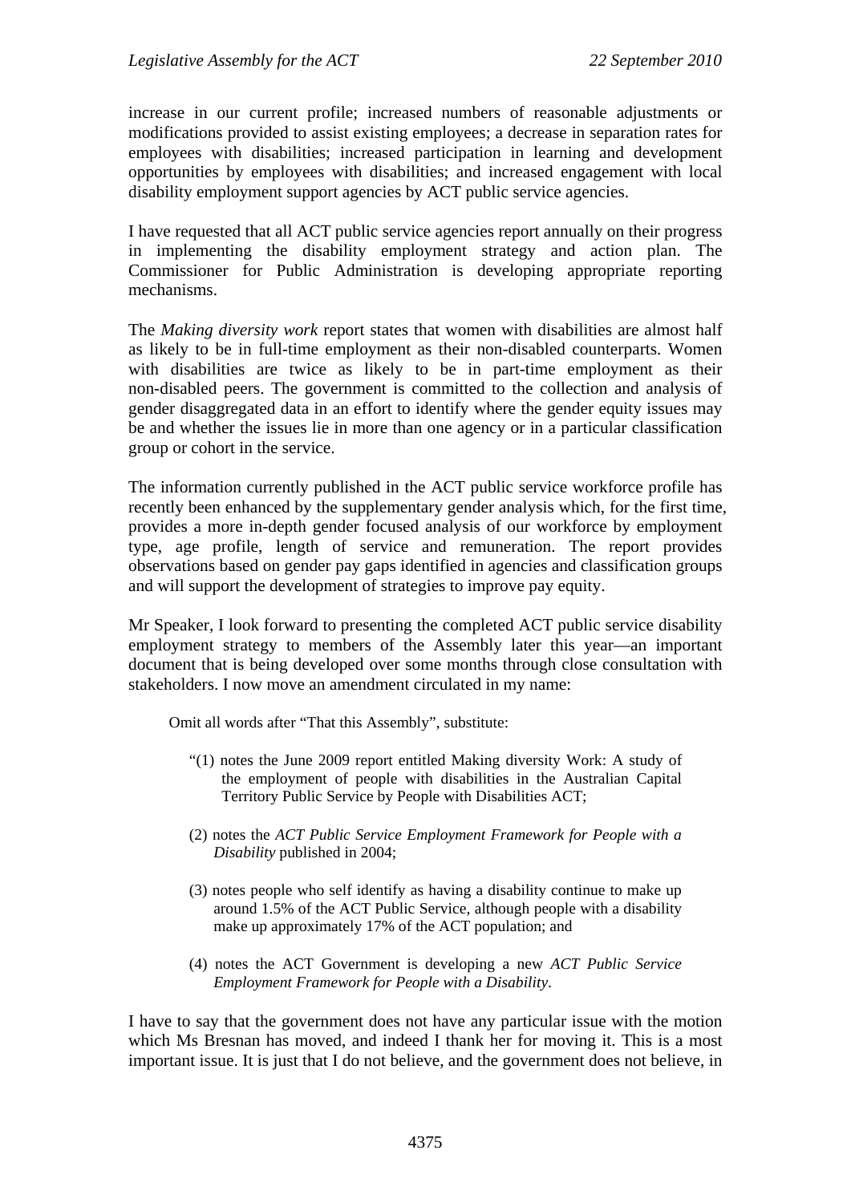increase in our current profile; increased numbers of reasonable adjustments or modifications provided to assist existing employees; a decrease in separation rates for employees with disabilities; increased participation in learning and development opportunities by employees with disabilities; and increased engagement with local disability employment support agencies by ACT public service agencies.

I have requested that all ACT public service agencies report annually on their progress in implementing the disability employment strategy and action plan. The Commissioner for Public Administration is developing appropriate reporting mechanisms.

The *Making diversity work* report states that women with disabilities are almost half as likely to be in full-time employment as their non-disabled counterparts. Women with disabilities are twice as likely to be in part-time employment as their non-disabled peers. The government is committed to the collection and analysis of gender disaggregated data in an effort to identify where the gender equity issues may be and whether the issues lie in more than one agency or in a particular classification group or cohort in the service.

The information currently published in the ACT public service workforce profile has recently been enhanced by the supplementary gender analysis which, for the first time, provides a more in-depth gender focused analysis of our workforce by employment type, age profile, length of service and remuneration. The report provides observations based on gender pay gaps identified in agencies and classification groups and will support the development of strategies to improve pay equity.

Mr Speaker, I look forward to presenting the completed ACT public service disability employment strategy to members of the Assembly later this year—an important document that is being developed over some months through close consultation with stakeholders. I now move an amendment circulated in my name:

> Omit all words after "That this Assembly", substitute:
>
> "(1) notes the June 2009 report entitled Making diversity Work: A study of the employment of people with disabilities in the Australian Capital Territory Public Service by People with Disabilities ACT;
>
> (2) notes the *ACT Public Service Employment Framework for People with a Disability* published in 2004;
>
> (3) notes people who self identify as having a disability continue to make up around 1.5% of the ACT Public Service, although people with a disability make up approximately 17% of the ACT population; and
>
> (4) notes the ACT Government is developing a new *ACT Public Service Employment Framework for People with a Disability*.

I have to say that the government does not have any particular issue with the motion which Ms Bresnan has moved, and indeed I thank her for moving it. This is a most important issue. It is just that I do not believe, and the government does not believe, in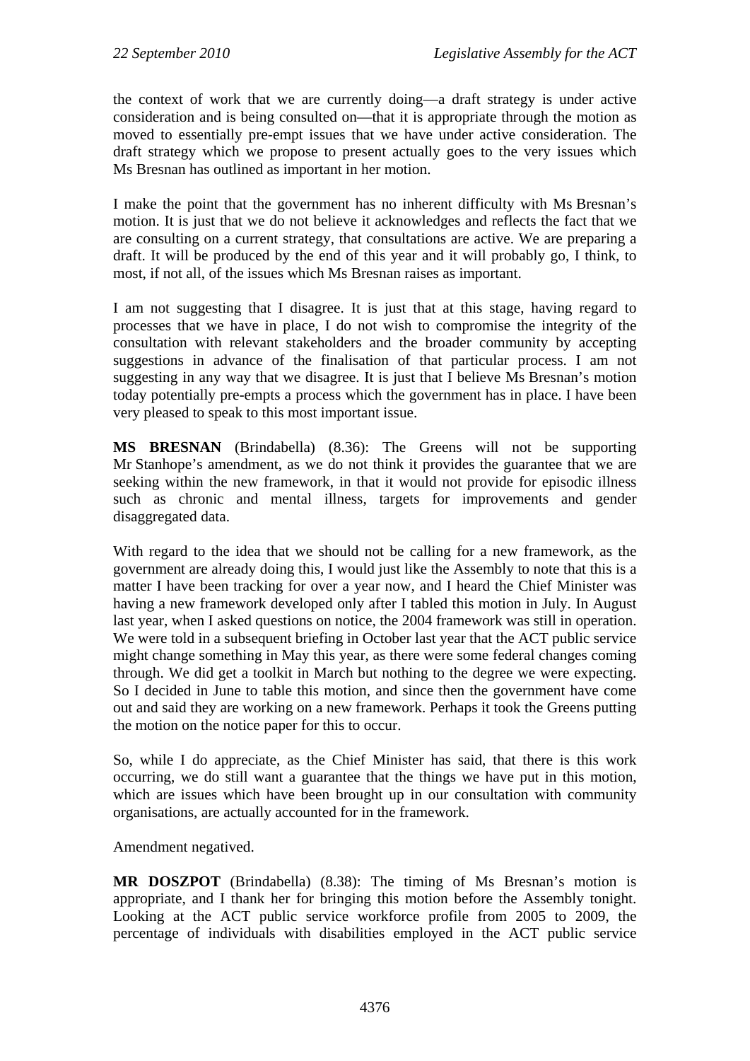the context of work that we are currently doing—a draft strategy is under active consideration and is being consulted on—that it is appropriate through the motion as moved to essentially pre-empt issues that we have under active consideration. The draft strategy which we propose to present actually goes to the very issues which Ms Bresnan has outlined as important in her motion.

I make the point that the government has no inherent difficulty with Ms Bresnan's motion. It is just that we do not believe it acknowledges and reflects the fact that we are consulting on a current strategy, that consultations are active. We are preparing a draft. It will be produced by the end of this year and it will probably go, I think, to most, if not all, of the issues which Ms Bresnan raises as important.

I am not suggesting that I disagree. It is just that at this stage, having regard to processes that we have in place, I do not wish to compromise the integrity of the consultation with relevant stakeholders and the broader community by accepting suggestions in advance of the finalisation of that particular process. I am not suggesting in any way that we disagree. It is just that I believe Ms Bresnan's motion today potentially pre-empts a process which the government has in place. I have been very pleased to speak to this most important issue.

**MS BRESNAN** (Brindabella) (8.36): The Greens will not be supporting Mr Stanhope's amendment, as we do not think it provides the guarantee that we are seeking within the new framework, in that it would not provide for episodic illness such as chronic and mental illness, targets for improvements and gender disaggregated data.

With regard to the idea that we should not be calling for a new framework, as the government are already doing this, I would just like the Assembly to note that this is a matter I have been tracking for over a year now, and I heard the Chief Minister was having a new framework developed only after I tabled this motion in July. In August last year, when I asked questions on notice, the 2004 framework was still in operation. We were told in a subsequent briefing in October last year that the ACT public service might change something in May this year, as there were some federal changes coming through. We did get a toolkit in March but nothing to the degree we were expecting. So I decided in June to table this motion, and since then the government have come out and said they are working on a new framework. Perhaps it took the Greens putting the motion on the notice paper for this to occur.

So, while I do appreciate, as the Chief Minister has said, that there is this work occurring, we do still want a guarantee that the things we have put in this motion, which are issues which have been brought up in our consultation with community organisations, are actually accounted for in the framework.

Amendment negatived.

**MR DOSZPOT** (Brindabella) (8.38): The timing of Ms Bresnan's motion is appropriate, and I thank her for bringing this motion before the Assembly tonight. Looking at the ACT public service workforce profile from 2005 to 2009, the percentage of individuals with disabilities employed in the ACT public service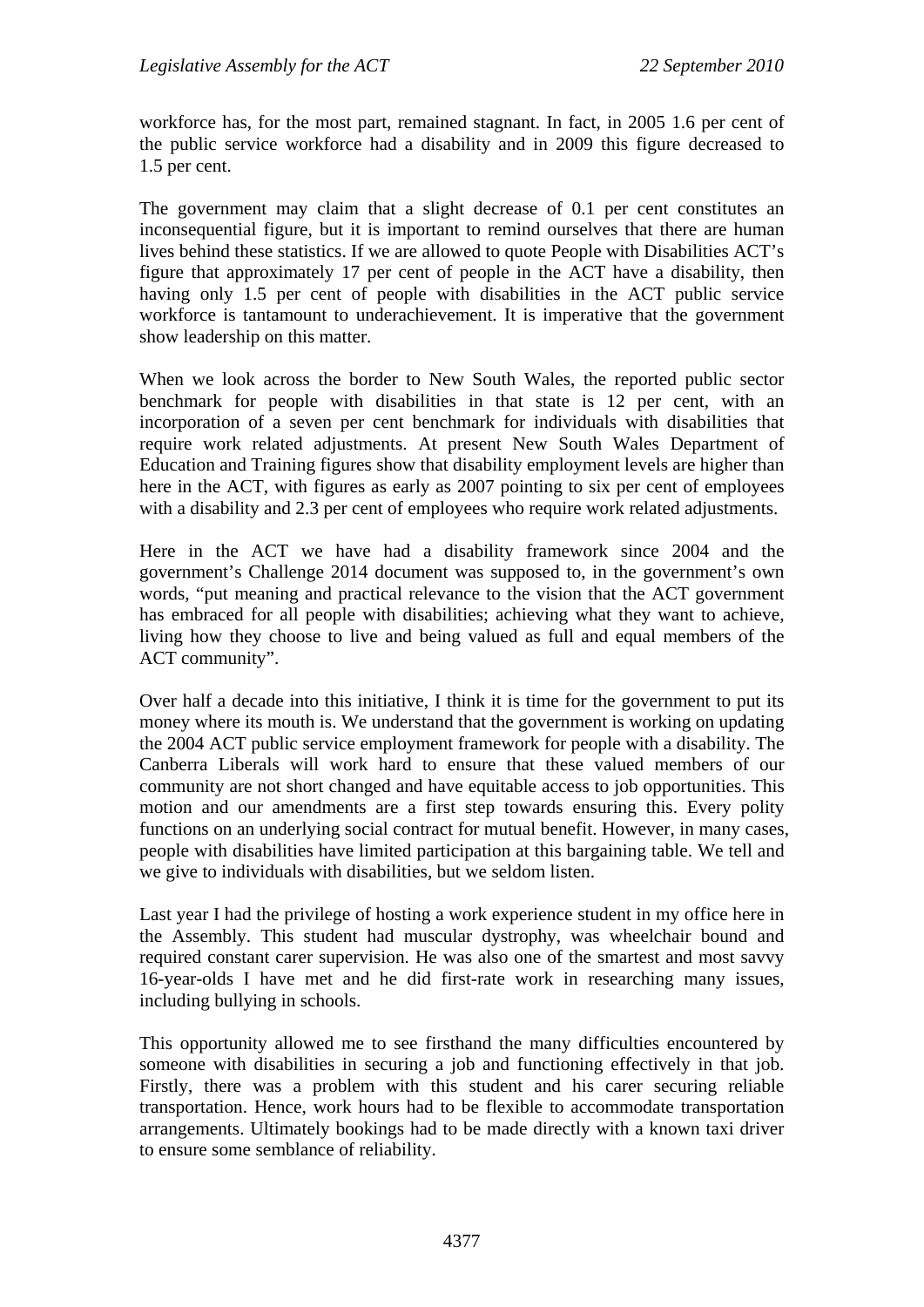workforce has, for the most part, remained stagnant. In fact, in 2005 1.6 per cent of the public service workforce had a disability and in 2009 this figure decreased to 1.5 per cent.

The government may claim that a slight decrease of 0.1 per cent constitutes an inconsequential figure, but it is important to remind ourselves that there are human lives behind these statistics. If we are allowed to quote People with Disabilities ACT's figure that approximately 17 per cent of people in the ACT have a disability, then having only 1.5 per cent of people with disabilities in the ACT public service workforce is tantamount to underachievement. It is imperative that the government show leadership on this matter.

When we look across the border to New South Wales, the reported public sector benchmark for people with disabilities in that state is 12 per cent, with an incorporation of a seven per cent benchmark for individuals with disabilities that require work related adjustments. At present New South Wales Department of Education and Training figures show that disability employment levels are higher than here in the ACT, with figures as early as 2007 pointing to six per cent of employees with a disability and 2.3 per cent of employees who require work related adjustments.

Here in the ACT we have had a disability framework since 2004 and the government's Challenge 2014 document was supposed to, in the government's own words, "put meaning and practical relevance to the vision that the ACT government has embraced for all people with disabilities; achieving what they want to achieve, living how they choose to live and being valued as full and equal members of the ACT community".

Over half a decade into this initiative, I think it is time for the government to put its money where its mouth is. We understand that the government is working on updating the 2004 ACT public service employment framework for people with a disability. The Canberra Liberals will work hard to ensure that these valued members of our community are not short changed and have equitable access to job opportunities. This motion and our amendments are a first step towards ensuring this. Every polity functions on an underlying social contract for mutual benefit. However, in many cases, people with disabilities have limited participation at this bargaining table. We tell and we give to individuals with disabilities, but we seldom listen.

Last year I had the privilege of hosting a work experience student in my office here in the Assembly. This student had muscular dystrophy, was wheelchair bound and required constant carer supervision. He was also one of the smartest and most savvy 16-year-olds I have met and he did first-rate work in researching many issues, including bullying in schools.

This opportunity allowed me to see firsthand the many difficulties encountered by someone with disabilities in securing a job and functioning effectively in that job. Firstly, there was a problem with this student and his carer securing reliable transportation. Hence, work hours had to be flexible to accommodate transportation arrangements. Ultimately bookings had to be made directly with a known taxi driver to ensure some semblance of reliability.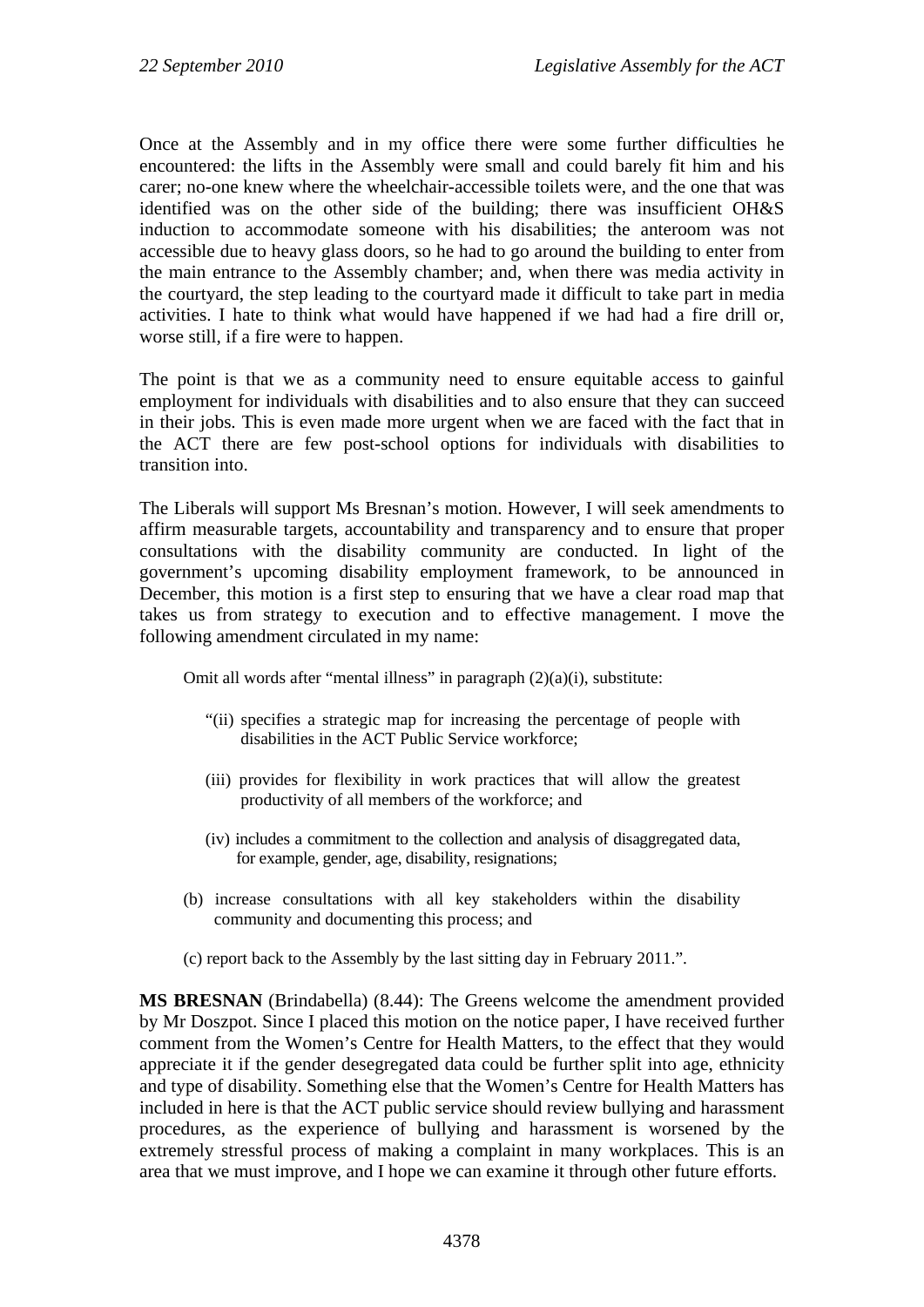Once at the Assembly and in my office there were some further difficulties he encountered: the lifts in the Assembly were small and could barely fit him and his carer; no-one knew where the wheelchair-accessible toilets were, and the one that was identified was on the other side of the building; there was insufficient OH&S induction to accommodate someone with his disabilities; the anteroom was not accessible due to heavy glass doors, so he had to go around the building to enter from the main entrance to the Assembly chamber; and, when there was media activity in the courtyard, the step leading to the courtyard made it difficult to take part in media activities. I hate to think what would have happened if we had had a fire drill or, worse still, if a fire were to happen.

The point is that we as a community need to ensure equitable access to gainful employment for individuals with disabilities and to also ensure that they can succeed in their jobs. This is even made more urgent when we are faced with the fact that in the ACT there are few post-school options for individuals with disabilities to transition into.

The Liberals will support Ms Bresnan's motion. However, I will seek amendments to affirm measurable targets, accountability and transparency and to ensure that proper consultations with the disability community are conducted. In light of the government's upcoming disability employment framework, to be announced in December, this motion is a first step to ensuring that we have a clear road map that takes us from strategy to execution and to effective management. I move the following amendment circulated in my name:

> Omit all words after "mental illness" in paragraph (2)(a)(i), substitute:
>
> "(ii) specifies a strategic map for increasing the percentage of people with disabilities in the ACT Public Service workforce;
>
> (iii) provides for flexibility in work practices that will allow the greatest productivity of all members of the workforce; and
>
> (iv) includes a commitment to the collection and analysis of disaggregated data, for example, gender, age, disability, resignations;
>
> (b) increase consultations with all key stakeholders within the disability community and documenting this process; and
>
> (c) report back to the Assembly by the last sitting day in February 2011.".

**MS BRESNAN** (Brindabella) (8.44): The Greens welcome the amendment provided by Mr Doszpot. Since I placed this motion on the notice paper, I have received further comment from the Women's Centre for Health Matters, to the effect that they would appreciate it if the gender desegregated data could be further split into age, ethnicity and type of disability. Something else that the Women's Centre for Health Matters has included in here is that the ACT public service should review bullying and harassment procedures, as the experience of bullying and harassment is worsened by the extremely stressful process of making a complaint in many workplaces. This is an area that we must improve, and I hope we can examine it through other future efforts.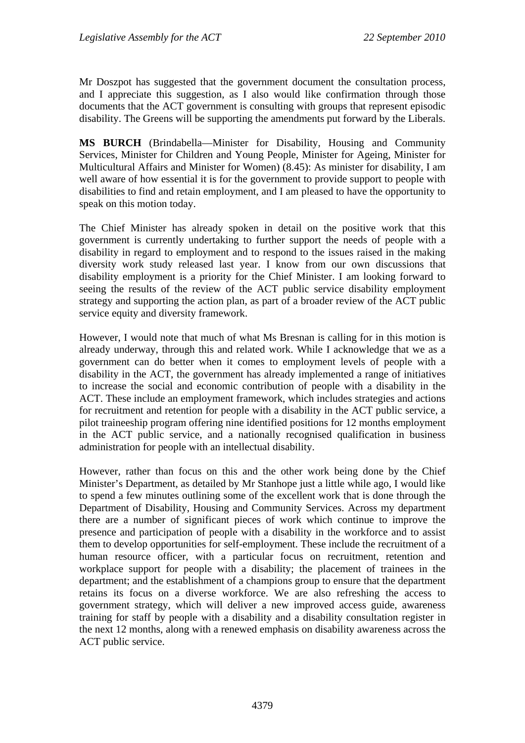Mr Doszpot has suggested that the government document the consultation process, and I appreciate this suggestion, as I also would like confirmation through those documents that the ACT government is consulting with groups that represent episodic disability. The Greens will be supporting the amendments put forward by the Liberals.

**MS BURCH** (Brindabella—Minister for Disability, Housing and Community Services, Minister for Children and Young People, Minister for Ageing, Minister for Multicultural Affairs and Minister for Women) (8.45): As minister for disability, I am well aware of how essential it is for the government to provide support to people with disabilities to find and retain employment, and I am pleased to have the opportunity to speak on this motion today.

The Chief Minister has already spoken in detail on the positive work that this government is currently undertaking to further support the needs of people with a disability in regard to employment and to respond to the issues raised in the making diversity work study released last year. I know from our own discussions that disability employment is a priority for the Chief Minister. I am looking forward to seeing the results of the review of the ACT public service disability employment strategy and supporting the action plan, as part of a broader review of the ACT public service equity and diversity framework.

However, I would note that much of what Ms Bresnan is calling for in this motion is already underway, through this and related work. While I acknowledge that we as a government can do better when it comes to employment levels of people with a disability in the ACT, the government has already implemented a range of initiatives to increase the social and economic contribution of people with a disability in the ACT. These include an employment framework, which includes strategies and actions for recruitment and retention for people with a disability in the ACT public service, a pilot traineeship program offering nine identified positions for 12 months employment in the ACT public service, and a nationally recognised qualification in business administration for people with an intellectual disability.

However, rather than focus on this and the other work being done by the Chief Minister's Department, as detailed by Mr Stanhope just a little while ago, I would like to spend a few minutes outlining some of the excellent work that is done through the Department of Disability, Housing and Community Services. Across my department there are a number of significant pieces of work which continue to improve the presence and participation of people with a disability in the workforce and to assist them to develop opportunities for self-employment. These include the recruitment of a human resource officer, with a particular focus on recruitment, retention and workplace support for people with a disability; the placement of trainees in the department; and the establishment of a champions group to ensure that the department retains its focus on a diverse workforce. We are also refreshing the access to government strategy, which will deliver a new improved access guide, awareness training for staff by people with a disability and a disability consultation register in the next 12 months, along with a renewed emphasis on disability awareness across the ACT public service.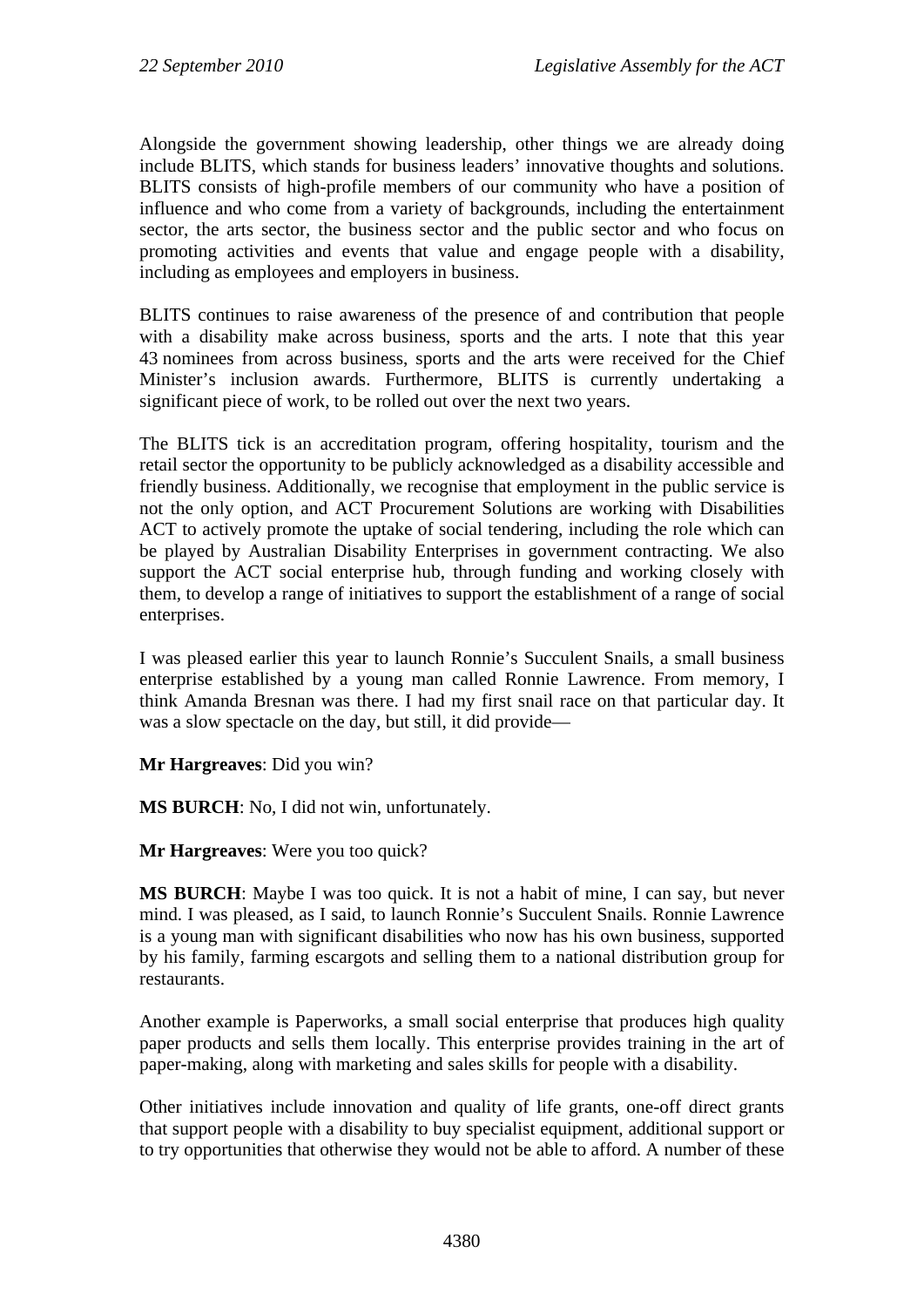Alongside the government showing leadership, other things we are already doing include BLITS, which stands for business leaders' innovative thoughts and solutions. BLITS consists of high-profile members of our community who have a position of influence and who come from a variety of backgrounds, including the entertainment sector, the arts sector, the business sector and the public sector and who focus on promoting activities and events that value and engage people with a disability, including as employees and employers in business.

BLITS continues to raise awareness of the presence of and contribution that people with a disability make across business, sports and the arts. I note that this year 43 nominees from across business, sports and the arts were received for the Chief Minister's inclusion awards. Furthermore, BLITS is currently undertaking a significant piece of work, to be rolled out over the next two years.

The BLITS tick is an accreditation program, offering hospitality, tourism and the retail sector the opportunity to be publicly acknowledged as a disability accessible and friendly business. Additionally, we recognise that employment in the public service is not the only option, and ACT Procurement Solutions are working with Disabilities ACT to actively promote the uptake of social tendering, including the role which can be played by Australian Disability Enterprises in government contracting. We also support the ACT social enterprise hub, through funding and working closely with them, to develop a range of initiatives to support the establishment of a range of social enterprises.

I was pleased earlier this year to launch Ronnie's Succulent Snails, a small business enterprise established by a young man called Ronnie Lawrence. From memory, I think Amanda Bresnan was there. I had my first snail race on that particular day. It was a slow spectacle on the day, but still, it did provide—

**Mr Hargreaves**: Did you win?

**MS BURCH**: No, I did not win, unfortunately.

**Mr Hargreaves**: Were you too quick?

**MS BURCH**: Maybe I was too quick. It is not a habit of mine, I can say, but never mind. I was pleased, as I said, to launch Ronnie's Succulent Snails. Ronnie Lawrence is a young man with significant disabilities who now has his own business, supported by his family, farming escargots and selling them to a national distribution group for restaurants.

Another example is Paperworks, a small social enterprise that produces high quality paper products and sells them locally. This enterprise provides training in the art of paper-making, along with marketing and sales skills for people with a disability.

Other initiatives include innovation and quality of life grants, one-off direct grants that support people with a disability to buy specialist equipment, additional support or to try opportunities that otherwise they would not be able to afford. A number of these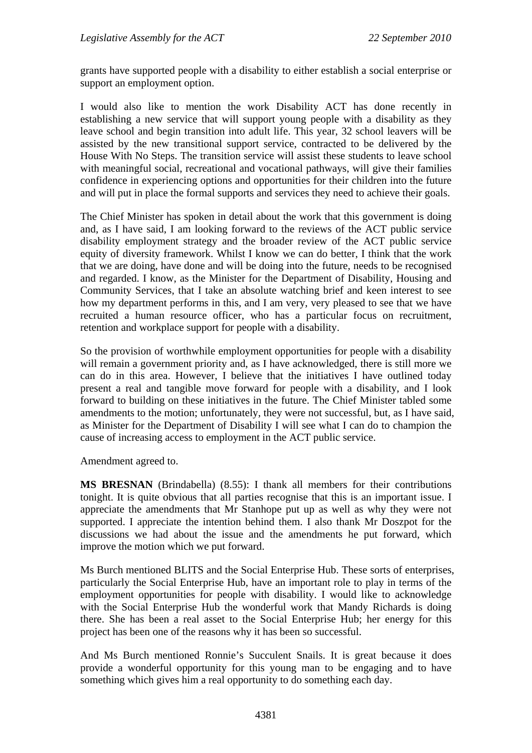grants have supported people with a disability to either establish a social enterprise or support an employment option.

I would also like to mention the work Disability ACT has done recently in establishing a new service that will support young people with a disability as they leave school and begin transition into adult life. This year, 32 school leavers will be assisted by the new transitional support service, contracted to be delivered by the House With No Steps. The transition service will assist these students to leave school with meaningful social, recreational and vocational pathways, will give their families confidence in experiencing options and opportunities for their children into the future and will put in place the formal supports and services they need to achieve their goals.

The Chief Minister has spoken in detail about the work that this government is doing and, as I have said, I am looking forward to the reviews of the ACT public service disability employment strategy and the broader review of the ACT public service equity of diversity framework. Whilst I know we can do better, I think that the work that we are doing, have done and will be doing into the future, needs to be recognised and regarded. I know, as the Minister for the Department of Disability, Housing and Community Services, that I take an absolute watching brief and keen interest to see how my department performs in this, and I am very, very pleased to see that we have recruited a human resource officer, who has a particular focus on recruitment, retention and workplace support for people with a disability.

So the provision of worthwhile employment opportunities for people with a disability will remain a government priority and, as I have acknowledged, there is still more we can do in this area. However, I believe that the initiatives I have outlined today present a real and tangible move forward for people with a disability, and I look forward to building on these initiatives in the future. The Chief Minister tabled some amendments to the motion; unfortunately, they were not successful, but, as I have said, as Minister for the Department of Disability I will see what I can do to champion the cause of increasing access to employment in the ACT public service.

Amendment agreed to.

**MS BRESNAN** (Brindabella) (8.55): I thank all members for their contributions tonight. It is quite obvious that all parties recognise that this is an important issue. I appreciate the amendments that Mr Stanhope put up as well as why they were not supported. I appreciate the intention behind them. I also thank Mr Doszpot for the discussions we had about the issue and the amendments he put forward, which improve the motion which we put forward.

Ms Burch mentioned BLITS and the Social Enterprise Hub. These sorts of enterprises, particularly the Social Enterprise Hub, have an important role to play in terms of the employment opportunities for people with disability. I would like to acknowledge with the Social Enterprise Hub the wonderful work that Mandy Richards is doing there. She has been a real asset to the Social Enterprise Hub; her energy for this project has been one of the reasons why it has been so successful.

And Ms Burch mentioned Ronnie's Succulent Snails. It is great because it does provide a wonderful opportunity for this young man to be engaging and to have something which gives him a real opportunity to do something each day.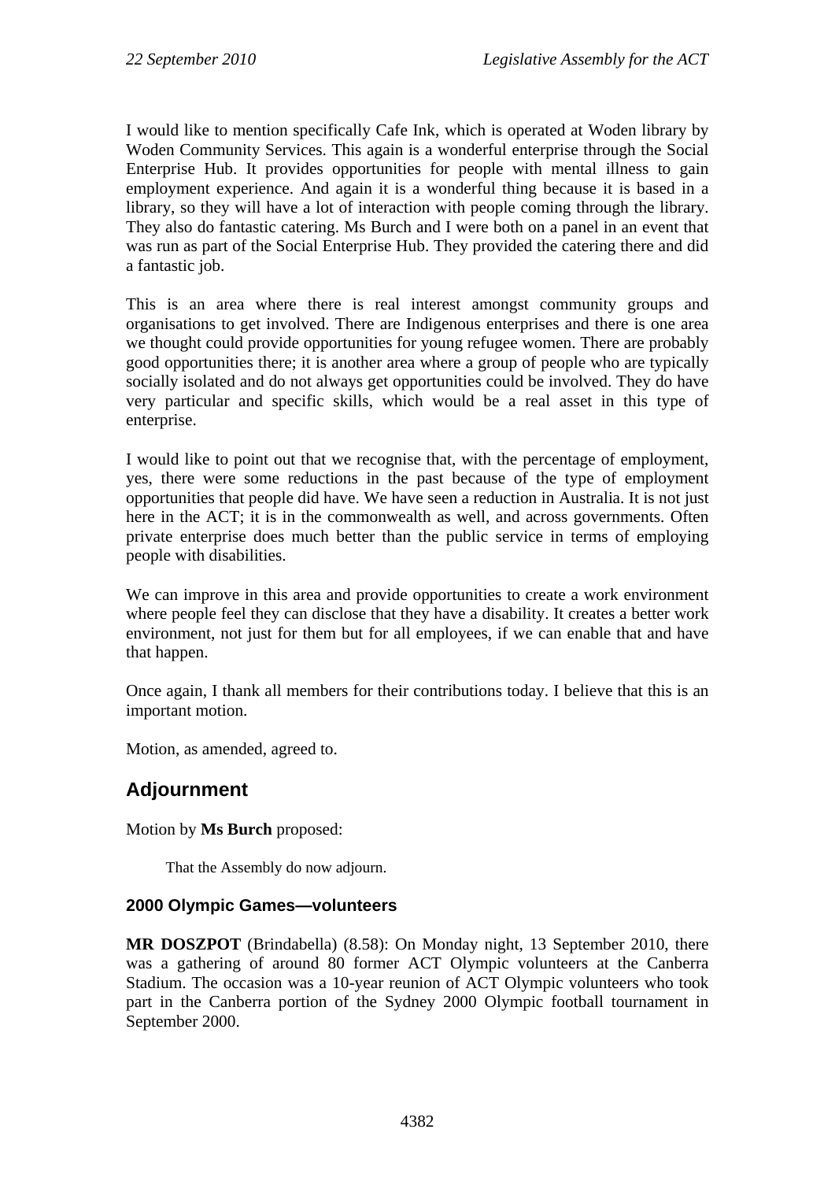I would like to mention specifically Cafe Ink, which is operated at Woden library by Woden Community Services. This again is a wonderful enterprise through the Social Enterprise Hub. It provides opportunities for people with mental illness to gain employment experience. And again it is a wonderful thing because it is based in a library, so they will have a lot of interaction with people coming through the library. They also do fantastic catering. Ms Burch and I were both on a panel in an event that was run as part of the Social Enterprise Hub. They provided the catering there and did a fantastic job.

This is an area where there is real interest amongst community groups and organisations to get involved. There are Indigenous enterprises and there is one area we thought could provide opportunities for young refugee women. There are probably good opportunities there; it is another area where a group of people who are typically socially isolated and do not always get opportunities could be involved. They do have very particular and specific skills, which would be a real asset in this type of enterprise.

I would like to point out that we recognise that, with the percentage of employment, yes, there were some reductions in the past because of the type of employment opportunities that people did have. We have seen a reduction in Australia. It is not just here in the ACT; it is in the commonwealth as well, and across governments. Often private enterprise does much better than the public service in terms of employing people with disabilities.

We can improve in this area and provide opportunities to create a work environment where people feel they can disclose that they have a disability. It creates a better work environment, not just for them but for all employees, if we can enable that and have that happen.

Once again, I thank all members for their contributions today. I believe that this is an important motion.

Motion, as amended, agreed to.

## Adjournment

Motion by **Ms Burch** proposed:

> That the Assembly do now adjourn.

### 2000 Olympic Games—volunteers

**MR DOSZPOT** (Brindabella) (8.58): On Monday night, 13 September 2010, there was a gathering of around 80 former ACT Olympic volunteers at the Canberra Stadium. The occasion was a 10-year reunion of ACT Olympic volunteers who took part in the Canberra portion of the Sydney 2000 Olympic football tournament in September 2000.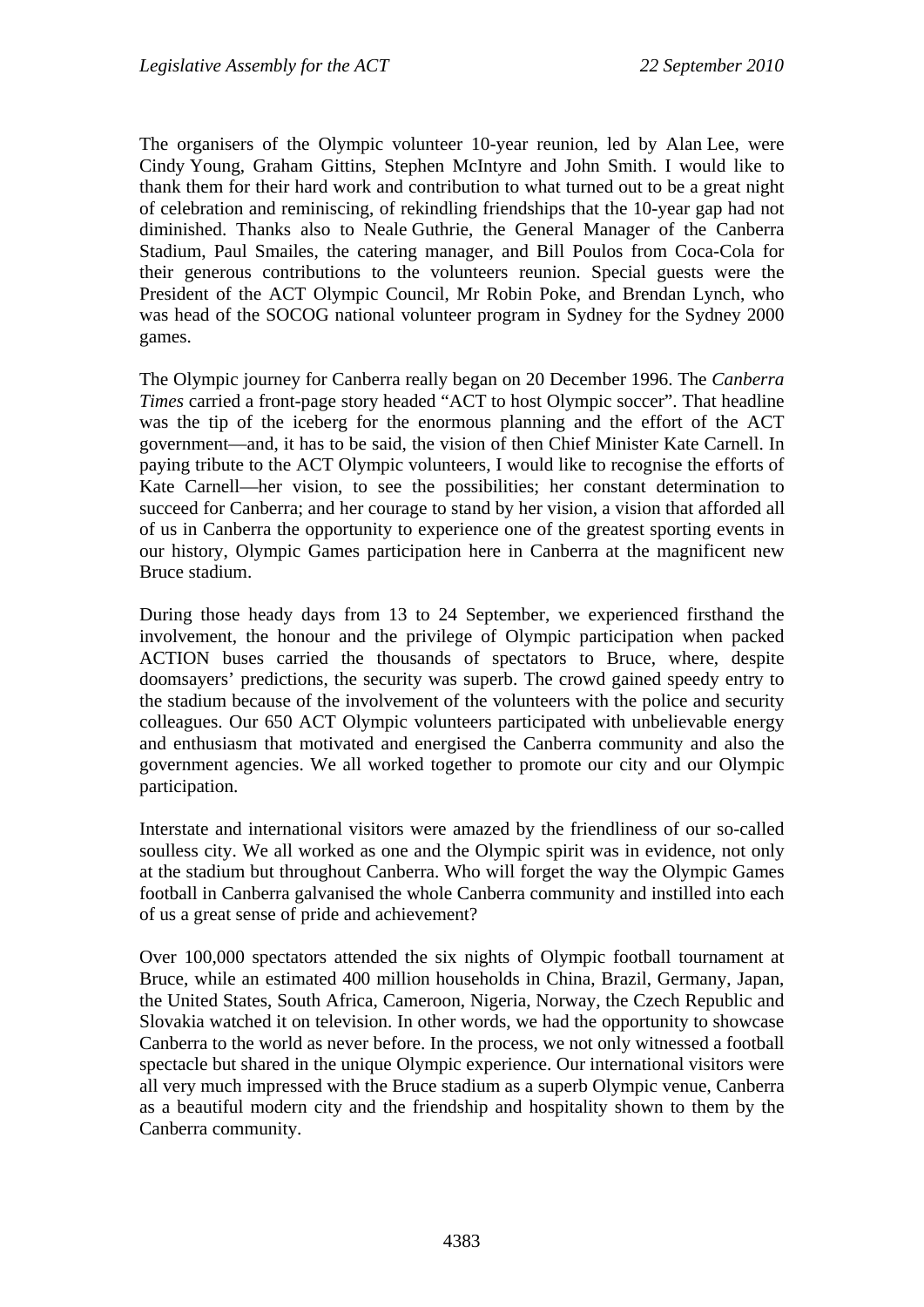The organisers of the Olympic volunteer 10-year reunion, led by Alan Lee, were Cindy Young, Graham Gittins, Stephen McIntyre and John Smith. I would like to thank them for their hard work and contribution to what turned out to be a great night of celebration and reminiscing, of rekindling friendships that the 10-year gap had not diminished. Thanks also to Neale Guthrie, the General Manager of the Canberra Stadium, Paul Smailes, the catering manager, and Bill Poulos from Coca-Cola for their generous contributions to the volunteers reunion. Special guests were the President of the ACT Olympic Council, Mr Robin Poke, and Brendan Lynch, who was head of the SOCOG national volunteer program in Sydney for the Sydney 2000 games.

The Olympic journey for Canberra really began on 20 December 1996. The *Canberra Times* carried a front-page story headed "ACT to host Olympic soccer". That headline was the tip of the iceberg for the enormous planning and the effort of the ACT government—and, it has to be said, the vision of then Chief Minister Kate Carnell. In paying tribute to the ACT Olympic volunteers, I would like to recognise the efforts of Kate Carnell—her vision, to see the possibilities; her constant determination to succeed for Canberra; and her courage to stand by her vision, a vision that afforded all of us in Canberra the opportunity to experience one of the greatest sporting events in our history, Olympic Games participation here in Canberra at the magnificent new Bruce stadium.

During those heady days from 13 to 24 September, we experienced firsthand the involvement, the honour and the privilege of Olympic participation when packed ACTION buses carried the thousands of spectators to Bruce, where, despite doomsayers' predictions, the security was superb. The crowd gained speedy entry to the stadium because of the involvement of the volunteers with the police and security colleagues. Our 650 ACT Olympic volunteers participated with unbelievable energy and enthusiasm that motivated and energised the Canberra community and also the government agencies. We all worked together to promote our city and our Olympic participation.

Interstate and international visitors were amazed by the friendliness of our so-called soulless city. We all worked as one and the Olympic spirit was in evidence, not only at the stadium but throughout Canberra. Who will forget the way the Olympic Games football in Canberra galvanised the whole Canberra community and instilled into each of us a great sense of pride and achievement?

Over 100,000 spectators attended the six nights of Olympic football tournament at Bruce, while an estimated 400 million households in China, Brazil, Germany, Japan, the United States, South Africa, Cameroon, Nigeria, Norway, the Czech Republic and Slovakia watched it on television. In other words, we had the opportunity to showcase Canberra to the world as never before. In the process, we not only witnessed a football spectacle but shared in the unique Olympic experience. Our international visitors were all very much impressed with the Bruce stadium as a superb Olympic venue, Canberra as a beautiful modern city and the friendship and hospitality shown to them by the Canberra community.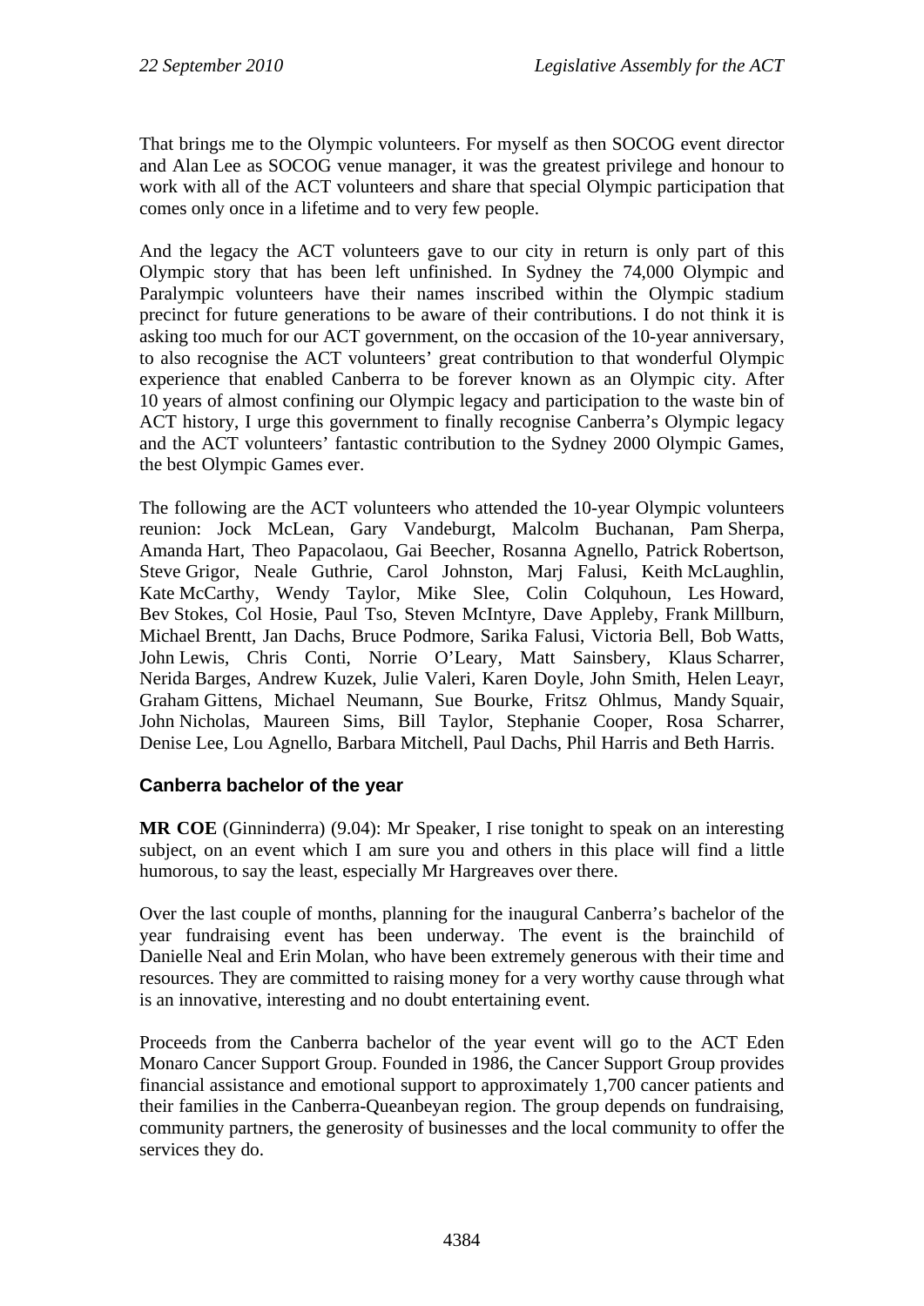That brings me to the Olympic volunteers. For myself as then SOCOG event director and Alan Lee as SOCOG venue manager, it was the greatest privilege and honour to work with all of the ACT volunteers and share that special Olympic participation that comes only once in a lifetime and to very few people.

And the legacy the ACT volunteers gave to our city in return is only part of this Olympic story that has been left unfinished. In Sydney the 74,000 Olympic and Paralympic volunteers have their names inscribed within the Olympic stadium precinct for future generations to be aware of their contributions. I do not think it is asking too much for our ACT government, on the occasion of the 10-year anniversary, to also recognise the ACT volunteers' great contribution to that wonderful Olympic experience that enabled Canberra to be forever known as an Olympic city. After 10 years of almost confining our Olympic legacy and participation to the waste bin of ACT history, I urge this government to finally recognise Canberra's Olympic legacy and the ACT volunteers' fantastic contribution to the Sydney 2000 Olympic Games, the best Olympic Games ever.

The following are the ACT volunteers who attended the 10-year Olympic volunteers reunion: Jock McLean, Gary Vandeburgt, Malcolm Buchanan, Pam Sherpa, Amanda Hart, Theo Papacolaou, Gai Beecher, Rosanna Agnello, Patrick Robertson, Steve Grigor, Neale Guthrie, Carol Johnston, Marj Falusi, Keith McLaughlin, Kate McCarthy, Wendy Taylor, Mike Slee, Colin Colquhoun, Les Howard, Bev Stokes, Col Hosie, Paul Tso, Steven McIntyre, Dave Appleby, Frank Millburn, Michael Brentt, Jan Dachs, Bruce Podmore, Sarika Falusi, Victoria Bell, Bob Watts, John Lewis, Chris Conti, Norrie O'Leary, Matt Sainsbery, Klaus Scharrer, Nerida Barges, Andrew Kuzek, Julie Valeri, Karen Doyle, John Smith, Helen Leayr, Graham Gittens, Michael Neumann, Sue Bourke, Fritsz Ohlmus, Mandy Squair, John Nicholas, Maureen Sims, Bill Taylor, Stephanie Cooper, Rosa Scharrer, Denise Lee, Lou Agnello, Barbara Mitchell, Paul Dachs, Phil Harris and Beth Harris.

## Canberra bachelor of the year

**MR COE** (Ginninderra) (9.04): Mr Speaker, I rise tonight to speak on an interesting subject, on an event which I am sure you and others in this place will find a little humorous, to say the least, especially Mr Hargreaves over there.

Over the last couple of months, planning for the inaugural Canberra's bachelor of the year fundraising event has been underway. The event is the brainchild of Danielle Neal and Erin Molan, who have been extremely generous with their time and resources. They are committed to raising money for a very worthy cause through what is an innovative, interesting and no doubt entertaining event.

Proceeds from the Canberra bachelor of the year event will go to the ACT Eden Monaro Cancer Support Group. Founded in 1986, the Cancer Support Group provides financial assistance and emotional support to approximately 1,700 cancer patients and their families in the Canberra-Queanbeyan region. The group depends on fundraising, community partners, the generosity of businesses and the local community to offer the services they do.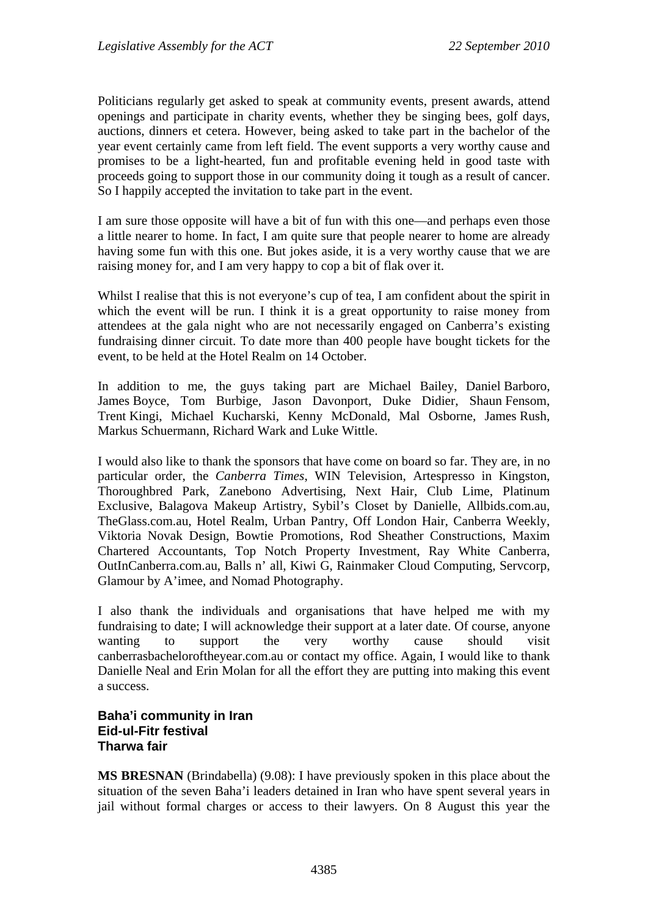Politicians regularly get asked to speak at community events, present awards, attend openings and participate in charity events, whether they be singing bees, golf days, auctions, dinners et cetera. However, being asked to take part in the bachelor of the year event certainly came from left field. The event supports a very worthy cause and promises to be a light-hearted, fun and profitable evening held in good taste with proceeds going to support those in our community doing it tough as a result of cancer. So I happily accepted the invitation to take part in the event.

I am sure those opposite will have a bit of fun with this one—and perhaps even those a little nearer to home. In fact, I am quite sure that people nearer to home are already having some fun with this one. But jokes aside, it is a very worthy cause that we are raising money for, and I am very happy to cop a bit of flak over it.

Whilst I realise that this is not everyone's cup of tea, I am confident about the spirit in which the event will be run. I think it is a great opportunity to raise money from attendees at the gala night who are not necessarily engaged on Canberra's existing fundraising dinner circuit. To date more than 400 people have bought tickets for the event, to be held at the Hotel Realm on 14 October.

In addition to me, the guys taking part are Michael Bailey, Daniel Barboro, James Boyce, Tom Burbige, Jason Davonport, Duke Didier, Shaun Fensom, Trent Kingi, Michael Kucharski, Kenny McDonald, Mal Osborne, James Rush, Markus Schuermann, Richard Wark and Luke Wittle.

I would also like to thank the sponsors that have come on board so far. They are, in no particular order, the *Canberra Times*, WIN Television, Artespresso in Kingston, Thoroughbred Park, Zanebono Advertising, Next Hair, Club Lime, Platinum Exclusive, Balagova Makeup Artistry, Sybil's Closet by Danielle, Allbids.com.au, TheGlass.com.au, Hotel Realm, Urban Pantry, Off London Hair, Canberra Weekly, Viktoria Novak Design, Bowtie Promotions, Rod Sheather Constructions, Maxim Chartered Accountants, Top Notch Property Investment, Ray White Canberra, OutInCanberra.com.au, Balls n' all, Kiwi G, Rainmaker Cloud Computing, Servcorp, Glamour by A'imee, and Nomad Photography.

I also thank the individuals and organisations that have helped me with my fundraising to date; I will acknowledge their support at a later date. Of course, anyone wanting to support the very worthy cause should visit canberrasbacheloroftheyear.com.au or contact my office. Again, I would like to thank Danielle Neal and Erin Molan for all the effort they are putting into making this event a success.

**Baha'i community in Iran**
**Eid-ul-Fitr festival**
**Tharwa fair**

**MS BRESNAN** (Brindabella) (9.08): I have previously spoken in this place about the situation of the seven Baha'i leaders detained in Iran who have spent several years in jail without formal charges or access to their lawyers. On 8 August this year the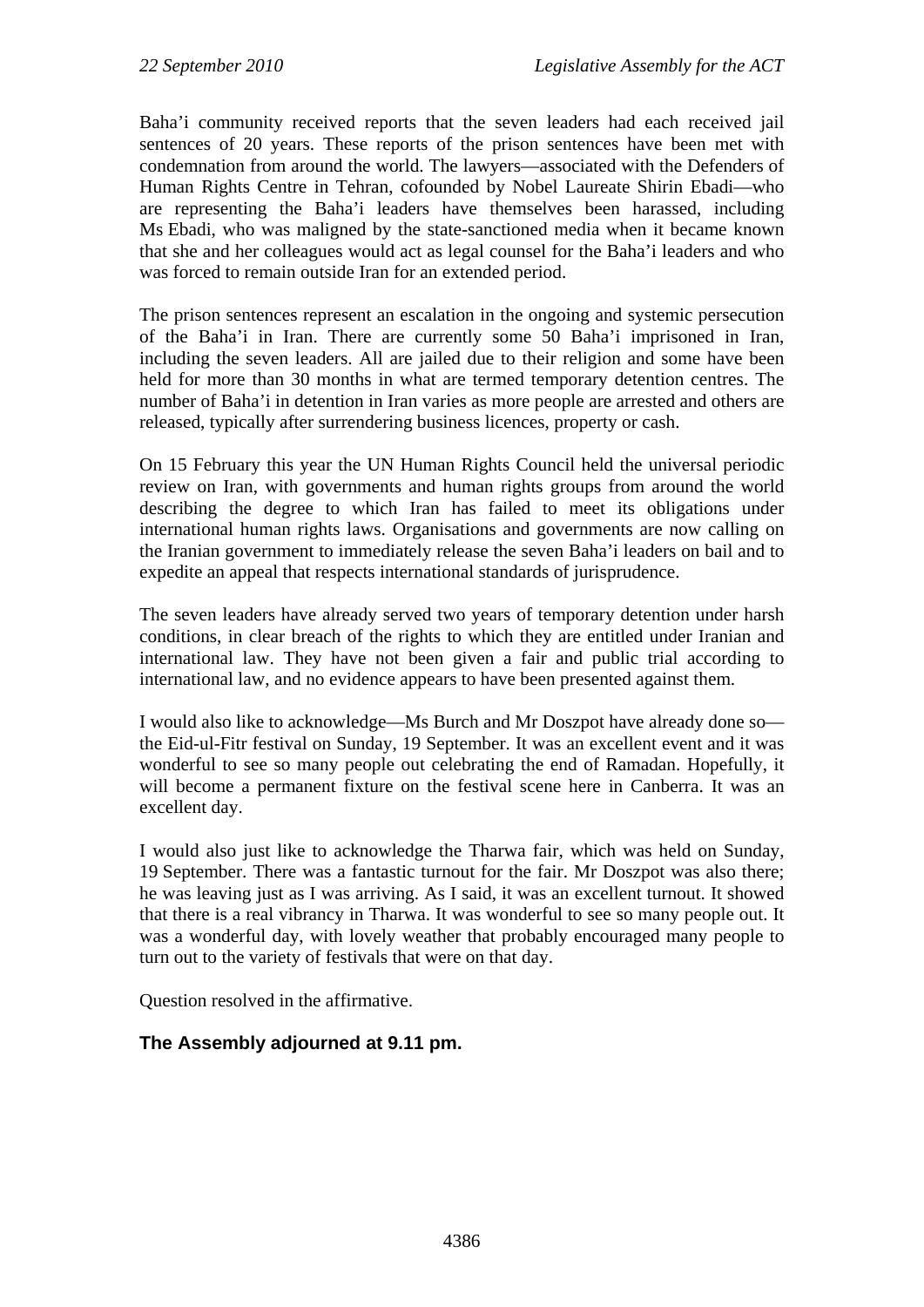Baha'i community received reports that the seven leaders had each received jail sentences of 20 years. These reports of the prison sentences have been met with condemnation from around the world. The lawyers—associated with the Defenders of Human Rights Centre in Tehran, cofounded by Nobel Laureate Shirin Ebadi—who are representing the Baha'i leaders have themselves been harassed, including Ms Ebadi, who was maligned by the state-sanctioned media when it became known that she and her colleagues would act as legal counsel for the Baha'i leaders and who was forced to remain outside Iran for an extended period.

The prison sentences represent an escalation in the ongoing and systemic persecution of the Baha'i in Iran. There are currently some 50 Baha'i imprisoned in Iran, including the seven leaders. All are jailed due to their religion and some have been held for more than 30 months in what are termed temporary detention centres. The number of Baha'i in detention in Iran varies as more people are arrested and others are released, typically after surrendering business licences, property or cash.

On 15 February this year the UN Human Rights Council held the universal periodic review on Iran, with governments and human rights groups from around the world describing the degree to which Iran has failed to meet its obligations under international human rights laws. Organisations and governments are now calling on the Iranian government to immediately release the seven Baha'i leaders on bail and to expedite an appeal that respects international standards of jurisprudence.

The seven leaders have already served two years of temporary detention under harsh conditions, in clear breach of the rights to which they are entitled under Iranian and international law. They have not been given a fair and public trial according to international law, and no evidence appears to have been presented against them.

I would also like to acknowledge—Ms Burch and Mr Doszpot have already done so—the Eid-ul-Fitr festival on Sunday, 19 September. It was an excellent event and it was wonderful to see so many people out celebrating the end of Ramadan. Hopefully, it will become a permanent fixture on the festival scene here in Canberra. It was an excellent day.

I would also just like to acknowledge the Tharwa fair, which was held on Sunday, 19 September. There was a fantastic turnout for the fair. Mr Doszpot was also there; he was leaving just as I was arriving. As I said, it was an excellent turnout. It showed that there is a real vibrancy in Tharwa. It was wonderful to see so many people out. It was a wonderful day, with lovely weather that probably encouraged many people to turn out to the variety of festivals that were on that day.

Question resolved in the affirmative.

**The Assembly adjourned at 9.11 pm.**